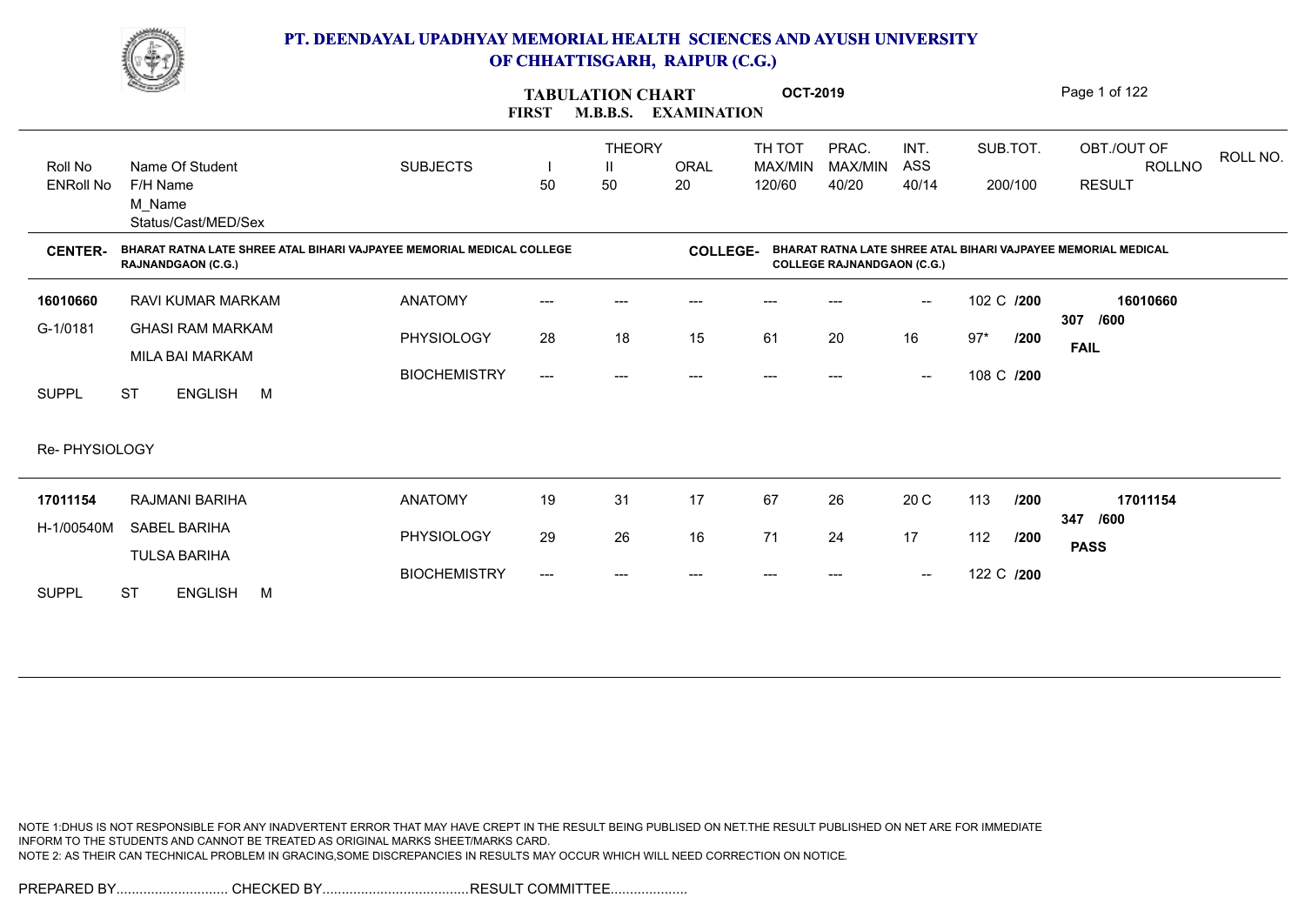# PT. DEENDAYAL UPADHYAY MEMORIAL HEALTH SCIENCES AND AYUSH UNIVERSITY OF CHHATTISGARH, RAIPUR (C.G.)

## TABULATION CHART — FIRST M.B.B.S. EXAMINATION — OCT-2019

**CENTER-** BHARAT RATNA LATE SHREE ATAL BIHARI VAJPAYEE MEMORIAL MEDICAL COLLEGE RAJNANDGAON (C.G.)

**COLLEGE-** BHARAT RATNA LATE SHREE ATAL BIHARI VAJPAYEE MEMORIAL MEDICAL COLLEGE RAJNANDGAON (C.G.)

| Roll No / ENRoll No | Name Of Student / F/H Name / M_Name / Status/Cast/MED/Sex | SUBJECTS | THEORY I (50) | THEORY II (50) | ORAL (20) | TH TOT MAX/MIN 120/60 | PRAC. MAX/MIN 40/20 | INT. ASS 40/14 | SUB.TOT. 200/100 | OBT./OUT OF / ROLLNO / RESULT |
|---|---|---|---|---|---|---|---|---|---|---|
| 16010660 | RAVI KUMAR MARKAM | ANATOMY | --- | --- | --- | --- | --- | -- | 102 C /200 | 16010660 |
| G-1/0181 | GHASI RAM MARKAM | PHYSIOLOGY | 28 | 18 | 15 | 61 | 20 | 16 | 97* /200 | 307 /600 |
| | MILA BAI MARKAM | BIOCHEMISTRY | --- | --- | --- | --- | --- | -- | 108 C /200 | FAIL |
| SUPPL | ST ENGLISH M | | | | | | | | | |
| Re- PHYSIOLOGY | | | | | | | | | | |
| 17011154 | RAJMANI BARIHA | ANATOMY | 19 | 31 | 17 | 67 | 26 | 20 C | 113 /200 | 17011154 |
| H-1/00540M | SABEL BARIHA | PHYSIOLOGY | 29 | 26 | 16 | 71 | 24 | 17 | 112 /200 | 347 /600 |
| | TULSA BARIHA | BIOCHEMISTRY | --- | --- | --- | --- | --- | -- | 122 C /200 | PASS |
| SUPPL | ST ENGLISH M | | | | | | | | | |

NOTE 1:DHUS IS NOT RESPONSIBLE FOR ANY INADVERTENT ERROR THAT MAY HAVE CREPT IN THE RESULT BEING PUBLISED ON NET.THE RESULT PUBLISHED ON NET ARE FOR IMMEDIATE INFORM TO THE STUDENTS AND CANNOT BE TREATED AS ORIGINAL MARKS SHEET/MARKS CARD.
NOTE 2: AS THEIR CAN TECHNICAL PROBLEM IN GRACING,SOME DISCREPANCIES IN RESULTS MAY OCCUR WHICH WILL NEED CORRECTION ON NOTICE.

PREPARED BY............................. CHECKED BY...................................... RESULT COMMITTEE....................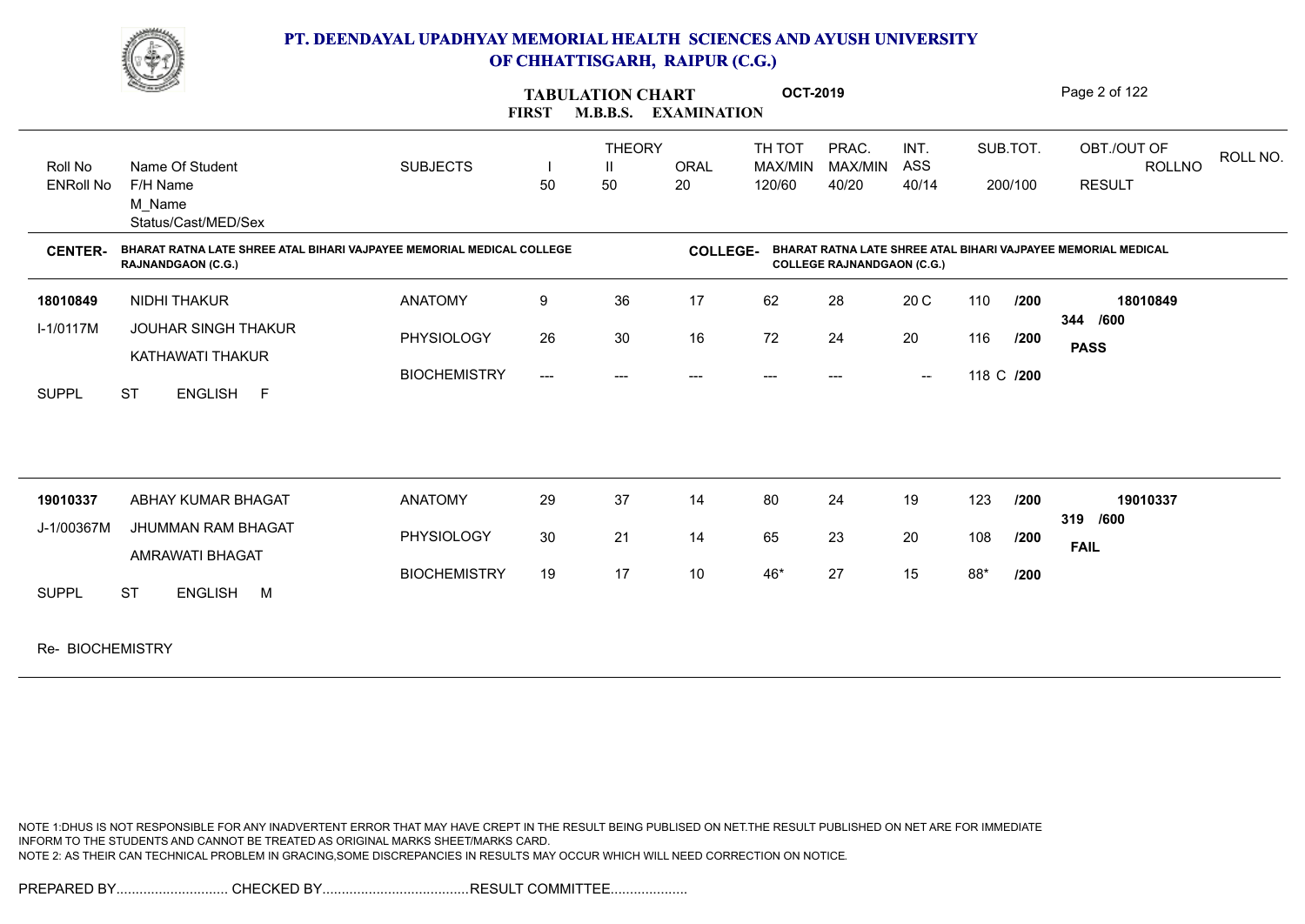# PT. DEENDAYAL UPADHYAY MEMORIAL HEALTH SCIENCES AND AYUSH UNIVERSITY OF CHHATTISGARH, RAIPUR (C.G.)

## TABULATION CHART
### FIRST M.B.B.S. EXAMINATION

**OCT-2019**

| Roll No / ENRoll No | Name Of Student / F/H Name / M_Name / Status/Cast/MED/Sex | SUBJECTS | THEORY I 50 | THEORY II 50 | ORAL 20 | TH TOT MAX/MIN 120/60 | PRAC. MAX/MIN 40/20 | INT. ASS 40/14 | SUB.TOT. 200/100 | OBT./OUT OF ROLLNO RESULT | ROLL NO. |
|---|---|---|---|---|---|---|---|---|---|---|---|

**CENTER-** BHARAT RATNA LATE SHREE ATAL BIHARI VAJPAYEE MEMORIAL MEDICAL COLLEGE RAJNANDGAON (C.G.)

**COLLEGE-** BHARAT RATNA LATE SHREE ATAL BIHARI VAJPAYEE MEMORIAL MEDICAL COLLEGE RAJNANDGAON (C.G.)

| Roll No / ENRoll No | Name Of Student / F/H Name / M_Name / Status/Cast/MED/Sex | SUBJECTS | THEORY I | THEORY II | ORAL | TH TOT | PRAC. | INT. ASS | SUB.TOT. | OBT./OUT OF / RESULT |
|---|---|---|---|---|---|---|---|---|---|---|
| 18010849 | NIDHI THAKUR | ANATOMY | 9 | 36 | 17 | 62 | 28 | 20 C | 110 /200 | 18010849 |
| I-1/0117M | JOUHAR SINGH THAKUR | PHYSIOLOGY | 26 | 30 | 16 | 72 | 24 | 20 | 116 /200 | 344 /600 |
| | KATHAWATI THAKUR | BIOCHEMISTRY | --- | --- | --- | --- | --- | -- | 118 C /200 | **PASS** |
| SUPPL | ST ENGLISH F | | | | | | | | | |
| 19010337 | ABHAY KUMAR BHAGAT | ANATOMY | 29 | 37 | 14 | 80 | 24 | 19 | 123 /200 | 19010337 |
| J-1/00367M | JHUMMAN RAM BHAGAT | PHYSIOLOGY | 30 | 21 | 14 | 65 | 23 | 20 | 108 /200 | 319 /600 |
| | AMRAWATI BHAGAT | BIOCHEMISTRY | 19 | 17 | 10 | 46* | 27 | 15 | 88* /200 | **FAIL** |
| SUPPL | ST ENGLISH M | | | | | | | | | |

Re- BIOCHEMISTRY

NOTE 1:DHUS IS NOT RESPONSIBLE FOR ANY INADVERTENT ERROR THAT MAY HAVE CREPT IN THE RESULT BEING PUBLISED ON NET.THE RESULT PUBLISHED ON NET ARE FOR IMMEDIATE INFORM TO THE STUDENTS AND CANNOT BE TREATED AS ORIGINAL MARKS SHEET/MARKS CARD.
NOTE 2: AS THEIR CAN TECHNICAL PROBLEM IN GRACING,SOME DISCREPANCIES IN RESULTS MAY OCCUR WHICH WILL NEED CORRECTION ON NOTICE.

PREPARED BY............................. CHECKED BY...................................... RESULT COMMITTEE....................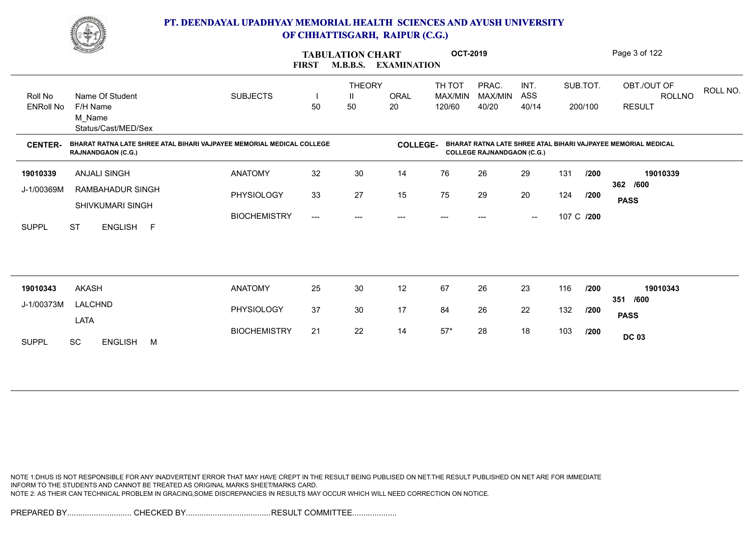# PT. DEENDAYAL UPADHYAY MEMORIAL HEALTH SCIENCES AND AYUSH UNIVERSITY OF CHHATTISGARH, RAIPUR (C.G.)

## TABULATION CHART — FIRST M.B.B.S. EXAMINATION — OCT-2019

| Roll No / ENRoll No | Name Of Student / F/H Name / M_Name / Status/Cast/MED/Sex | SUBJECTS | THEORY I (50) | THEORY II (50) | ORAL (20) | TH TOT MAX/MIN 120/60 | PRAC. MAX/MIN 40/20 | INT. ASS 40/14 | SUB.TOT. 200/100 | OBT./OUT OF / ROLLNO / RESULT |
|---|---|---|---|---|---|---|---|---|---|---|

**CENTER-** BHARAT RATNA LATE SHREE ATAL BIHARI VAJPAYEE MEMORIAL MEDICAL COLLEGE RAJNANDGAON (C.G.)

**COLLEGE-** BHARAT RATNA LATE SHREE ATAL BIHARI VAJPAYEE MEMORIAL MEDICAL COLLEGE RAJNANDGAON (C.G.)

| Roll No / ENRoll No | Name Of Student / F/H Name / M_Name / Status/Cast/MED/Sex | SUBJECTS | I | II | ORAL | TH TOT | PRAC. | INT. ASS | SUB.TOT. | OBT./OUT OF / ROLLNO / RESULT |
|---|---|---|---|---|---|---|---|---|---|---|
| 19010339 | ANJALI SINGH | ANATOMY | 32 | 30 | 14 | 76 | 26 | 29 | 131 /200 | 19010339 |
| J-1/00369M | RAMBAHADUR SINGH | PHYSIOLOGY | 33 | 27 | 15 | 75 | 29 | 20 | 124 /200 | 362 /600 PASS |
| | SHIVKUMARI SINGH | BIOCHEMISTRY | --- | --- | --- | --- | --- | -- | 107 C /200 | |
| SUPPL | ST ENGLISH F | | | | | | | | | |
| 19010343 | AKASH | ANATOMY | 25 | 30 | 12 | 67 | 26 | 23 | 116 /200 | 19010343 |
| J-1/00373M | LALCHND | PHYSIOLOGY | 37 | 30 | 17 | 84 | 26 | 22 | 132 /200 | 351 /600 PASS |
| | LATA | BIOCHEMISTRY | 21 | 22 | 14 | 57* | 28 | 18 | 103 /200 | DC 03 |
| SUPPL | SC ENGLISH M | | | | | | | | | |

NOTE 1:DHUS IS NOT RESPONSIBLE FOR ANY INADVERTENT ERROR THAT MAY HAVE CREPT IN THE RESULT BEING PUBLISED ON NET.THE RESULT PUBLISHED ON NET ARE FOR IMMEDIATE INFORM TO THE STUDENTS AND CANNOT BE TREATED AS ORIGINAL MARKS SHEET/MARKS CARD.
NOTE 2: AS THEIR CAN TECHNICAL PROBLEM IN GRACING,SOME DISCREPANCIES IN RESULTS MAY OCCUR WHICH WILL NEED CORRECTION ON NOTICE.

PREPARED BY............................. CHECKED BY...................................... RESULT COMMITTEE....................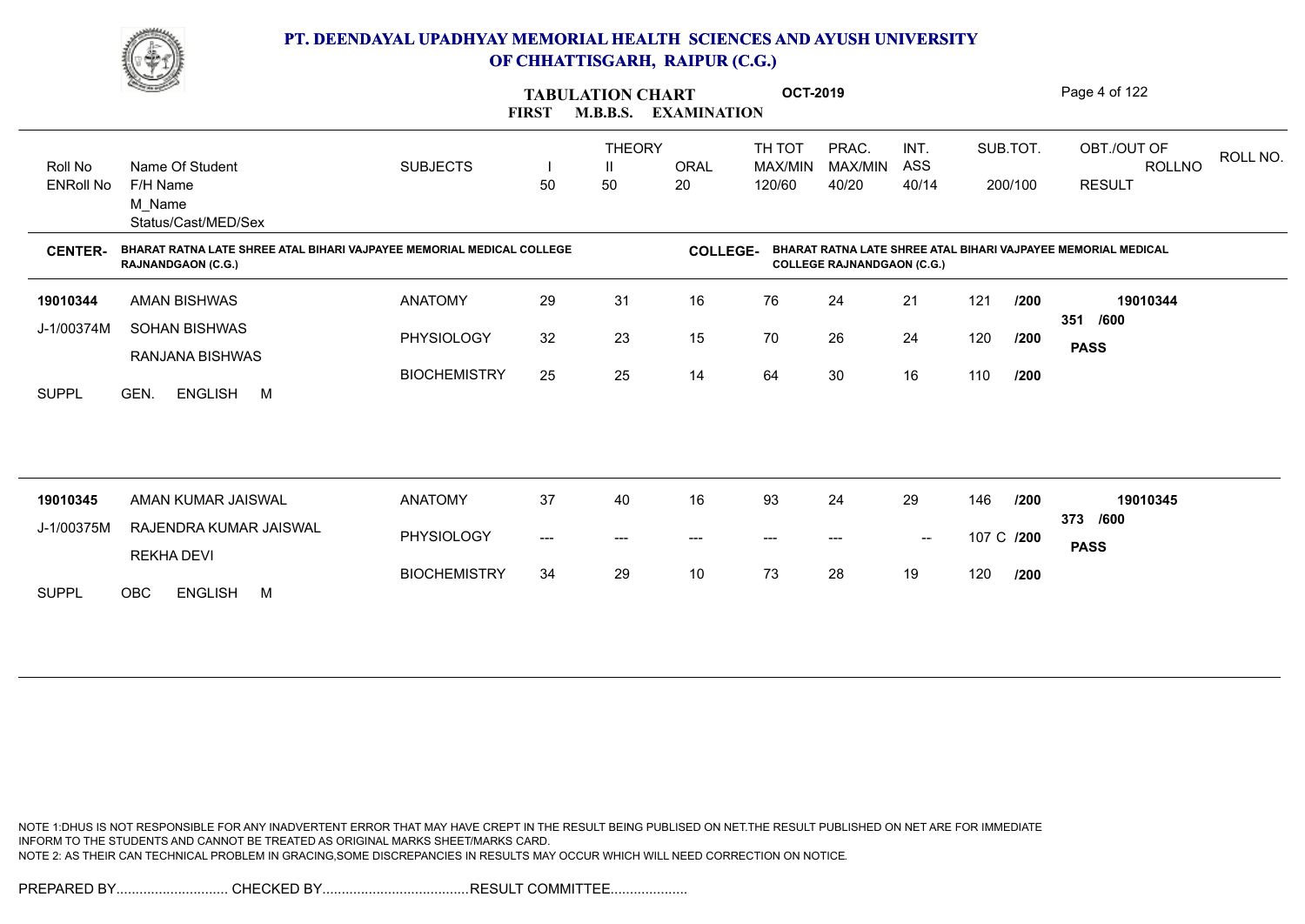# PT. DEENDAYAL UPADHYAY MEMORIAL HEALTH SCIENCES AND AYUSH UNIVERSITY OF CHHATTISGARH, RAIPUR (C.G.)

**TABULATION CHART** **OCT-2019**

**FIRST M.B.B.S. EXAMINATION**

| Roll No / ENRoll No | Name Of Student / F/H Name / M_Name / Status/Cast/MED/Sex | SUBJECTS | THEORY I 50 | THEORY II 50 | ORAL 20 | TH TOT MAX/MIN 120/60 | PRAC. MAX/MIN 40/20 | INT. ASS 40/14 | SUB.TOT. 200/100 | OBT./OUT OF ROLLNO RESULT |
|---|---|---|---|---|---|---|---|---|---|---|

**CENTER-** BHARAT RATNA LATE SHREE ATAL BIHARI VAJPAYEE MEMORIAL MEDICAL COLLEGE RAJNANDGAON (C.G.)

**COLLEGE-** BHARAT RATNA LATE SHREE ATAL BIHARI VAJPAYEE MEMORIAL MEDICAL COLLEGE RAJNANDGAON (C.G.)

| Roll No / ENRoll No | Name Of Student / F/H Name / M_Name / Status/Cast/MED/Sex | SUBJECTS | I | II | ORAL | TH TOT | PRAC. | INT. ASS | SUB.TOT. | OBT./OUT OF / RESULT |
|---|---|---|---|---|---|---|---|---|---|---|
| **19010344** | AMAN BISHWAS | ANATOMY | 29 | 31 | 16 | 76 | 24 | 21 | 121 /200 | **19010344** |
| J-1/00374M | SOHAN BISHWAS | PHYSIOLOGY | 32 | 23 | 15 | 70 | 26 | 24 | 120 /200 | **351 /600** |
| | RANJANA BISHWAS | BIOCHEMISTRY | 25 | 25 | 14 | 64 | 30 | 16 | 110 /200 | **PASS** |
| SUPPL | GEN. ENGLISH M | | | | | | | | | |
| **19010345** | AMAN KUMAR JAISWAL | ANATOMY | 37 | 40 | 16 | 93 | 24 | 29 | 146 /200 | **19010345** |
| J-1/00375M | RAJENDRA KUMAR JAISWAL | PHYSIOLOGY | --- | --- | --- | --- | --- | -- | 107 C /200 | **373 /600** |
| | REKHA DEVI | BIOCHEMISTRY | 34 | 29 | 10 | 73 | 28 | 19 | 120 /200 | **PASS** |
| SUPPL | OBC ENGLISH M | | | | | | | | | |

NOTE 1:DHUS IS NOT RESPONSIBLE FOR ANY INADVERTENT ERROR THAT MAY HAVE CREPT IN THE RESULT BEING PUBLISED ON NET.THE RESULT PUBLISHED ON NET ARE FOR IMMEDIATE INFORM TO THE STUDENTS AND CANNOT BE TREATED AS ORIGINAL MARKS SHEET/MARKS CARD.
NOTE 2: AS THEIR CAN TECHNICAL PROBLEM IN GRACING,SOME DISCREPANCIES IN RESULTS MAY OCCUR WHICH WILL NEED CORRECTION ON NOTICE.

PREPARED BY............................. CHECKED BY...................................... RESULT COMMITTEE....................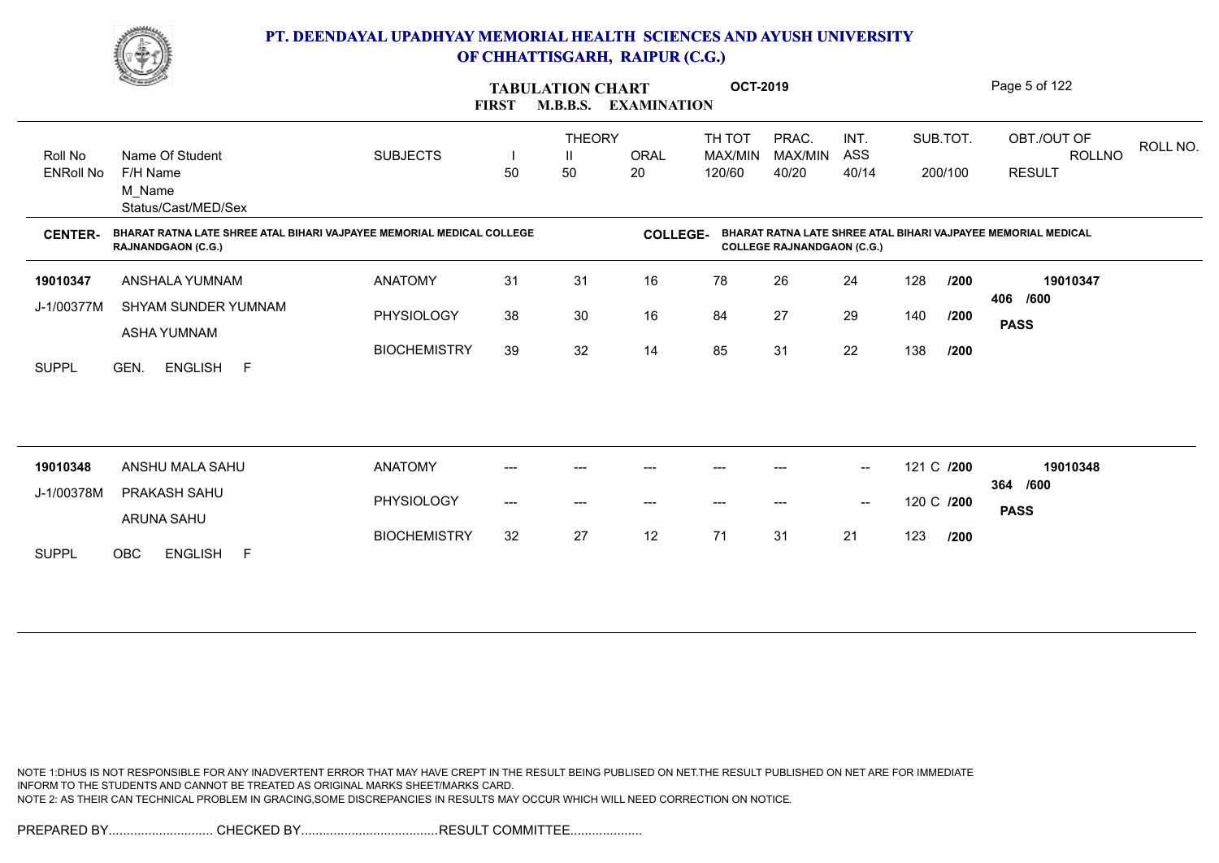# PT. DEENDAYAL UPADHYAY MEMORIAL HEALTH SCIENCES AND AYUSH UNIVERSITY OF CHHATTISGARH, RAIPUR (C.G.)

## TABULATION CHART — FIRST M.B.B.S. EXAMINATION — OCT-2019

**CENTER-** BHARAT RATNA LATE SHREE ATAL BIHARI VAJPAYEE MEMORIAL MEDICAL COLLEGE RAJNANDGAON (C.G.)

**COLLEGE-** BHARAT RATNA LATE SHREE ATAL BIHARI VAJPAYEE MEMORIAL MEDICAL COLLEGE RAJNANDGAON (C.G.)

| Roll No / ENRoll No | Name Of Student / F/H Name / M_Name / Status/Cast/MED/Sex | SUBJECTS | THEORY I 50 | THEORY II 50 | ORAL 20 | TH TOT MAX/MIN 120/60 | PRAC. MAX/MIN 40/20 | INT. ASS 40/14 | SUB.TOT. 200/100 | OBT./OUT OF ROLLNO RESULT |
|---|---|---|---|---|---|---|---|---|---|---|
| 19010347 | ANSHALA YUMNAM | ANATOMY | 31 | 31 | 16 | 78 | 26 | 24 | 128 /200 | 19010347 |
| J-1/00377M | SHYAM SUNDER YUMNAM | PHYSIOLOGY | 38 | 30 | 16 | 84 | 27 | 29 | 140 /200 | 406 /600 |
| | ASHA YUMNAM | BIOCHEMISTRY | 39 | 32 | 14 | 85 | 31 | 22 | 138 /200 | PASS |
| SUPPL | GEN. ENGLISH F | | | | | | | | | |
| 19010348 | ANSHU MALA SAHU | ANATOMY | --- | --- | --- | --- | --- | -- | 121 C /200 | 19010348 |
| J-1/00378M | PRAKASH SAHU | PHYSIOLOGY | --- | --- | --- | --- | --- | -- | 120 C /200 | 364 /600 |
| | ARUNA SAHU | BIOCHEMISTRY | 32 | 27 | 12 | 71 | 31 | 21 | 123 /200 | PASS |
| SUPPL | OBC ENGLISH F | | | | | | | | | |

NOTE 1:DHUS IS NOT RESPONSIBLE FOR ANY INADVERTENT ERROR THAT MAY HAVE CREPT IN THE RESULT BEING PUBLISED ON NET.THE RESULT PUBLISHED ON NET ARE FOR IMMEDIATE INFORM TO THE STUDENTS AND CANNOT BE TREATED AS ORIGINAL MARKS SHEET/MARKS CARD.
NOTE 2: AS THEIR CAN TECHNICAL PROBLEM IN GRACING,SOME DISCREPANCIES IN RESULTS MAY OCCUR WHICH WILL NEED CORRECTION ON NOTICE.

PREPARED BY............................. CHECKED BY...................................... RESULT COMMITTEE....................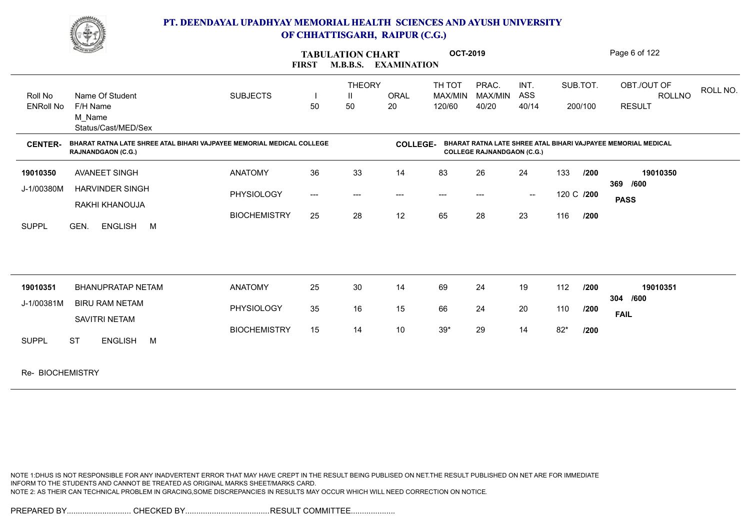# PT. DEENDAYAL UPADHYAY MEMORIAL HEALTH SCIENCES AND AYUSH UNIVERSITY OF CHHATTISGARH, RAIPUR (C.G.)

## TABULATION CHART — FIRST M.B.B.S. EXAMINATION — OCT-2019

**CENTER-** BHARAT RATNA LATE SHREE ATAL BIHARI VAJPAYEE MEMORIAL MEDICAL COLLEGE RAJNANDGAON (C.G.)

**COLLEGE-** BHARAT RATNA LATE SHREE ATAL BIHARI VAJPAYEE MEMORIAL MEDICAL COLLEGE RAJNANDGAON (C.G.)

| Roll No / ENRoll No | Name Of Student / F/H Name / M_Name / Status/Cast/MED/Sex | SUBJECTS | THEORY I 50 | THEORY II 50 | ORAL 20 | TH TOT MAX/MIN 120/60 | PRAC. MAX/MIN 40/20 | INT. ASS 40/14 | SUB.TOT. 200/100 | OBT./OUT OF ROLLNO RESULT |
|---|---|---|---|---|---|---|---|---|---|---|
| 19010350 | AVANEET SINGH | ANATOMY | 36 | 33 | 14 | 83 | 26 | 24 | 133 /200 | 19010350 |
| J-1/00380M | HARVINDER SINGH | PHYSIOLOGY | --- | --- | --- | --- | --- | -- | 120 C /200 | 369 /600 |
| | RAKHI KHANOUJA | BIOCHEMISTRY | 25 | 28 | 12 | 65 | 28 | 23 | 116 /200 | PASS |
| SUPPL | GEN. ENGLISH M | | | | | | | | | |
| 19010351 | BHANUPRATAP NETAM | ANATOMY | 25 | 30 | 14 | 69 | 24 | 19 | 112 /200 | 19010351 |
| J-1/00381M | BIRU RAM NETAM | PHYSIOLOGY | 35 | 16 | 15 | 66 | 24 | 20 | 110 /200 | 304 /600 |
| | SAVITRI NETAM | BIOCHEMISTRY | 15 | 14 | 10 | 39* | 29 | 14 | 82* /200 | FAIL |
| SUPPL | ST ENGLISH M | | | | | | | | | |

Re- BIOCHEMISTRY

NOTE 1:DHUS IS NOT RESPONSIBLE FOR ANY INADVERTENT ERROR THAT MAY HAVE CREPT IN THE RESULT BEING PUBLISED ON NET.THE RESULT PUBLISHED ON NET ARE FOR IMMEDIATE INFORM TO THE STUDENTS AND CANNOT BE TREATED AS ORIGINAL MARKS SHEET/MARKS CARD.
NOTE 2: AS THEIR CAN TECHNICAL PROBLEM IN GRACING,SOME DISCREPANCIES IN RESULTS MAY OCCUR WHICH WILL NEED CORRECTION ON NOTICE.

PREPARED BY............................ CHECKED BY...................................RESULT COMMITTEE...................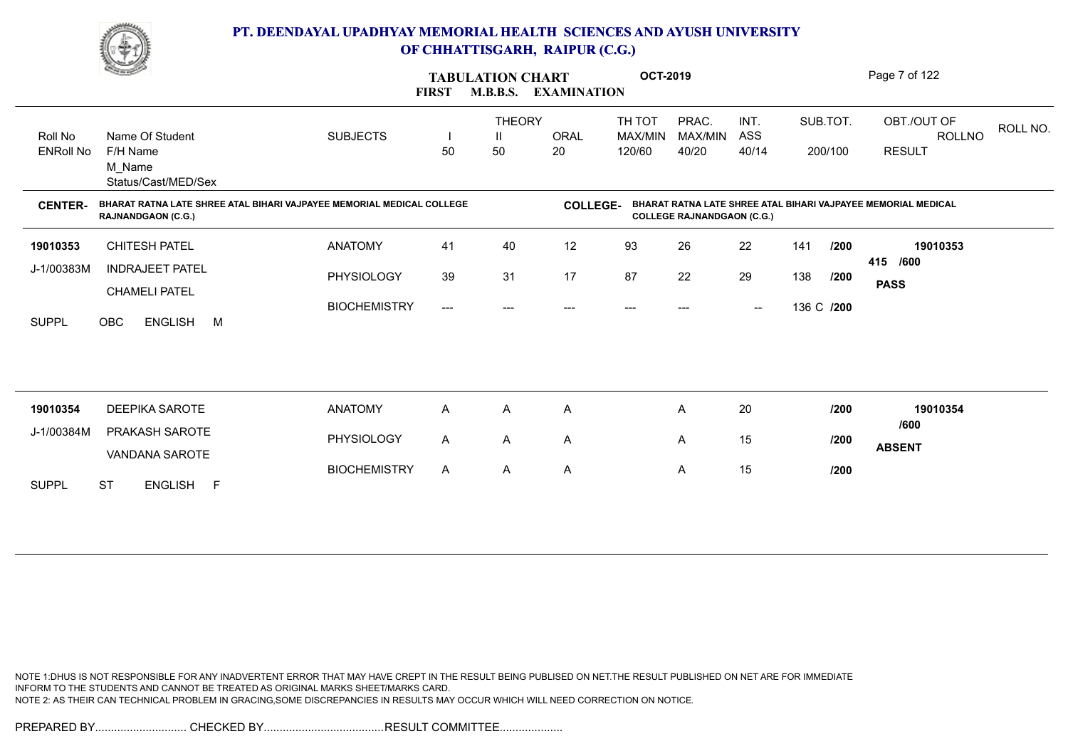# PT. DEENDAYAL UPADHYAY MEMORIAL HEALTH SCIENCES AND AYUSH UNIVERSITY OF CHHATTISGARH, RAIPUR (C.G.)

## TABULATION CHART — FIRST M.B.B.S. EXAMINATION — OCT-2019

**CENTER-** BHARAT RATNA LATE SHREE ATAL BIHARI VAJPAYEE MEMORIAL MEDICAL COLLEGE RAJNANDGAON (C.G.)

**COLLEGE-** BHARAT RATNA LATE SHREE ATAL BIHARI VAJPAYEE MEMORIAL MEDICAL COLLEGE RAJNANDGAON (C.G.)

| Roll No / ENRoll No | Name Of Student / F/H Name / M_Name / Status/Cast/MED/Sex | SUBJECTS | THEORY I 50 | THEORY II 50 | ORAL 20 | TH TOT MAX/MIN 120/60 | PRAC. MAX/MIN 40/20 | INT. ASS 40/14 | SUB.TOT. 200/100 | OBT./OUT OF / RESULT | ROLLNO |
|---|---|---|---|---|---|---|---|---|---|---|---|
| 19010353 | CHITESH PATEL | ANATOMY | 41 | 40 | 12 | 93 | 26 | 22 | 141 /200 | 415 /600 | 19010353 |
| J-1/00383M | INDRAJEET PATEL | PHYSIOLOGY | 39 | 31 | 17 | 87 | 22 | 29 | 138 /200 | PASS | |
| | CHAMELI PATEL | BIOCHEMISTRY | --- | --- | --- | --- | --- | -- | 136 C /200 | | |
| SUPPL | OBC ENGLISH M | | | | | | | | | | |
| 19010354 | DEEPIKA SAROTE | ANATOMY | A | A | A | | A | 20 | /200 | /600 | 19010354 |
| J-1/00384M | PRAKASH SAROTE | PHYSIOLOGY | A | A | A | | A | 15 | /200 | ABSENT | |
| | VANDANA SAROTE | BIOCHEMISTRY | A | A | A | | A | 15 | /200 | | |
| SUPPL | ST ENGLISH F | | | | | | | | | | |

NOTE 1:DHUS IS NOT RESPONSIBLE FOR ANY INADVERTENT ERROR THAT MAY HAVE CREPT IN THE RESULT BEING PUBLISED ON NET.THE RESULT PUBLISHED ON NET ARE FOR IMMEDIATE INFORM TO THE STUDENTS AND CANNOT BE TREATED AS ORIGINAL MARKS SHEET/MARKS CARD.
NOTE 2: AS THEIR CAN TECHNICAL PROBLEM IN GRACING,SOME DISCREPANCIES IN RESULTS MAY OCCUR WHICH WILL NEED CORRECTION ON NOTICE.

PREPARED BY............................. CHECKED BY......................................RESULT COMMITTEE....................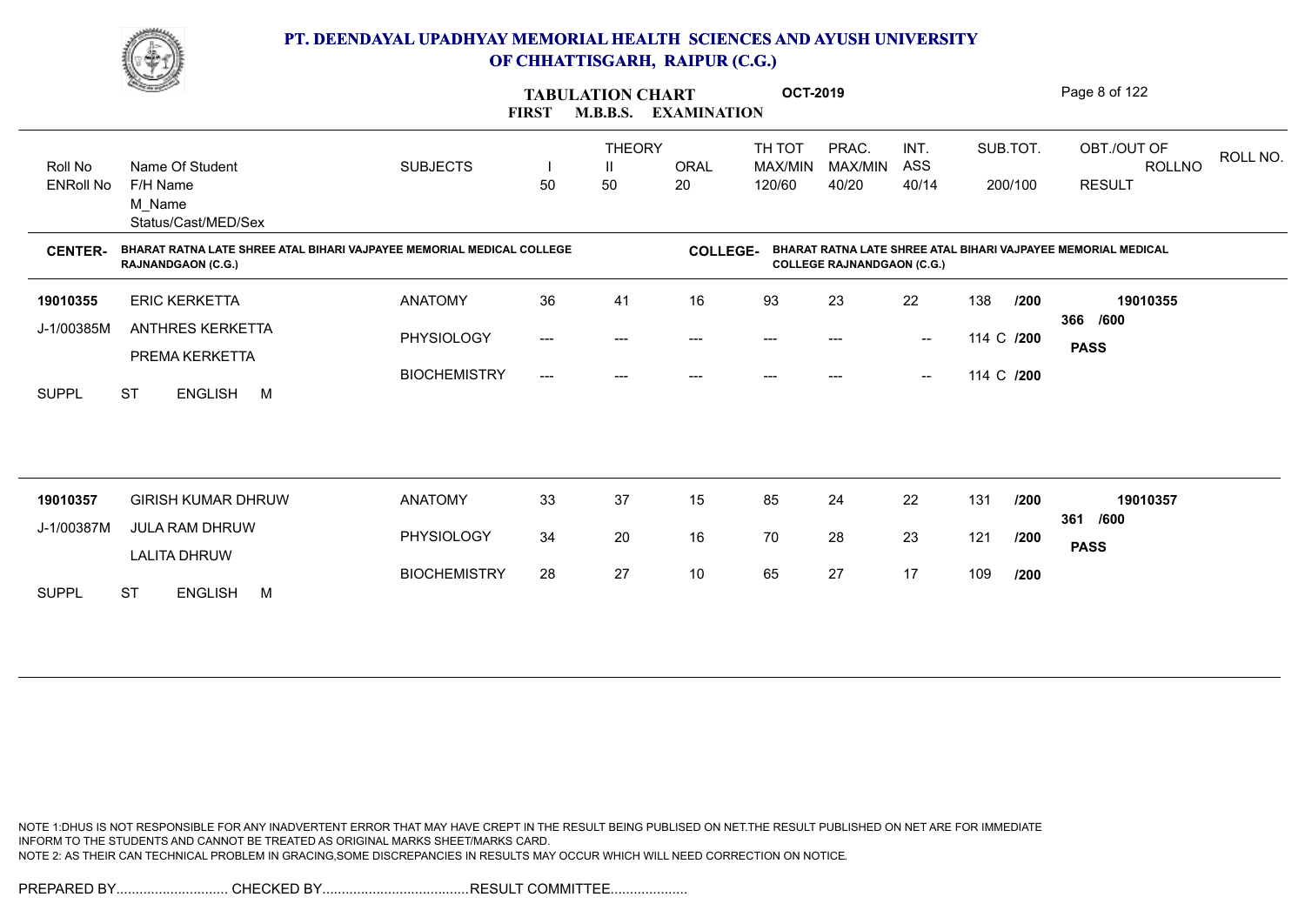# PT. DEENDAYAL UPADHYAY MEMORIAL HEALTH SCIENCES AND AYUSH UNIVERSITY OF CHHATTISGARH, RAIPUR (C.G.)

## TABULATION CHART — FIRST M.B.B.S. EXAMINATION — OCT-2019

**CENTER-** BHARAT RATNA LATE SHREE ATAL BIHARI VAJPAYEE MEMORIAL MEDICAL COLLEGE RAJNANDGAON (C.G.)

**COLLEGE-** BHARAT RATNA LATE SHREE ATAL BIHARI VAJPAYEE MEMORIAL MEDICAL COLLEGE RAJNANDGAON (C.G.)

| Roll No / ENRoll No | Name Of Student / F/H Name / M_Name / Status/Cast/MED/Sex | SUBJECTS | THEORY I 50 | THEORY II 50 | ORAL 20 | TH TOT MAX/MIN 120/60 | PRAC. MAX/MIN 40/20 | INT. ASS 40/14 | SUB.TOT. 200/100 | OBT./OUT OF ROLLNO RESULT |
|---|---|---|---|---|---|---|---|---|---|---|
| 19010355 | ERIC KERKETTA | ANATOMY | 36 | 41 | 16 | 93 | 23 | 22 | 138 /200 | 19010355 |
| J-1/00385M | ANTHRES KERKETTA | PHYSIOLOGY | --- | --- | --- | --- | --- | -- | 114 C /200 | 366 /600 |
| | PREMA KERKETTA | BIOCHEMISTRY | --- | --- | --- | --- | --- | -- | 114 C /200 | PASS |
| SUPPL | ST ENGLISH M | | | | | | | | | |
| 19010357 | GIRISH KUMAR DHRUW | ANATOMY | 33 | 37 | 15 | 85 | 24 | 22 | 131 /200 | 19010357 |
| J-1/00387M | JULA RAM DHRUW | PHYSIOLOGY | 34 | 20 | 16 | 70 | 28 | 23 | 121 /200 | 361 /600 |
| | LALITA DHRUW | BIOCHEMISTRY | 28 | 27 | 10 | 65 | 27 | 17 | 109 /200 | PASS |
| SUPPL | ST ENGLISH M | | | | | | | | | |

NOTE 1:DHUS IS NOT RESPONSIBLE FOR ANY INADVERTENT ERROR THAT MAY HAVE CREPT IN THE RESULT BEING PUBLISED ON NET.THE RESULT PUBLISHED ON NET ARE FOR IMMEDIATE INFORM TO THE STUDENTS AND CANNOT BE TREATED AS ORIGINAL MARKS SHEET/MARKS CARD.
NOTE 2: AS THEIR CAN TECHNICAL PROBLEM IN GRACING,SOME DISCREPANCIES IN RESULTS MAY OCCUR WHICH WILL NEED CORRECTION ON NOTICE.

PREPARED BY............................. CHECKED BY...................................... RESULT COMMITTEE....................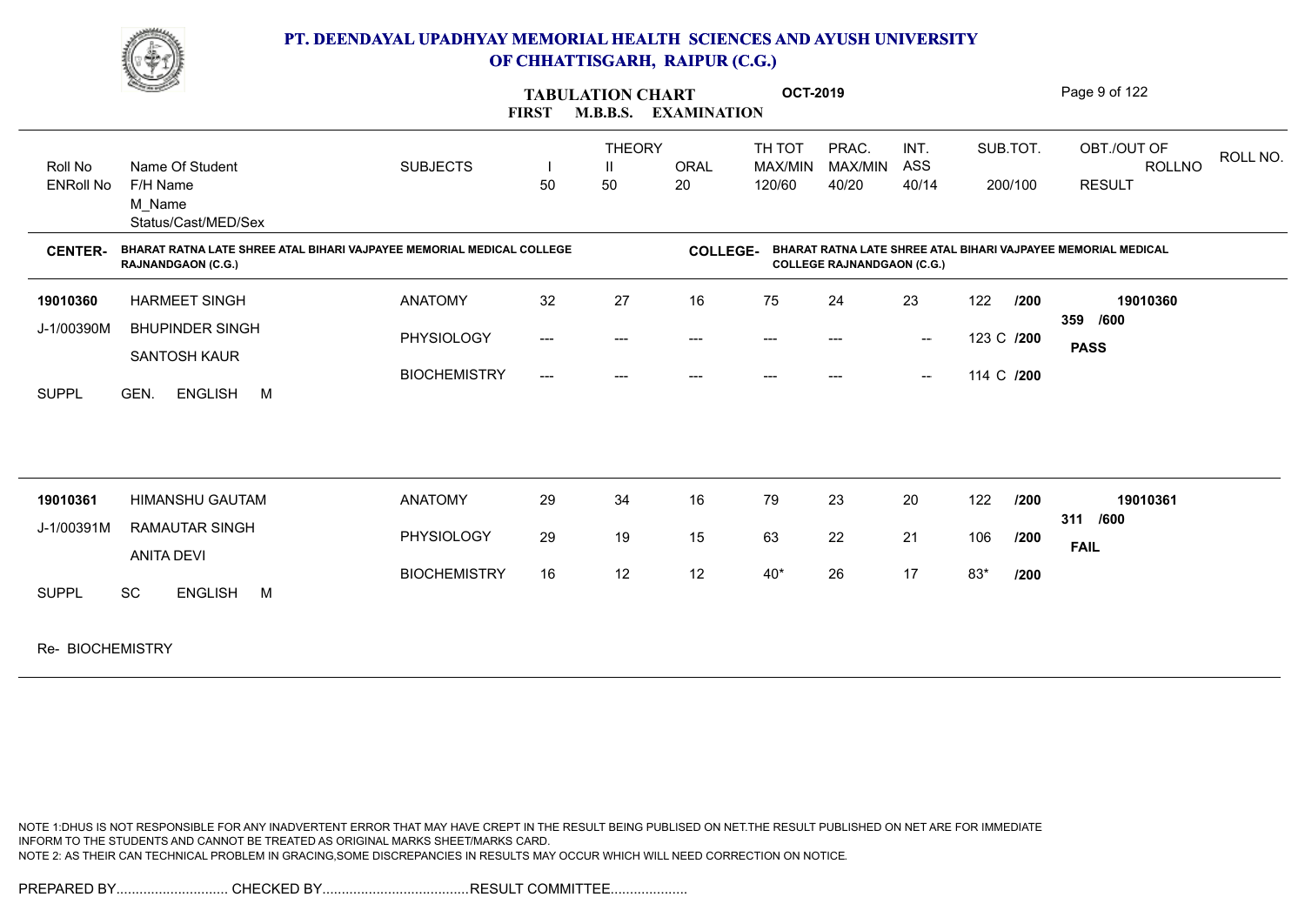# PT. DEENDAYAL UPADHYAY MEMORIAL HEALTH SCIENCES AND AYUSH UNIVERSITY OF CHHATTISGARH, RAIPUR (C.G.)

## TABULATION CHART FIRST M.B.B.S. EXAMINATION OCT-2019

| Roll No<br>ENRoll No | Name Of Student<br>F/H Name<br>M_Name<br>Status/Cast/MED/Sex | SUBJECTS | THEORY I<br>50 | THEORY II<br>50 | ORAL<br>20 | TH TOT<br>MAX/MIN<br>120/60 | PRAC.<br>MAX/MIN<br>40/20 | INT. ASS<br>40/14 | SUB.TOT.<br>200/100 | OBT./OUT OF<br>ROLLNO<br>RESULT |
|---|---|---|---|---|---|---|---|---|---|---|

**CENTER-** BHARAT RATNA LATE SHREE ATAL BIHARI VAJPAYEE MEMORIAL MEDICAL COLLEGE RAJNANDGAON (C.G.)

**COLLEGE-** BHARAT RATNA LATE SHREE ATAL BIHARI VAJPAYEE MEMORIAL MEDICAL COLLEGE RAJNANDGAON (C.G.)

| Roll No / ENRoll No | Name / F/H Name / M_Name / Status/Cast/MED/Sex | SUBJECTS | I | II | ORAL | TH TOT | PRAC. | INT. ASS | SUB.TOT. | OBT./OUT OF / RESULT |
|---|---|---|---|---|---|---|---|---|---|---|
| **19010360** | HARMEET SINGH | ANATOMY | 32 | 27 | 16 | 75 | 24 | 23 | 122 /200 | **19010360** |
| J-1/00390M | BHUPINDER SINGH | PHYSIOLOGY | --- | --- | --- | --- | --- | -- | 123 C /200 | 359 /600 |
| | SANTOSH KAUR | BIOCHEMISTRY | --- | --- | --- | --- | --- | -- | 114 C /200 | **PASS** |
| SUPPL | GEN. ENGLISH M | | | | | | | | | |
| **19010361** | HIMANSHU GAUTAM | ANATOMY | 29 | 34 | 16 | 79 | 23 | 20 | 122 /200 | **19010361** |
| J-1/00391M | RAMAUTAR SINGH | PHYSIOLOGY | 29 | 19 | 15 | 63 | 22 | 21 | 106 /200 | 311 /600 |
| | ANITA DEVI | BIOCHEMISTRY | 16 | 12 | 12 | 40* | 26 | 17 | 83* /200 | **FAIL** |
| SUPPL | SC ENGLISH M | | | | | | | | | |

Re- BIOCHEMISTRY

NOTE 1:DHUS IS NOT RESPONSIBLE FOR ANY INADVERTENT ERROR THAT MAY HAVE CREPT IN THE RESULT BEING PUBLISED ON NET.THE RESULT PUBLISHED ON NET ARE FOR IMMEDIATE INFORM TO THE STUDENTS AND CANNOT BE TREATED AS ORIGINAL MARKS SHEET/MARKS CARD.
NOTE 2: AS THEIR CAN TECHNICAL PROBLEM IN GRACING,SOME DISCREPANCIES IN RESULTS MAY OCCUR WHICH WILL NEED CORRECTION ON NOTICE.

PREPARED BY............................ CHECKED BY...................................RESULT COMMITTEE...................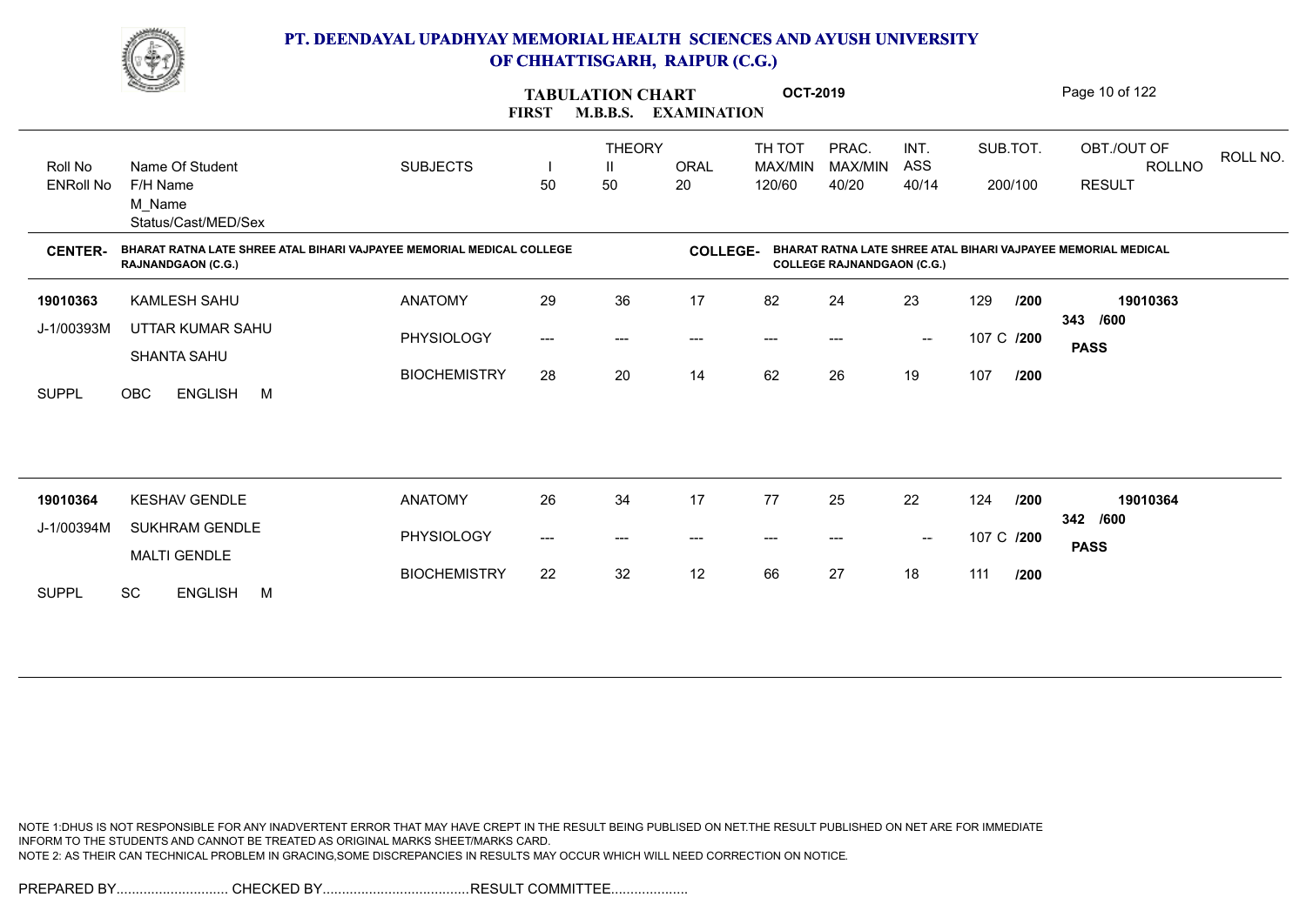# PT. DEENDAYAL UPADHYAY MEMORIAL HEALTH SCIENCES AND AYUSH UNIVERSITY OF CHHATTISGARH, RAIPUR (C.G.)

## TABULATION CHART
### FIRST M.B.B.S. EXAMINATION

**OCT-2019**

| Roll No / ENRoll No | Name Of Student / F/H Name / M_Name / Status/Cast/MED/Sex | SUBJECTS | THEORY I 50 | THEORY II 50 | ORAL 20 | TH TOT MAX/MIN 120/60 | PRAC. MAX/MIN 40/20 | INT. ASS 40/14 | SUB.TOT. 200/100 | OBT./OUT OF ROLLNO RESULT | ROLL NO. |
|---|---|---|---|---|---|---|---|---|---|---|---|

**CENTER-** BHARAT RATNA LATE SHREE ATAL BIHARI VAJPAYEE MEMORIAL MEDICAL COLLEGE RAJNANDGAON (C.G.)
**COLLEGE-** BHARAT RATNA LATE SHREE ATAL BIHARI VAJPAYEE MEMORIAL MEDICAL COLLEGE RAJNANDGAON (C.G.)

| Roll No / ENRoll No | Name Of Student / F/H Name / M_Name / Status/Cast/MED/Sex | SUBJECTS | I | II | ORAL | TH TOT | PRAC. | INT. ASS | SUB.TOT. | OBT./OUT OF / RESULT |
|---|---|---|---|---|---|---|---|---|---|---|
| 19010363 | KAMLESH SAHU | ANATOMY | 29 | 36 | 17 | 82 | 24 | 23 | 129 /200 | 19010363 |
| J-1/00393M | UTTAR KUMAR SAHU | PHYSIOLOGY | --- | --- | --- | --- | --- | -- | 107 C /200 | 343 /600 |
| | SHANTA SAHU | BIOCHEMISTRY | 28 | 20 | 14 | 62 | 26 | 19 | 107 /200 | **PASS** |
| SUPPL | OBC ENGLISH M | | | | | | | | | |
| 19010364 | KESHAV GENDLE | ANATOMY | 26 | 34 | 17 | 77 | 25 | 22 | 124 /200 | 19010364 |
| J-1/00394M | SUKHRAM GENDLE | PHYSIOLOGY | --- | --- | --- | --- | --- | -- | 107 C /200 | 342 /600 |
| | MALTI GENDLE | BIOCHEMISTRY | 22 | 32 | 12 | 66 | 27 | 18 | 111 /200 | **PASS** |
| SUPPL | SC ENGLISH M | | | | | | | | | |

NOTE 1:DHUS IS NOT RESPONSIBLE FOR ANY INADVERTENT ERROR THAT MAY HAVE CREPT IN THE RESULT BEING PUBLISED ON NET.THE RESULT PUBLISHED ON NET ARE FOR IMMEDIATE INFORM TO THE STUDENTS AND CANNOT BE TREATED AS ORIGINAL MARKS SHEET/MARKS CARD.
NOTE 2: AS THEIR CAN TECHNICAL PROBLEM IN GRACING,SOME DISCREPANCIES IN RESULTS MAY OCCUR WHICH WILL NEED CORRECTION ON NOTICE.

PREPARED BY............................. CHECKED BY...................................... RESULT COMMITTEE....................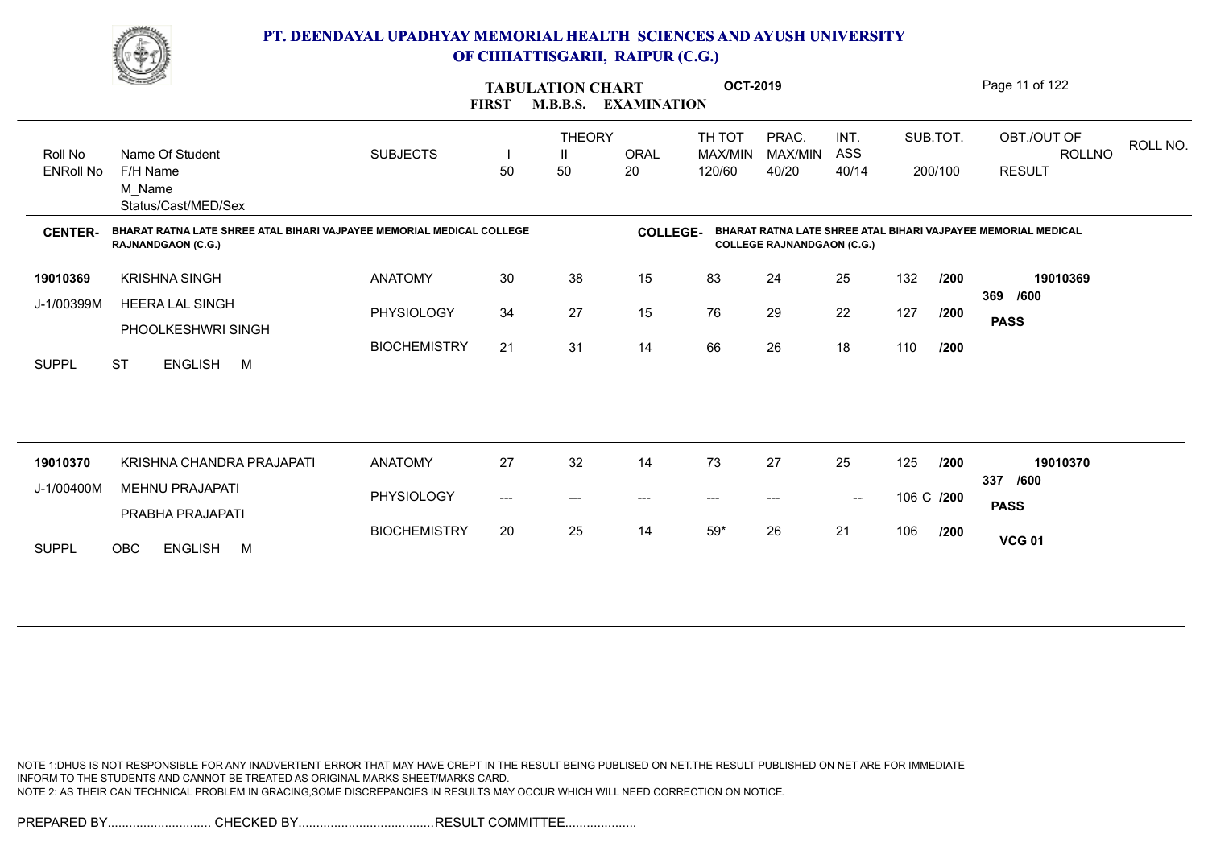# PT. DEENDAYAL UPADHYAY MEMORIAL HEALTH SCIENCES AND AYUSH UNIVERSITY OF CHHATTISGARH, RAIPUR (C.G.)

## TABULATION CHART
### FIRST M.B.B.S. EXAMINATION — OCT-2019

| Roll No / ENRoll No | Name Of Student / F/H Name / M_Name / Status/Cast/MED/Sex | SUBJECTS | THEORY I 50 | THEORY II 50 | ORAL 20 | TH TOT MAX/MIN 120/60 | PRAC. MAX/MIN 40/20 | INT. ASS 40/14 | SUB.TOT. 200/100 | OBT./OUT OF / ROLLNO / RESULT | ROLL NO. |
|---|---|---|---|---|---|---|---|---|---|---|---|

**CENTER-** BHARAT RATNA LATE SHREE ATAL BIHARI VAJPAYEE MEMORIAL MEDICAL COLLEGE RAJNANDGAON (C.G.)

**COLLEGE-** BHARAT RATNA LATE SHREE ATAL BIHARI VAJPAYEE MEMORIAL MEDICAL COLLEGE RAJNANDGAON (C.G.)

| Roll No / ENRoll No | Name Of Student / F/H Name / M_Name / Status/Cast/MED/Sex | SUBJECTS | I | II | ORAL | TH TOT | PRAC. | INT. ASS | SUB.TOT. | OBT./OUT OF / RESULT |
|---|---|---|---|---|---|---|---|---|---|---|
| 19010369 | KRISHNA SINGH | ANATOMY | 30 | 38 | 15 | 83 | 24 | 25 | 132 /200 | 19010369 |
| J-1/00399M | HEERA LAL SINGH | PHYSIOLOGY | 34 | 27 | 15 | 76 | 29 | 22 | 127 /200 | 369 /600 |
| | PHOOLKESHWRI SINGH | BIOCHEMISTRY | 21 | 31 | 14 | 66 | 26 | 18 | 110 /200 | PASS |
| SUPPL | ST ENGLISH M | | | | | | | | | |
| 19010370 | KRISHNA CHANDRA PRAJAPATI | ANATOMY | 27 | 32 | 14 | 73 | 27 | 25 | 125 /200 | 19010370 |
| J-1/00400M | MEHNU PRAJAPATI | PHYSIOLOGY | --- | --- | --- | --- | --- | -- | 106 C /200 | 337 /600 |
| | PRABHA PRAJAPATI | BIOCHEMISTRY | 20 | 25 | 14 | 59* | 26 | 21 | 106 /200 | PASS |
| SUPPL | OBC ENGLISH M | | | | | | | | | VCG 01 |

NOTE 1:DHUS IS NOT RESPONSIBLE FOR ANY INADVERTENT ERROR THAT MAY HAVE CREPT IN THE RESULT BEING PUBLISED ON NET.THE RESULT PUBLISHED ON NET ARE FOR IMMEDIATE INFORM TO THE STUDENTS AND CANNOT BE TREATED AS ORIGINAL MARKS SHEET/MARKS CARD.
NOTE 2: AS THEIR CAN TECHNICAL PROBLEM IN GRACING,SOME DISCREPANCIES IN RESULTS MAY OCCUR WHICH WILL NEED CORRECTION ON NOTICE.

PREPARED BY............................. CHECKED BY...................................... RESULT COMMITTEE....................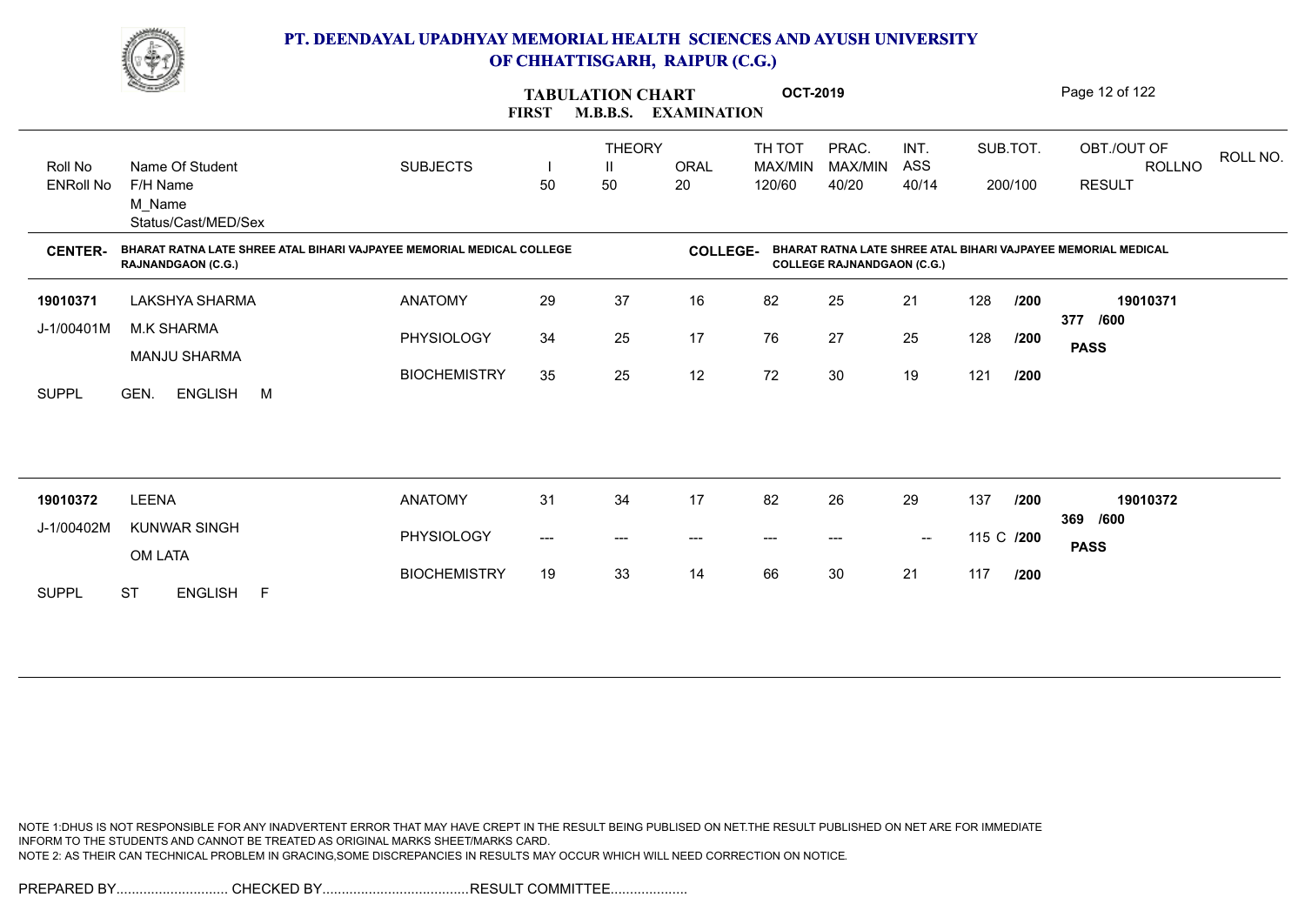# PT. DEENDAYAL UPADHYAY MEMORIAL HEALTH SCIENCES AND AYUSH UNIVERSITY OF CHHATTISGARH, RAIPUR (C.G.)

**TABULATION CHART** **OCT-2019**
**FIRST M.B.B.S. EXAMINATION**

| Roll No / ENRoll No | Name Of Student / F/H Name / M_Name / Status/Cast/MED/Sex | SUBJECTS | THEORY I 50 | THEORY II 50 | ORAL 20 | TH TOT MAX/MIN 120/60 | PRAC. MAX/MIN 40/20 | INT. ASS 40/14 | SUB.TOT. 200/100 | OBT./OUT OF ROLLNO RESULT | ROLL NO. |
|---|---|---|---|---|---|---|---|---|---|---|---|

**CENTER-** BHARAT RATNA LATE SHREE ATAL BIHARI VAJPAYEE MEMORIAL MEDICAL COLLEGE RAJNANDGAON (C.G.)
**COLLEGE-** BHARAT RATNA LATE SHREE ATAL BIHARI VAJPAYEE MEMORIAL MEDICAL COLLEGE RAJNANDGAON (C.G.)

| Roll No / ENRoll No | Name Of Student / F/H Name / M_Name / Status/Cast/MED/Sex | SUBJECTS | I | II | ORAL | TH TOT | PRAC. | INT. ASS | SUB.TOT. | OBT./OUT OF / RESULT |
|---|---|---|---|---|---|---|---|---|---|---|
| **19010371** | LAKSHYA SHARMA | ANATOMY | 29 | 37 | 16 | 82 | 25 | 21 | 128 /200 | **19010371** |
| J-1/00401M | M.K SHARMA | PHYSIOLOGY | 34 | 25 | 17 | 76 | 27 | 25 | 128 /200 | **377 /600** |
| | MANJU SHARMA | BIOCHEMISTRY | 35 | 25 | 12 | 72 | 30 | 19 | 121 /200 | **PASS** |
| SUPPL | GEN. ENGLISH M | | | | | | | | | |
| **19010372** | LEENA | ANATOMY | 31 | 34 | 17 | 82 | 26 | 29 | 137 /200 | **19010372** |
| J-1/00402M | KUNWAR SINGH | PHYSIOLOGY | --- | --- | --- | --- | --- | -- | 115 C /200 | **369 /600** |
| | OM LATA | BIOCHEMISTRY | 19 | 33 | 14 | 66 | 30 | 21 | 117 /200 | **PASS** |
| SUPPL | ST ENGLISH F | | | | | | | | | |

NOTE 1:DHUS IS NOT RESPONSIBLE FOR ANY INADVERTENT ERROR THAT MAY HAVE CREPT IN THE RESULT BEING PUBLISED ON NET.THE RESULT PUBLISHED ON NET ARE FOR IMMEDIATE INFORM TO THE STUDENTS AND CANNOT BE TREATED AS ORIGINAL MARKS SHEET/MARKS CARD.
NOTE 2: AS THEIR CAN TECHNICAL PROBLEM IN GRACING,SOME DISCREPANCIES IN RESULTS MAY OCCUR WHICH WILL NEED CORRECTION ON NOTICE.

PREPARED BY............................. CHECKED BY...................................... RESULT COMMITTEE....................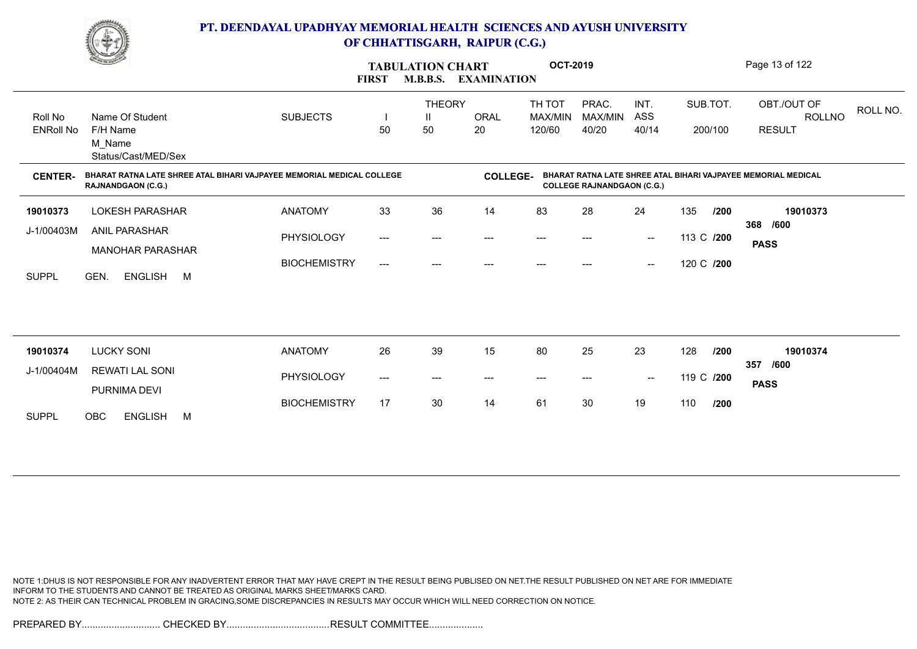# PT. DEENDAYAL UPADHYAY MEMORIAL HEALTH SCIENCES AND AYUSH UNIVERSITY OF CHHATTISGARH, RAIPUR (C.G.)

**TABULATION CHART OCT-2019**

**FIRST M.B.B.S. EXAMINATION**

| Roll No / ENRoll No | Name Of Student / F/H Name / M_Name / Status/Cast/MED/Sex | SUBJECTS | THEORY I 50 | THEORY II 50 | ORAL 20 | TH TOT MAX/MIN 120/60 | PRAC. MAX/MIN 40/20 | INT. ASS 40/14 | SUB.TOT. 200/100 | OBT./OUT OF / RESULT | ROLLNO |
|---|---|---|---|---|---|---|---|---|---|---|---|

**CENTER-** BHARAT RATNA LATE SHREE ATAL BIHARI VAJPAYEE MEMORIAL MEDICAL COLLEGE RAJNANDGAON (C.G.)

**COLLEGE-** BHARAT RATNA LATE SHREE ATAL BIHARI VAJPAYEE MEMORIAL MEDICAL COLLEGE RAJNANDGAON (C.G.)

| Roll No / ENRoll No | Name Of Student / F/H Name / M_Name / Status/Cast/MED/Sex | SUBJECTS | THEORY I | THEORY II | ORAL | TH TOT | PRAC. | INT. ASS | SUB.TOT. | OBT./OUT OF / RESULT | ROLLNO |
|---|---|---|---|---|---|---|---|---|---|---|---|
| 19010373 | LOKESH PARASHAR | ANATOMY | 33 | 36 | 14 | 83 | 28 | 24 | 135 /200 | 368 /600 | 19010373 |
| J-1/00403M | ANIL PARASHAR | PHYSIOLOGY | --- | --- | --- | --- | --- | -- | 113 C /200 | PASS | |
| | MANOHAR PARASHAR | BIOCHEMISTRY | --- | --- | --- | --- | --- | -- | 120 C /200 | | |
| SUPPL | GEN. ENGLISH M | | | | | | | | | | |
| 19010374 | LUCKY SONI | ANATOMY | 26 | 39 | 15 | 80 | 25 | 23 | 128 /200 | 357 /600 | 19010374 |
| J-1/00404M | REWATI LAL SONI | PHYSIOLOGY | --- | --- | --- | --- | --- | -- | 119 C /200 | PASS | |
| | PURNIMA DEVI | BIOCHEMISTRY | 17 | 30 | 14 | 61 | 30 | 19 | 110 /200 | | |
| SUPPL | OBC ENGLISH M | | | | | | | | | | |

NOTE 1:DHUS IS NOT RESPONSIBLE FOR ANY INADVERTENT ERROR THAT MAY HAVE CREPT IN THE RESULT BEING PUBLISED ON NET.THE RESULT PUBLISHED ON NET ARE FOR IMMEDIATE INFORM TO THE STUDENTS AND CANNOT BE TREATED AS ORIGINAL MARKS SHEET/MARKS CARD.

NOTE 2: AS THEIR CAN TECHNICAL PROBLEM IN GRACING,SOME DISCREPANCIES IN RESULTS MAY OCCUR WHICH WILL NEED CORRECTION ON NOTICE.

PREPARED BY............................ CHECKED BY...................................RESULT COMMITTEE...................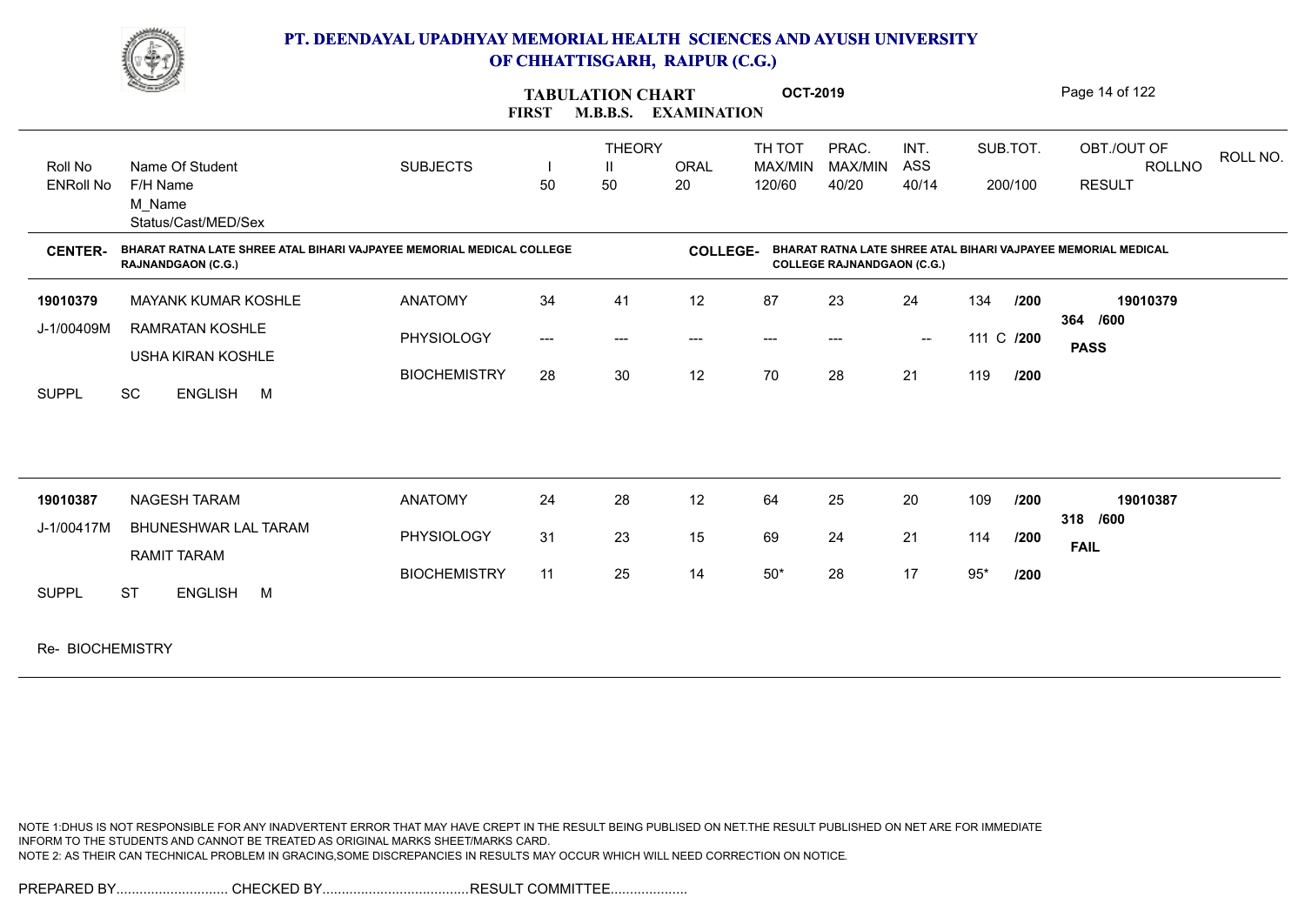# PT. DEENDAYAL UPADHYAY MEMORIAL HEALTH SCIENCES AND AYUSH UNIVERSITY OF CHHATTISGARH, RAIPUR (C.G.)

## TABULATION CHART — FIRST M.B.B.S. EXAMINATION — OCT-2019

**CENTER-** BHARAT RATNA LATE SHREE ATAL BIHARI VAJPAYEE MEMORIAL MEDICAL COLLEGE RAJNANDGAON (C.G.)

**COLLEGE-** BHARAT RATNA LATE SHREE ATAL BIHARI VAJPAYEE MEMORIAL MEDICAL COLLEGE RAJNANDGAON (C.G.)

| Roll No / ENRoll No | Name Of Student / F/H Name / M_Name / Status/Cast/MED/Sex | SUBJECTS | THEORY I 50 | THEORY II 50 | ORAL 20 | TH TOT MAX/MIN 120/60 | PRAC. MAX/MIN 40/20 | INT. ASS 40/14 | SUB.TOT. 200/100 | OBT./OUT OF / ROLLNO / RESULT |
|---|---|---|---|---|---|---|---|---|---|---|
| 19010379 | MAYANK KUMAR KOSHLE | ANATOMY | 34 | 41 | 12 | 87 | 23 | 24 | 134 /200 | 19010379 |
| J-1/00409M | RAMRATAN KOSHLE | PHYSIOLOGY | --- | --- | --- | --- | --- | -- | 111 C /200 | 364 /600 |
| | USHA KIRAN KOSHLE | BIOCHEMISTRY | 28 | 30 | 12 | 70 | 28 | 21 | 119 /200 | **PASS** |
| SUPPL | SC ENGLISH M | | | | | | | | | |
| 19010387 | NAGESH TARAM | ANATOMY | 24 | 28 | 12 | 64 | 25 | 20 | 109 /200 | 19010387 |
| J-1/00417M | BHUNESHWAR LAL TARAM | PHYSIOLOGY | 31 | 23 | 15 | 69 | 24 | 21 | 114 /200 | 318 /600 |
| | RAMIT TARAM | BIOCHEMISTRY | 11 | 25 | 14 | 50* | 28 | 17 | 95* /200 | **FAIL** |
| SUPPL | ST ENGLISH M | | | | | | | | | |

Re- BIOCHEMISTRY

NOTE 1:DHUS IS NOT RESPONSIBLE FOR ANY INADVERTENT ERROR THAT MAY HAVE CREPT IN THE RESULT BEING PUBLISED ON NET.THE RESULT PUBLISHED ON NET ARE FOR IMMEDIATE INFORM TO THE STUDENTS AND CANNOT BE TREATED AS ORIGINAL MARKS SHEET/MARKS CARD.
NOTE 2: AS THEIR CAN TECHNICAL PROBLEM IN GRACING,SOME DISCREPANCIES IN RESULTS MAY OCCUR WHICH WILL NEED CORRECTION ON NOTICE.

PREPARED BY............................. CHECKED BY...................................... RESULT COMMITTEE....................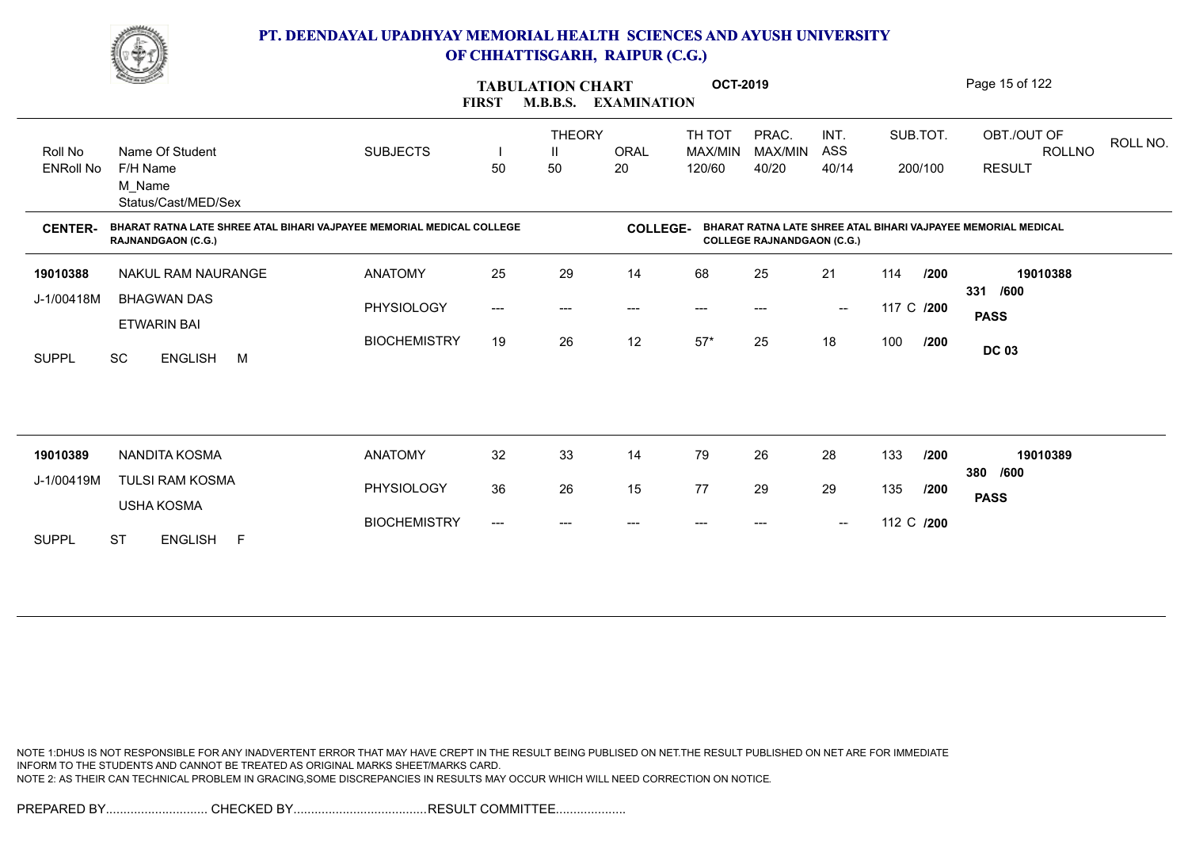# PT. DEENDAYAL UPADHYAY MEMORIAL HEALTH SCIENCES AND AYUSH UNIVERSITY OF CHHATTISGARH, RAIPUR (C.G.)

**TABULATION CHART** OCT-2019

**FIRST M.B.B.S. EXAMINATION**

| Roll No / ENRoll No | Name Of Student / F/H Name / M_Name / Status/Cast/MED/Sex | SUBJECTS | THEORY I 50 | THEORY II 50 | ORAL 20 | TH TOT MAX/MIN 120/60 | PRAC. MAX/MIN 40/20 | INT. ASS 40/14 | SUB.TOT. 200/100 | OBT./OUT OF ROLLNO RESULT |
|---|---|---|---|---|---|---|---|---|---|---|

**CENTER-** BHARAT RATNA LATE SHREE ATAL BIHARI VAJPAYEE MEMORIAL MEDICAL COLLEGE RAJNANDGAON (C.G.)

**COLLEGE-** BHARAT RATNA LATE SHREE ATAL BIHARI VAJPAYEE MEMORIAL MEDICAL COLLEGE RAJNANDGAON (C.G.)

| Roll No / ENRoll No | Name Of Student / F/H Name / M_Name / Status/Cast/MED/Sex | SUBJECTS | I | II | ORAL | TH TOT | PRAC. | INT. ASS | SUB.TOT. | OBT./OUT OF ROLLNO RESULT |
|---|---|---|---|---|---|---|---|---|---|---|
| 19010388 | NAKUL RAM NAURANGE | ANATOMY | 25 | 29 | 14 | 68 | 25 | 21 | 114 /200 | 19010388 |
| J-1/00418M | BHAGWAN DAS | PHYSIOLOGY | --- | --- | --- | --- | --- | -- | 117 C /200 | 331 /600 PASS |
| | ETWARIN BAI | BIOCHEMISTRY | 19 | 26 | 12 | 57* | 25 | 18 | 100 /200 | DC 03 |
| SUPPL | SC ENGLISH M | | | | | | | | | |
| 19010389 | NANDITA KOSMA | ANATOMY | 32 | 33 | 14 | 79 | 26 | 28 | 133 /200 | 19010389 |
| J-1/00419M | TULSI RAM KOSMA | PHYSIOLOGY | 36 | 26 | 15 | 77 | 29 | 29 | 135 /200 | 380 /600 PASS |
| | USHA KOSMA | BIOCHEMISTRY | --- | --- | --- | --- | --- | -- | 112 C /200 | |
| SUPPL | ST ENGLISH F | | | | | | | | | |

NOTE 1:DHUS IS NOT RESPONSIBLE FOR ANY INADVERTENT ERROR THAT MAY HAVE CREPT IN THE RESULT BEING PUBLISED ON NET.THE RESULT PUBLISHED ON NET ARE FOR IMMEDIATE INFORM TO THE STUDENTS AND CANNOT BE TREATED AS ORIGINAL MARKS SHEET/MARKS CARD.
NOTE 2: AS THEIR CAN TECHNICAL PROBLEM IN GRACING,SOME DISCREPANCIES IN RESULTS MAY OCCUR WHICH WILL NEED CORRECTION ON NOTICE.

PREPARED BY............................. CHECKED BY...................................... RESULT COMMITTEE....................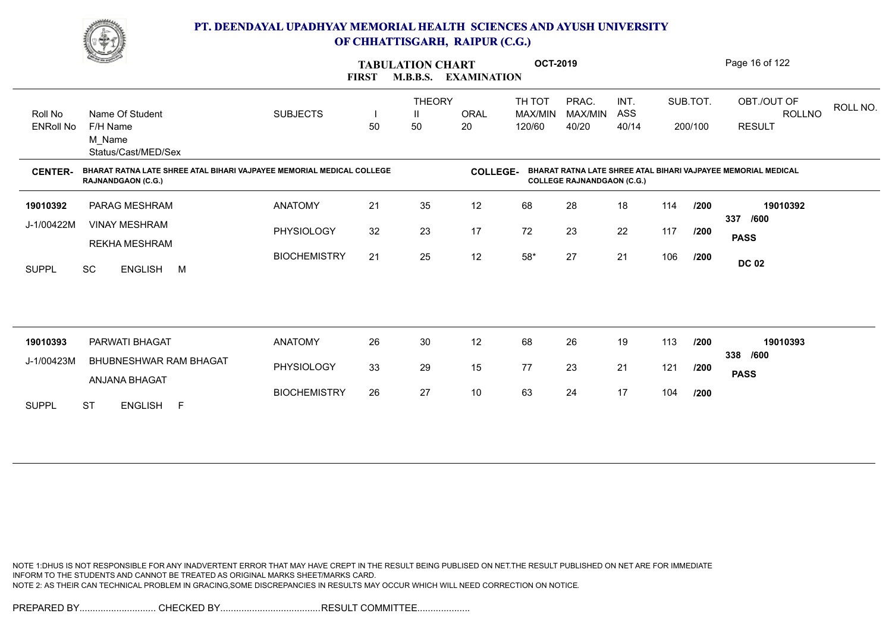# PT. DEENDAYAL UPADHYAY MEMORIAL HEALTH SCIENCES AND AYUSH UNIVERSITY OF CHHATTISGARH, RAIPUR (C.G.)

## TABULATION CHART OCT-2019
### FIRST M.B.B.S. EXAMINATION

**CENTER-** BHARAT RATNA LATE SHREE ATAL BIHARI VAJPAYEE MEMORIAL MEDICAL COLLEGE RAJNANDGAON (C.G.)

**COLLEGE-** BHARAT RATNA LATE SHREE ATAL BIHARI VAJPAYEE MEMORIAL MEDICAL COLLEGE RAJNANDGAON (C.G.)

| Roll No / ENRoll No | Name Of Student / F/H Name / M_Name / Status/Cast/MED/Sex | SUBJECTS | THEORY I 50 | THEORY II 50 | ORAL 20 | TH TOT MAX/MIN 120/60 | PRAC. MAX/MIN 40/20 | INT. ASS 40/14 | SUB.TOT. 200/100 | OBT./OUT OF ROLLNO RESULT |
|---|---|---|---|---|---|---|---|---|---|---|
| 19010392 | PARAG MESHRAM | ANATOMY | 21 | 35 | 12 | 68 | 28 | 18 | 114 /200 | 19010392 |
| J-1/00422M | VINAY MESHRAM | PHYSIOLOGY | 32 | 23 | 17 | 72 | 23 | 22 | 117 /200 | 337 /600 |
| | REKHA MESHRAM | BIOCHEMISTRY | 21 | 25 | 12 | 58* | 27 | 21 | 106 /200 | PASS |
| SUPPL | SC ENGLISH M | | | | | | | | | DC 02 |
| 19010393 | PARWATI BHAGAT | ANATOMY | 26 | 30 | 12 | 68 | 26 | 19 | 113 /200 | 19010393 |
| J-1/00423M | BHUBNESHWAR RAM BHAGAT | PHYSIOLOGY | 33 | 29 | 15 | 77 | 23 | 21 | 121 /200 | 338 /600 |
| | ANJANA BHAGAT | BIOCHEMISTRY | 26 | 27 | 10 | 63 | 24 | 17 | 104 /200 | PASS |
| SUPPL | ST ENGLISH F | | | | | | | | | |

NOTE 1:DHUS IS NOT RESPONSIBLE FOR ANY INADVERTENT ERROR THAT MAY HAVE CREPT IN THE RESULT BEING PUBLISED ON NET.THE RESULT PUBLISHED ON NET ARE FOR IMMEDIATE INFORM TO THE STUDENTS AND CANNOT BE TREATED AS ORIGINAL MARKS SHEET/MARKS CARD.
NOTE 2: AS THEIR CAN TECHNICAL PROBLEM IN GRACING,SOME DISCREPANCIES IN RESULTS MAY OCCUR WHICH WILL NEED CORRECTION ON NOTICE.

PREPARED BY............................. CHECKED BY...................................... RESULT COMMITTEE....................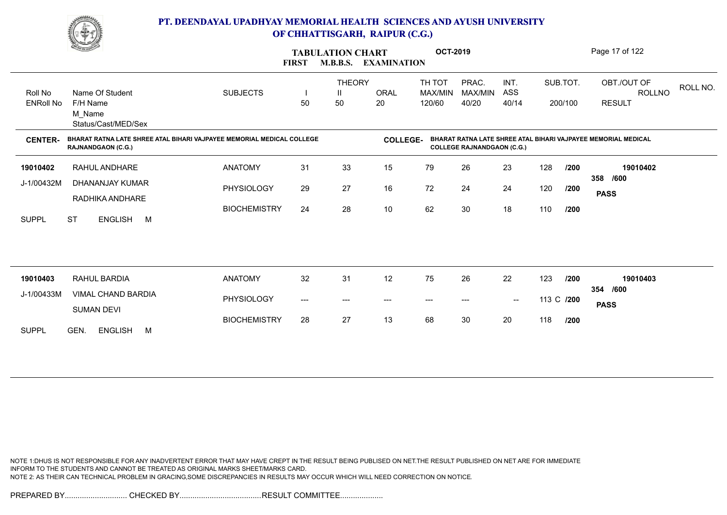# PT. DEENDAYAL UPADHYAY MEMORIAL HEALTH SCIENCES AND AYUSH UNIVERSITY OF CHHATTISGARH, RAIPUR (C.G.)

## TABULATION CHART — FIRST M.B.B.S. EXAMINATION — OCT-2019

**CENTER-** BHARAT RATNA LATE SHREE ATAL BIHARI VAJPAYEE MEMORIAL MEDICAL COLLEGE RAJNANDGAON (C.G.)

**COLLEGE-** BHARAT RATNA LATE SHREE ATAL BIHARI VAJPAYEE MEMORIAL MEDICAL COLLEGE RAJNANDGAON (C.G.)

| Roll No / ENRoll No | Name Of Student / F/H Name / M_Name / Status/Cast/MED/Sex | SUBJECTS | THEORY I (50) | THEORY II (50) | ORAL (20) | TH TOT MAX/MIN 120/60 | PRAC. MAX/MIN 40/20 | INT. ASS 40/14 | SUB.TOT. 200/100 | OBT./OUT OF / ROLLNO / RESULT |
|---|---|---|---|---|---|---|---|---|---|---|
| 19010402 | RAHUL ANDHARE | ANATOMY | 31 | 33 | 15 | 79 | 26 | 23 | 128 /200 | 19010402 |
| J-1/00432M | DHANANJAY KUMAR | PHYSIOLOGY | 29 | 27 | 16 | 72 | 24 | 24 | 120 /200 | 358 /600 |
| | RADHIKA ANDHARE | BIOCHEMISTRY | 24 | 28 | 10 | 62 | 30 | 18 | 110 /200 | PASS |
| SUPPL | ST ENGLISH M | | | | | | | | | |
| 19010403 | RAHUL BARDIA | ANATOMY | 32 | 31 | 12 | 75 | 26 | 22 | 123 /200 | 19010403 |
| J-1/00433M | VIMAL CHAND BARDIA | PHYSIOLOGY | --- | --- | --- | --- | --- | -- | 113 C /200 | 354 /600 |
| | SUMAN DEVI | BIOCHEMISTRY | 28 | 27 | 13 | 68 | 30 | 20 | 118 /200 | PASS |
| SUPPL | GEN. ENGLISH M | | | | | | | | | |

NOTE 1:DHUS IS NOT RESPONSIBLE FOR ANY INADVERTENT ERROR THAT MAY HAVE CREPT IN THE RESULT BEING PUBLISED ON NET.THE RESULT PUBLISHED ON NET ARE FOR IMMEDIATE INFORM TO THE STUDENTS AND CANNOT BE TREATED AS ORIGINAL MARKS SHEET/MARKS CARD.
NOTE 2: AS THEIR CAN TECHNICAL PROBLEM IN GRACING,SOME DISCREPANCIES IN RESULTS MAY OCCUR WHICH WILL NEED CORRECTION ON NOTICE.

PREPARED BY............................. CHECKED BY...................................... RESULT COMMITTEE....................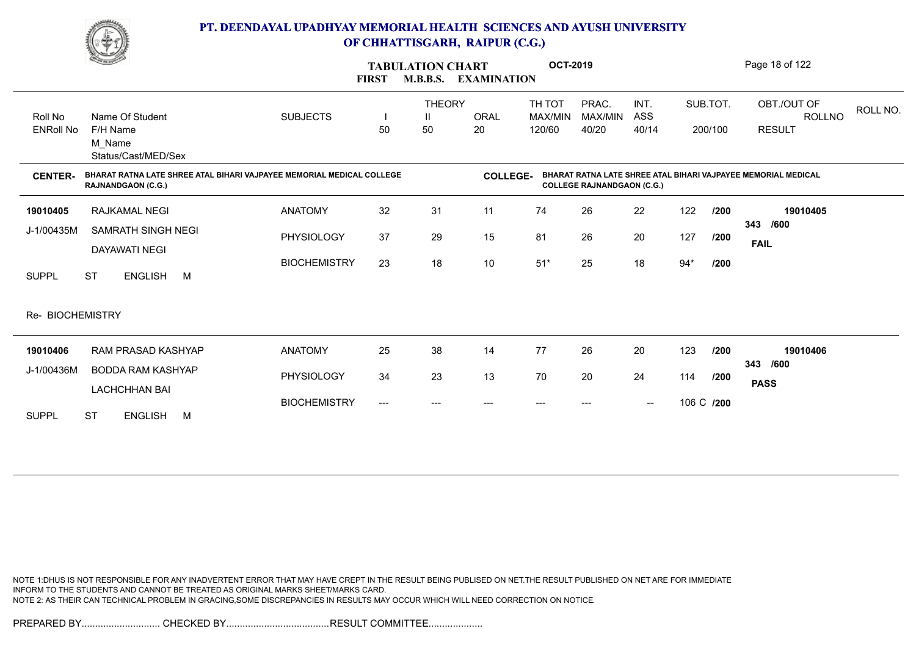# PT. DEENDAYAL UPADHYAY MEMORIAL HEALTH SCIENCES AND AYUSH UNIVERSITY OF CHHATTISGARH, RAIPUR (C.G.)

## TABULATION CHART — FIRST M.B.B.S. EXAMINATION — OCT-2019

**CENTER-** BHARAT RATNA LATE SHREE ATAL BIHARI VAJPAYEE MEMORIAL MEDICAL COLLEGE RAJNANDGAON (C.G.)

**COLLEGE-** BHARAT RATNA LATE SHREE ATAL BIHARI VAJPAYEE MEMORIAL MEDICAL COLLEGE RAJNANDGAON (C.G.)

| Roll No / ENRoll No | Name Of Student / F/H Name / M_Name / Status/Cast/MED/Sex | SUBJECTS | THEORY I (50) | THEORY II (50) | ORAL (20) | TH TOT MAX/MIN 120/60 | PRAC. MAX/MIN 40/20 | INT. ASS 40/14 | SUB.TOT. 200/100 | OBT./OUT OF / ROLLNO / RESULT |
|---|---|---|---|---|---|---|---|---|---|---|
| 19010405 | RAJKAMAL NEGI | ANATOMY | 32 | 31 | 11 | 74 | 26 | 22 | 122 /200 | 19010405 |
| J-1/00435M | SAMRATH SINGH NEGI | PHYSIOLOGY | 37 | 29 | 15 | 81 | 26 | 20 | 127 /200 | 343 /600 FAIL |
| | DAYAWATI NEGI | BIOCHEMISTRY | 23 | 18 | 10 | 51* | 25 | 18 | 94* /200 | |
| SUPPL | ST ENGLISH M | | | | | | | | | |
| Re- BIOCHEMISTRY | | | | | | | | | | |
| 19010406 | RAM PRASAD KASHYAP | ANATOMY | 25 | 38 | 14 | 77 | 26 | 20 | 123 /200 | 19010406 |
| J-1/00436M | BODDA RAM KASHYAP | PHYSIOLOGY | 34 | 23 | 13 | 70 | 20 | 24 | 114 /200 | 343 /600 PASS |
| | LACHCHHAN BAI | BIOCHEMISTRY | --- | --- | --- | --- | --- | -- | 106 C /200 | |
| SUPPL | ST ENGLISH M | | | | | | | | | |

NOTE 1:DHUS IS NOT RESPONSIBLE FOR ANY INADVERTENT ERROR THAT MAY HAVE CREPT IN THE RESULT BEING PUBLISED ON NET.THE RESULT PUBLISHED ON NET ARE FOR IMMEDIATE INFORM TO THE STUDENTS AND CANNOT BE TREATED AS ORIGINAL MARKS SHEET/MARKS CARD.
NOTE 2: AS THEIR CAN TECHNICAL PROBLEM IN GRACING,SOME DISCREPANCIES IN RESULTS MAY OCCUR WHICH WILL NEED CORRECTION ON NOTICE.

PREPARED BY............................. CHECKED BY...................................... RESULT COMMITTEE....................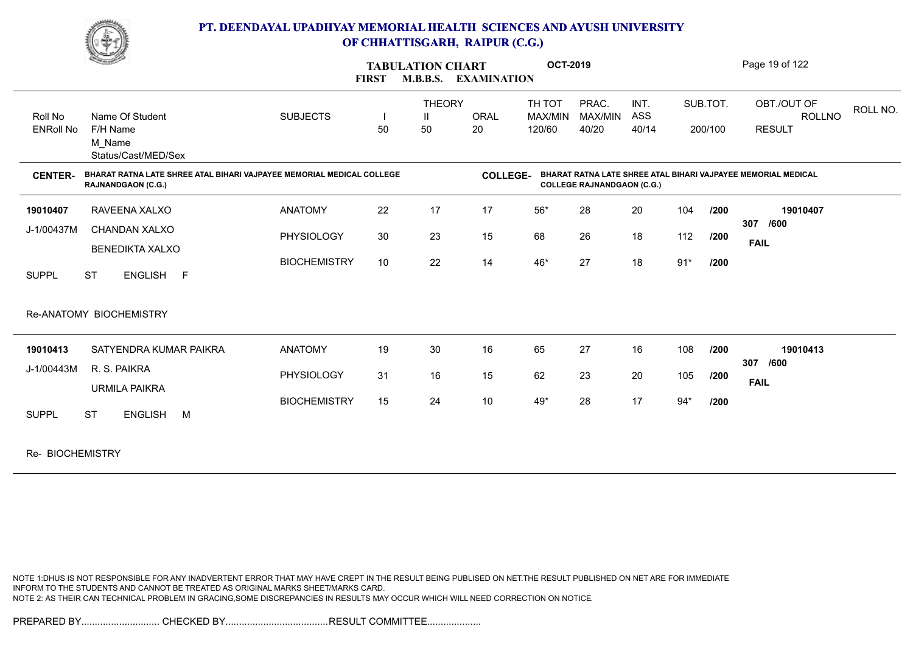# PT. DEENDAYAL UPADHYAY MEMORIAL HEALTH SCIENCES AND AYUSH UNIVERSITY OF CHHATTISGARH, RAIPUR (C.G.)

## TABULATION CHART FIRST M.B.B.S. EXAMINATION OCT-2019

| Roll No / ENRoll No | Name Of Student / F/H Name / M_Name / Status/Cast/MED/Sex | SUBJECTS | THEORY I 50 | THEORY II 50 | ORAL 20 | TH TOT MAX/MIN 120/60 | PRAC. MAX/MIN 40/20 | INT. ASS 40/14 | SUB.TOT. 200/100 | OBT./OUT OF / RESULT | ROLL NO. |
|---|---|---|---|---|---|---|---|---|---|---|---|

**CENTER-** BHARAT RATNA LATE SHREE ATAL BIHARI VAJPAYEE MEMORIAL MEDICAL COLLEGE RAJNANDGAON (C.G.)

**COLLEGE-** BHARAT RATNA LATE SHREE ATAL BIHARI VAJPAYEE MEMORIAL MEDICAL COLLEGE RAJNANDGAON (C.G.)

| Roll No / ENRoll No | Name Of Student / F/H Name / M_Name / Status/Cast/MED/Sex | SUBJECTS | I | II | ORAL | TH TOT | PRAC. | INT. ASS | SUB.TOT. | OBT./OUT OF / RESULT |
|---|---|---|---|---|---|---|---|---|---|---|
| 19010407 | RAVEENA XALXO | ANATOMY | 22 | 17 | 17 | 56* | 28 | 20 | 104 /200 | 19010407 |
| J-1/00437M | CHANDAN XALXO | PHYSIOLOGY | 30 | 23 | 15 | 68 | 26 | 18 | 112 /200 | 307 /600 FAIL |
| | BENEDIKTA XALXO | BIOCHEMISTRY | 10 | 22 | 14 | 46* | 27 | 18 | 91* /200 | |
| SUPPL | ST ENGLISH F | | | | | | | | | |

Re-ANATOMY BIOCHEMISTRY

| Roll No / ENRoll No | Name Of Student / F/H Name / M_Name / Status/Cast/MED/Sex | SUBJECTS | I | II | ORAL | TH TOT | PRAC. | INT. ASS | SUB.TOT. | OBT./OUT OF / RESULT |
|---|---|---|---|---|---|---|---|---|---|---|
| 19010413 | SATYENDRA KUMAR PAIKRA | ANATOMY | 19 | 30 | 16 | 65 | 27 | 16 | 108 /200 | 19010413 |
| J-1/00443M | R. S. PAIKRA | PHYSIOLOGY | 31 | 16 | 15 | 62 | 23 | 20 | 105 /200 | 307 /600 FAIL |
| | URMILA PAIKRA | BIOCHEMISTRY | 15 | 24 | 10 | 49* | 28 | 17 | 94* /200 | |
| SUPPL | ST ENGLISH M | | | | | | | | | |

Re- BIOCHEMISTRY

NOTE 1:DHUS IS NOT RESPONSIBLE FOR ANY INADVERTENT ERROR THAT MAY HAVE CREPT IN THE RESULT BEING PUBLISED ON NET.THE RESULT PUBLISHED ON NET ARE FOR IMMEDIATE INFORM TO THE STUDENTS AND CANNOT BE TREATED AS ORIGINAL MARKS SHEET/MARKS CARD.
NOTE 2: AS THEIR CAN TECHNICAL PROBLEM IN GRACING,SOME DISCREPANCIES IN RESULTS MAY OCCUR WHICH WILL NEED CORRECTION ON NOTICE.

PREPARED BY............................. CHECKED BY...................................... RESULT COMMITTEE....................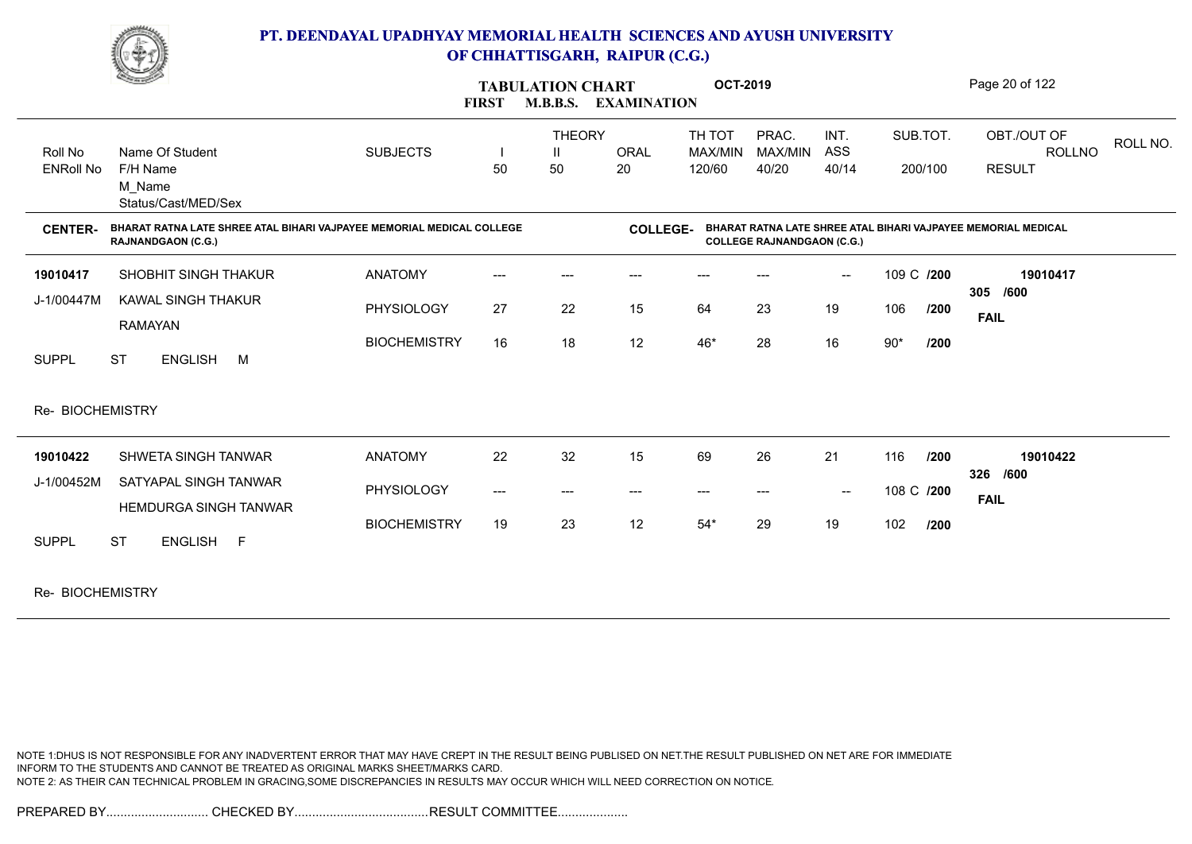# PT. DEENDAYAL UPADHYAY MEMORIAL HEALTH SCIENCES AND AYUSH UNIVERSITY OF CHHATTISGARH, RAIPUR (C.G.)

## TABULATION CHART — FIRST M.B.B.S. EXAMINATION — OCT-2019

**CENTER-** BHARAT RATNA LATE SHREE ATAL BIHARI VAJPAYEE MEMORIAL MEDICAL COLLEGE RAJNANDGAON (C.G.)

**COLLEGE-** BHARAT RATNA LATE SHREE ATAL BIHARI VAJPAYEE MEMORIAL MEDICAL COLLEGE RAJNANDGAON (C.G.)

| Roll No / ENRoll No | Name Of Student / F/H Name / M_Name / Status/Cast/MED/Sex | SUBJECTS | THEORY I (50) | THEORY II (50) | ORAL (20) | TH TOT MAX/MIN 120/60 | PRAC. MAX/MIN 40/20 | INT. ASS 40/14 | SUB.TOT. 200/100 | OBT./OUT OF / ROLLNO / RESULT |
|---|---|---|---|---|---|---|---|---|---|---|
| 19010417 | SHOBHIT SINGH THAKUR | ANATOMY | --- | --- | --- | --- | --- | -- | 109 C /200 | 19010417 |
| J-1/00447M | KAWAL SINGH THAKUR | PHYSIOLOGY | 27 | 22 | 15 | 64 | 23 | 19 | 106 /200 | 305 /600 |
| | RAMAYAN | BIOCHEMISTRY | 16 | 18 | 12 | 46* | 28 | 16 | 90* /200 | FAIL |
| SUPPL | ST ENGLISH M | | | | | | | | | |
| | Re- BIOCHEMISTRY | | | | | | | | | |
| 19010422 | SHWETA SINGH TANWAR | ANATOMY | 22 | 32 | 15 | 69 | 26 | 21 | 116 /200 | 19010422 |
| J-1/00452M | SATYAPAL SINGH TANWAR | PHYSIOLOGY | --- | --- | --- | --- | --- | -- | 108 C /200 | 326 /600 |
| | HEMDURGA SINGH TANWAR | BIOCHEMISTRY | 19 | 23 | 12 | 54* | 29 | 19 | 102 /200 | FAIL |
| SUPPL | ST ENGLISH F | | | | | | | | | |
| | Re- BIOCHEMISTRY | | | | | | | | | |

NOTE 1:DHUS IS NOT RESPONSIBLE FOR ANY INADVERTENT ERROR THAT MAY HAVE CREPT IN THE RESULT BEING PUBLISED ON NET.THE RESULT PUBLISHED ON NET ARE FOR IMMEDIATE INFORM TO THE STUDENTS AND CANNOT BE TREATED AS ORIGINAL MARKS SHEET/MARKS CARD.
NOTE 2: AS THEIR CAN TECHNICAL PROBLEM IN GRACING,SOME DISCREPANCIES IN RESULTS MAY OCCUR WHICH WILL NEED CORRECTION ON NOTICE.

PREPARED BY............................. CHECKED BY...................................... RESULT COMMITTEE....................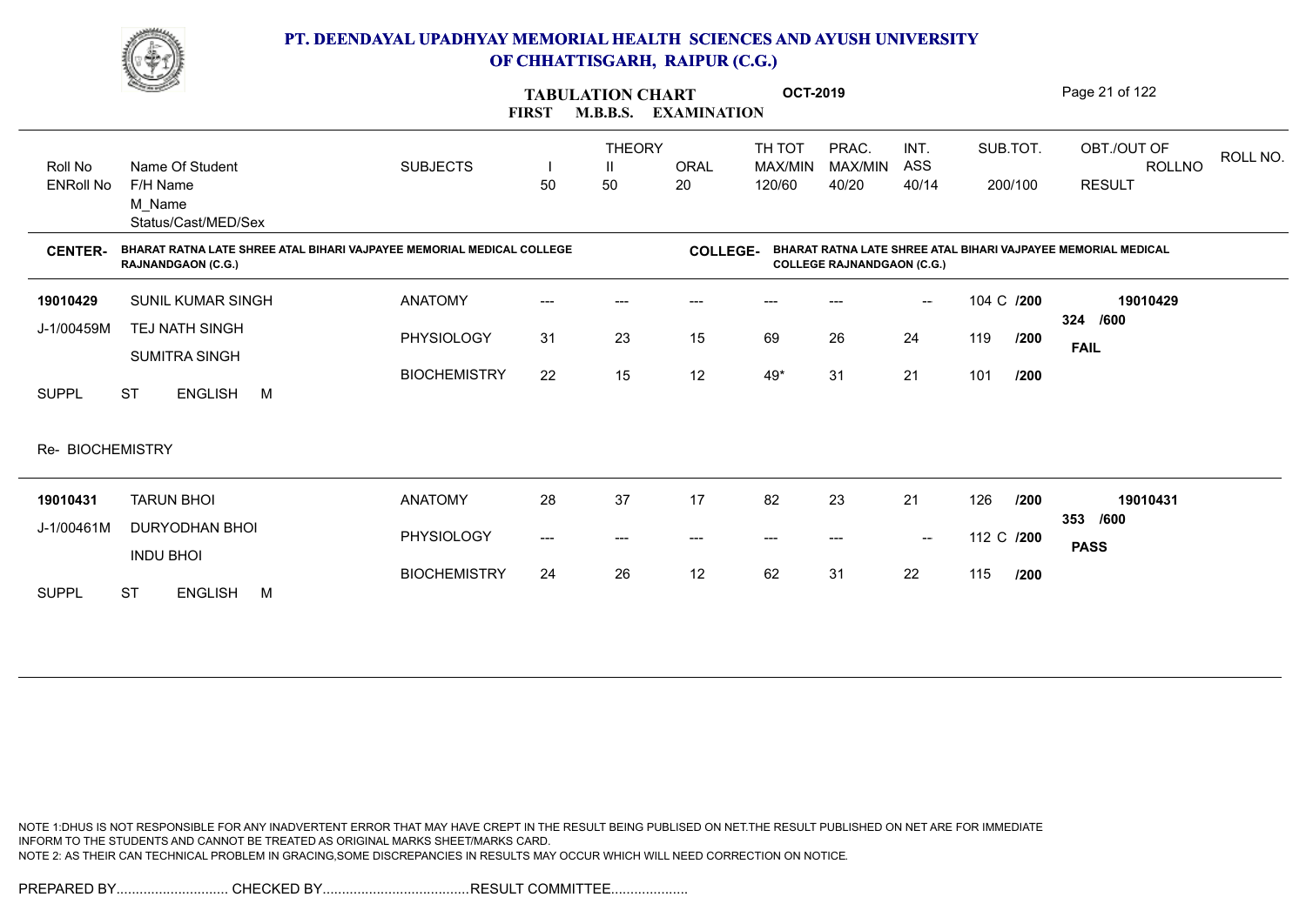# PT. DEENDAYAL UPADHYAY MEMORIAL HEALTH SCIENCES AND AYUSH UNIVERSITY OF CHHATTISGARH, RAIPUR (C.G.)

**TABULATION CHART** **OCT-2019**

**FIRST M.B.B.S. EXAMINATION**

| Roll No / ENRoll No | Name Of Student / F/H Name / M_Name / Status/Cast/MED/Sex | SUBJECTS | THEORY I 50 | THEORY II 50 | ORAL 20 | TH TOT MAX/MIN 120/60 | PRAC. MAX/MIN 40/20 | INT. ASS 40/14 | SUB.TOT. 200/100 | OBT./OUT OF ROLLNO RESULT |
|---|---|---|---|---|---|---|---|---|---|---|

**CENTER-** BHARAT RATNA LATE SHREE ATAL BIHARI VAJPAYEE MEMORIAL MEDICAL COLLEGE RAJNANDGAON (C.G.)

**COLLEGE-** BHARAT RATNA LATE SHREE ATAL BIHARI VAJPAYEE MEMORIAL MEDICAL COLLEGE RAJNANDGAON (C.G.)

| Roll No / ENRoll No | Name Of Student / F/H Name / M_Name / Status/Cast/MED/Sex | SUBJECTS | I | II | ORAL | TH TOT | PRAC. | INT. ASS | SUB.TOT. | OBT./OUT OF / RESULT |
|---|---|---|---|---|---|---|---|---|---|---|
| 19010429 | SUNIL KUMAR SINGH | ANATOMY | --- | --- | --- | --- | --- | -- | 104 C /200 | 19010429 |
| J-1/00459M | TEJ NATH SINGH | PHYSIOLOGY | 31 | 23 | 15 | 69 | 26 | 24 | 119 /200 | 324 /600 |
| | SUMITRA SINGH | BIOCHEMISTRY | 22 | 15 | 12 | 49* | 31 | 21 | 101 /200 | FAIL |
| SUPPL | ST ENGLISH M | | | | | | | | | |
| Re- BIOCHEMISTRY | | | | | | | | | | |
| 19010431 | TARUN BHOI | ANATOMY | 28 | 37 | 17 | 82 | 23 | 21 | 126 /200 | 19010431 |
| J-1/00461M | DURYODHAN BHOI | PHYSIOLOGY | --- | --- | --- | --- | --- | -- | 112 C /200 | 353 /600 |
| | INDU BHOI | BIOCHEMISTRY | 24 | 26 | 12 | 62 | 31 | 22 | 115 /200 | PASS |
| SUPPL | ST ENGLISH M | | | | | | | | | |

NOTE 1:DHUS IS NOT RESPONSIBLE FOR ANY INADVERTENT ERROR THAT MAY HAVE CREPT IN THE RESULT BEING PUBLISED ON NET.THE RESULT PUBLISHED ON NET ARE FOR IMMEDIATE INFORM TO THE STUDENTS AND CANNOT BE TREATED AS ORIGINAL MARKS SHEET/MARKS CARD.
NOTE 2: AS THEIR CAN TECHNICAL PROBLEM IN GRACING,SOME DISCREPANCIES IN RESULTS MAY OCCUR WHICH WILL NEED CORRECTION ON NOTICE.

PREPARED BY............................. CHECKED BY...................................... RESULT COMMITTEE....................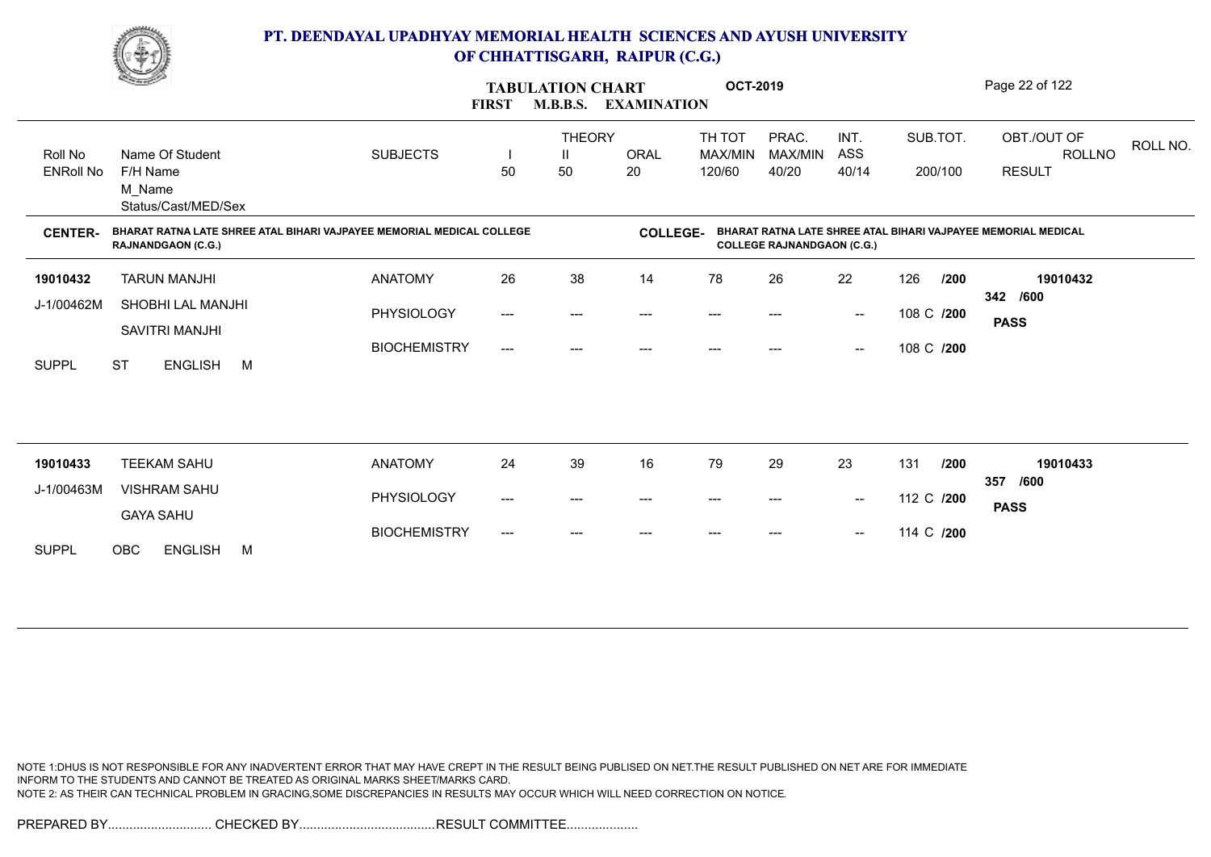# PT. DEENDAYAL UPADHYAY MEMORIAL HEALTH SCIENCES AND AYUSH UNIVERSITY OF CHHATTISGARH, RAIPUR (C.G.)

## TABULATION CHART OCT-2019
### FIRST M.B.B.S. EXAMINATION

**CENTER-** BHARAT RATNA LATE SHREE ATAL BIHARI VAJPAYEE MEMORIAL MEDICAL COLLEGE RAJNANDGAON (C.G.)

**COLLEGE-** BHARAT RATNA LATE SHREE ATAL BIHARI VAJPAYEE MEMORIAL MEDICAL COLLEGE RAJNANDGAON (C.G.)

| Roll No / ENRoll No | Name Of Student / F/H Name / M_Name / Status/Cast/MED/Sex | SUBJECTS | THEORY I 50 | THEORY II 50 | ORAL 20 | TH TOT MAX/MIN 120/60 | PRAC. MAX/MIN 40/20 | INT. ASS 40/14 | SUB.TOT. 200/100 | OBT./OUT OF ROLLNO RESULT |
|---|---|---|---|---|---|---|---|---|---|---|
| 19010432 | TARUN MANJHI | ANATOMY | 26 | 38 | 14 | 78 | 26 | 22 | 126 /200 | 19010432 |
| J-1/00462M | SHOBHI LAL MANJHI | PHYSIOLOGY | --- | --- | --- | --- | --- | -- | 108 C /200 | 342 /600 |
| | SAVITRI MANJHI | BIOCHEMISTRY | --- | --- | --- | --- | --- | -- | 108 C /200 | PASS |
| SUPPL | ST ENGLISH M | | | | | | | | | |
| 19010433 | TEEKAM SAHU | ANATOMY | 24 | 39 | 16 | 79 | 29 | 23 | 131 /200 | 19010433 |
| J-1/00463M | VISHRAM SAHU | PHYSIOLOGY | --- | --- | --- | --- | --- | -- | 112 C /200 | 357 /600 |
| | GAYA SAHU | BIOCHEMISTRY | --- | --- | --- | --- | --- | -- | 114 C /200 | PASS |
| SUPPL | OBC ENGLISH M | | | | | | | | | |

NOTE 1:DHUS IS NOT RESPONSIBLE FOR ANY INADVERTENT ERROR THAT MAY HAVE CREPT IN THE RESULT BEING PUBLISED ON NET.THE RESULT PUBLISHED ON NET ARE FOR IMMEDIATE INFORM TO THE STUDENTS AND CANNOT BE TREATED AS ORIGINAL MARKS SHEET/MARKS CARD.
NOTE 2: AS THEIR CAN TECHNICAL PROBLEM IN GRACING,SOME DISCREPANCIES IN RESULTS MAY OCCUR WHICH WILL NEED CORRECTION ON NOTICE.

PREPARED BY............................ CHECKED BY..................................... RESULT COMMITTEE...................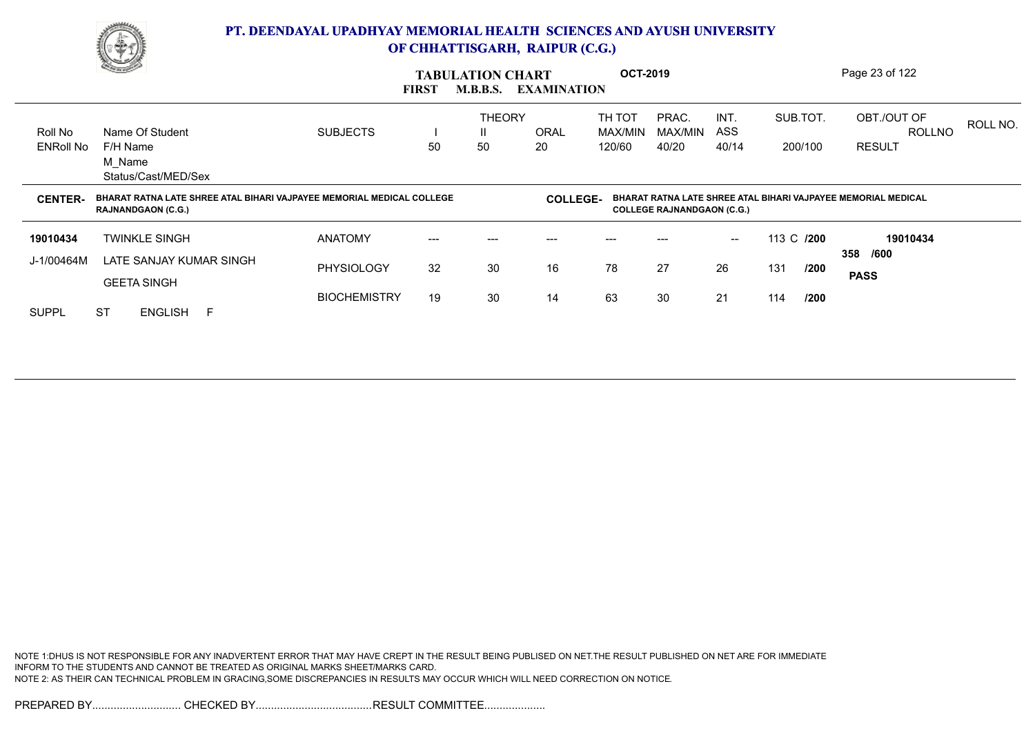# PT. DEENDAYAL UPADHYAY MEMORIAL HEALTH SCIENCES AND AYUSH UNIVERSITY OF CHHATTISGARH, RAIPUR (C.G.)

**TABULATION CHART** **OCT-2019**

**FIRST M.B.B.S. EXAMINATION**

| Roll No / ENRoll No | Name Of Student / F/H Name / M_Name / Status/Cast/MED/Sex | SUBJECTS | THEORY I 50 | THEORY II 50 | ORAL 20 | TH TOT MAX/MIN 120/60 | PRAC. MAX/MIN 40/20 | INT. ASS 40/14 | SUB.TOT. 200/100 | OBT./OUT OF ROLLNO RESULT |
|---|---|---|---|---|---|---|---|---|---|---|

**CENTER-** BHARAT RATNA LATE SHREE ATAL BIHARI VAJPAYEE MEMORIAL MEDICAL COLLEGE RAJNANDGAON (C.G.)

**COLLEGE-** BHARAT RATNA LATE SHREE ATAL BIHARI VAJPAYEE MEMORIAL MEDICAL COLLEGE RAJNANDGAON (C.G.)

| Roll No / ENRoll No | Name Of Student / F/H Name / M_Name / Status/Cast/MED/Sex | SUBJECTS | I | II | ORAL | TH TOT | PRAC. | INT. ASS | SUB.TOT. | OBT./OUT OF / RESULT |
|---|---|---|---|---|---|---|---|---|---|---|
| **19010434** | TWINKLE SINGH | ANATOMY | --- | --- | --- | --- | --- | -- | 113 C /200 | **19010434** |
| J-1/00464M | LATE SANJAY KUMAR SINGH | PHYSIOLOGY | 32 | 30 | 16 | 78 | 27 | 26 | 131 /200 | 358 /600 **PASS** |
| | GEETA SINGH | BIOCHEMISTRY | 19 | 30 | 14 | 63 | 30 | 21 | 114 /200 | |
| SUPPL | ST ENGLISH F | | | | | | | | | |

NOTE 1:DHUS IS NOT RESPONSIBLE FOR ANY INADVERTENT ERROR THAT MAY HAVE CREPT IN THE RESULT BEING PUBLISED ON NET.THE RESULT PUBLISHED ON NET ARE FOR IMMEDIATE INFORM TO THE STUDENTS AND CANNOT BE TREATED AS ORIGINAL MARKS SHEET/MARKS CARD.
NOTE 2: AS THEIR CAN TECHNICAL PROBLEM IN GRACING,SOME DISCREPANCIES IN RESULTS MAY OCCUR WHICH WILL NEED CORRECTION ON NOTICE.

PREPARED BY............................. CHECKED BY...................................... RESULT COMMITTEE....................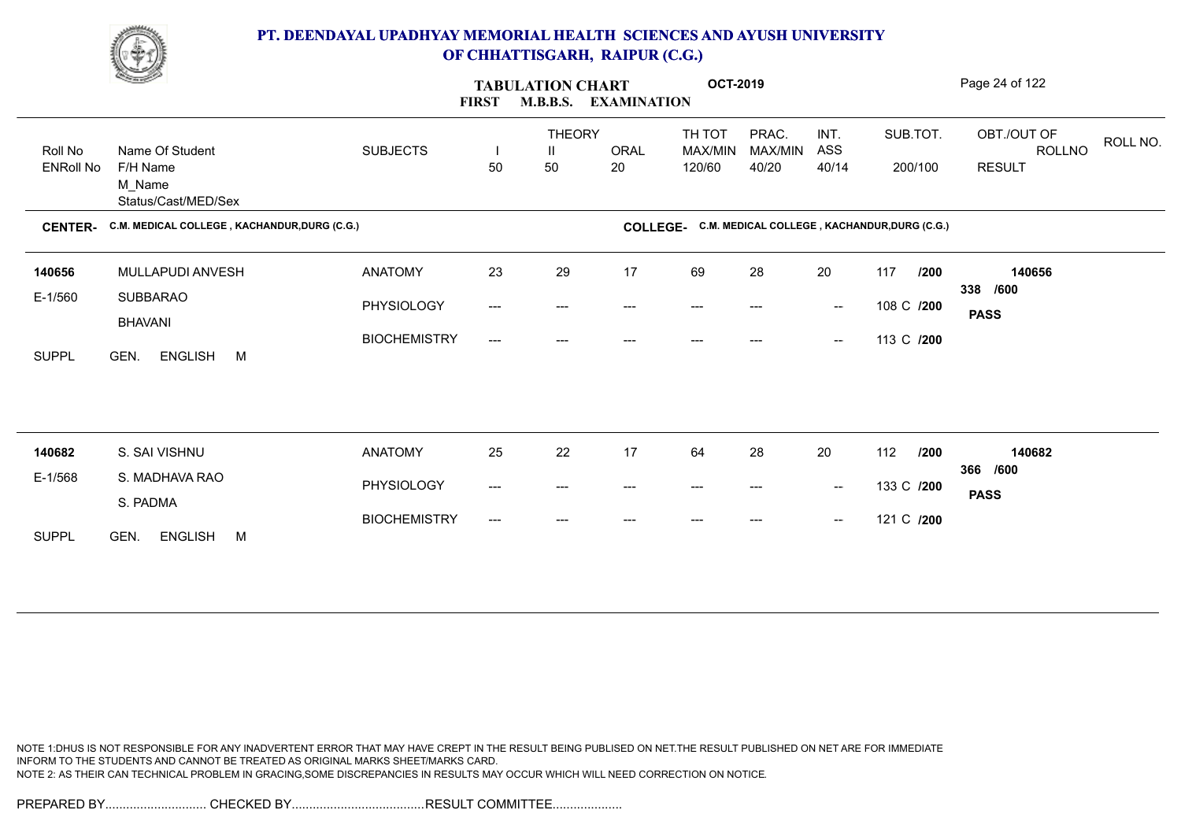# PT. DEENDAYAL UPADHYAY MEMORIAL HEALTH SCIENCES AND AYUSH UNIVERSITY OF CHHATTISGARH, RAIPUR (C.G.)

## TABULATION CHART OCT-2019
### FIRST M.B.B.S. EXAMINATION

| Roll No / ENRoll No | Name Of Student / F/H Name / M_Name / Status/Cast/MED/Sex | SUBJECTS | THEORY I 50 | THEORY II 50 | ORAL 20 | TH TOT MAX/MIN 120/60 | PRAC. MAX/MIN 40/20 | INT. ASS 40/14 | SUB.TOT. 200/100 | OBT./OUT OF RESULT | ROLLNO |
|---|---|---|---|---|---|---|---|---|---|---|---|

**CENTER-** C.M. MEDICAL COLLEGE , KACHANDUR,DURG (C.G.) **COLLEGE-** C.M. MEDICAL COLLEGE , KACHANDUR,DURG (C.G.)

| Roll No / ENRoll No | Name Of Student / F/H Name / M_Name / Status/Cast/MED/Sex | SUBJECTS | I | II | ORAL | TH TOT | PRAC. | INT. ASS | SUB.TOT. | OBT./OUT OF RESULT | ROLLNO |
|---|---|---|---|---|---|---|---|---|---|---|---|
| 140656 | MULLAPUDI ANVESH | ANATOMY | 23 | 29 | 17 | 69 | 28 | 20 | 117 /200 | 338 /600 | 140656 |
| E-1/560 | SUBBARAO | PHYSIOLOGY | --- | --- | --- | --- | --- | -- | 108 C /200 | PASS | |
| | BHAVANI | BIOCHEMISTRY | --- | --- | --- | --- | --- | -- | 113 C /200 | | |
| SUPPL | GEN. ENGLISH M | | | | | | | | | | |
| 140682 | S. SAI VISHNU | ANATOMY | 25 | 22 | 17 | 64 | 28 | 20 | 112 /200 | 366 /600 | 140682 |
| E-1/568 | S. MADHAVA RAO | PHYSIOLOGY | --- | --- | --- | --- | --- | -- | 133 C /200 | PASS | |
| | S. PADMA | BIOCHEMISTRY | --- | --- | --- | --- | --- | -- | 121 C /200 | | |
| SUPPL | GEN. ENGLISH M | | | | | | | | | | |

NOTE 1:DHUS IS NOT RESPONSIBLE FOR ANY INADVERTENT ERROR THAT MAY HAVE CREPT IN THE RESULT BEING PUBLISED ON NET.THE RESULT PUBLISHED ON NET ARE FOR IMMEDIATE INFORM TO THE STUDENTS AND CANNOT BE TREATED AS ORIGINAL MARKS SHEET/MARKS CARD.
NOTE 2: AS THEIR CAN TECHNICAL PROBLEM IN GRACING,SOME DISCREPANCIES IN RESULTS MAY OCCUR WHICH WILL NEED CORRECTION ON NOTICE.

PREPARED BY............................. CHECKED BY...................................... RESULT COMMITTEE....................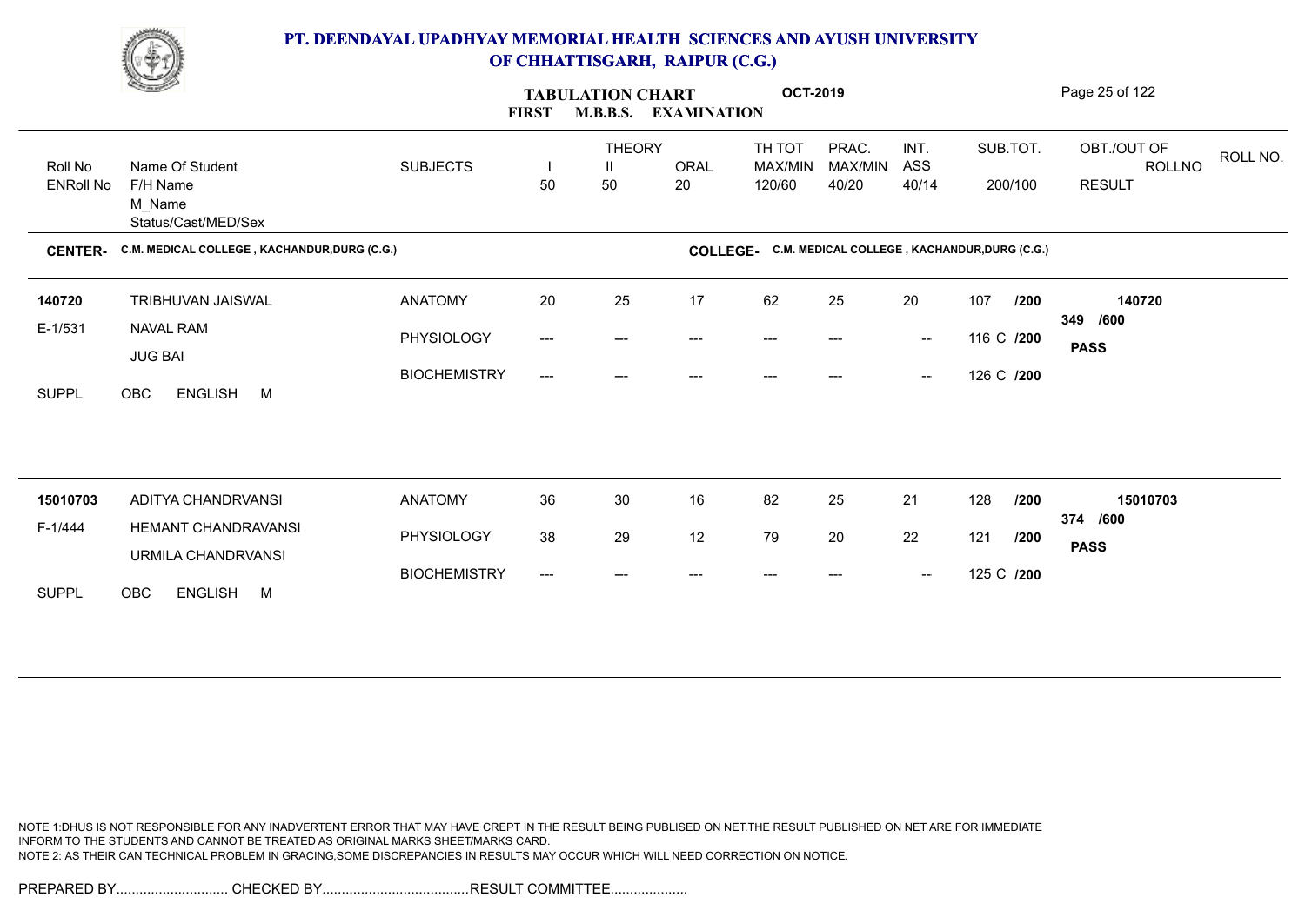# PT. DEENDAYAL UPADHYAY MEMORIAL HEALTH SCIENCES AND AYUSH UNIVERSITY OF CHHATTISGARH, RAIPUR (C.G.)

## TABULATION CHART OCT-2019
### FIRST M.B.B.S. EXAMINATION

**CENTER-** C.M. MEDICAL COLLEGE , KACHANDUR,DURG (C.G.)  **COLLEGE-** C.M. MEDICAL COLLEGE , KACHANDUR,DURG (C.G.)

| Roll No / ENRoll No | Name Of Student / F/H Name / M_Name / Status/Cast/MED/Sex | SUBJECTS | THEORY I 50 | THEORY II 50 | ORAL 20 | TH TOT MAX/MIN 120/60 | PRAC. MAX/MIN 40/20 | INT. ASS 40/14 | SUB.TOT. 200/100 | OBT./OUT OF / RESULT | ROLLNO |
|---|---|---|---|---|---|---|---|---|---|---|---|
| 140720 | TRIBHUVAN JAISWAL | ANATOMY | 20 | 25 | 17 | 62 | 25 | 20 | 107 /200 | 349 /600 | 140720 |
| E-1/531 | NAVAL RAM | PHYSIOLOGY | --- | --- | --- | --- | --- | -- | 116 C /200 | PASS | |
| | JUG BAI | BIOCHEMISTRY | --- | --- | --- | --- | --- | -- | 126 C /200 | | |
| SUPPL | OBC ENGLISH M | | | | | | | | | | |
| 15010703 | ADITYA CHANDRVANSI | ANATOMY | 36 | 30 | 16 | 82 | 25 | 21 | 128 /200 | 374 /600 | 15010703 |
| F-1/444 | HEMANT CHANDRAVANSI | PHYSIOLOGY | 38 | 29 | 12 | 79 | 20 | 22 | 121 /200 | PASS | |
| | URMILA CHANDRVANSI | BIOCHEMISTRY | --- | --- | --- | --- | --- | -- | 125 C /200 | | |
| SUPPL | OBC ENGLISH M | | | | | | | | | | |

NOTE 1:DHUS IS NOT RESPONSIBLE FOR ANY INADVERTENT ERROR THAT MAY HAVE CREPT IN THE RESULT BEING PUBLISED ON NET.THE RESULT PUBLISHED ON NET ARE FOR IMMEDIATE INFORM TO THE STUDENTS AND CANNOT BE TREATED AS ORIGINAL MARKS SHEET/MARKS CARD.
NOTE 2: AS THEIR CAN TECHNICAL PROBLEM IN GRACING,SOME DISCREPANCIES IN RESULTS MAY OCCUR WHICH WILL NEED CORRECTION ON NOTICE.

PREPARED BY............................. CHECKED BY...................................... RESULT COMMITTEE....................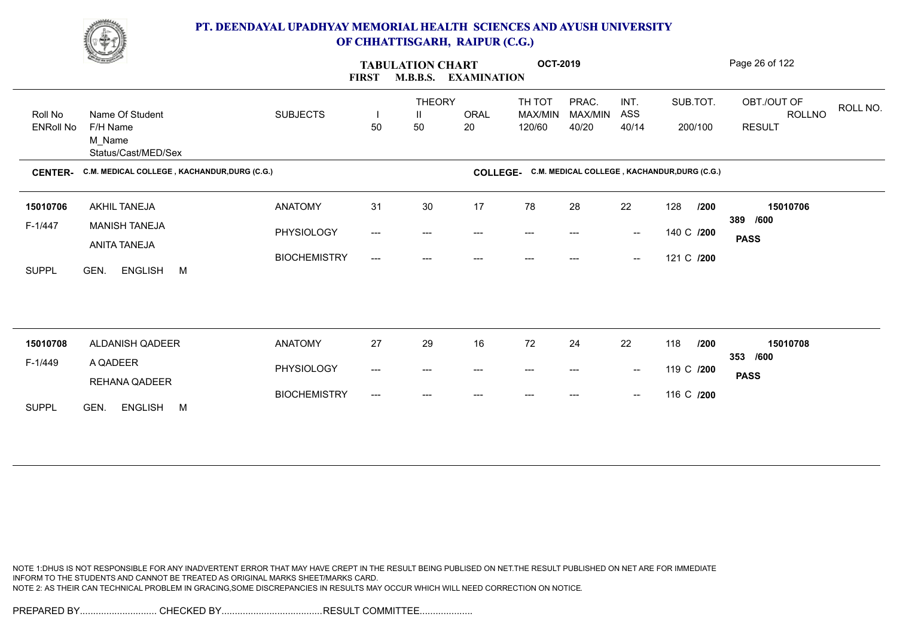# PT. DEENDAYAL UPADHYAY MEMORIAL HEALTH SCIENCES AND AYUSH UNIVERSITY OF CHHATTISGARH, RAIPUR (C.G.)

## TABULATION CHART — FIRST M.B.B.S. EXAMINATION — OCT-2019

**CENTER-** C.M. MEDICAL COLLEGE , KACHANDUR,DURG (C.G.)  **COLLEGE-** C.M. MEDICAL COLLEGE , KACHANDUR,DURG (C.G.)

| Roll No / ENRoll No | Name Of Student / F/H Name / M_Name / Status/Cast/MED/Sex | SUBJECTS | THEORY I 50 | THEORY II 50 | ORAL 20 | TH TOT MAX/MIN 120/60 | PRAC. MAX/MIN 40/20 | INT. ASS 40/14 | SUB.TOT. 200/100 | OBT./OUT OF / RESULT | ROLLNO |
|---|---|---|---|---|---|---|---|---|---|---|---|
| 15010706 | AKHIL TANEJA | ANATOMY | 31 | 30 | 17 | 78 | 28 | 22 | 128 /200 | 389 /600 | 15010706 |
| F-1/447 | MANISH TANEJA | PHYSIOLOGY | --- | --- | --- | --- | --- | -- | 140 C /200 | PASS | |
| | ANITA TANEJA | BIOCHEMISTRY | --- | --- | --- | --- | --- | -- | 121 C /200 | | |
| SUPPL | GEN. ENGLISH M | | | | | | | | | | |
| 15010708 | ALDANISH QADEER | ANATOMY | 27 | 29 | 16 | 72 | 24 | 22 | 118 /200 | 353 /600 | 15010708 |
| F-1/449 | A QADEER | PHYSIOLOGY | --- | --- | --- | --- | --- | -- | 119 C /200 | PASS | |
| | REHANA QADEER | BIOCHEMISTRY | --- | --- | --- | --- | --- | -- | 116 C /200 | | |
| SUPPL | GEN. ENGLISH M | | | | | | | | | | |

NOTE 1:DHUS IS NOT RESPONSIBLE FOR ANY INADVERTENT ERROR THAT MAY HAVE CREPT IN THE RESULT BEING PUBLISED ON NET.THE RESULT PUBLISHED ON NET ARE FOR IMMEDIATE INFORM TO THE STUDENTS AND CANNOT BE TREATED AS ORIGINAL MARKS SHEET/MARKS CARD.
NOTE 2: AS THEIR CAN TECHNICAL PROBLEM IN GRACING,SOME DISCREPANCIES IN RESULTS MAY OCCUR WHICH WILL NEED CORRECTION ON NOTICE.

PREPARED BY............................. CHECKED BY......................................RESULT COMMITTEE....................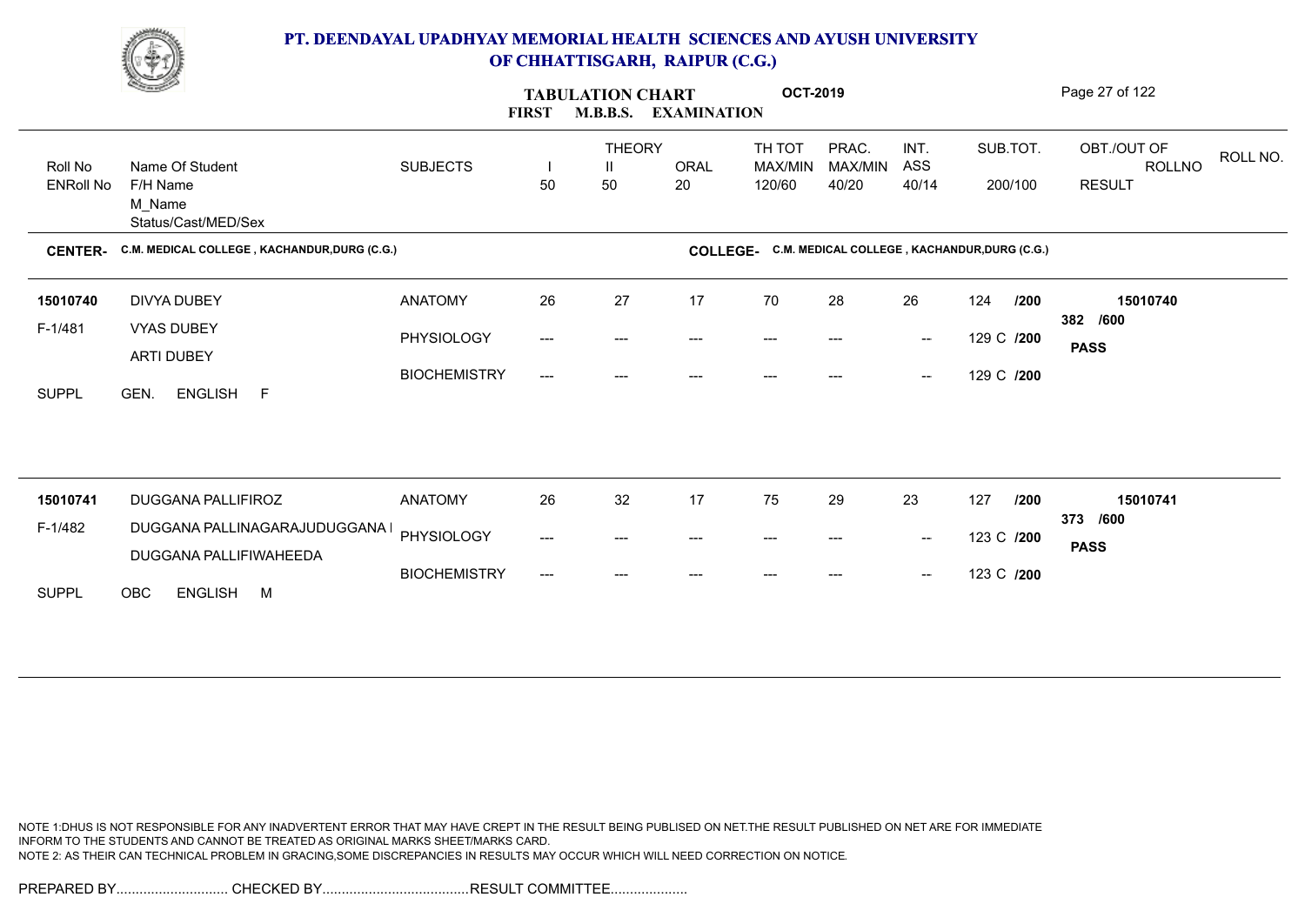## PT. DEENDAYAL UPADHYAY MEMORIAL HEALTH SCIENCES AND AYUSH UNIVERSITY OF CHHATTISGARH, RAIPUR (C.G.)

**TABULATION CHART** OCT-2019
**FIRST M.B.B.S. EXAMINATION**

| Roll No / ENRoll No | Name Of Student / F/H Name / M_Name / Status/Cast/MED/Sex | SUBJECTS | THEORY I 50 | THEORY II 50 | ORAL 20 | TH TOT MAX/MIN 120/60 | PRAC. MAX/MIN 40/20 | INT. ASS 40/14 | SUB.TOT. 200/100 | OBT./OUT OF / RESULT | ROLLNO |
|---|---|---|---|---|---|---|---|---|---|---|---|

**CENTER-** C.M. MEDICAL COLLEGE , KACHANDUR,DURG (C.G.) **COLLEGE-** C.M. MEDICAL COLLEGE , KACHANDUR,DURG (C.G.)

| Roll No / ENRoll No | Name Of Student / F/H Name / M_Name / Status/Cast/MED/Sex | SUBJECTS | I | II | ORAL | TH TOT | PRAC. | INT. ASS | SUB.TOT. | OBT./OUT OF / RESULT | ROLLNO |
|---|---|---|---|---|---|---|---|---|---|---|---|
| 15010740 | DIVYA DUBEY | ANATOMY | 26 | 27 | 17 | 70 | 28 | 26 | 124 /200 | 382 /600 | 15010740 |
| F-1/481 | VYAS DUBEY | PHYSIOLOGY | --- | --- | --- | --- | --- | -- | 129 C /200 | PASS | |
| | ARTI DUBEY | BIOCHEMISTRY | --- | --- | --- | --- | --- | -- | 129 C /200 | | |
| SUPPL | GEN. ENGLISH F | | | | | | | | | | |
| 15010741 | DUGGANA PALLIFIROZ | ANATOMY | 26 | 32 | 17 | 75 | 29 | 23 | 127 /200 | 373 /600 | 15010741 |
| F-1/482 | DUGGANA PALLINAGARAJUDUGGANA I | PHYSIOLOGY | --- | --- | --- | --- | --- | -- | 123 C /200 | PASS | |
| | DUGGANA PALLIFIWAHEEDA | BIOCHEMISTRY | --- | --- | --- | --- | --- | -- | 123 C /200 | | |
| SUPPL | OBC ENGLISH M | | | | | | | | | | |

NOTE 1:DHUS IS NOT RESPONSIBLE FOR ANY INADVERTENT ERROR THAT MAY HAVE CREPT IN THE RESULT BEING PUBLISED ON NET.THE RESULT PUBLISHED ON NET ARE FOR IMMEDIATE INFORM TO THE STUDENTS AND CANNOT BE TREATED AS ORIGINAL MARKS SHEET/MARKS CARD.
NOTE 2: AS THEIR CAN TECHNICAL PROBLEM IN GRACING,SOME DISCREPANCIES IN RESULTS MAY OCCUR WHICH WILL NEED CORRECTION ON NOTICE.

PREPARED BY............................. CHECKED BY...................................... RESULT COMMITTEE....................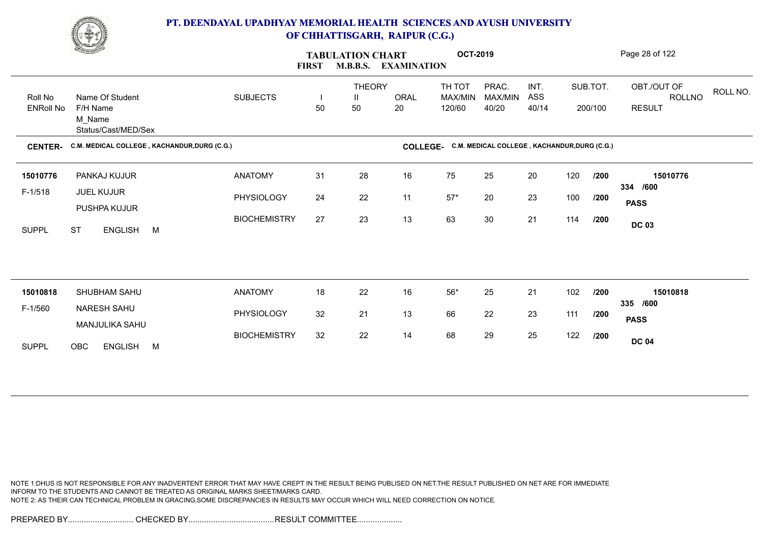# PT. DEENDAYAL UPADHYAY MEMORIAL HEALTH SCIENCES AND AYUSH UNIVERSITY OF CHHATTISGARH, RAIPUR (C.G.)

## TABULATION CHART — FIRST M.B.B.S. EXAMINATION — OCT-2019

**CENTER-** C.M. MEDICAL COLLEGE , KACHANDUR,DURG (C.G.)
**COLLEGE-** C.M. MEDICAL COLLEGE , KACHANDUR,DURG (C.G.)

| Roll No / ENRoll No | Name Of Student / F/H Name / M_Name / Status/Cast/MED/Sex | SUBJECTS | THEORY I (50) | THEORY II (50) | ORAL (20) | TH TOT MAX/MIN 120/60 | PRAC. MAX/MIN 40/20 | INT. ASS 40/14 | SUB.TOT. 200/100 | OBT./OUT OF / ROLLNO / RESULT |
|---|---|---|---|---|---|---|---|---|---|---|
| 15010776 | PANKAJ KUJUR | ANATOMY | 31 | 28 | 16 | 75 | 25 | 20 | 120 /200 | 15010776 |
| F-1/518 | JUEL KUJUR | PHYSIOLOGY | 24 | 22 | 11 | 57* | 20 | 23 | 100 /200 | 334 /600 |
| | PUSHPA KUJUR | BIOCHEMISTRY | 27 | 23 | 13 | 63 | 30 | 21 | 114 /200 | PASS |
| SUPPL | ST ENGLISH M | | | | | | | | | DC 03 |
| 15010818 | SHUBHAM SAHU | ANATOMY | 18 | 22 | 16 | 56* | 25 | 21 | 102 /200 | 15010818 |
| F-1/560 | NARESH SAHU | PHYSIOLOGY | 32 | 21 | 13 | 66 | 22 | 23 | 111 /200 | 335 /600 |
| | MANJULIKA SAHU | BIOCHEMISTRY | 32 | 22 | 14 | 68 | 29 | 25 | 122 /200 | PASS |
| SUPPL | OBC ENGLISH M | | | | | | | | | DC 04 |

NOTE 1:DHUS IS NOT RESPONSIBLE FOR ANY INADVERTENT ERROR THAT MAY HAVE CREPT IN THE RESULT BEING PUBLISED ON NET.THE RESULT PUBLISHED ON NET ARE FOR IMMEDIATE INFORM TO THE STUDENTS AND CANNOT BE TREATED AS ORIGINAL MARKS SHEET/MARKS CARD.
NOTE 2: AS THEIR CAN TECHNICAL PROBLEM IN GRACING,SOME DISCREPANCIES IN RESULTS MAY OCCUR WHICH WILL NEED CORRECTION ON NOTICE.

PREPARED BY............................. CHECKED BY...................................... RESULT COMMITTEE....................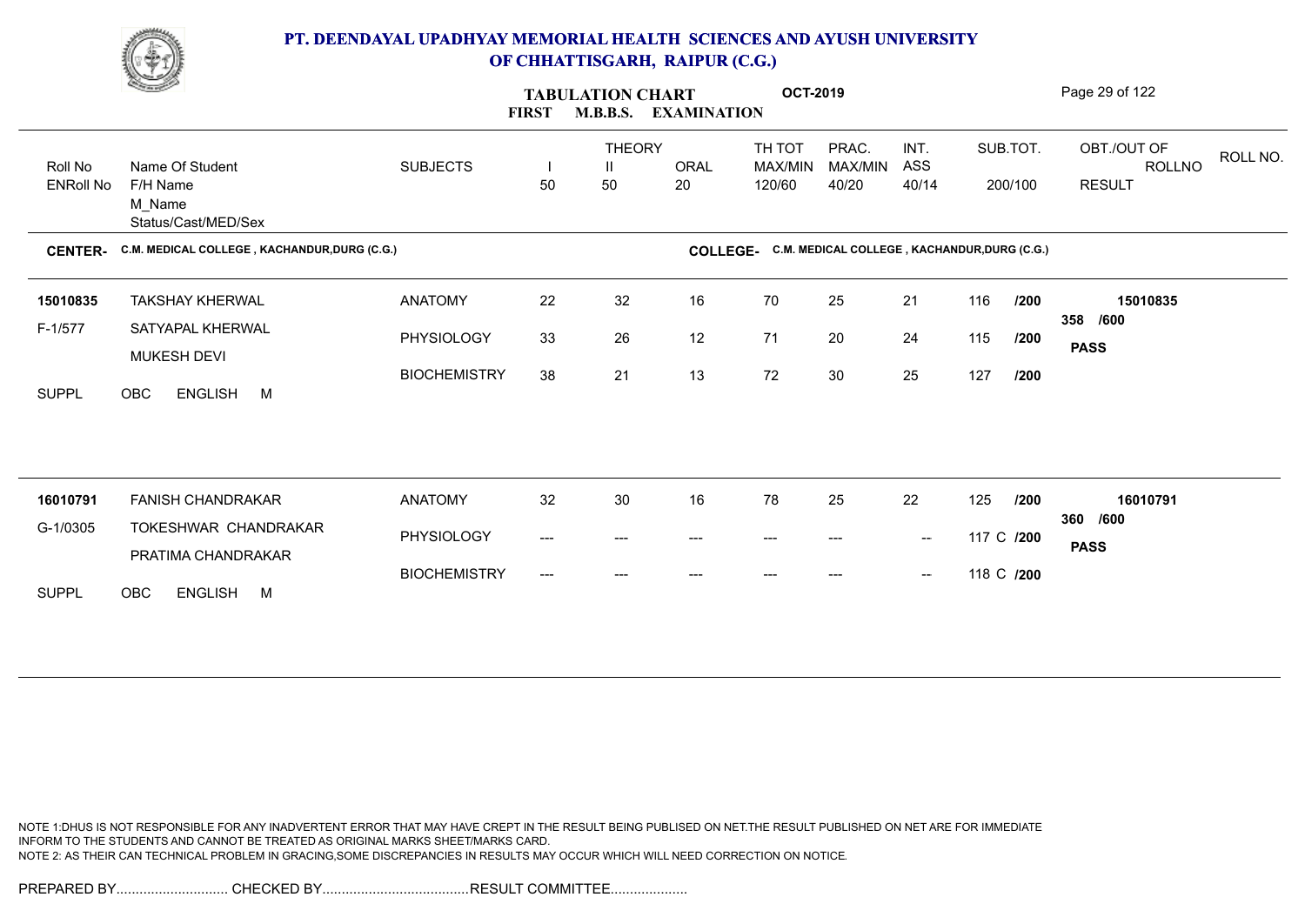# PT. DEENDAYAL UPADHYAY MEMORIAL HEALTH SCIENCES AND AYUSH UNIVERSITY OF CHHATTISGARH, RAIPUR (C.G.)

**TABULATION CHART — FIRST M.B.B.S. EXAMINATION — OCT-2019**

| Roll No / ENRoll No | Name Of Student / F/H Name / M_Name / Status/Cast/MED/Sex | SUBJECTS | THEORY I (50) | THEORY II (50) | ORAL (20) | TH TOT MAX/MIN 120/60 | PRAC. MAX/MIN 40/20 | INT. ASS 40/14 | SUB.TOT. 200/100 | OBT./OUT OF ROLLNO RESULT | ROLL NO. |
|---|---|---|---|---|---|---|---|---|---|---|---|

**CENTER-** C.M. MEDICAL COLLEGE , KACHANDUR,DURG (C.G.) **COLLEGE-** C.M. MEDICAL COLLEGE , KACHANDUR,DURG (C.G.)

| Roll No / ENRoll No | Name Of Student / F/H Name / M_Name / Status/Cast/MED/Sex | SUBJECTS | I | II | ORAL | TH TOT | PRAC. | INT. ASS | SUB.TOT. | OBT./OUT OF / RESULT |
|---|---|---|---|---|---|---|---|---|---|---|
| 15010835 | TAKSHAY KHERWAL | ANATOMY | 22 | 32 | 16 | 70 | 25 | 21 | 116 /200 | 15010835 |
| F-1/577 | SATYAPAL KHERWAL | PHYSIOLOGY | 33 | 26 | 12 | 71 | 20 | 24 | 115 /200 | 358 /600 |
| | MUKESH DEVI | BIOCHEMISTRY | 38 | 21 | 13 | 72 | 30 | 25 | 127 /200 | **PASS** |
| SUPPL | OBC ENGLISH M | | | | | | | | | |
| 16010791 | FANISH CHANDRAKAR | ANATOMY | 32 | 30 | 16 | 78 | 25 | 22 | 125 /200 | 16010791 |
| G-1/0305 | TOKESHWAR CHANDRAKAR | PHYSIOLOGY | --- | --- | --- | --- | --- | -- | 117 C /200 | 360 /600 |
| | PRATIMA CHANDRAKAR | BIOCHEMISTRY | --- | --- | --- | --- | --- | -- | 118 C /200 | **PASS** |
| SUPPL | OBC ENGLISH M | | | | | | | | | |

NOTE 1:DHUS IS NOT RESPONSIBLE FOR ANY INADVERTENT ERROR THAT MAY HAVE CREPT IN THE RESULT BEING PUBLISED ON NET.THE RESULT PUBLISHED ON NET ARE FOR IMMEDIATE INFORM TO THE STUDENTS AND CANNOT BE TREATED AS ORIGINAL MARKS SHEET/MARKS CARD.
NOTE 2: AS THEIR CAN TECHNICAL PROBLEM IN GRACING,SOME DISCREPANCIES IN RESULTS MAY OCCUR WHICH WILL NEED CORRECTION ON NOTICE.

PREPARED BY............................. CHECKED BY...................................... RESULT COMMITTEE....................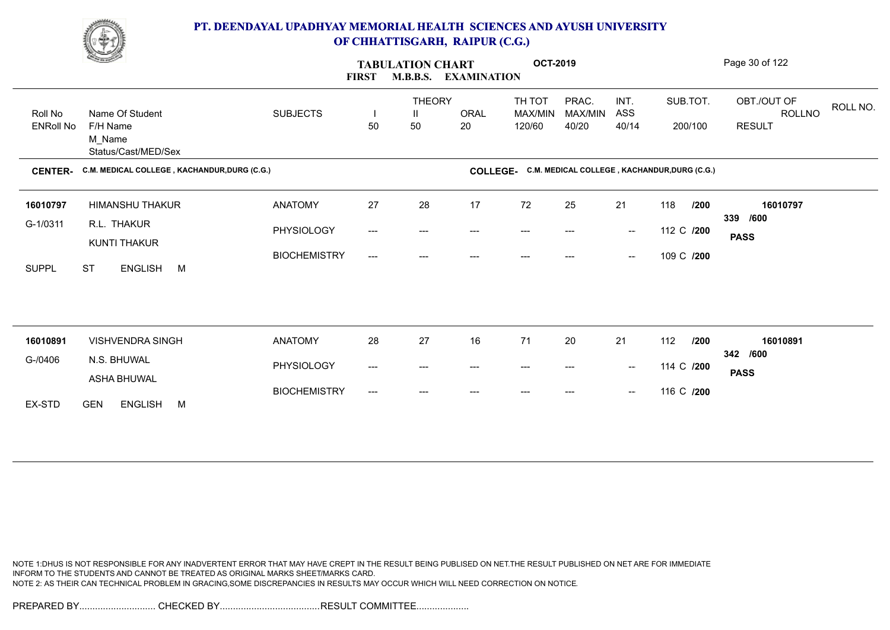# PT. DEENDAYAL UPADHYAY MEMORIAL HEALTH SCIENCES AND AYUSH UNIVERSITY OF CHHATTISGARH, RAIPUR (C.G.)

## TABULATION CHART — FIRST M.B.B.S. EXAMINATION — OCT-2019

| Roll No / ENRoll No | Name Of Student / F/H Name / M_Name / Status/Cast/MED/Sex | SUBJECTS | THEORY I 50 | THEORY II 50 | ORAL 20 | TH TOT MAX/MIN 120/60 | PRAC. MAX/MIN 40/20 | INT. ASS 40/14 | SUB.TOT. 200/100 | OBT./OUT OF / RESULT | ROLLNO |
|---|---|---|---|---|---|---|---|---|---|---|---|

**CENTER-** C.M. MEDICAL COLLEGE , KACHANDUR,DURG (C.G.) **COLLEGE-** C.M. MEDICAL COLLEGE , KACHANDUR,DURG (C.G.)

| Roll No / ENRoll No | Name Of Student / F/H Name / M_Name / Status/Cast/MED/Sex | SUBJECTS | I | II | ORAL | TH TOT | PRAC. | INT. ASS | SUB.TOT. | OBT./OUT OF / RESULT | ROLLNO |
|---|---|---|---|---|---|---|---|---|---|---|---|
| 16010797 | HIMANSHU THAKUR | ANATOMY | 27 | 28 | 17 | 72 | 25 | 21 | 118 /200 | 339 /600 | 16010797 |
| G-1/0311 | R.L. THAKUR | PHYSIOLOGY | --- | --- | --- | --- | --- | -- | 112 C /200 | PASS | |
| | KUNTI THAKUR | BIOCHEMISTRY | --- | --- | --- | --- | --- | -- | 109 C /200 | | |
| SUPPL | ST ENGLISH M | | | | | | | | | | |
| 16010891 | VISHVENDRA SINGH | ANATOMY | 28 | 27 | 16 | 71 | 20 | 21 | 112 /200 | 342 /600 | 16010891 |
| G-/0406 | N.S. BHUWAL | PHYSIOLOGY | --- | --- | --- | --- | --- | -- | 114 C /200 | PASS | |
| | ASHA BHUWAL | BIOCHEMISTRY | --- | --- | --- | --- | --- | -- | 116 C /200 | | |
| EX-STD | GEN ENGLISH M | | | | | | | | | | |

NOTE 1:DHUS IS NOT RESPONSIBLE FOR ANY INADVERTENT ERROR THAT MAY HAVE CREPT IN THE RESULT BEING PUBLISED ON NET.THE RESULT PUBLISHED ON NET ARE FOR IMMEDIATE INFORM TO THE STUDENTS AND CANNOT BE TREATED AS ORIGINAL MARKS SHEET/MARKS CARD.
NOTE 2: AS THEIR CAN TECHNICAL PROBLEM IN GRACING,SOME DISCREPANCIES IN RESULTS MAY OCCUR WHICH WILL NEED CORRECTION ON NOTICE.

PREPARED BY............................. CHECKED BY...................................... RESULT COMMITTEE....................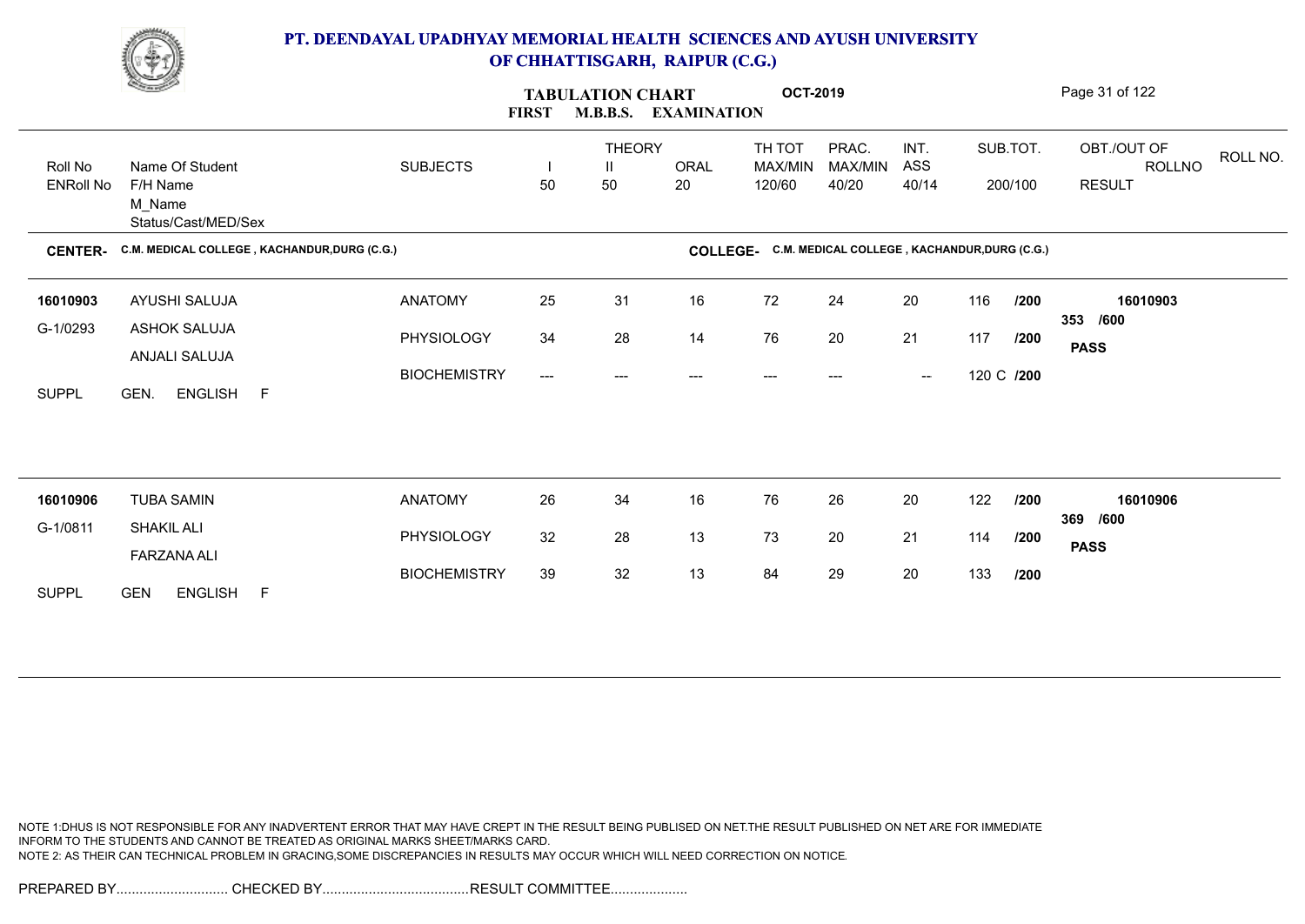# PT. DEENDAYAL UPADHYAY MEMORIAL HEALTH SCIENCES AND AYUSH UNIVERSITY OF CHHATTISGARH, RAIPUR (C.G.)

## TABULATION CHART — FIRST M.B.B.S. EXAMINATION — OCT-2019

**CENTER-** C.M. MEDICAL COLLEGE , KACHANDUR,DURG (C.G.)
**COLLEGE-** C.M. MEDICAL COLLEGE , KACHANDUR,DURG (C.G.)

| Roll No / ENRoll No | Name Of Student / F/H Name / M_Name / Status/Cast/MED/Sex | SUBJECTS | THEORY I 50 | THEORY II 50 | ORAL 20 | TH TOT MAX/MIN 120/60 | PRAC. MAX/MIN 40/20 | INT. ASS 40/14 | SUB.TOT. 200/100 | OBT./OUT OF / RESULT | ROLLNO |
|---|---|---|---|---|---|---|---|---|---|---|---|
| 16010903 | AYUSHI SALUJA | ANATOMY | 25 | 31 | 16 | 72 | 24 | 20 | 116 /200 | 353 /600 | 16010903 |
| G-1/0293 | ASHOK SALUJA | PHYSIOLOGY | 34 | 28 | 14 | 76 | 20 | 21 | 117 /200 | PASS | |
| | ANJALI SALUJA | BIOCHEMISTRY | --- | --- | --- | --- | --- | -- | 120 C /200 | | |
| SUPPL | GEN. ENGLISH F | | | | | | | | | | |
| 16010906 | TUBA SAMIN | ANATOMY | 26 | 34 | 16 | 76 | 26 | 20 | 122 /200 | 369 /600 | 16010906 |
| G-1/0811 | SHAKIL ALI | PHYSIOLOGY | 32 | 28 | 13 | 73 | 20 | 21 | 114 /200 | PASS | |
| | FARZANA ALI | BIOCHEMISTRY | 39 | 32 | 13 | 84 | 29 | 20 | 133 /200 | | |
| SUPPL | GEN ENGLISH F | | | | | | | | | | |

NOTE 1:DHUS IS NOT RESPONSIBLE FOR ANY INADVERTENT ERROR THAT MAY HAVE CREPT IN THE RESULT BEING PUBLISED ON NET.THE RESULT PUBLISHED ON NET ARE FOR IMMEDIATE INFORM TO THE STUDENTS AND CANNOT BE TREATED AS ORIGINAL MARKS SHEET/MARKS CARD.
NOTE 2: AS THEIR CAN TECHNICAL PROBLEM IN GRACING,SOME DISCREPANCIES IN RESULTS MAY OCCUR WHICH WILL NEED CORRECTION ON NOTICE.

PREPARED BY............................. CHECKED BY...................................... RESULT COMMITTEE....................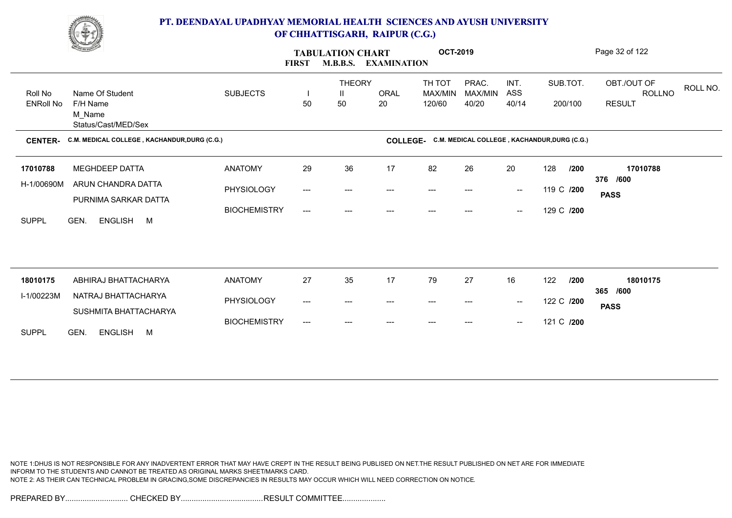# PT. DEENDAYAL UPADHYAY MEMORIAL HEALTH SCIENCES AND AYUSH UNIVERSITY OF CHHATTISGARH, RAIPUR (C.G.)

## TABULATION CHART — FIRST M.B.B.S. EXAMINATION — OCT-2019

**CENTER-** C.M. MEDICAL COLLEGE , KACHANDUR,DURG (C.G.)
**COLLEGE-** C.M. MEDICAL COLLEGE , KACHANDUR,DURG (C.G.)

| Roll No / ENRoll No | Name Of Student / F/H Name / M_Name / Status/Cast/MED/Sex | SUBJECTS | THEORY I 50 | THEORY II 50 | ORAL 20 | TH TOT MAX/MIN 120/60 | PRAC. MAX/MIN 40/20 | INT. ASS 40/14 | SUB.TOT. 200/100 | OBT./OUT OF ROLLNO RESULT |
|---|---|---|---|---|---|---|---|---|---|---|
| 17010788 | MEGHDEEP DATTA | ANATOMY | 29 | 36 | 17 | 82 | 26 | 20 | 128 /200 | 17010788 |
| H-1/00690M | ARUN CHANDRA DATTA | PHYSIOLOGY | --- | --- | --- | --- | --- | -- | 119 C /200 | 376 /600 |
| | PURNIMA SARKAR DATTA | BIOCHEMISTRY | --- | --- | --- | --- | --- | -- | 129 C /200 | **PASS** |
| SUPPL | GEN. ENGLISH M | | | | | | | | | |
| 18010175 | ABHIRAJ BHATTACHARYA | ANATOMY | 27 | 35 | 17 | 79 | 27 | 16 | 122 /200 | 18010175 |
| I-1/00223M | NATRAJ BHATTACHARYA | PHYSIOLOGY | --- | --- | --- | --- | --- | -- | 122 C /200 | 365 /600 |
| | SUSHMITA BHATTACHARYA | BIOCHEMISTRY | --- | --- | --- | --- | --- | -- | 121 C /200 | **PASS** |
| SUPPL | GEN. ENGLISH M | | | | | | | | | |

NOTE 1:DHUS IS NOT RESPONSIBLE FOR ANY INADVERTENT ERROR THAT MAY HAVE CREPT IN THE RESULT BEING PUBLISED ON NET.THE RESULT PUBLISHED ON NET ARE FOR IMMEDIATE INFORM TO THE STUDENTS AND CANNOT BE TREATED AS ORIGINAL MARKS SHEET/MARKS CARD.
NOTE 2: AS THEIR CAN TECHNICAL PROBLEM IN GRACING,SOME DISCREPANCIES IN RESULTS MAY OCCUR WHICH WILL NEED CORRECTION ON NOTICE.

PREPARED BY............................. CHECKED BY...................................... RESULT COMMITTEE....................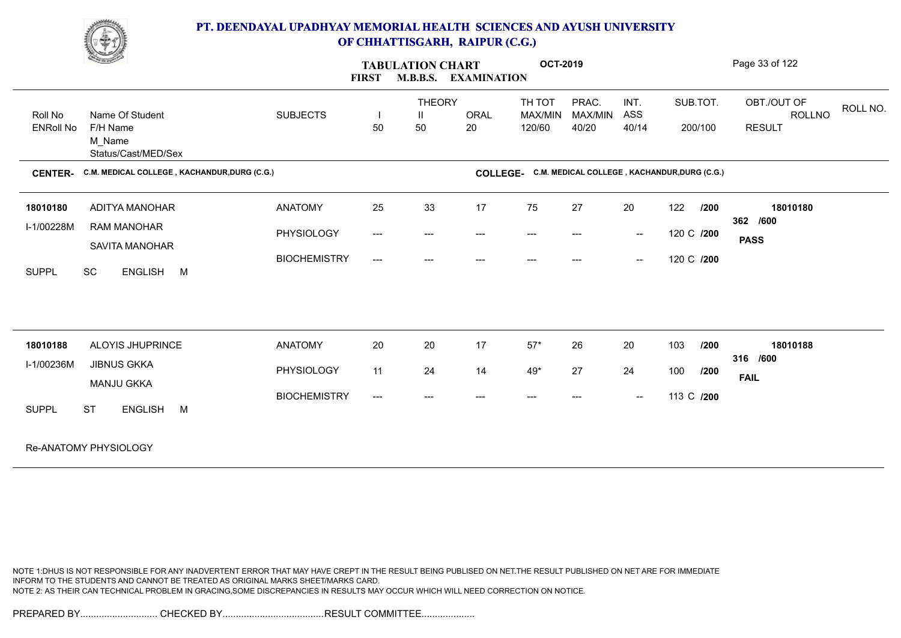# PT. DEENDAYAL UPADHYAY MEMORIAL HEALTH SCIENCES AND AYUSH UNIVERSITY OF CHHATTISGARH, RAIPUR (C.G.)

**TABULATION CHART** **OCT-2019**

**FIRST M.B.B.S. EXAMINATION**

| Roll No / ENRoll No | Name Of Student / F/H Name / M_Name / Status/Cast/MED/Sex | SUBJECTS | THEORY I 50 | THEORY II 50 | ORAL 20 | TH TOT MAX/MIN 120/60 | PRAC. MAX/MIN 40/20 | INT. ASS 40/14 | SUB.TOT. 200/100 | OBT./OUT OF ROLLNO RESULT | ROLL NO. |
|---|---|---|---|---|---|---|---|---|---|---|---|

**CENTER-** C.M. MEDICAL COLLEGE , KACHANDUR,DURG (C.G.) **COLLEGE-** C.M. MEDICAL COLLEGE , KACHANDUR,DURG (C.G.)

| Roll No / ENRoll No | Name Of Student / F/H Name / M_Name / Status/Cast/MED/Sex | SUBJECTS | I | II | ORAL | TH TOT | PRAC. | INT. ASS | SUB.TOT. | OBT./OUT OF / RESULT |
|---|---|---|---|---|---|---|---|---|---|---|
| 18010180 | ADITYA MANOHAR | ANATOMY | 25 | 33 | 17 | 75 | 27 | 20 | 122 /200 | 18010180 |
| I-1/00228M | RAM MANOHAR | PHYSIOLOGY | --- | --- | --- | --- | --- | -- | 120 C /200 | 362 /600 |
| | SAVITA MANOHAR | BIOCHEMISTRY | --- | --- | --- | --- | --- | -- | 120 C /200 | **PASS** |
| SUPPL | SC ENGLISH M | | | | | | | | | |
| 18010188 | ALOYIS JHUPRINCE | ANATOMY | 20 | 20 | 17 | 57* | 26 | 20 | 103 /200 | 18010188 |
| I-1/00236M | JIBNUS GKKA | PHYSIOLOGY | 11 | 24 | 14 | 49* | 27 | 24 | 100 /200 | 316 /600 |
| | MANJU GKKA | BIOCHEMISTRY | --- | --- | --- | --- | --- | -- | 113 C /200 | **FAIL** |
| SUPPL | ST ENGLISH M | | | | | | | | | |

Re-ANATOMY PHYSIOLOGY

NOTE 1:DHUS IS NOT RESPONSIBLE FOR ANY INADVERTENT ERROR THAT MAY HAVE CREPT IN THE RESULT BEING PUBLISED ON NET.THE RESULT PUBLISHED ON NET ARE FOR IMMEDIATE INFORM TO THE STUDENTS AND CANNOT BE TREATED AS ORIGINAL MARKS SHEET/MARKS CARD.
NOTE 2: AS THEIR CAN TECHNICAL PROBLEM IN GRACING,SOME DISCREPANCIES IN RESULTS MAY OCCUR WHICH WILL NEED CORRECTION ON NOTICE.

PREPARED BY............................. CHECKED BY......................................RESULT COMMITTEE....................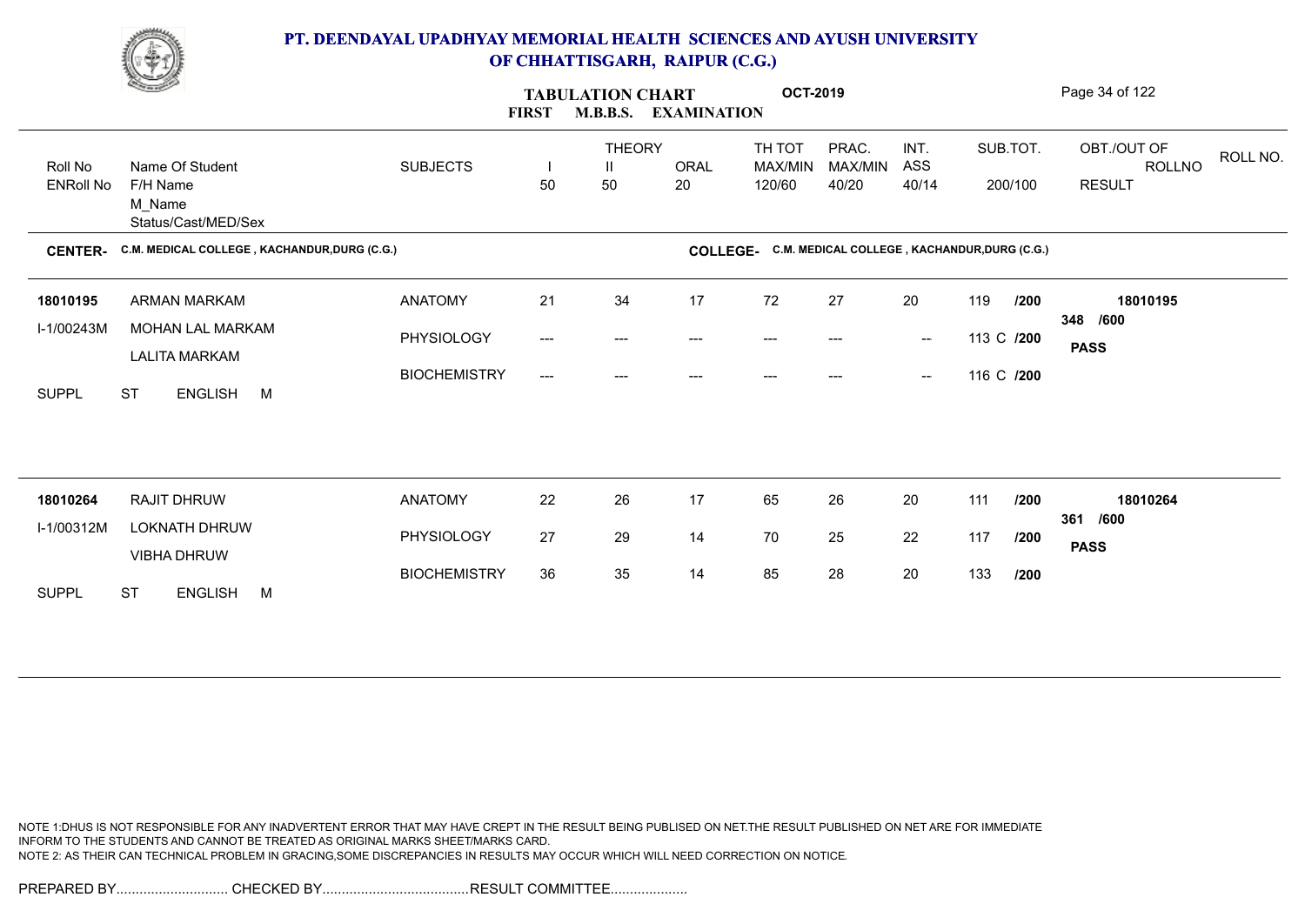# PT. DEENDAYAL UPADHYAY MEMORIAL HEALTH SCIENCES AND AYUSH UNIVERSITY OF CHHATTISGARH, RAIPUR (C.G.)

## TABULATION CHART OCT-2019
### FIRST M.B.B.S. EXAMINATION

| Roll No / ENRoll No | Name Of Student / F/H Name / M_Name / Status/Cast/MED/Sex | SUBJECTS | THEORY I 50 | THEORY II 50 | ORAL 20 | TH TOT MAX/MIN 120/60 | PRAC. MAX/MIN 40/20 | INT. ASS 40/14 | SUB.TOT. 200/100 | OBT./OUT OF / ROLLNO / RESULT |
|---|---|---|---|---|---|---|---|---|---|---|

**CENTER-** C.M. MEDICAL COLLEGE , KACHANDUR,DURG (C.G.) **COLLEGE-** C.M. MEDICAL COLLEGE , KACHANDUR,DURG (C.G.)

| Roll No / ENRoll No | Name Of Student / F/H Name / M_Name / Status/Cast/MED/Sex | SUBJECTS | I | II | ORAL | TH TOT | PRAC. | INT. ASS | SUB.TOT. | OBT./OUT OF / ROLLNO / RESULT |
|---|---|---|---|---|---|---|---|---|---|---|
| 18010195 | ARMAN MARKAM | ANATOMY | 21 | 34 | 17 | 72 | 27 | 20 | 119 /200 | 18010195 |
| I-1/00243M | MOHAN LAL MARKAM | PHYSIOLOGY | --- | --- | --- | --- | --- | -- | 113 C /200 | 348 /600 |
| | LALITA MARKAM | BIOCHEMISTRY | --- | --- | --- | --- | --- | -- | 116 C /200 | PASS |
| SUPPL | ST ENGLISH M | | | | | | | | | |
| 18010264 | RAJIT DHRUW | ANATOMY | 22 | 26 | 17 | 65 | 26 | 20 | 111 /200 | 18010264 |
| I-1/00312M | LOKNATH DHRUW | PHYSIOLOGY | 27 | 29 | 14 | 70 | 25 | 22 | 117 /200 | 361 /600 |
| | VIBHA DHRUW | BIOCHEMISTRY | 36 | 35 | 14 | 85 | 28 | 20 | 133 /200 | PASS |
| SUPPL | ST ENGLISH M | | | | | | | | | |

NOTE 1:DHUS IS NOT RESPONSIBLE FOR ANY INADVERTENT ERROR THAT MAY HAVE CREPT IN THE RESULT BEING PUBLISED ON NET.THE RESULT PUBLISHED ON NET ARE FOR IMMEDIATE INFORM TO THE STUDENTS AND CANNOT BE TREATED AS ORIGINAL MARKS SHEET/MARKS CARD.
NOTE 2: AS THEIR CAN TECHNICAL PROBLEM IN GRACING,SOME DISCREPANCIES IN RESULTS MAY OCCUR WHICH WILL NEED CORRECTION ON NOTICE.

PREPARED BY............................. CHECKED BY...................................... RESULT COMMITTEE....................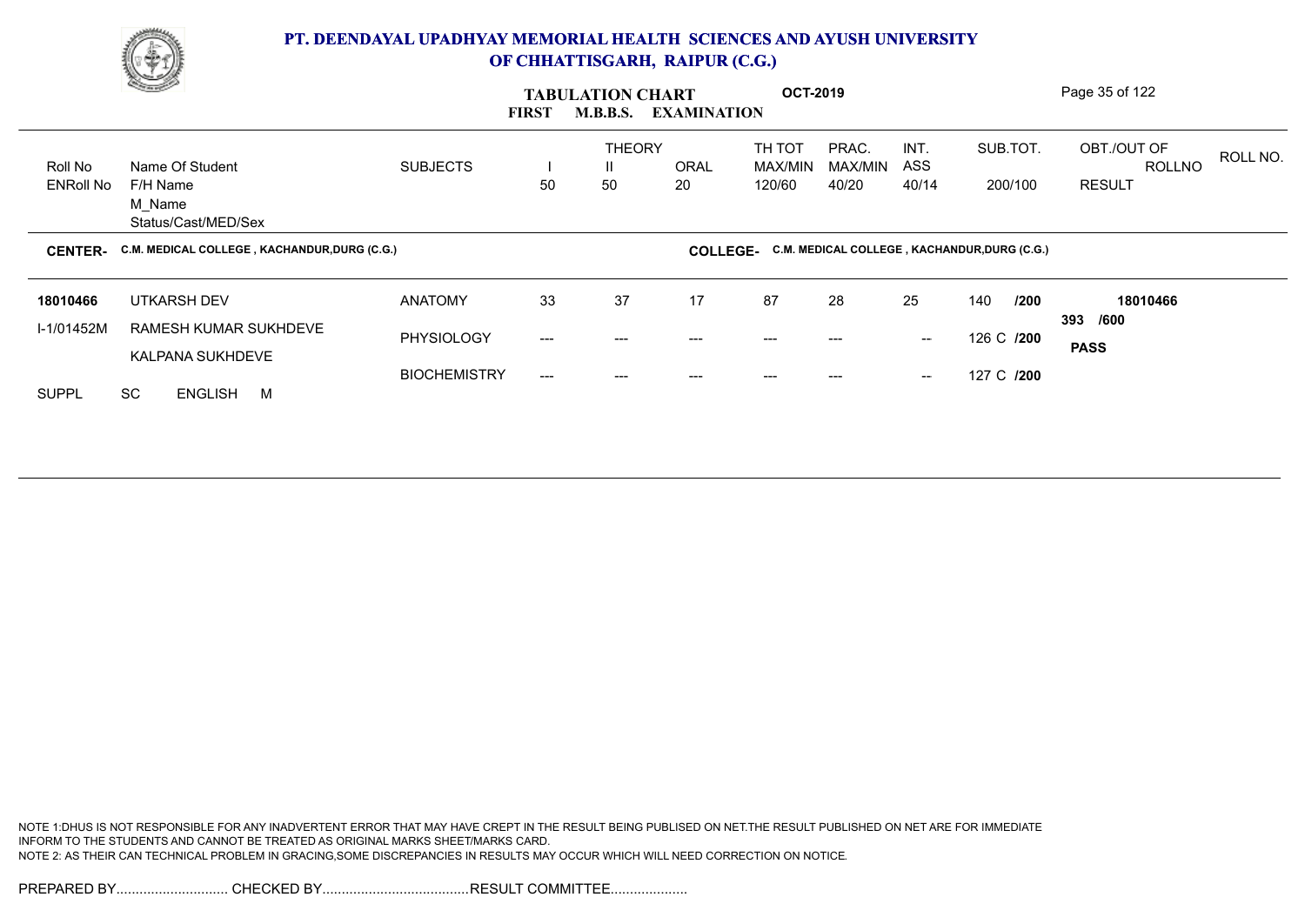# PT. DEENDAYAL UPADHYAY MEMORIAL HEALTH SCIENCES AND AYUSH UNIVERSITY OF CHHATTISGARH, RAIPUR (C.G.)

**TABULATION CHART** **OCT-2019**

**FIRST M.B.B.S. EXAMINATION**

| Roll No<br>ENRoll No | Name Of Student<br>F/H Name<br>M_Name<br>Status/Cast/MED/Sex | SUBJECTS | THEORY I<br>50 | THEORY II<br>50 | ORAL<br>20 | TH TOT<br>MAX/MIN<br>120/60 | PRAC.<br>MAX/MIN<br>40/20 | INT. ASS<br>40/14 | SUB.TOT.<br>200/100 | OBT./OUT OF<br>ROLLNO<br>RESULT | ROLL NO. |
|---|---|---|---|---|---|---|---|---|---|---|---|

**CENTER-** C.M. MEDICAL COLLEGE , KACHANDUR,DURG (C.G.) **COLLEGE-** C.M. MEDICAL COLLEGE , KACHANDUR,DURG (C.G.)

| Roll No<br>ENRoll No | Name Of Student<br>F/H Name<br>M_Name<br>Status/Cast/MED/Sex | SUBJECTS | THEORY I | THEORY II | ORAL | TH TOT | PRAC. | INT. ASS | SUB.TOT. | OBT./OUT OF<br>ROLLNO<br>RESULT |
|---|---|---|---|---|---|---|---|---|---|---|
| **18010466** | UTKARSH DEV | ANATOMY | 33 | 37 | 17 | 87 | 28 | 25 | 140 /200 | **18010466** |
| I-1/01452M | RAMESH KUMAR SUKHDEVE | PHYSIOLOGY | --- | --- | --- | --- | --- | -- | 126 C /200 | **393 /600** |
| | KALPANA SUKHDEVE | BIOCHEMISTRY | --- | --- | --- | --- | --- | -- | 127 C /200 | **PASS** |
| SUPPL | SC ENGLISH M | | | | | | | | | |

NOTE 1:DHUS IS NOT RESPONSIBLE FOR ANY INADVERTENT ERROR THAT MAY HAVE CREPT IN THE RESULT BEING PUBLISED ON NET.THE RESULT PUBLISHED ON NET ARE FOR IMMEDIATE INFORM TO THE STUDENTS AND CANNOT BE TREATED AS ORIGINAL MARKS SHEET/MARKS CARD.
NOTE 2: AS THEIR CAN TECHNICAL PROBLEM IN GRACING,SOME DISCREPANCIES IN RESULTS MAY OCCUR WHICH WILL NEED CORRECTION ON NOTICE.

PREPARED BY............................. CHECKED BY...................................... RESULT COMMITTEE....................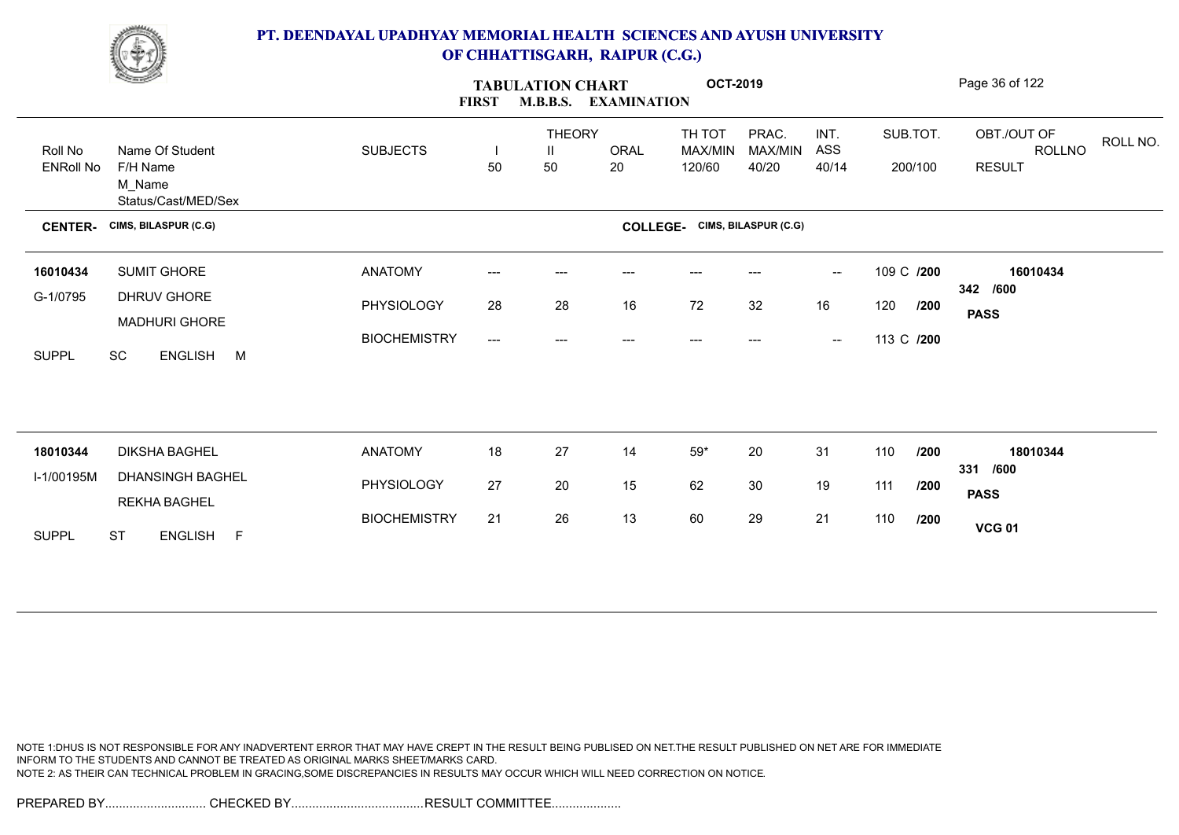# PT. DEENDAYAL UPADHYAY MEMORIAL HEALTH SCIENCES AND AYUSH UNIVERSITY OF CHHATTISGARH, RAIPUR (C.G.)

## TABULATION CHART OCT-2019
### FIRST M.B.B.S. EXAMINATION

| Roll No / ENRoll No | Name Of Student / F/H Name / M_Name / Status/Cast/MED/Sex | SUBJECTS | THEORY I 50 | THEORY II 50 | ORAL 20 | TH TOT MAX/MIN 120/60 | PRAC. MAX/MIN 40/20 | INT. ASS 40/14 | SUB.TOT. 200/100 | OBT./OUT OF / RESULT | ROLLNO |
|---|---|---|---|---|---|---|---|---|---|---|---|

**CENTER- CIMS, BILASPUR (C.G)** **COLLEGE- CIMS, BILASPUR (C.G)**

| Roll No / ENRoll No | Name Of Student / F/H Name / M_Name / Status/Cast/MED/Sex | SUBJECTS | I | II | ORAL | TH TOT | PRAC. | INT. ASS | SUB.TOT. | OBT./OUT OF / RESULT | ROLL NO. |
|---|---|---|---|---|---|---|---|---|---|---|---|
| 16010434 | SUMIT GHORE | ANATOMY | --- | --- | --- | --- | --- | -- | 109 C /200 | 342 /600 | 16010434 |
| G-1/0795 | DHRUV GHORE | PHYSIOLOGY | 28 | 28 | 16 | 72 | 32 | 16 | 120 /200 | PASS | |
| | MADHURI GHORE | BIOCHEMISTRY | --- | --- | --- | --- | --- | -- | 113 C /200 | | |
| SUPPL | SC ENGLISH M | | | | | | | | | | |
| 18010344 | DIKSHA BAGHEL | ANATOMY | 18 | 27 | 14 | 59* | 20 | 31 | 110 /200 | 331 /600 | 18010344 |
| I-1/00195M | DHANSINGH BAGHEL | PHYSIOLOGY | 27 | 20 | 15 | 62 | 30 | 19 | 111 /200 | PASS | |
| | REKHA BAGHEL | BIOCHEMISTRY | 21 | 26 | 13 | 60 | 29 | 21 | 110 /200 | VCG 01 | |
| SUPPL | ST ENGLISH F | | | | | | | | | | |

NOTE 1:DHUS IS NOT RESPONSIBLE FOR ANY INADVERTENT ERROR THAT MAY HAVE CREPT IN THE RESULT BEING PUBLISED ON NET.THE RESULT PUBLISHED ON NET ARE FOR IMMEDIATE INFORM TO THE STUDENTS AND CANNOT BE TREATED AS ORIGINAL MARKS SHEET/MARKS CARD.
NOTE 2: AS THEIR CAN TECHNICAL PROBLEM IN GRACING,SOME DISCREPANCIES IN RESULTS MAY OCCUR WHICH WILL NEED CORRECTION ON NOTICE.

PREPARED BY............................. CHECKED BY...................................... RESULT COMMITTEE....................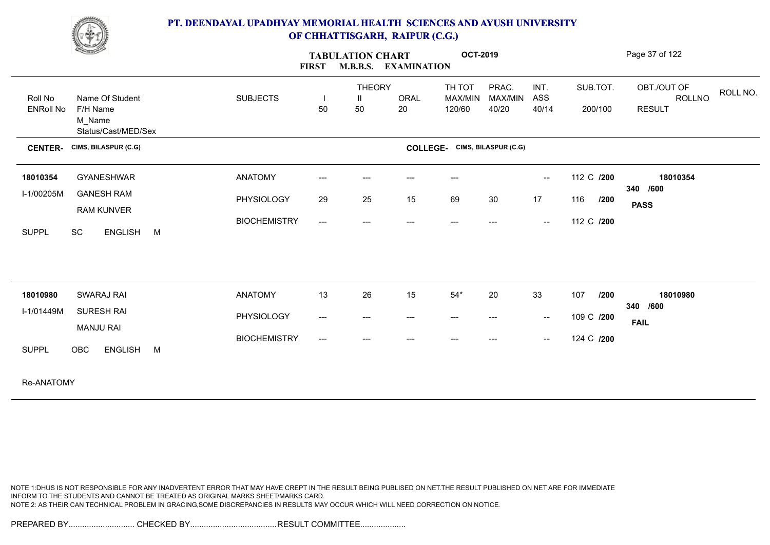# PT. DEENDAYAL UPADHYAY MEMORIAL HEALTH SCIENCES AND AYUSH UNIVERSITY OF CHHATTISGARH, RAIPUR (C.G.)

**TABULATION CHART** **OCT-2019**

**FIRST M.B.B.S. EXAMINATION**

| Roll No / ENRoll No | Name Of Student / F/H Name / M_Name / Status/Cast/MED/Sex | SUBJECTS | THEORY I 50 | THEORY II 50 | ORAL 20 | TH TOT MAX/MIN 120/60 | PRAC. MAX/MIN 40/20 | INT. ASS 40/14 | SUB.TOT. 200/100 | OBT./OUT OF / ROLLNO / RESULT | ROLL NO. |
|---|---|---|---|---|---|---|---|---|---|---|---|

**CENTER- CIMS, BILASPUR (C.G)** **COLLEGE- CIMS, BILASPUR (C.G)**

| Roll No / ENRoll No | Name Of Student / F/H Name / M_Name / Status/Cast/MED/Sex | SUBJECTS | I | II | ORAL | TH TOT | PRAC. | INT. ASS | SUB.TOT. | OBT./OUT OF / RESULT |
|---|---|---|---|---|---|---|---|---|---|---|
| 18010354 | GYANESHWAR | ANATOMY | --- | --- | --- | --- | | -- | 112 C /200 | 18010354 |
| I-1/00205M | GANESH RAM | PHYSIOLOGY | 29 | 25 | 15 | 69 | 30 | 17 | 116 /200 | 340 /600 |
| | RAM KUNVER | BIOCHEMISTRY | --- | --- | --- | --- | --- | -- | 112 C /200 | **PASS** |
| SUPPL | SC ENGLISH M | | | | | | | | | |
| 18010980 | SWARAJ RAI | ANATOMY | 13 | 26 | 15 | 54* | 20 | 33 | 107 /200 | 18010980 |
| I-1/01449M | SURESH RAI | PHYSIOLOGY | --- | --- | --- | --- | --- | -- | 109 C /200 | 340 /600 |
| | MANJU RAI | BIOCHEMISTRY | --- | --- | --- | --- | --- | -- | 124 C /200 | **FAIL** |
| SUPPL | OBC ENGLISH M | | | | | | | | | |

Re-ANATOMY

NOTE 1:DHUS IS NOT RESPONSIBLE FOR ANY INADVERTENT ERROR THAT MAY HAVE CREPT IN THE RESULT BEING PUBLISED ON NET.THE RESULT PUBLISHED ON NET ARE FOR IMMEDIATE INFORM TO THE STUDENTS AND CANNOT BE TREATED AS ORIGINAL MARKS SHEET/MARKS CARD.
NOTE 2: AS THEIR CAN TECHNICAL PROBLEM IN GRACING,SOME DISCREPANCIES IN RESULTS MAY OCCUR WHICH WILL NEED CORRECTION ON NOTICE.

PREPARED BY............................. CHECKED BY...................................... RESULT COMMITTEE....................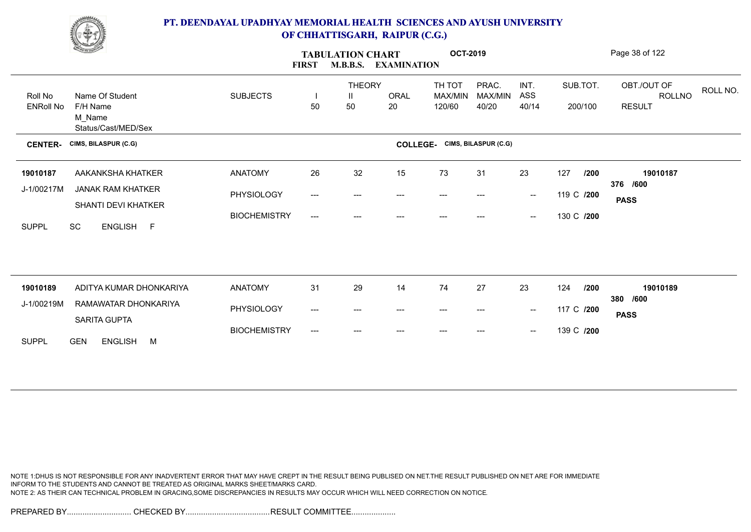# PT. DEENDAYAL UPADHYAY MEMORIAL HEALTH SCIENCES AND AYUSH UNIVERSITY OF CHHATTISGARH, RAIPUR (C.G.)

**TABULATION CHART** **OCT-2019**

**FIRST M.B.B.S. EXAMINATION**

| Roll No / ENRoll No | Name Of Student / F/H Name / M_Name / Status/Cast/MED/Sex | SUBJECTS | THEORY I 50 | THEORY II 50 | ORAL 20 | TH TOT MAX/MIN 120/60 | PRAC. MAX/MIN 40/20 | INT. ASS 40/14 | SUB.TOT. 200/100 | OBT./OUT OF ROLLNO RESULT |
|---|---|---|---|---|---|---|---|---|---|---|
| **CENTER- CIMS, BILASPUR (C.G)** | | | | | | **COLLEGE- CIMS, BILASPUR (C.G)** | | | | |
| **19010187** | AAKANKSHA KHATKER | ANATOMY | 26 | 32 | 15 | 73 | 31 | 23 | 127 /200 | **19010187** |
| J-1/00217M | JANAK RAM KHATKER | PHYSIOLOGY | --- | --- | --- | --- | --- | -- | 119 C /200 | **376 /600** |
| | SHANTI DEVI KHATKER | BIOCHEMISTRY | --- | --- | --- | --- | --- | -- | 130 C /200 | **PASS** |
| SUPPL | SC ENGLISH F | | | | | | | | | |
| **19010189** | ADITYA KUMAR DHONKARIYA | ANATOMY | 31 | 29 | 14 | 74 | 27 | 23 | 124 /200 | **19010189** |
| J-1/00219M | RAMAWATAR DHONKARIYA | PHYSIOLOGY | --- | --- | --- | --- | --- | -- | 117 C /200 | **380 /600** |
| | SARITA GUPTA | BIOCHEMISTRY | --- | --- | --- | --- | --- | -- | 139 C /200 | **PASS** |
| SUPPL | GEN ENGLISH M | | | | | | | | | |

NOTE 1:DHUS IS NOT RESPONSIBLE FOR ANY INADVERTENT ERROR THAT MAY HAVE CREPT IN THE RESULT BEING PUBLISED ON NET.THE RESULT PUBLISHED ON NET ARE FOR IMMEDIATE INFORM TO THE STUDENTS AND CANNOT BE TREATED AS ORIGINAL MARKS SHEET/MARKS CARD.
NOTE 2: AS THEIR CAN TECHNICAL PROBLEM IN GRACING,SOME DISCREPANCIES IN RESULTS MAY OCCUR WHICH WILL NEED CORRECTION ON NOTICE.

PREPARED BY............................. CHECKED BY...................................... RESULT COMMITTEE....................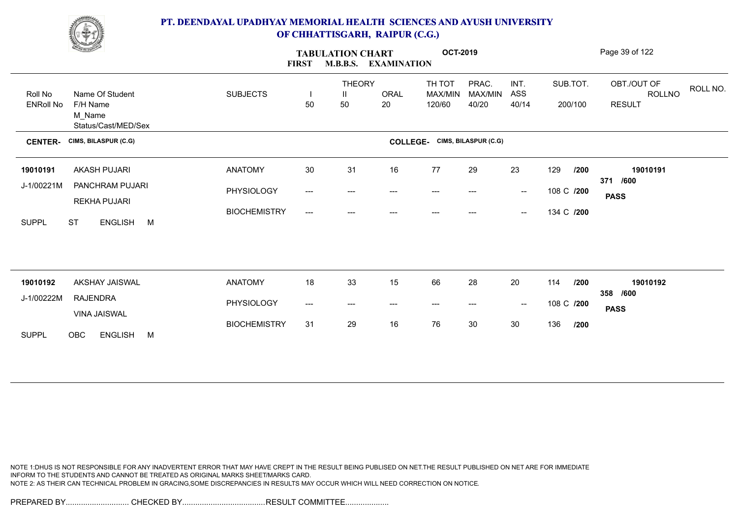# PT. DEENDAYAL UPADHYAY MEMORIAL HEALTH SCIENCES AND AYUSH UNIVERSITY OF CHHATTISGARH, RAIPUR (C.G.)

**TABULATION CHART** **OCT-2019**

**FIRST M.B.B.S. EXAMINATION**

| Roll No / ENRoll No | Name Of Student / F/H Name / M_Name / Status/Cast/MED/Sex | SUBJECTS | THEORY I 50 | THEORY II 50 | ORAL 20 | TH TOT MAX/MIN 120/60 | PRAC. MAX/MIN 40/20 | INT. ASS 40/14 | SUB.TOT. 200/100 | OBT./OUT OF ROLLNO RESULT |
|---|---|---|---|---|---|---|---|---|---|---|

**CENTER- CIMS, BILASPUR (C.G)** **COLLEGE- CIMS, BILASPUR (C.G)**

| Roll No / ENRoll No | Name Of Student / F/H Name / M_Name / Status/Cast/MED/Sex | SUBJECTS | I | II | ORAL | TH TOT | PRAC. | INT. ASS | SUB.TOT. | OBT./OUT OF ROLLNO RESULT |
|---|---|---|---|---|---|---|---|---|---|---|
| 19010191 | AKASH PUJARI | ANATOMY | 30 | 31 | 16 | 77 | 29 | 23 | 129 /200 | 19010191 |
| J-1/00221M | PANCHRAM PUJARI | PHYSIOLOGY | --- | --- | --- | --- | --- | -- | 108 C /200 | 371 /600 |
| | REKHA PUJARI | BIOCHEMISTRY | --- | --- | --- | --- | --- | -- | 134 C /200 | PASS |
| SUPPL | ST ENGLISH M | | | | | | | | | |
| 19010192 | AKSHAY JAISWAL | ANATOMY | 18 | 33 | 15 | 66 | 28 | 20 | 114 /200 | 19010192 |
| J-1/00222M | RAJENDRA | PHYSIOLOGY | --- | --- | --- | --- | --- | -- | 108 C /200 | 358 /600 |
| | VINA JAISWAL | BIOCHEMISTRY | 31 | 29 | 16 | 76 | 30 | 30 | 136 /200 | PASS |
| SUPPL | OBC ENGLISH M | | | | | | | | | |

NOTE 1:DHUS IS NOT RESPONSIBLE FOR ANY INADVERTENT ERROR THAT MAY HAVE CREPT IN THE RESULT BEING PUBLISED ON NET.THE RESULT PUBLISHED ON NET ARE FOR IMMEDIATE INFORM TO THE STUDENTS AND CANNOT BE TREATED AS ORIGINAL MARKS SHEET/MARKS CARD.

NOTE 2: AS THEIR CAN TECHNICAL PROBLEM IN GRACING,SOME DISCREPANCIES IN RESULTS MAY OCCUR WHICH WILL NEED CORRECTION ON NOTICE.

PREPARED BY............................. CHECKED BY...................................... RESULT COMMITTEE....................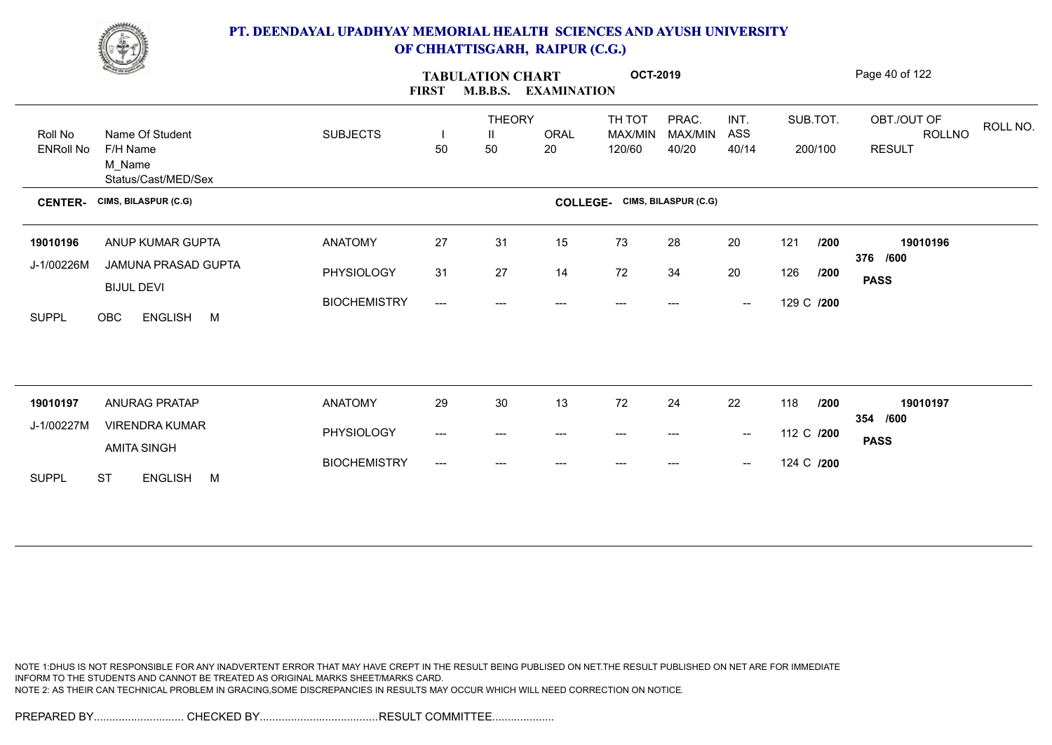# PT. DEENDAYAL UPADHYAY MEMORIAL HEALTH SCIENCES AND AYUSH UNIVERSITY OF CHHATTISGARH, RAIPUR (C.G.)

## TABULATION CHART — FIRST M.B.B.S. EXAMINATION — OCT-2019

| Roll No / ENRoll No | Name Of Student / F/H Name / M_Name / Status/Cast/MED/Sex | SUBJECTS | THEORY I 50 | THEORY II 50 | ORAL 20 | TH TOT MAX/MIN 120/60 | PRAC. MAX/MIN 40/20 | INT. ASS 40/14 | SUB.TOT. 200/100 | OBT./OUT OF / ROLLNO / RESULT |
|---|---|---|---|---|---|---|---|---|---|---|

**CENTER-** CIMS, BILASPUR (C.G) **COLLEGE-** CIMS, BILASPUR (C.G)

| Roll No / ENRoll No | Name Of Student / F/H Name / M_Name / Status/Cast/MED/Sex | SUBJECTS | THEORY I 50 | THEORY II 50 | ORAL 20 | TH TOT MAX/MIN 120/60 | PRAC. MAX/MIN 40/20 | INT. ASS 40/14 | SUB.TOT. 200/100 | OBT./OUT OF / ROLLNO / RESULT |
|---|---|---|---|---|---|---|---|---|---|---|
| 19010196 | ANUP KUMAR GUPTA | ANATOMY | 27 | 31 | 15 | 73 | 28 | 20 | 121 /200 | 19010196 |
| J-1/00226M | JAMUNA PRASAD GUPTA | PHYSIOLOGY | 31 | 27 | 14 | 72 | 34 | 20 | 126 /200 | 376 /600 |
| | BIJUL DEVI | BIOCHEMISTRY | --- | --- | --- | --- | --- | -- | 129 C /200 | PASS |
| SUPPL | OBC ENGLISH M | | | | | | | | | |
| 19010197 | ANURAG PRATAP | ANATOMY | 29 | 30 | 13 | 72 | 24 | 22 | 118 /200 | 19010197 |
| J-1/00227M | VIRENDRA KUMAR | PHYSIOLOGY | --- | --- | --- | --- | --- | -- | 112 C /200 | 354 /600 |
| | AMITA SINGH | BIOCHEMISTRY | --- | --- | --- | --- | --- | -- | 124 C /200 | PASS |
| SUPPL | ST ENGLISH M | | | | | | | | | |

NOTE 1:DHUS IS NOT RESPONSIBLE FOR ANY INADVERTENT ERROR THAT MAY HAVE CREPT IN THE RESULT BEING PUBLISED ON NET.THE RESULT PUBLISHED ON NET ARE FOR IMMEDIATE INFORM TO THE STUDENTS AND CANNOT BE TREATED AS ORIGINAL MARKS SHEET/MARKS CARD.
NOTE 2: AS THEIR CAN TECHNICAL PROBLEM IN GRACING,SOME DISCREPANCIES IN RESULTS MAY OCCUR WHICH WILL NEED CORRECTION ON NOTICE.

PREPARED BY............................ CHECKED BY...................................RESULT COMMITTEE...................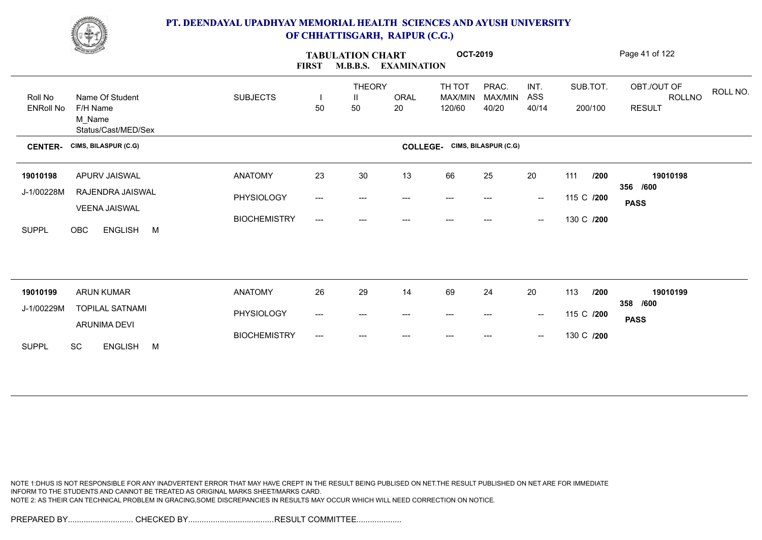# PT. DEENDAYAL UPADHYAY MEMORIAL HEALTH SCIENCES AND AYUSH UNIVERSITY OF CHHATTISGARH, RAIPUR (C.G.)

**TABULATION CHART** OCT-2019

**FIRST M.B.B.S. EXAMINATION**

| Roll No / ENRoll No | Name Of Student / F/H Name / M_Name / Status/Cast/MED/Sex | SUBJECTS | THEORY I 50 | THEORY II 50 | ORAL 20 | TH TOT MAX/MIN 120/60 | PRAC. MAX/MIN 40/20 | INT. ASS 40/14 | SUB.TOT. 200/100 | OBT./OUT OF ROLLNO RESULT | ROLL NO. |
|---|---|---|---|---|---|---|---|---|---|---|---|

**CENTER-** CIMS, BILASPUR (C.G) **COLLEGE-** CIMS, BILASPUR (C.G)

| Roll No / ENRoll No | Name Of Student / F/H Name / M_Name / Status/Cast/MED/Sex | SUBJECTS | THEORY I 50 | THEORY II 50 | ORAL 20 | TH TOT MAX/MIN 120/60 | PRAC. MAX/MIN 40/20 | INT. ASS 40/14 | SUB.TOT. 200/100 | OBT./OUT OF ROLLNO RESULT |
|---|---|---|---|---|---|---|---|---|---|---|
| 19010198 | APURV JAISWAL | ANATOMY | 23 | 30 | 13 | 66 | 25 | 20 | 111 /200 | 19010198 |
| J-1/00228M | RAJENDRA JAISWAL | PHYSIOLOGY | --- | --- | --- | --- | --- | -- | 115 C /200 | 356 /600 |
| | VEENA JAISWAL | BIOCHEMISTRY | --- | --- | --- | --- | --- | -- | 130 C /200 | **PASS** |
| SUPPL | OBC ENGLISH M | | | | | | | | | |
| 19010199 | ARUN KUMAR | ANATOMY | 26 | 29 | 14 | 69 | 24 | 20 | 113 /200 | 19010199 |
| J-1/00229M | TOPILAL SATNAMI | PHYSIOLOGY | --- | --- | --- | --- | --- | -- | 115 C /200 | 358 /600 |
| | ARUNIMA DEVI | BIOCHEMISTRY | --- | --- | --- | --- | --- | -- | 130 C /200 | **PASS** |
| SUPPL | SC ENGLISH M | | | | | | | | | |

NOTE 1:DHUS IS NOT RESPONSIBLE FOR ANY INADVERTENT ERROR THAT MAY HAVE CREPT IN THE RESULT BEING PUBLISED ON NET.THE RESULT PUBLISHED ON NET ARE FOR IMMEDIATE INFORM TO THE STUDENTS AND CANNOT BE TREATED AS ORIGINAL MARKS SHEET/MARKS CARD.
NOTE 2: AS THEIR CAN TECHNICAL PROBLEM IN GRACING,SOME DISCREPANCIES IN RESULTS MAY OCCUR WHICH WILL NEED CORRECTION ON NOTICE.

PREPARED BY............................. CHECKED BY...................................... RESULT COMMITTEE....................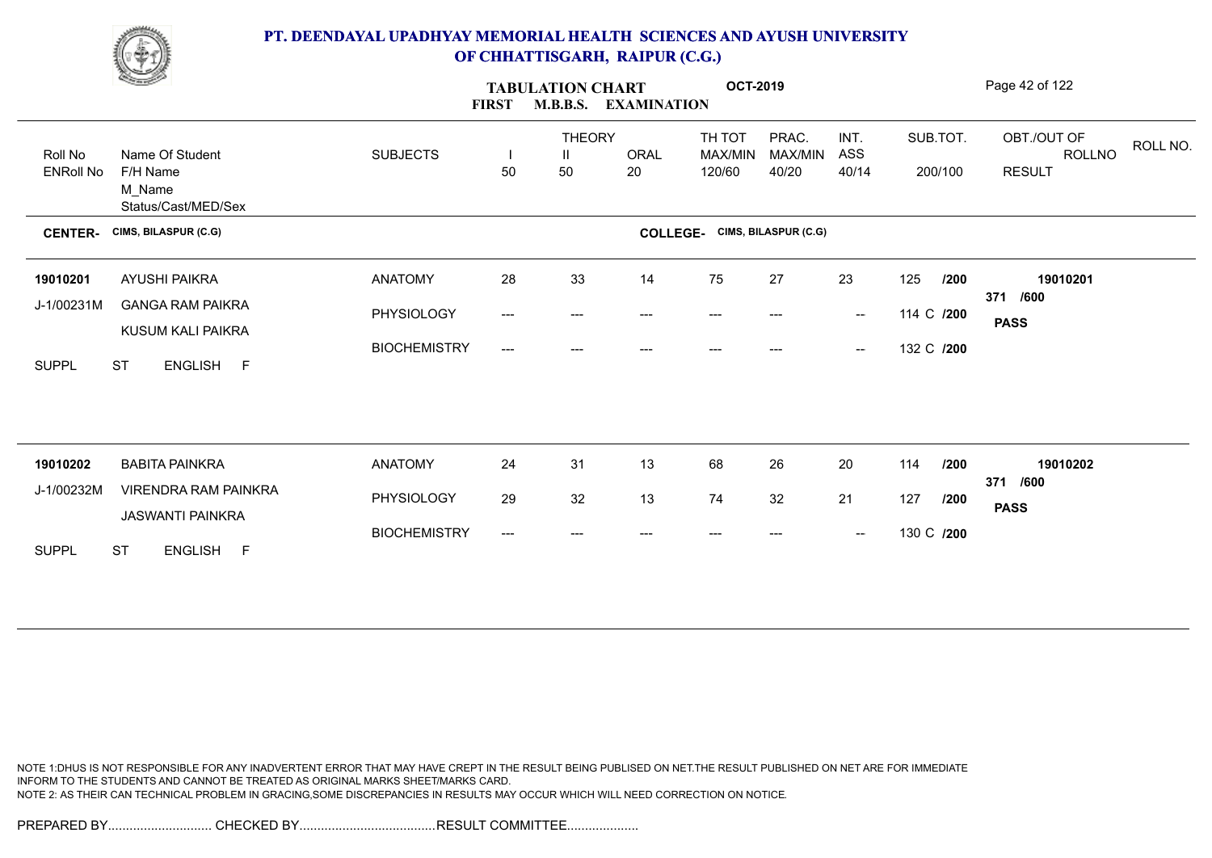# PT. DEENDAYAL UPADHYAY MEMORIAL HEALTH SCIENCES AND AYUSH UNIVERSITY OF CHHATTISGARH, RAIPUR (C.G.)

## TABULATION CHART — FIRST M.B.B.S. EXAMINATION — OCT-2019

**CENTER-** CIMS, BILASPUR (C.G) **COLLEGE-** CIMS, BILASPUR (C.G)

| Roll No / ENRoll No | Name Of Student / F/H Name / M_Name / Status/Cast/MED/Sex | SUBJECTS | THEORY I 50 | THEORY II 50 | ORAL 20 | TH TOT MAX/MIN 120/60 | PRAC. MAX/MIN 40/20 | INT. ASS 40/14 | SUB.TOT. 200/100 | OBT./OUT OF / ROLLNO / RESULT |
|---|---|---|---|---|---|---|---|---|---|---|
| 19010201 | AYUSHI PAIKRA | ANATOMY | 28 | 33 | 14 | 75 | 27 | 23 | 125 /200 | 19010201 |
| J-1/00231M | GANGA RAM PAIKRA | PHYSIOLOGY | --- | --- | --- | --- | --- | -- | 114 C /200 | 371 /600 |
| | KUSUM KALI PAIKRA | BIOCHEMISTRY | --- | --- | --- | --- | --- | -- | 132 C /200 | PASS |
| SUPPL | ST ENGLISH F | | | | | | | | | |
| 19010202 | BABITA PAINKRA | ANATOMY | 24 | 31 | 13 | 68 | 26 | 20 | 114 /200 | 19010202 |
| J-1/00232M | VIRENDRA RAM PAINKRA | PHYSIOLOGY | 29 | 32 | 13 | 74 | 32 | 21 | 127 /200 | 371 /600 |
| | JASWANTI PAINKRA | BIOCHEMISTRY | --- | --- | --- | --- | --- | -- | 130 C /200 | PASS |
| SUPPL | ST ENGLISH F | | | | | | | | | |

NOTE 1:DHUS IS NOT RESPONSIBLE FOR ANY INADVERTENT ERROR THAT MAY HAVE CREPT IN THE RESULT BEING PUBLISED ON NET.THE RESULT PUBLISHED ON NET ARE FOR IMMEDIATE INFORM TO THE STUDENTS AND CANNOT BE TREATED AS ORIGINAL MARKS SHEET/MARKS CARD.
NOTE 2: AS THEIR CAN TECHNICAL PROBLEM IN GRACING,SOME DISCREPANCIES IN RESULTS MAY OCCUR WHICH WILL NEED CORRECTION ON NOTICE.

PREPARED BY............................. CHECKED BY...................................... RESULT COMMITTEE....................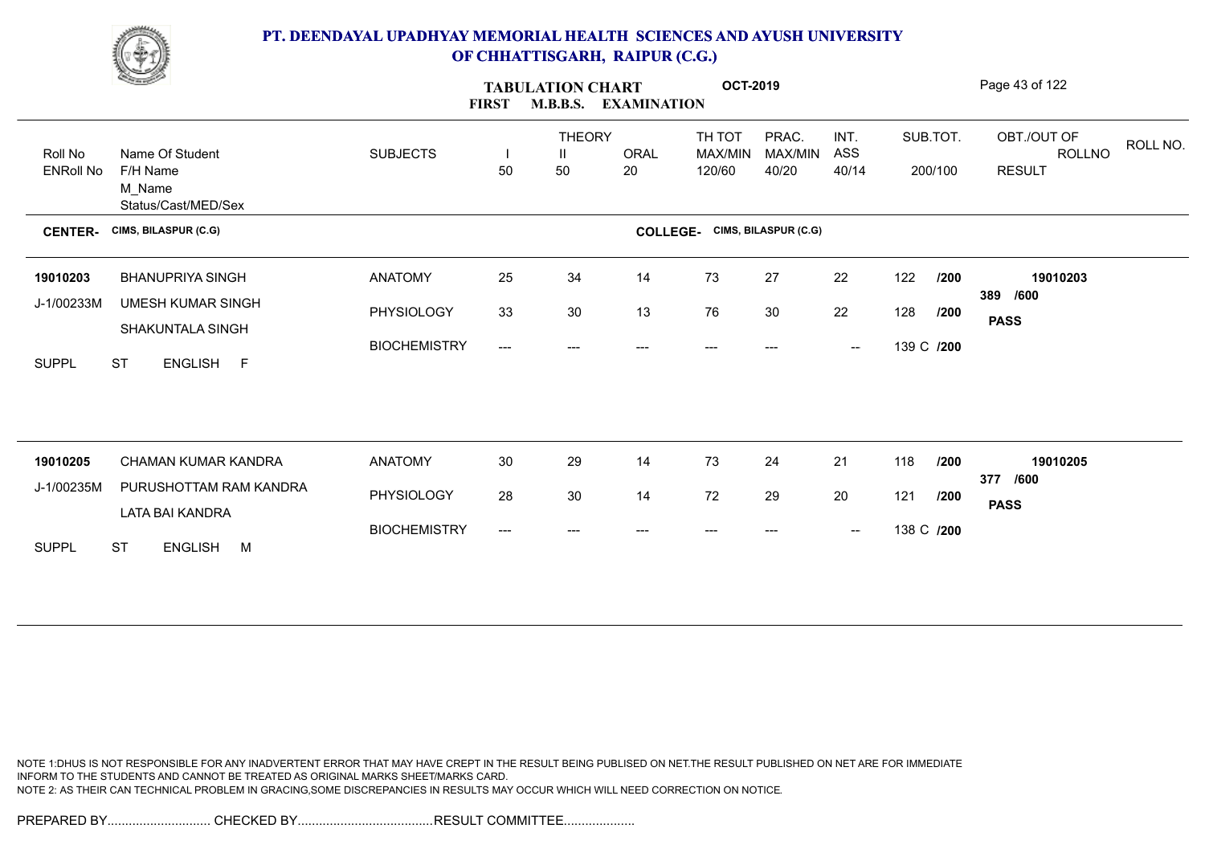# PT. DEENDAYAL UPADHYAY MEMORIAL HEALTH SCIENCES AND AYUSH UNIVERSITY OF CHHATTISGARH, RAIPUR (C.G.)

## TABULATION CHART OCT-2019
### FIRST M.B.B.S. EXAMINATION

| Roll No / ENRoll No | Name Of Student / F/H Name / M_Name / Status/Cast/MED/Sex | SUBJECTS | THEORY I 50 | THEORY II 50 | ORAL 20 | TH TOT MAX/MIN 120/60 | PRAC. MAX/MIN 40/20 | INT. ASS 40/14 | SUB.TOT. 200/100 | OBT./OUT OF / RESULT | ROLLNO |
|---|---|---|---|---|---|---|---|---|---|---|---|
| **CENTER- CIMS, BILASPUR (C.G)** | | | | | | **COLLEGE- CIMS, BILASPUR (C.G)** | | | | | |
| 19010203 | BHANUPRIYA SINGH | ANATOMY | 25 | 34 | 14 | 73 | 27 | 22 | 122 /200 | 389 /600 | 19010203 |
| J-1/00233M | UMESH KUMAR SINGH | PHYSIOLOGY | 33 | 30 | 13 | 76 | 30 | 22 | 128 /200 | PASS | |
| | SHAKUNTALA SINGH | BIOCHEMISTRY | --- | --- | --- | --- | --- | -- | 139 C /200 | | |
| SUPPL | ST ENGLISH F | | | | | | | | | | |
| 19010205 | CHAMAN KUMAR KANDRA | ANATOMY | 30 | 29 | 14 | 73 | 24 | 21 | 118 /200 | 377 /600 | 19010205 |
| J-1/00235M | PURUSHOTTAM RAM KANDRA | PHYSIOLOGY | 28 | 30 | 14 | 72 | 29 | 20 | 121 /200 | PASS | |
| | LATA BAI KANDRA | BIOCHEMISTRY | --- | --- | --- | --- | --- | -- | 138 C /200 | | |
| SUPPL | ST ENGLISH M | | | | | | | | | | |

NOTE 1:DHUS IS NOT RESPONSIBLE FOR ANY INADVERTENT ERROR THAT MAY HAVE CREPT IN THE RESULT BEING PUBLISED ON NET.THE RESULT PUBLISHED ON NET ARE FOR IMMEDIATE INFORM TO THE STUDENTS AND CANNOT BE TREATED AS ORIGINAL MARKS SHEET/MARKS CARD.
NOTE 2: AS THEIR CAN TECHNICAL PROBLEM IN GRACING,SOME DISCREPANCIES IN RESULTS MAY OCCUR WHICH WILL NEED CORRECTION ON NOTICE.

PREPARED BY............................. CHECKED BY...................................... RESULT COMMITTEE....................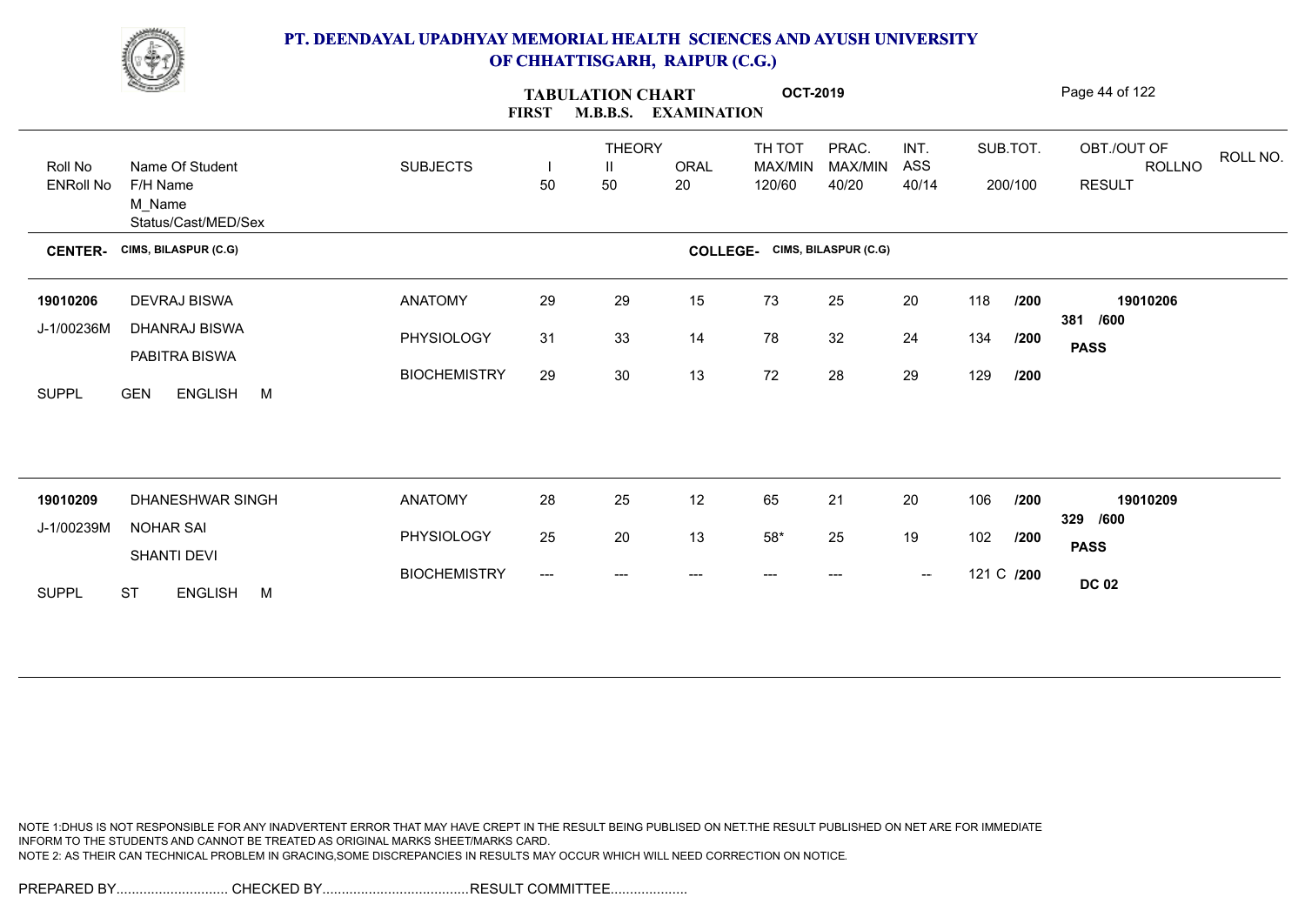# PT. DEENDAYAL UPADHYAY MEMORIAL HEALTH SCIENCES AND AYUSH UNIVERSITY OF CHHATTISGARH, RAIPUR (C.G.)

## TABULATION CHART OCT-2019
### FIRST M.B.B.S. EXAMINATION

| Roll No / ENRoll No | Name Of Student / F/H Name / M_Name / Status/Cast/MED/Sex | SUBJECTS | THEORY I 50 | THEORY II 50 | ORAL 20 | TH TOT MAX/MIN 120/60 | PRAC. MAX/MIN 40/20 | INT. ASS 40/14 | SUB.TOT. 200/100 | OBT./OUT OF ROLLNO RESULT | ROLL NO. |
|---|---|---|---|---|---|---|---|---|---|---|---|

**CENTER-** CIMS, BILASPUR (C.G) **COLLEGE-** CIMS, BILASPUR (C.G)

| Roll No / ENRoll No | Name Of Student / F/H Name / M_Name / Status/Cast/MED/Sex | SUBJECTS | I | II | ORAL | TH TOT | PRAC. | INT. ASS | SUB.TOT. | OBT./OUT OF ROLLNO RESULT |
|---|---|---|---|---|---|---|---|---|---|---|
| 19010206 | DEVRAJ BISWA | ANATOMY | 29 | 29 | 15 | 73 | 25 | 20 | 118 /200 | 19010206 |
| J-1/00236M | DHANRAJ BISWA | PHYSIOLOGY | 31 | 33 | 14 | 78 | 32 | 24 | 134 /200 | 381 /600 |
| | PABITRA BISWA | BIOCHEMISTRY | 29 | 30 | 13 | 72 | 28 | 29 | 129 /200 | PASS |
| SUPPL | GEN ENGLISH M | | | | | | | | | |
| 19010209 | DHANESHWAR SINGH | ANATOMY | 28 | 25 | 12 | 65 | 21 | 20 | 106 /200 | 19010209 |
| J-1/00239M | NOHAR SAI | PHYSIOLOGY | 25 | 20 | 13 | 58* | 25 | 19 | 102 /200 | 329 /600 |
| | SHANTI DEVI | BIOCHEMISTRY | --- | --- | --- | --- | --- | -- | 121 C /200 | PASS |
| SUPPL | ST ENGLISH M | | | | | | | | | DC 02 |

NOTE 1:DHUS IS NOT RESPONSIBLE FOR ANY INADVERTENT ERROR THAT MAY HAVE CREPT IN THE RESULT BEING PUBLISED ON NET.THE RESULT PUBLISHED ON NET ARE FOR IMMEDIATE INFORM TO THE STUDENTS AND CANNOT BE TREATED AS ORIGINAL MARKS SHEET/MARKS CARD.
NOTE 2: AS THEIR CAN TECHNICAL PROBLEM IN GRACING,SOME DISCREPANCIES IN RESULTS MAY OCCUR WHICH WILL NEED CORRECTION ON NOTICE.

PREPARED BY............................. CHECKED BY...................................... RESULT COMMITTEE....................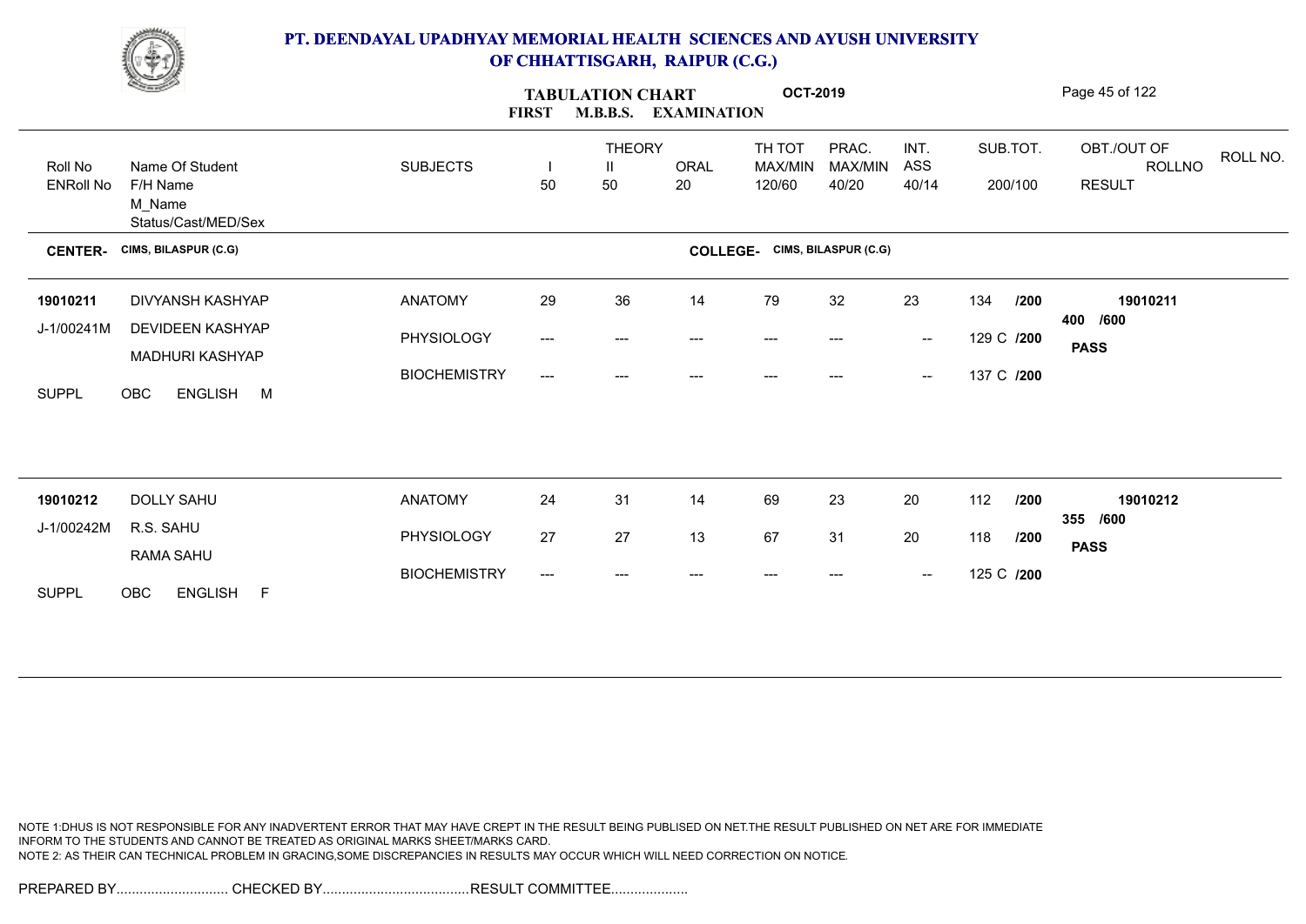# PT. DEENDAYAL UPADHYAY MEMORIAL HEALTH SCIENCES AND AYUSH UNIVERSITY OF CHHATTISGARH, RAIPUR (C.G.)

## TABULATION CHART OCT-2019
### FIRST M.B.B.S. EXAMINATION

| Roll No / ENRoll No | Name Of Student / F/H Name / M_Name / Status/Cast/MED/Sex | SUBJECTS | THEORY I 50 | THEORY II 50 | ORAL 20 | TH TOT MAX/MIN 120/60 | PRAC. MAX/MIN 40/20 | INT. ASS 40/14 | SUB.TOT. 200/100 | OBT./OUT OF / ROLLNO / RESULT | ROLL NO. |
|---|---|---|---|---|---|---|---|---|---|---|---|

**CENTER-** CIMS, BILASPUR (C.G) **COLLEGE-** CIMS, BILASPUR (C.G)

| Roll No / ENRoll No | Name Of Student / F/H Name / M_Name / Status/Cast/MED/Sex | SUBJECTS | I | II | ORAL | TH TOT | PRAC. | INT. ASS | SUB.TOT. | OBT./OUT OF / RESULT |
|---|---|---|---|---|---|---|---|---|---|---|
| 19010211 | DIVYANSH KASHYAP | ANATOMY | 29 | 36 | 14 | 79 | 32 | 23 | 134 /200 | 19010211 |
| J-1/00241M | DEVIDEEN KASHYAP | PHYSIOLOGY | --- | --- | --- | --- | --- | -- | 129 C /200 | 400 /600 |
| | MADHURI KASHYAP | BIOCHEMISTRY | --- | --- | --- | --- | --- | -- | 137 C /200 | PASS |
| SUPPL | OBC ENGLISH M | | | | | | | | | |
| 19010212 | DOLLY SAHU | ANATOMY | 24 | 31 | 14 | 69 | 23 | 20 | 112 /200 | 19010212 |
| J-1/00242M | R.S. SAHU | PHYSIOLOGY | 27 | 27 | 13 | 67 | 31 | 20 | 118 /200 | 355 /600 |
| | RAMA SAHU | BIOCHEMISTRY | --- | --- | --- | --- | --- | -- | 125 C /200 | PASS |
| SUPPL | OBC ENGLISH F | | | | | | | | | |

NOTE 1:DHUS IS NOT RESPONSIBLE FOR ANY INADVERTENT ERROR THAT MAY HAVE CREPT IN THE RESULT BEING PUBLISED ON NET.THE RESULT PUBLISHED ON NET ARE FOR IMMEDIATE INFORM TO THE STUDENTS AND CANNOT BE TREATED AS ORIGINAL MARKS SHEET/MARKS CARD.
NOTE 2: AS THEIR CAN TECHNICAL PROBLEM IN GRACING,SOME DISCREPANCIES IN RESULTS MAY OCCUR WHICH WILL NEED CORRECTION ON NOTICE.

PREPARED BY............................. CHECKED BY...................................... RESULT COMMITTEE....................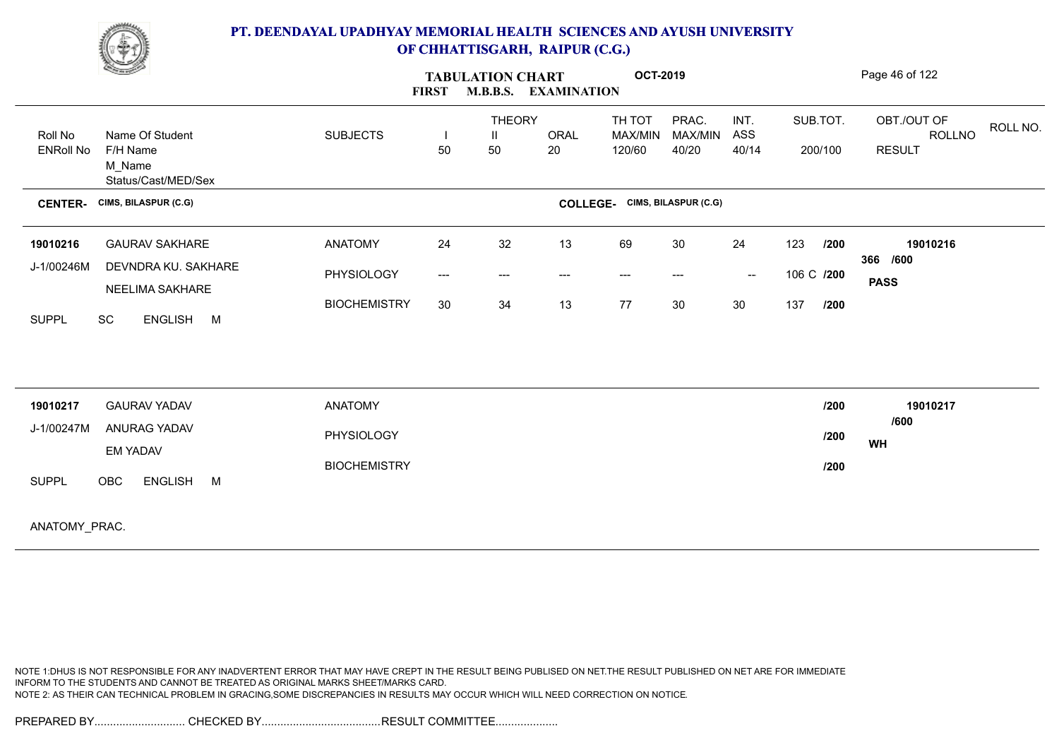# PT. DEENDAYAL UPADHYAY MEMORIAL HEALTH SCIENCES AND AYUSH UNIVERSITY OF CHHATTISGARH, RAIPUR (C.G.)

## TABULATION CHART — FIRST M.B.B.S. EXAMINATION — OCT-2019

| Roll No / ENRoll No | Name Of Student / F/H Name / M_Name / Status/Cast/MED/Sex | SUBJECTS | THEORY I 50 | THEORY II 50 | ORAL 20 | TH TOT MAX/MIN 120/60 | PRAC. MAX/MIN 40/20 | INT. ASS 40/14 | SUB.TOT. 200/100 | OBT./OUT OF ROLLNO RESULT |
|---|---|---|---|---|---|---|---|---|---|---|

**CENTER-** CIMS, BILASPUR (C.G) **COLLEGE-** CIMS, BILASPUR (C.G)

| Roll No / ENRoll No | Name Of Student / F/H Name / M_Name / Status/Cast/MED/Sex | SUBJECTS | I | II | ORAL | TH TOT | PRAC. | INT. ASS | SUB.TOT. | OBT./OUT OF ROLLNO RESULT |
|---|---|---|---|---|---|---|---|---|---|---|
| **19010216** | GAURAV SAKHARE | ANATOMY | 24 | 32 | 13 | 69 | 30 | 24 | 123 /200 | **19010216** |
| J-1/00246M | DEVNDRA KU. SAKHARE | PHYSIOLOGY | --- | --- | --- | --- | --- | -- | 106 C /200 | 366 /600 |
| | NEELIMA SAKHARE | BIOCHEMISTRY | 30 | 34 | 13 | 77 | 30 | 30 | 137 /200 | **PASS** |
| SUPPL | SC ENGLISH M | | | | | | | | | |
| **19010217** | GAURAV YADAV | ANATOMY | | | | | | | /200 | **19010217** |
| J-1/00247M | ANURAG YADAV | PHYSIOLOGY | | | | | | | /200 | /600 |
| | EM YADAV | BIOCHEMISTRY | | | | | | | /200 | **WH** |
| SUPPL | OBC ENGLISH M | | | | | | | | | |

ANATOMY_PRAC.

NOTE 1:DHUS IS NOT RESPONSIBLE FOR ANY INADVERTENT ERROR THAT MAY HAVE CREPT IN THE RESULT BEING PUBLISED ON NET.THE RESULT PUBLISHED ON NET ARE FOR IMMEDIATE INFORM TO THE STUDENTS AND CANNOT BE TREATED AS ORIGINAL MARKS SHEET/MARKS CARD.
NOTE 2: AS THEIR CAN TECHNICAL PROBLEM IN GRACING,SOME DISCREPANCIES IN RESULTS MAY OCCUR WHICH WILL NEED CORRECTION ON NOTICE.

PREPARED BY............................. CHECKED BY...................................... RESULT COMMITTEE....................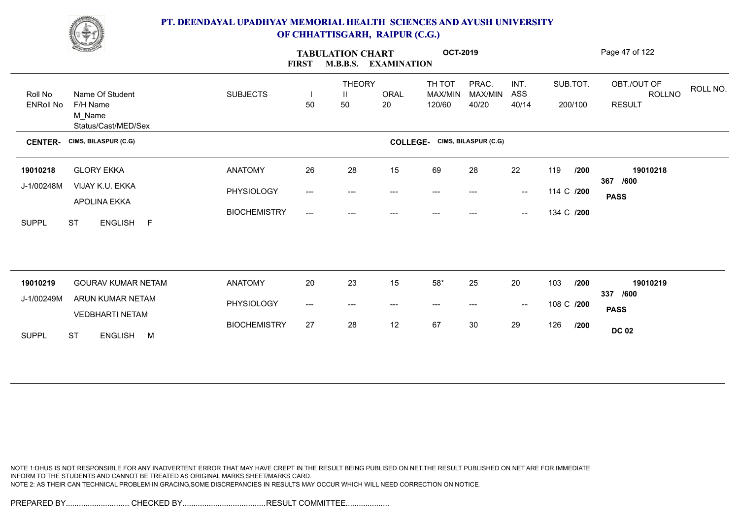# PT. DEENDAYAL UPADHYAY MEMORIAL HEALTH SCIENCES AND AYUSH UNIVERSITY OF CHHATTISGARH, RAIPUR (C.G.)

**TABULATION CHART** **OCT-2019**

**FIRST M.B.B.S. EXAMINATION**

| Roll No / ENRoll No | Name Of Student / F/H Name / M_Name / Status/Cast/MED/Sex | SUBJECTS | THEORY I 50 | THEORY II 50 | ORAL 20 | TH TOT MAX/MIN 120/60 | PRAC. MAX/MIN 40/20 | INT. ASS 40/14 | SUB.TOT. 200/100 | OBT./OUT OF ROLLNO RESULT | ROLL NO. |
|---|---|---|---|---|---|---|---|---|---|---|---|

**CENTER- CIMS, BILASPUR (C.G)** **COLLEGE- CIMS, BILASPUR (C.G)**

| Roll No / ENRoll No | Name Of Student / F/H Name / M_Name / Status/Cast/MED/Sex | SUBJECTS | I | II | ORAL | TH TOT | PRAC. | INT. ASS | SUB.TOT. | OBT./OUT OF / RESULT |
|---|---|---|---|---|---|---|---|---|---|---|
| **19010218** | GLORY EKKA | ANATOMY | 26 | 28 | 15 | 69 | 28 | 22 | 119 /200 | **19010218** |
| J-1/00248M | VIJAY K.U. EKKA | PHYSIOLOGY | --- | --- | --- | --- | --- | -- | 114 C /200 | 367 /600 |
| | APOLINA EKKA | BIOCHEMISTRY | --- | --- | --- | --- | --- | -- | 134 C /200 | **PASS** |
| SUPPL | ST ENGLISH F | | | | | | | | | |
| **19010219** | GOURAV KUMAR NETAM | ANATOMY | 20 | 23 | 15 | 58* | 25 | 20 | 103 /200 | **19010219** |
| J-1/00249M | ARUN KUMAR NETAM | PHYSIOLOGY | --- | --- | --- | --- | --- | -- | 108 C /200 | 337 /600 |
| | VEDBHARTI NETAM | BIOCHEMISTRY | 27 | 28 | 12 | 67 | 30 | 29 | 126 /200 | **PASS** |
| SUPPL | ST ENGLISH M | | | | | | | | | **DC 02** |

NOTE 1:DHUS IS NOT RESPONSIBLE FOR ANY INADVERTENT ERROR THAT MAY HAVE CREPT IN THE RESULT BEING PUBLISED ON NET.THE RESULT PUBLISHED ON NET ARE FOR IMMEDIATE INFORM TO THE STUDENTS AND CANNOT BE TREATED AS ORIGINAL MARKS SHEET/MARKS CARD.
NOTE 2: AS THEIR CAN TECHNICAL PROBLEM IN GRACING,SOME DISCREPANCIES IN RESULTS MAY OCCUR WHICH WILL NEED CORRECTION ON NOTICE.

PREPARED BY............................. CHECKED BY...................................... RESULT COMMITTEE....................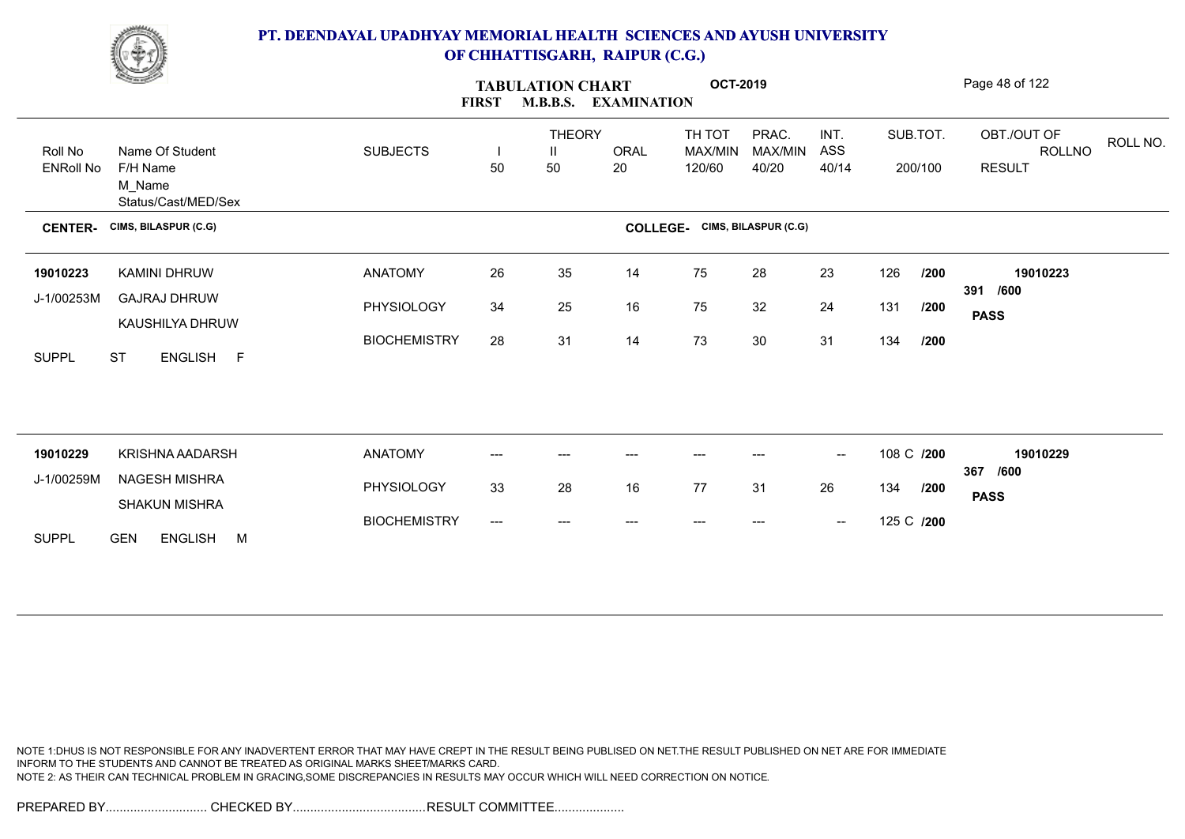# PT. DEENDAYAL UPADHYAY MEMORIAL HEALTH SCIENCES AND AYUSH UNIVERSITY OF CHHATTISGARH, RAIPUR (C.G.)

**TABULATION CHART OCT-2019**

**FIRST M.B.B.S. EXAMINATION**

| Roll No / ENRoll No | Name Of Student / F/H Name / M_Name / Status/Cast/MED/Sex | SUBJECTS | THEORY I 50 | THEORY II 50 | ORAL 20 | TH TOT MAX/MIN 120/60 | PRAC. MAX/MIN 40/20 | INT. ASS 40/14 | SUB.TOT. 200/100 | OBT./OUT OF ROLLNO RESULT | ROLL NO. |
|---|---|---|---|---|---|---|---|---|---|---|---|

**CENTER- CIMS, BILASPUR (C.G)** **COLLEGE- CIMS, BILASPUR (C.G)**

| Roll No / ENRoll No | Name Of Student / F/H Name / M_Name / Status/Cast/MED/Sex | SUBJECTS | THEORY I 50 | THEORY II 50 | ORAL 20 | TH TOT MAX/MIN 120/60 | PRAC. MAX/MIN 40/20 | INT. ASS 40/14 | SUB.TOT. 200/100 | OBT./OUT OF ROLLNO RESULT |
|---|---|---|---|---|---|---|---|---|---|---|
| 19010223 | KAMINI DHRUW | ANATOMY | 26 | 35 | 14 | 75 | 28 | 23 | 126 /200 | 19010223 |
| J-1/00253M | GAJRAJ DHRUW | PHYSIOLOGY | 34 | 25 | 16 | 75 | 32 | 24 | 131 /200 | 391 /600 |
| | KAUSHILYA DHRUW | BIOCHEMISTRY | 28 | 31 | 14 | 73 | 30 | 31 | 134 /200 | PASS |
| SUPPL | ST ENGLISH F | | | | | | | | | |
| 19010229 | KRISHNA AADARSH | ANATOMY | --- | --- | --- | --- | --- | -- | 108 C /200 | 19010229 |
| J-1/00259M | NAGESH MISHRA | PHYSIOLOGY | 33 | 28 | 16 | 77 | 31 | 26 | 134 /200 | 367 /600 |
| | SHAKUN MISHRA | BIOCHEMISTRY | --- | --- | --- | --- | --- | -- | 125 C /200 | PASS |
| SUPPL | GEN ENGLISH M | | | | | | | | | |

NOTE 1:DHUS IS NOT RESPONSIBLE FOR ANY INADVERTENT ERROR THAT MAY HAVE CREPT IN THE RESULT BEING PUBLISED ON NET.THE RESULT PUBLISHED ON NET ARE FOR IMMEDIATE INFORM TO THE STUDENTS AND CANNOT BE TREATED AS ORIGINAL MARKS SHEET/MARKS CARD.
NOTE 2: AS THEIR CAN TECHNICAL PROBLEM IN GRACING,SOME DISCREPANCIES IN RESULTS MAY OCCUR WHICH WILL NEED CORRECTION ON NOTICE.

PREPARED BY............................. CHECKED BY...................................... RESULT COMMITTEE....................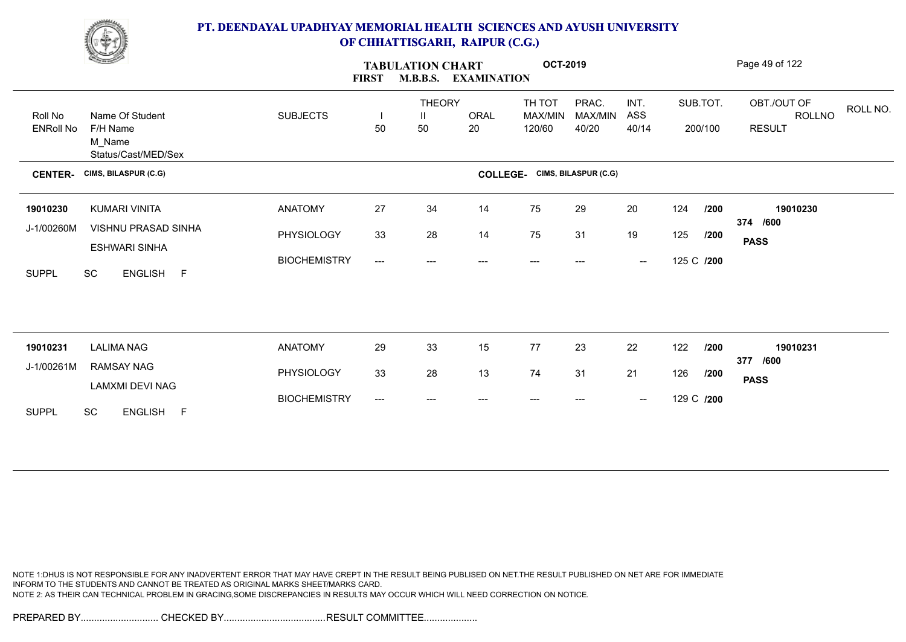# PT. DEENDAYAL UPADHYAY MEMORIAL HEALTH SCIENCES AND AYUSH UNIVERSITY OF CHHATTISGARH, RAIPUR (C.G.)

**TABULATION CHART** **OCT-2019**

**FIRST M.B.B.S. EXAMINATION**

| Roll No / ENRoll No | Name Of Student / F/H Name / M_Name / Status/Cast/MED/Sex | SUBJECTS | THEORY I 50 | THEORY II 50 | ORAL 20 | TH TOT MAX/MIN 120/60 | PRAC. MAX/MIN 40/20 | INT. ASS 40/14 | SUB.TOT. 200/100 | OBT./OUT OF ROLLNO RESULT | ROLL NO. |
|---|---|---|---|---|---|---|---|---|---|---|---|
| **CENTER- CIMS, BILASPUR (C.G)** | | | | | | **COLLEGE- CIMS, BILASPUR (C.G)** | | | | | |
| **19010230** | KUMARI VINITA | ANATOMY | 27 | 34 | 14 | 75 | 29 | 20 | 124 /200 | **19010230** | |
| J-1/00260M | VISHNU PRASAD SINHA | PHYSIOLOGY | 33 | 28 | 14 | 75 | 31 | 19 | 125 /200 | 374 /600 | |
| | ESHWARI SINHA | BIOCHEMISTRY | --- | --- | --- | --- | --- | -- | 125 C /200 | **PASS** | |
| SUPPL | SC ENGLISH F | | | | | | | | | | |
| **19010231** | LALIMA NAG | ANATOMY | 29 | 33 | 15 | 77 | 23 | 22 | 122 /200 | **19010231** | |
| J-1/00261M | RAMSAY NAG | PHYSIOLOGY | 33 | 28 | 13 | 74 | 31 | 21 | 126 /200 | 377 /600 | |
| | LAMXMI DEVI NAG | BIOCHEMISTRY | --- | --- | --- | --- | --- | -- | 129 C /200 | **PASS** | |
| SUPPL | SC ENGLISH F | | | | | | | | | | |

NOTE 1:DHUS IS NOT RESPONSIBLE FOR ANY INADVERTENT ERROR THAT MAY HAVE CREPT IN THE RESULT BEING PUBLISED ON NET.THE RESULT PUBLISHED ON NET ARE FOR IMMEDIATE INFORM TO THE STUDENTS AND CANNOT BE TREATED AS ORIGINAL MARKS SHEET/MARKS CARD.
NOTE 2: AS THEIR CAN TECHNICAL PROBLEM IN GRACING,SOME DISCREPANCIES IN RESULTS MAY OCCUR WHICH WILL NEED CORRECTION ON NOTICE.

PREPARED BY............................. CHECKED BY......................................RESULT COMMITTEE....................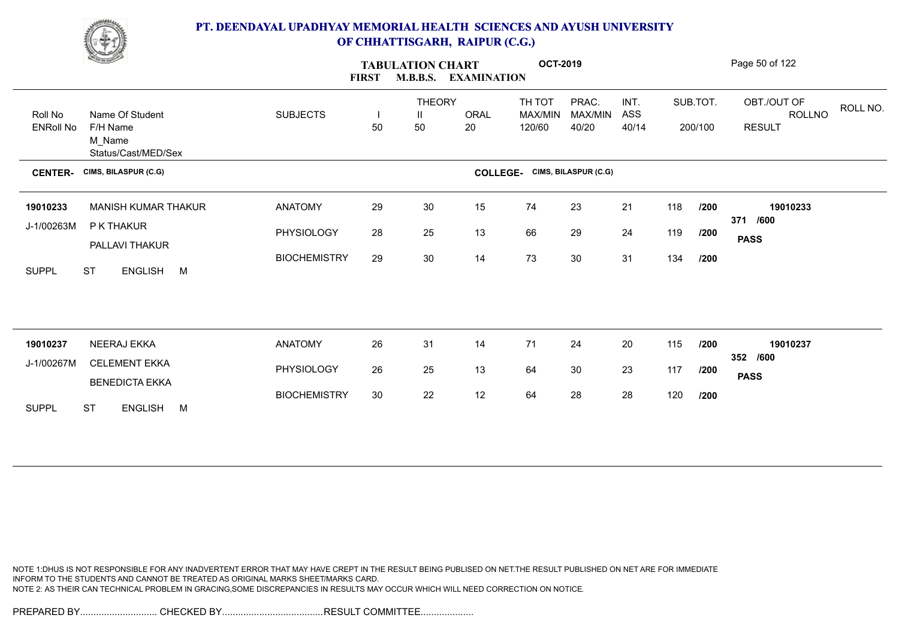# PT. DEENDAYAL UPADHYAY MEMORIAL HEALTH SCIENCES AND AYUSH UNIVERSITY OF CHHATTISGARH, RAIPUR (C.G.)

**TABULATION CHART** **OCT-2019**

**FIRST M.B.B.S. EXAMINATION**

| Roll No / ENRoll No | Name Of Student / F/H Name / M_Name / Status/Cast/MED/Sex | SUBJECTS | THEORY I 50 | THEORY II 50 | ORAL 20 | TH TOT MAX/MIN 120/60 | PRAC. MAX/MIN 40/20 | INT. ASS 40/14 | SUB.TOT. 200/100 | OBT./OUT OF ROLLNO RESULT | ROLL NO. |
|---|---|---|---|---|---|---|---|---|---|---|---|

**CENTER- CIMS, BILASPUR (C.G)** **COLLEGE- CIMS, BILASPUR (C.G)**

| Roll No / ENRoll No | Name Of Student / F/H Name / M_Name / Status/Cast/MED/Sex | SUBJECTS | I | II | ORAL | TH TOT | PRAC. | INT. ASS | SUB.TOT. | OBT./OUT OF ROLLNO RESULT |
|---|---|---|---|---|---|---|---|---|---|---|
| 19010233 | MANISH KUMAR THAKUR | ANATOMY | 29 | 30 | 15 | 74 | 23 | 21 | 118 /200 | 19010233 |
| J-1/00263M | P K THAKUR | PHYSIOLOGY | 28 | 25 | 13 | 66 | 29 | 24 | 119 /200 | 371 /600 PASS |
| | PALLAVI THAKUR | BIOCHEMISTRY | 29 | 30 | 14 | 73 | 30 | 31 | 134 /200 | |
| SUPPL | ST ENGLISH M | | | | | | | | | |
| 19010237 | NEERAJ EKKA | ANATOMY | 26 | 31 | 14 | 71 | 24 | 20 | 115 /200 | 19010237 |
| J-1/00267M | CELEMENT EKKA | PHYSIOLOGY | 26 | 25 | 13 | 64 | 30 | 23 | 117 /200 | 352 /600 PASS |
| | BENEDICTA EKKA | BIOCHEMISTRY | 30 | 22 | 12 | 64 | 28 | 28 | 120 /200 | |
| SUPPL | ST ENGLISH M | | | | | | | | | |

NOTE 1:DHUS IS NOT RESPONSIBLE FOR ANY INADVERTENT ERROR THAT MAY HAVE CREPT IN THE RESULT BEING PUBLISED ON NET.THE RESULT PUBLISHED ON NET ARE FOR IMMEDIATE INFORM TO THE STUDENTS AND CANNOT BE TREATED AS ORIGINAL MARKS SHEET/MARKS CARD.
NOTE 2: AS THEIR CAN TECHNICAL PROBLEM IN GRACING,SOME DISCREPANCIES IN RESULTS MAY OCCUR WHICH WILL NEED CORRECTION ON NOTICE.

PREPARED BY............................. CHECKED BY...................................... RESULT COMMITTEE....................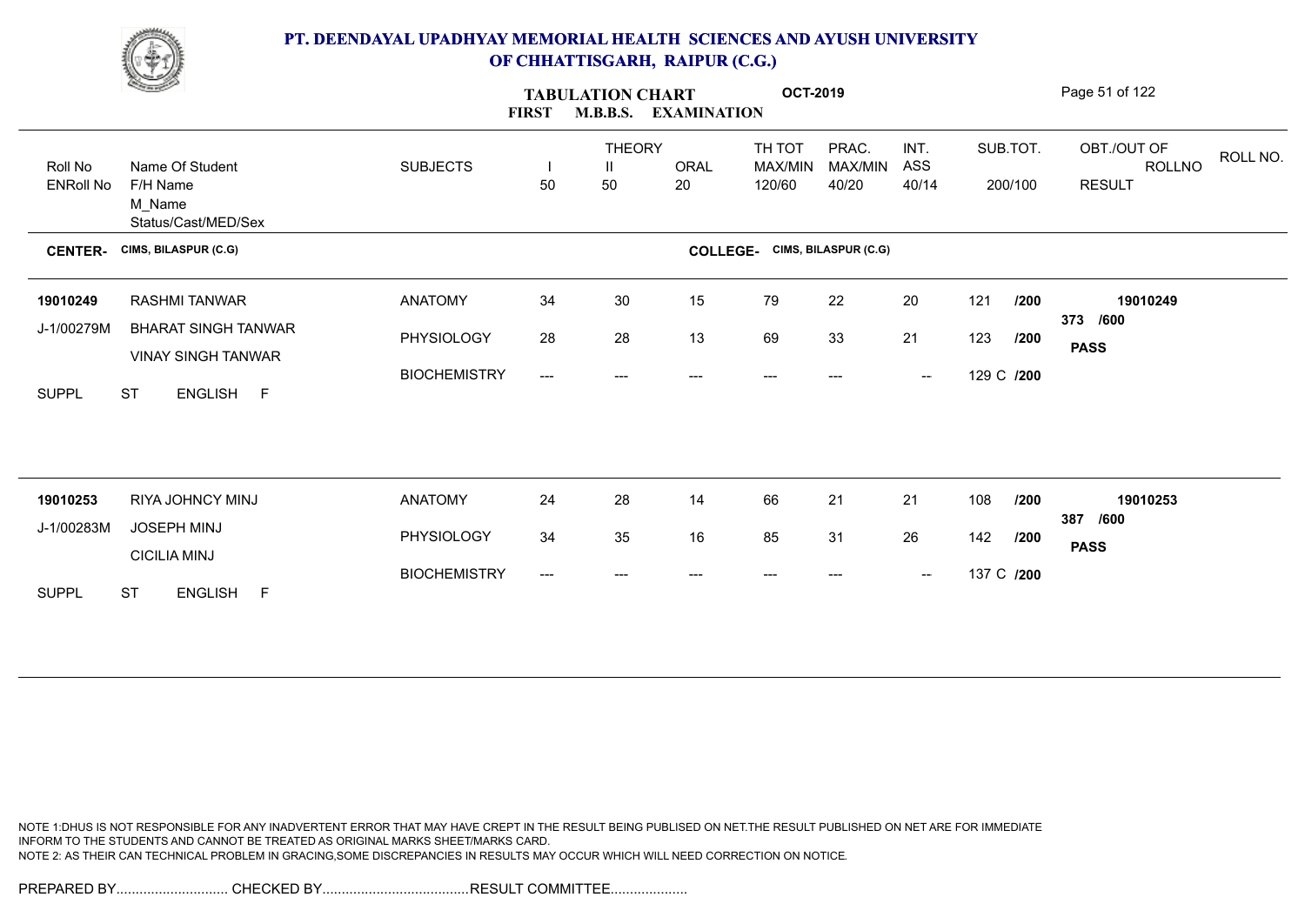# PT. DEENDAYAL UPADHYAY MEMORIAL HEALTH SCIENCES AND AYUSH UNIVERSITY OF CHHATTISGARH, RAIPUR (C.G.)

**TABULATION CHART — FIRST M.B.B.S. EXAMINATION — OCT-2019**

| Roll No / ENRoll No | Name Of Student / F/H Name / M_Name / Status/Cast/MED/Sex | SUBJECTS | THEORY I 50 | THEORY II 50 | ORAL 20 | TH TOT MAX/MIN 120/60 | PRAC. MAX/MIN 40/20 | INT. ASS 40/14 | SUB.TOT. 200/100 | OBT./OUT OF / ROLLNO / RESULT | ROLL NO. |
|---|---|---|---|---|---|---|---|---|---|---|---|

**CENTER- CIMS, BILASPUR (C.G)** — **COLLEGE- CIMS, BILASPUR (C.G)**

| Roll No / ENRoll No | Name Of Student / F/H Name / M_Name / Status/Cast/MED/Sex | SUBJECTS | I | II | ORAL | TH TOT | PRAC. | INT. ASS | SUB.TOT. | OBT./OUT OF / RESULT |
|---|---|---|---|---|---|---|---|---|---|---|
| 19010249 | RASHMI TANWAR | ANATOMY | 34 | 30 | 15 | 79 | 22 | 20 | 121 /200 | 19010249 |
| J-1/00279M | BHARAT SINGH TANWAR | PHYSIOLOGY | 28 | 28 | 13 | 69 | 33 | 21 | 123 /200 | 373 /600 |
| | VINAY SINGH TANWAR | BIOCHEMISTRY | --- | --- | --- | --- | --- | -- | 129 C /200 | PASS |
| SUPPL | ST ENGLISH F | | | | | | | | | |
| 19010253 | RIYA JOHNCY MINJ | ANATOMY | 24 | 28 | 14 | 66 | 21 | 21 | 108 /200 | 19010253 |
| J-1/00283M | JOSEPH MINJ | PHYSIOLOGY | 34 | 35 | 16 | 85 | 31 | 26 | 142 /200 | 387 /600 |
| | CICILIA MINJ | BIOCHEMISTRY | --- | --- | --- | --- | --- | -- | 137 C /200 | PASS |
| SUPPL | ST ENGLISH F | | | | | | | | | |

NOTE 1:DHUS IS NOT RESPONSIBLE FOR ANY INADVERTENT ERROR THAT MAY HAVE CREPT IN THE RESULT BEING PUBLISED ON NET.THE RESULT PUBLISHED ON NET ARE FOR IMMEDIATE INFORM TO THE STUDENTS AND CANNOT BE TREATED AS ORIGINAL MARKS SHEET/MARKS CARD.
NOTE 2: AS THEIR CAN TECHNICAL PROBLEM IN GRACING,SOME DISCREPANCIES IN RESULTS MAY OCCUR WHICH WILL NEED CORRECTION ON NOTICE.

PREPARED BY............................. CHECKED BY...................................... RESULT COMMITTEE....................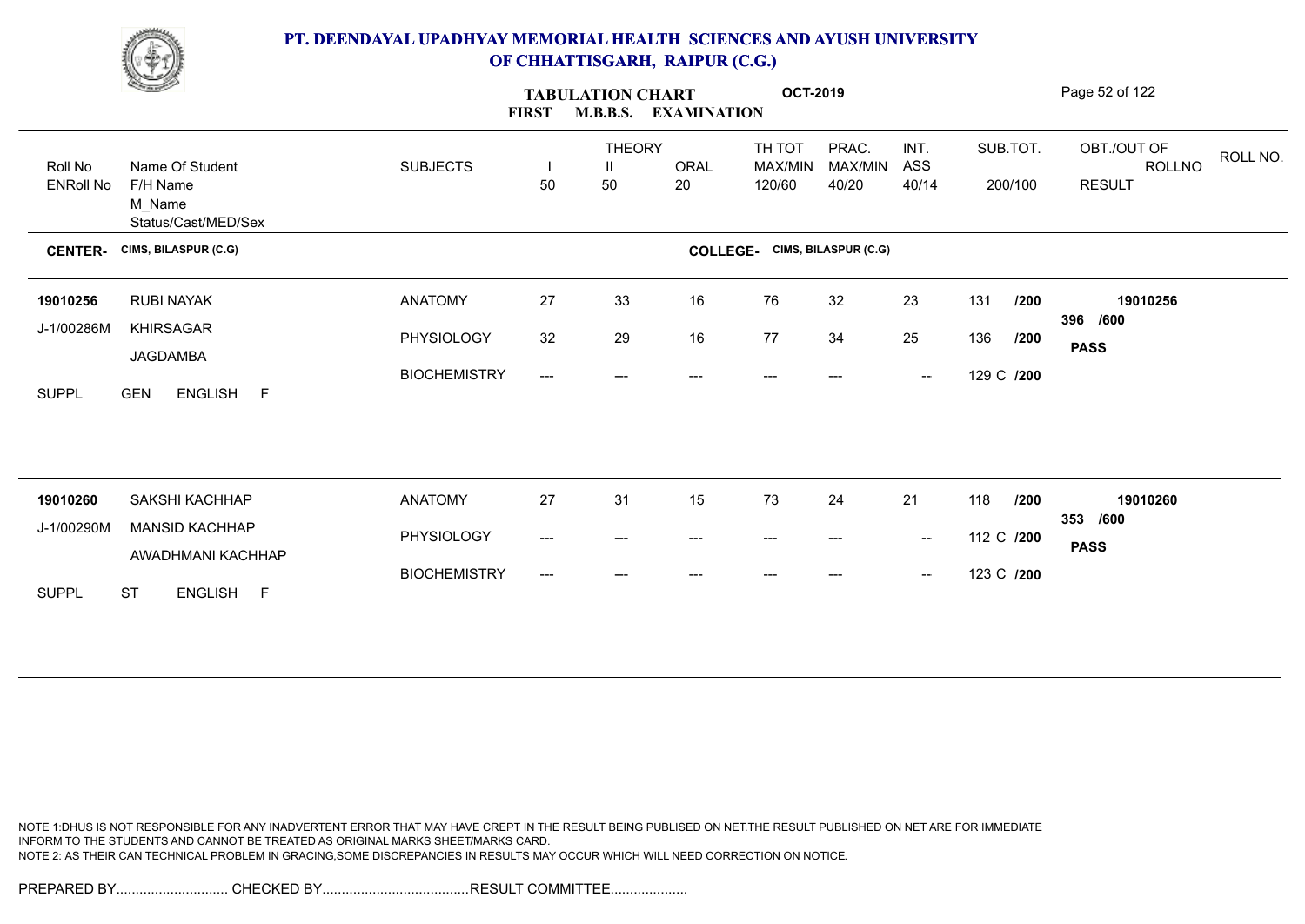# PT. DEENDAYAL UPADHYAY MEMORIAL HEALTH SCIENCES AND AYUSH UNIVERSITY OF CHHATTISGARH, RAIPUR (C.G.)

## TABULATION CHART OCT-2019
### FIRST M.B.B.S. EXAMINATION

| Roll No / ENRoll No | Name Of Student / F/H Name / M_Name / Status/Cast/MED/Sex | SUBJECTS | THEORY I 50 | THEORY II 50 | ORAL 20 | TH TOT MAX/MIN 120/60 | PRAC. MAX/MIN 40/20 | INT. ASS 40/14 | SUB.TOT. 200/100 | OBT./OUT OF / RESULT | ROLLNO |
|---|---|---|---|---|---|---|---|---|---|---|---|

**CENTER-** CIMS, BILASPUR (C.G) **COLLEGE-** CIMS, BILASPUR (C.G)

| Roll No / ENRoll No | Name Of Student / F/H Name / M_Name / Status/Cast/MED/Sex | SUBJECTS | I | II | ORAL | TH TOT | PRAC. | INT. ASS | SUB.TOT. | OBT./OUT OF / RESULT | ROLLNO |
|---|---|---|---|---|---|---|---|---|---|---|---|
| 19010256 | RUBI NAYAK | ANATOMY | 27 | 33 | 16 | 76 | 32 | 23 | 131 /200 | 396 /600 | 19010256 |
| J-1/00286M | KHIRSAGAR | PHYSIOLOGY | 32 | 29 | 16 | 77 | 34 | 25 | 136 /200 | PASS | |
| | JAGDAMBA | BIOCHEMISTRY | --- | --- | --- | --- | --- | -- | 129 C /200 | | |
| SUPPL | GEN ENGLISH F | | | | | | | | | | |
| 19010260 | SAKSHI KACHHAP | ANATOMY | 27 | 31 | 15 | 73 | 24 | 21 | 118 /200 | 353 /600 | 19010260 |
| J-1/00290M | MANSID KACHHAP | PHYSIOLOGY | --- | --- | --- | --- | --- | -- | 112 C /200 | PASS | |
| | AWADHMANI KACHHAP | BIOCHEMISTRY | --- | --- | --- | --- | --- | -- | 123 C /200 | | |
| SUPPL | ST ENGLISH F | | | | | | | | | | |

NOTE 1:DHUS IS NOT RESPONSIBLE FOR ANY INADVERTENT ERROR THAT MAY HAVE CREPT IN THE RESULT BEING PUBLISED ON NET.THE RESULT PUBLISHED ON NET ARE FOR IMMEDIATE INFORM TO THE STUDENTS AND CANNOT BE TREATED AS ORIGINAL MARKS SHEET/MARKS CARD.
NOTE 2: AS THEIR CAN TECHNICAL PROBLEM IN GRACING,SOME DISCREPANCIES IN RESULTS MAY OCCUR WHICH WILL NEED CORRECTION ON NOTICE.

PREPARED BY............................. CHECKED BY......................................RESULT COMMITTEE....................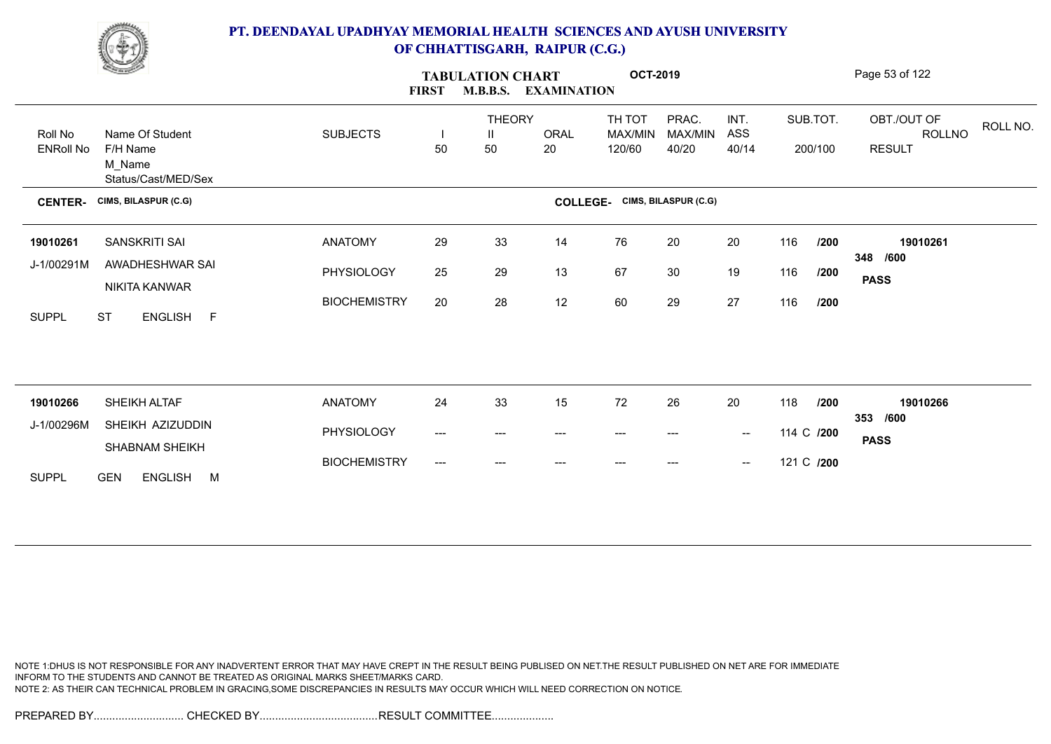# PT. DEENDAYAL UPADHYAY MEMORIAL HEALTH SCIENCES AND AYUSH UNIVERSITY OF CHHATTISGARH, RAIPUR (C.G.)

## TABULATION CHART OCT-2019
### FIRST M.B.B.S. EXAMINATION

**CENTER-** CIMS, BILASPUR (C.G) **COLLEGE-** CIMS, BILASPUR (C.G)

| Roll No / ENRoll No | Name Of Student / F/H Name / M_Name / Status/Cast/MED/Sex | SUBJECTS | THEORY I 50 | THEORY II 50 | ORAL 20 | TH TOT MAX/MIN 120/60 | PRAC. MAX/MIN 40/20 | INT. ASS 40/14 | SUB.TOT. 200/100 | OBT./OUT OF ROLLNO RESULT |
|---|---|---|---|---|---|---|---|---|---|---|
| 19010261 | SANSKRITI SAI | ANATOMY | 29 | 33 | 14 | 76 | 20 | 20 | 116 /200 | 19010261 |
| J-1/00291M | AWADHESHWAR SAI | PHYSIOLOGY | 25 | 29 | 13 | 67 | 30 | 19 | 116 /200 | 348 /600 |
| | NIKITA KANWAR | BIOCHEMISTRY | 20 | 28 | 12 | 60 | 29 | 27 | 116 /200 | PASS |
| SUPPL | ST ENGLISH F | | | | | | | | | |
| 19010266 | SHEIKH ALTAF | ANATOMY | 24 | 33 | 15 | 72 | 26 | 20 | 118 /200 | 19010266 |
| J-1/00296M | SHEIKH AZIZUDDIN | PHYSIOLOGY | --- | --- | --- | --- | --- | -- | 114 C /200 | 353 /600 |
| | SHABNAM SHEIKH | BIOCHEMISTRY | --- | --- | --- | --- | --- | -- | 121 C /200 | PASS |
| SUPPL | GEN ENGLISH M | | | | | | | | | |

NOTE 1:DHUS IS NOT RESPONSIBLE FOR ANY INADVERTENT ERROR THAT MAY HAVE CREPT IN THE RESULT BEING PUBLISED ON NET.THE RESULT PUBLISHED ON NET ARE FOR IMMEDIATE INFORM TO THE STUDENTS AND CANNOT BE TREATED AS ORIGINAL MARKS SHEET/MARKS CARD.
NOTE 2: AS THEIR CAN TECHNICAL PROBLEM IN GRACING,SOME DISCREPANCIES IN RESULTS MAY OCCUR WHICH WILL NEED CORRECTION ON NOTICE.

PREPARED BY............................. CHECKED BY...................................... RESULT COMMITTEE....................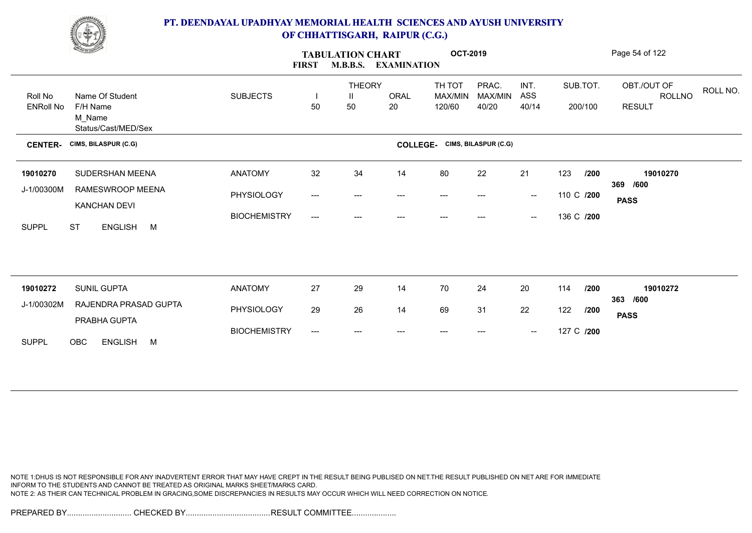# PT. DEENDAYAL UPADHYAY MEMORIAL HEALTH SCIENCES AND AYUSH UNIVERSITY OF CHHATTISGARH, RAIPUR (C.G.)

## TABULATION CHART — FIRST M.B.B.S. EXAMINATION — OCT-2019

| Roll No / ENRoll No | Name Of Student / F/H Name / M_Name / Status/Cast/MED/Sex | SUBJECTS | THEORY I 50 | THEORY II 50 | ORAL 20 | TH TOT MAX/MIN 120/60 | PRAC. MAX/MIN 40/20 | INT. ASS 40/14 | SUB.TOT. 200/100 | OBT./OUT OF ROLLNO RESULT | ROLL NO. |
|---|---|---|---|---|---|---|---|---|---|---|---|
| **CENTER- CIMS, BILASPUR (C.G)** | | | | | | **COLLEGE- CIMS, BILASPUR (C.G)** | | | | | |
| **19010270** | SUDERSHAN MEENA | ANATOMY | 32 | 34 | 14 | 80 | 22 | 21 | 123 /200 | **19010270** | |
| J-1/00300M | RAMESWROOP MEENA | PHYSIOLOGY | --- | --- | --- | --- | --- | -- | 110 C /200 | **369 /600** | |
| | KANCHAN DEVI | BIOCHEMISTRY | --- | --- | --- | --- | --- | -- | 136 C /200 | **PASS** | |
| SUPPL | ST ENGLISH M | | | | | | | | | | |
| **19010272** | SUNIL GUPTA | ANATOMY | 27 | 29 | 14 | 70 | 24 | 20 | 114 /200 | **19010272** | |
| J-1/00302M | RAJENDRA PRASAD GUPTA | PHYSIOLOGY | 29 | 26 | 14 | 69 | 31 | 22 | 122 /200 | **363 /600** | |
| | PRABHA GUPTA | BIOCHEMISTRY | --- | --- | --- | --- | --- | -- | 127 C /200 | **PASS** | |
| SUPPL | OBC ENGLISH M | | | | | | | | | | |

NOTE 1:DHUS IS NOT RESPONSIBLE FOR ANY INADVERTENT ERROR THAT MAY HAVE CREPT IN THE RESULT BEING PUBLISED ON NET.THE RESULT PUBLISHED ON NET ARE FOR IMMEDIATE INFORM TO THE STUDENTS AND CANNOT BE TREATED AS ORIGINAL MARKS SHEET/MARKS CARD.
NOTE 2: AS THEIR CAN TECHNICAL PROBLEM IN GRACING,SOME DISCREPANCIES IN RESULTS MAY OCCUR WHICH WILL NEED CORRECTION ON NOTICE.

PREPARED BY............................. CHECKED BY...................................... RESULT COMMITTEE....................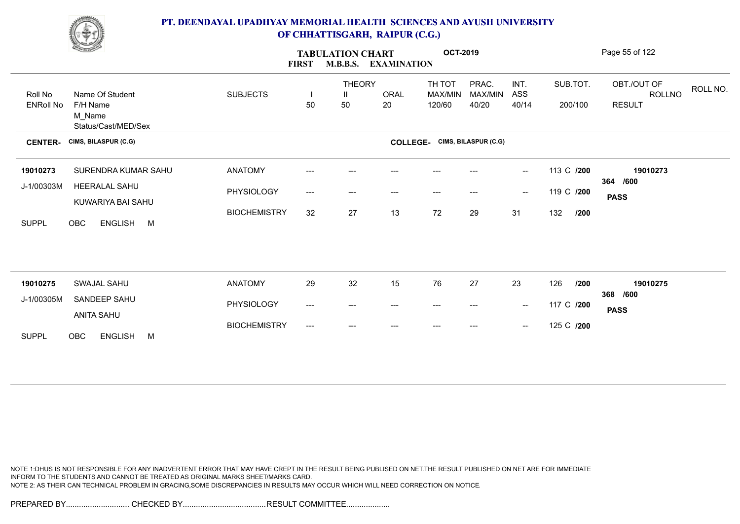# PT. DEENDAYAL UPADHYAY MEMORIAL HEALTH SCIENCES AND AYUSH UNIVERSITY OF CHHATTISGARH, RAIPUR (C.G.)

## TABULATION CHART OCT-2019
### FIRST M.B.B.S. EXAMINATION

| Roll No / ENRoll No | Name Of Student / F/H Name / M_Name / Status/Cast/MED/Sex | SUBJECTS | THEORY I 50 | THEORY II 50 | ORAL 20 | TH TOT MAX/MIN 120/60 | PRAC. MAX/MIN 40/20 | INT. ASS 40/14 | SUB.TOT. 200/100 | OBT./OUT OF ROLLNO RESULT | ROLL NO. |
|---|---|---|---|---|---|---|---|---|---|---|---|

**CENTER-** CIMS, BILASPUR (C.G) **COLLEGE-** CIMS, BILASPUR (C.G)

| Roll No / ENRoll No | Name Of Student / F/H Name / M_Name / Status/Cast/MED/Sex | SUBJECTS | I | II | ORAL | TH TOT | PRAC. | INT. ASS | SUB.TOT. | OBT./OUT OF ROLLNO RESULT |
|---|---|---|---|---|---|---|---|---|---|---|
| 19010273 | SURENDRA KUMAR SAHU | ANATOMY | --- | --- | --- | --- | --- | -- | 113 C /200 | 19010273 |
| J-1/00303M | HEERALAL SAHU | PHYSIOLOGY | --- | --- | --- | --- | --- | -- | 119 C /200 | 364 /600 |
| | KUWARIYA BAI SAHU | BIOCHEMISTRY | 32 | 27 | 13 | 72 | 29 | 31 | 132 /200 | PASS |
| SUPPL | OBC ENGLISH M | | | | | | | | | |
| 19010275 | SWAJAL SAHU | ANATOMY | 29 | 32 | 15 | 76 | 27 | 23 | 126 /200 | 19010275 |
| J-1/00305M | SANDEEP SAHU | PHYSIOLOGY | --- | --- | --- | --- | --- | -- | 117 C /200 | 368 /600 |
| | ANITA SAHU | BIOCHEMISTRY | --- | --- | --- | --- | --- | -- | 125 C /200 | PASS |
| SUPPL | OBC ENGLISH M | | | | | | | | | |

NOTE 1:DHUS IS NOT RESPONSIBLE FOR ANY INADVERTENT ERROR THAT MAY HAVE CREPT IN THE RESULT BEING PUBLISED ON NET.THE RESULT PUBLISHED ON NET ARE FOR IMMEDIATE INFORM TO THE STUDENTS AND CANNOT BE TREATED AS ORIGINAL MARKS SHEET/MARKS CARD.
NOTE 2: AS THEIR CAN TECHNICAL PROBLEM IN GRACING,SOME DISCREPANCIES IN RESULTS MAY OCCUR WHICH WILL NEED CORRECTION ON NOTICE.

PREPARED BY............................ CHECKED BY..................................... RESULT COMMITTEE....................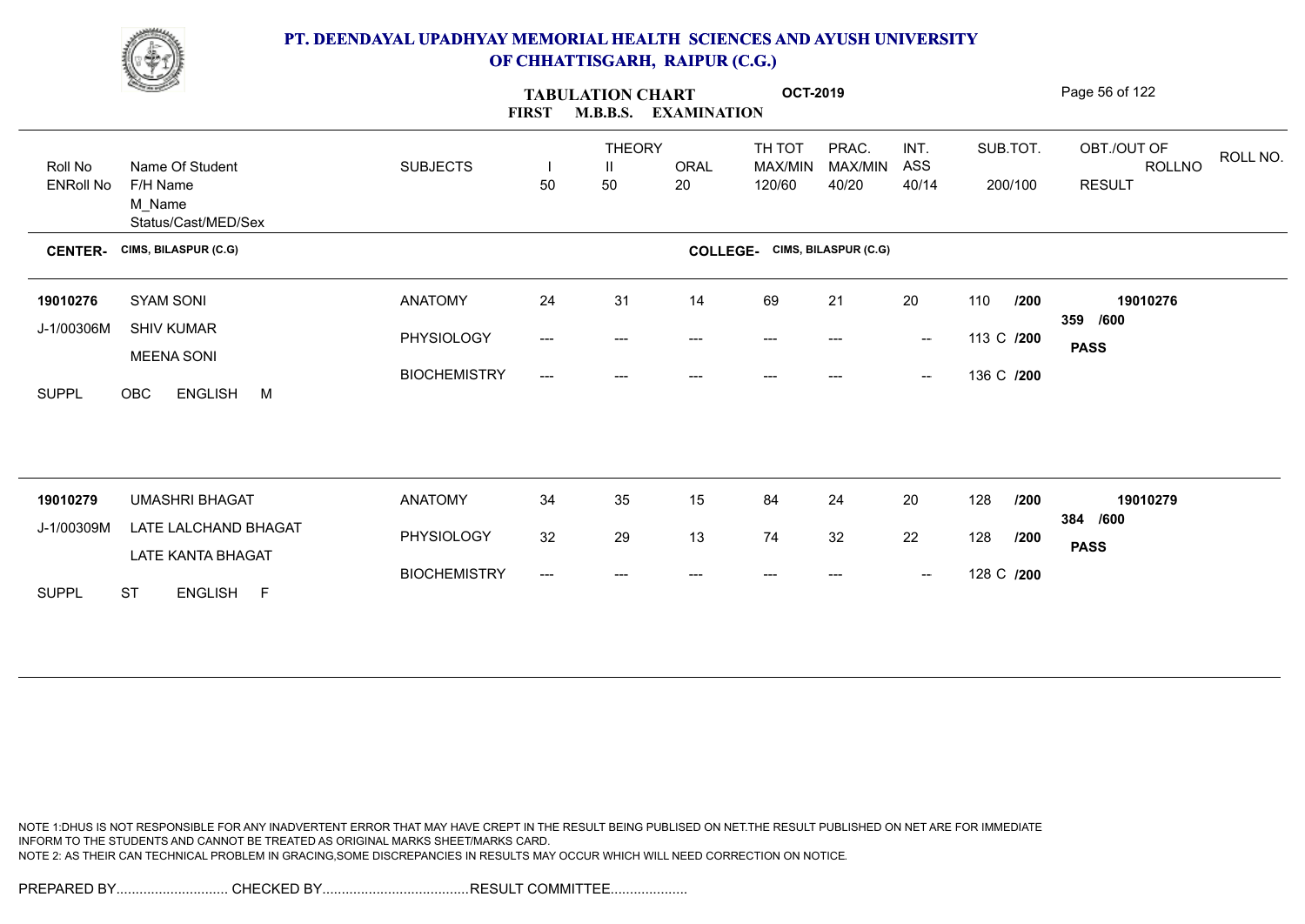# PT. DEENDAYAL UPADHYAY MEMORIAL HEALTH SCIENCES AND AYUSH UNIVERSITY OF CHHATTISGARH, RAIPUR (C.G.)

## TABULATION CHART — FIRST M.B.B.S. EXAMINATION — OCT-2019

| Roll No / ENRoll No | Name Of Student / F/H Name / M_Name / Status/Cast/MED/Sex | SUBJECTS | THEORY I 50 | THEORY II 50 | ORAL 20 | TH TOT MAX/MIN 120/60 | PRAC. MAX/MIN 40/20 | INT. ASS 40/14 | SUB.TOT. 200/100 | OBT./OUT OF ROLLNO RESULT |
|---|---|---|---|---|---|---|---|---|---|---|

**CENTER-** CIMS, BILASPUR (C.G) **COLLEGE-** CIMS, BILASPUR (C.G)

| Roll No / ENRoll No | Name Of Student / F/H Name / M_Name / Status/Cast/MED/Sex | SUBJECTS | I | II | ORAL | TH TOT | PRAC. | INT. ASS | SUB.TOT. | OBT./OUT OF ROLLNO RESULT |
|---|---|---|---|---|---|---|---|---|---|---|
| 19010276 | SYAM SONI | ANATOMY | 24 | 31 | 14 | 69 | 21 | 20 | 110 /200 | 19010276 |
| J-1/00306M | SHIV KUMAR | PHYSIOLOGY | --- | --- | --- | --- | --- | -- | 113 C /200 | 359 /600 PASS |
| | MEENA SONI | BIOCHEMISTRY | --- | --- | --- | --- | --- | -- | 136 C /200 | |
| SUPPL | OBC ENGLISH M | | | | | | | | | |
| 19010279 | UMASHRI BHAGAT | ANATOMY | 34 | 35 | 15 | 84 | 24 | 20 | 128 /200 | 19010279 |
| J-1/00309M | LATE LALCHAND BHAGAT | PHYSIOLOGY | 32 | 29 | 13 | 74 | 32 | 22 | 128 /200 | 384 /600 PASS |
| | LATE KANTA BHAGAT | BIOCHEMISTRY | --- | --- | --- | --- | --- | -- | 128 C /200 | |
| SUPPL | ST ENGLISH F | | | | | | | | | |

NOTE 1:DHUS IS NOT RESPONSIBLE FOR ANY INADVERTENT ERROR THAT MAY HAVE CREPT IN THE RESULT BEING PUBLISED ON NET.THE RESULT PUBLISHED ON NET ARE FOR IMMEDIATE INFORM TO THE STUDENTS AND CANNOT BE TREATED AS ORIGINAL MARKS SHEET/MARKS CARD.
NOTE 2: AS THEIR CAN TECHNICAL PROBLEM IN GRACING,SOME DISCREPANCIES IN RESULTS MAY OCCUR WHICH WILL NEED CORRECTION ON NOTICE.

PREPARED BY............................. CHECKED BY...................................... RESULT COMMITTEE....................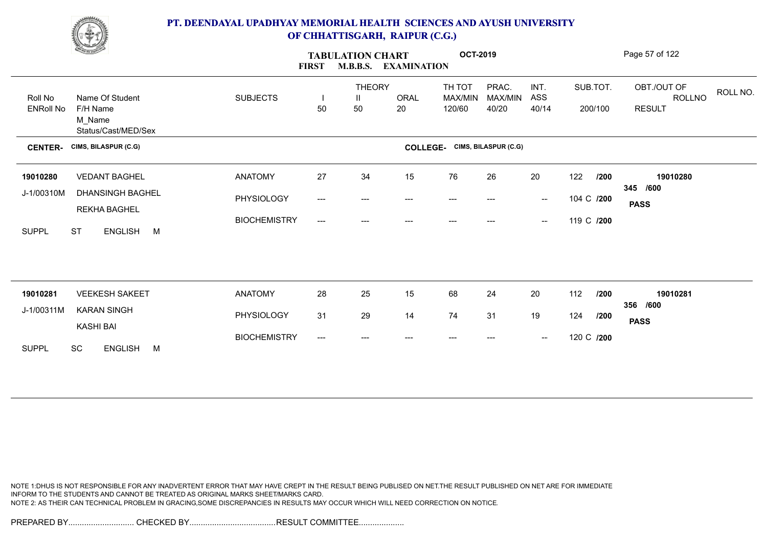# PT. DEENDAYAL UPADHYAY MEMORIAL HEALTH SCIENCES AND AYUSH UNIVERSITY OF CHHATTISGARH, RAIPUR (C.G.)

## TABULATION CHART OCT-2019
### FIRST M.B.B.S. EXAMINATION

**CENTER-** CIMS, BILASPUR (C.G) **COLLEGE-** CIMS, BILASPUR (C.G)

| Roll No / ENRoll No | Name Of Student / F/H Name / M_Name / Status/Cast/MED/Sex | SUBJECTS | THEORY I 50 | THEORY II 50 | ORAL 20 | TH TOT MAX/MIN 120/60 | PRAC. MAX/MIN 40/20 | INT. ASS 40/14 | SUB.TOT. 200/100 | OBT./OUT OF / ROLLNO / RESULT |
|---|---|---|---|---|---|---|---|---|---|---|
| 19010280 | VEDANT BAGHEL | ANATOMY | 27 | 34 | 15 | 76 | 26 | 20 | 122 /200 | 19010280 |
| J-1/00310M | DHANSINGH BAGHEL | PHYSIOLOGY | --- | --- | --- | --- | --- | -- | 104 C /200 | 345 /600 |
| | REKHA BAGHEL | BIOCHEMISTRY | --- | --- | --- | --- | --- | -- | 119 C /200 | PASS |
| SUPPL | ST ENGLISH M | | | | | | | | | |
| 19010281 | VEEKESH SAKEET | ANATOMY | 28 | 25 | 15 | 68 | 24 | 20 | 112 /200 | 19010281 |
| J-1/00311M | KARAN SINGH | PHYSIOLOGY | 31 | 29 | 14 | 74 | 31 | 19 | 124 /200 | 356 /600 |
| | KASHI BAI | BIOCHEMISTRY | --- | --- | --- | --- | --- | -- | 120 C /200 | PASS |
| SUPPL | SC ENGLISH M | | | | | | | | | |

NOTE 1:DHUS IS NOT RESPONSIBLE FOR ANY INADVERTENT ERROR THAT MAY HAVE CREPT IN THE RESULT BEING PUBLISED ON NET.THE RESULT PUBLISHED ON NET ARE FOR IMMEDIATE INFORM TO THE STUDENTS AND CANNOT BE TREATED AS ORIGINAL MARKS SHEET/MARKS CARD.
NOTE 2: AS THEIR CAN TECHNICAL PROBLEM IN GRACING,SOME DISCREPANCIES IN RESULTS MAY OCCUR WHICH WILL NEED CORRECTION ON NOTICE.

PREPARED BY............................. CHECKED BY...................................... RESULT COMMITTEE....................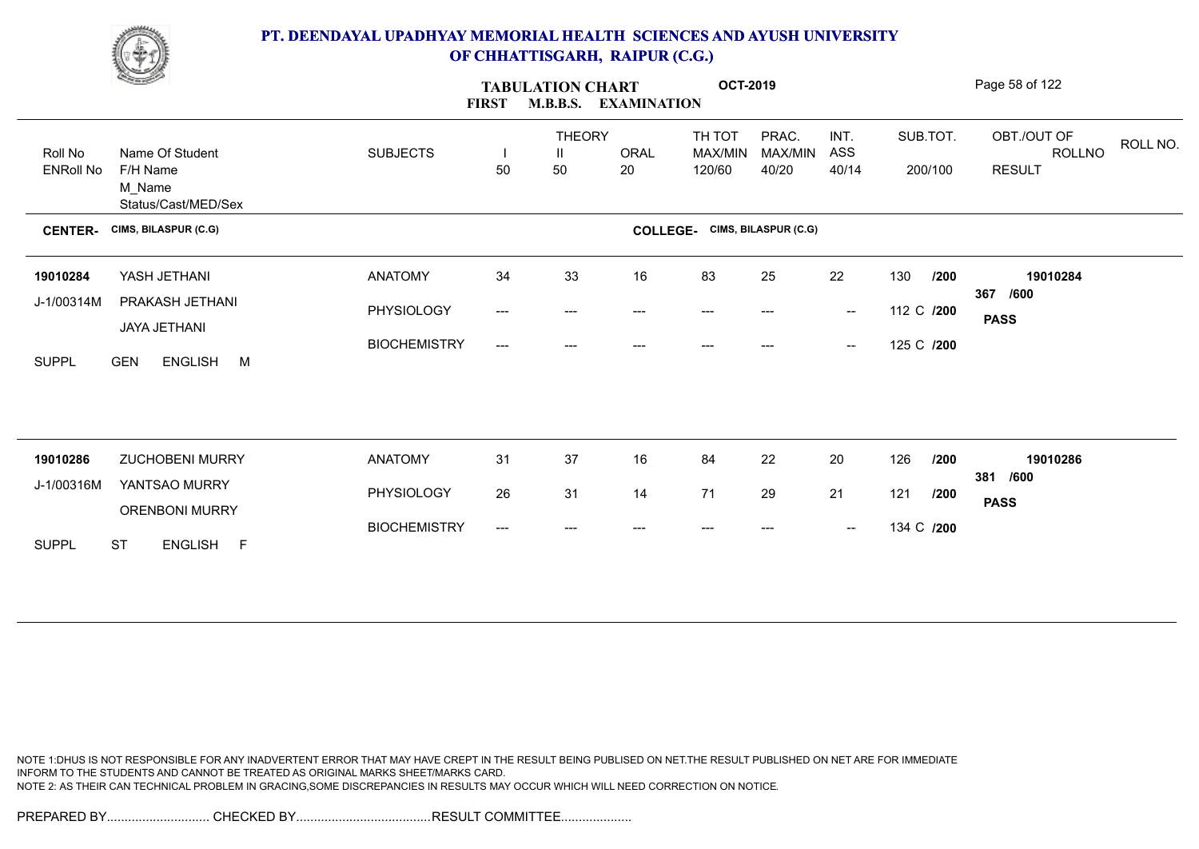# PT. DEENDAYAL UPADHYAY MEMORIAL HEALTH SCIENCES AND AYUSH UNIVERSITY OF CHHATTISGARH, RAIPUR (C.G.)

## TABULATION CHART — FIRST M.B.B.S. EXAMINATION — OCT-2019

| Roll No / ENRoll No | Name Of Student / F/H Name / M_Name / Status/Cast/MED/Sex | SUBJECTS | THEORY I 50 | THEORY II 50 | ORAL 20 | TH TOT MAX/MIN 120/60 | PRAC. MAX/MIN 40/20 | INT. ASS 40/14 | SUB.TOT. 200/100 | OBT./OUT OF / ROLLNO / RESULT | ROLL NO. |
|---|---|---|---|---|---|---|---|---|---|---|---|

**CENTER-** CIMS, BILASPUR (C.G) **COLLEGE-** CIMS, BILASPUR (C.G)

| Roll No / ENRoll No | Name Of Student / F/H Name / M_Name / Status/Cast/MED/Sex | SUBJECTS | I | II | ORAL | TH TOT | PRAC. | INT. ASS | SUB.TOT. | OBT./OUT OF / RESULT |
|---|---|---|---|---|---|---|---|---|---|---|
| 19010284 | YASH JETHANI | ANATOMY | 34 | 33 | 16 | 83 | 25 | 22 | 130 /200 | 19010284 |
| J-1/00314M | PRAKASH JETHANI | PHYSIOLOGY | --- | --- | --- | --- | --- | -- | 112 C /200 | 367 /600 |
| | JAYA JETHANI | BIOCHEMISTRY | --- | --- | --- | --- | --- | -- | 125 C /200 | PASS |
| SUPPL | GEN ENGLISH M | | | | | | | | | |
| 19010286 | ZUCHOBENI MURRY | ANATOMY | 31 | 37 | 16 | 84 | 22 | 20 | 126 /200 | 19010286 |
| J-1/00316M | YANTSAO MURRY | PHYSIOLOGY | 26 | 31 | 14 | 71 | 29 | 21 | 121 /200 | 381 /600 |
| | ORENBONI MURRY | BIOCHEMISTRY | --- | --- | --- | --- | --- | -- | 134 C /200 | PASS |
| SUPPL | ST ENGLISH F | | | | | | | | | |

NOTE 1:DHUS IS NOT RESPONSIBLE FOR ANY INADVERTENT ERROR THAT MAY HAVE CREPT IN THE RESULT BEING PUBLISED ON NET.THE RESULT PUBLISHED ON NET ARE FOR IMMEDIATE INFORM TO THE STUDENTS AND CANNOT BE TREATED AS ORIGINAL MARKS SHEET/MARKS CARD.
NOTE 2: AS THEIR CAN TECHNICAL PROBLEM IN GRACING,SOME DISCREPANCIES IN RESULTS MAY OCCUR WHICH WILL NEED CORRECTION ON NOTICE.

PREPARED BY............................. CHECKED BY...................................... RESULT COMMITTEE....................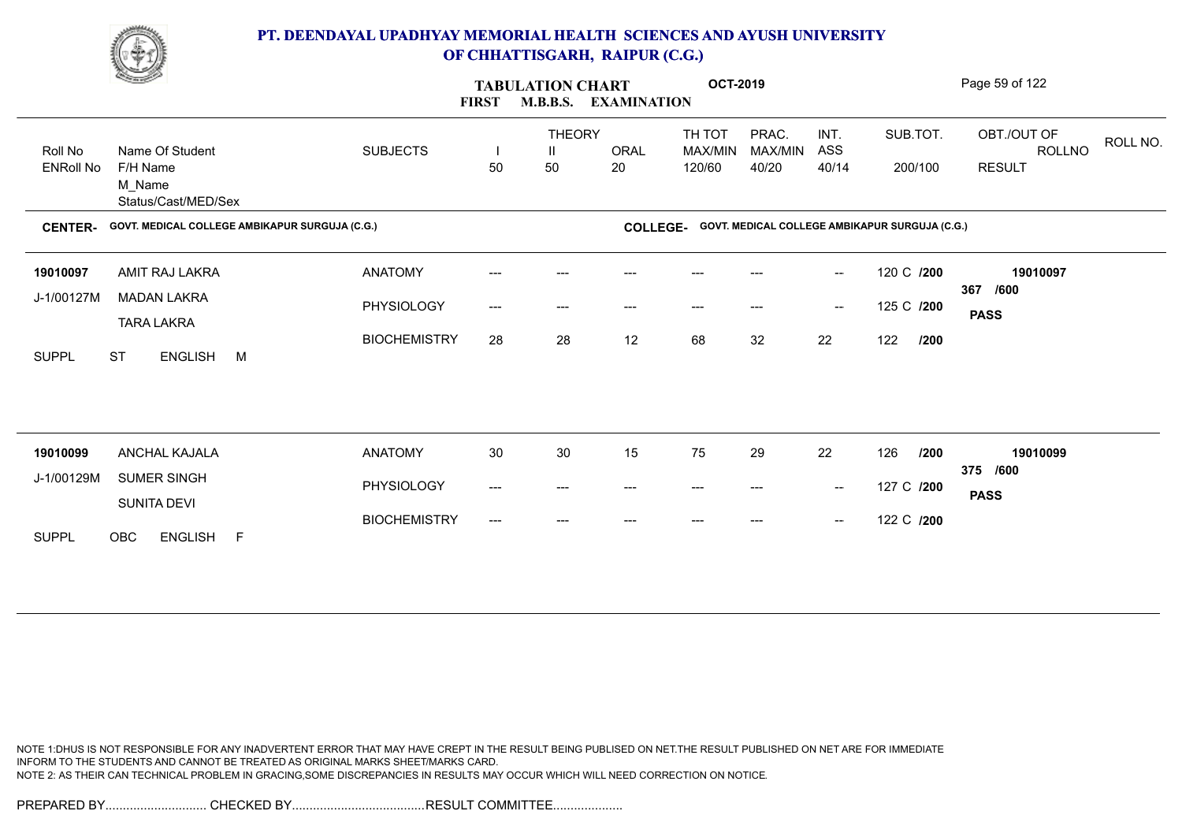# PT. DEENDAYAL UPADHYAY MEMORIAL HEALTH SCIENCES AND AYUSH UNIVERSITY OF CHHATTISGARH, RAIPUR (C.G.)

## TABULATION CHART — FIRST M.B.B.S. EXAMINATION — OCT-2019

| Roll No / ENRoll No | Name Of Student / F/H Name / M_Name / Status/Cast/MED/Sex | SUBJECTS | THEORY I 50 | THEORY II 50 | ORAL 20 | TH TOT MAX/MIN 120/60 | PRAC. MAX/MIN 40/20 | INT. ASS 40/14 | SUB.TOT. 200/100 | OBT./OUT OF ROLLNO RESULT | ROLL NO. |
|---|---|---|---|---|---|---|---|---|---|---|---|

**CENTER-** GOVT. MEDICAL COLLEGE AMBIKAPUR SURGUJA (C.G.) **COLLEGE-** GOVT. MEDICAL COLLEGE AMBIKAPUR SURGUJA (C.G.)

| Roll No / ENRoll No | Name Of Student / F/H Name / M_Name / Status/Cast/MED/Sex | SUBJECTS | I | II | ORAL | TH TOT | PRAC. | INT. ASS | SUB.TOT. | OBT./OUT OF ROLLNO RESULT |
|---|---|---|---|---|---|---|---|---|---|---|
| 19010097 | AMIT RAJ LAKRA | ANATOMY | --- | --- | --- | --- | --- | -- | 120 C /200 | 19010097 |
| J-1/00127M | MADAN LAKRA | PHYSIOLOGY | --- | --- | --- | --- | --- | -- | 125 C /200 | 367 /600 |
| | TARA LAKRA | BIOCHEMISTRY | 28 | 28 | 12 | 68 | 32 | 22 | 122 /200 | PASS |
| SUPPL | ST ENGLISH M | | | | | | | | | |
| 19010099 | ANCHAL KAJALA | ANATOMY | 30 | 30 | 15 | 75 | 29 | 22 | 126 /200 | 19010099 |
| J-1/00129M | SUMER SINGH | PHYSIOLOGY | --- | --- | --- | --- | --- | -- | 127 C /200 | 375 /600 |
| | SUNITA DEVI | BIOCHEMISTRY | --- | --- | --- | --- | --- | -- | 122 C /200 | PASS |
| SUPPL | OBC ENGLISH F | | | | | | | | | |

NOTE 1:DHUS IS NOT RESPONSIBLE FOR ANY INADVERTENT ERROR THAT MAY HAVE CREPT IN THE RESULT BEING PUBLISED ON NET.THE RESULT PUBLISHED ON NET ARE FOR IMMEDIATE INFORM TO THE STUDENTS AND CANNOT BE TREATED AS ORIGINAL MARKS SHEET/MARKS CARD.
NOTE 2: AS THEIR CAN TECHNICAL PROBLEM IN GRACING,SOME DISCREPANCIES IN RESULTS MAY OCCUR WHICH WILL NEED CORRECTION ON NOTICE.

PREPARED BY............................. CHECKED BY...................................... RESULT COMMITTEE....................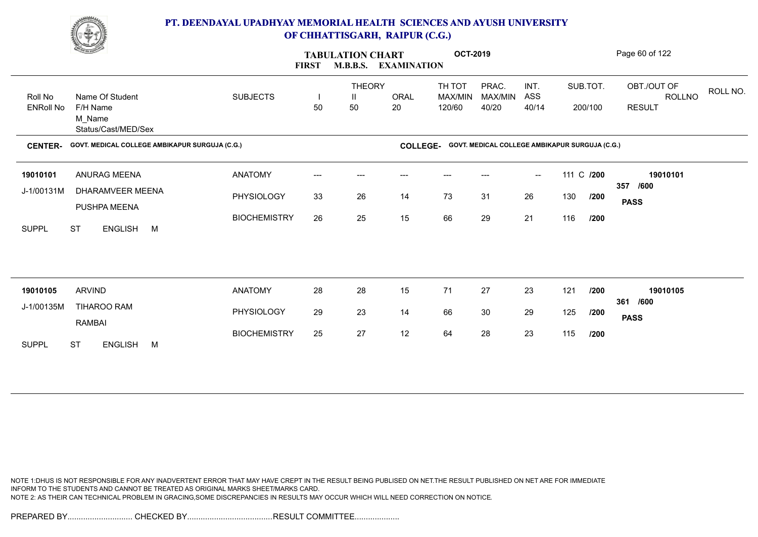# PT. DEENDAYAL UPADHYAY MEMORIAL HEALTH SCIENCES AND AYUSH UNIVERSITY OF CHHATTISGARH, RAIPUR (C.G.)

## TABULATION CHART OCT-2019
### FIRST M.B.B.S. EXAMINATION

**CENTER-** GOVT. MEDICAL COLLEGE AMBIKAPUR SURGUJA (C.G.)
**COLLEGE-** GOVT. MEDICAL COLLEGE AMBIKAPUR SURGUJA (C.G.)

| Roll No / ENRoll No | Name Of Student / F/H Name / M_Name / Status/Cast/MED/Sex | SUBJECTS | THEORY I 50 | THEORY II 50 | ORAL 20 | TH TOT MAX/MIN 120/60 | PRAC. MAX/MIN 40/20 | INT. ASS 40/14 | SUB.TOT. 200/100 | OBT./OUT OF ROLLNO RESULT |
|---|---|---|---|---|---|---|---|---|---|---|
| 19010101 | ANURAG MEENA | ANATOMY | --- | --- | --- | --- | --- | -- | 111 C /200 | 19010101 |
| J-1/00131M | DHARAMVEER MEENA | PHYSIOLOGY | 33 | 26 | 14 | 73 | 31 | 26 | 130 /200 | 357 /600 |
| | PUSHPA MEENA | BIOCHEMISTRY | 26 | 25 | 15 | 66 | 29 | 21 | 116 /200 | PASS |
| SUPPL | ST ENGLISH M | | | | | | | | | |
| 19010105 | ARVIND | ANATOMY | 28 | 28 | 15 | 71 | 27 | 23 | 121 /200 | 19010105 |
| J-1/00135M | TIHAROO RAM | PHYSIOLOGY | 29 | 23 | 14 | 66 | 30 | 29 | 125 /200 | 361 /600 |
| | RAMBAI | BIOCHEMISTRY | 25 | 27 | 12 | 64 | 28 | 23 | 115 /200 | PASS |
| SUPPL | ST ENGLISH M | | | | | | | | | |

NOTE 1:DHUS IS NOT RESPONSIBLE FOR ANY INADVERTENT ERROR THAT MAY HAVE CREPT IN THE RESULT BEING PUBLISED ON NET.THE RESULT PUBLISHED ON NET ARE FOR IMMEDIATE INFORM TO THE STUDENTS AND CANNOT BE TREATED AS ORIGINAL MARKS SHEET/MARKS CARD.
NOTE 2: AS THEIR CAN TECHNICAL PROBLEM IN GRACING,SOME DISCREPANCIES IN RESULTS MAY OCCUR WHICH WILL NEED CORRECTION ON NOTICE.

PREPARED BY............................. CHECKED BY...................................... RESULT COMMITTEE....................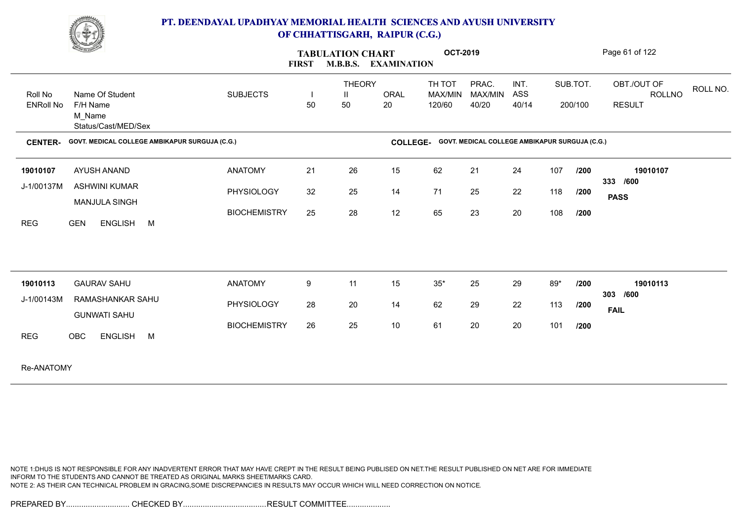# PT. DEENDAYAL UPADHYAY MEMORIAL HEALTH SCIENCES AND AYUSH UNIVERSITY OF CHHATTISGARH, RAIPUR (C.G.)

## TABULATION CHART — FIRST M.B.B.S. EXAMINATION — OCT-2019

| Roll No / ENRoll No | Name Of Student / F/H Name / M_Name / Status/Cast/MED/Sex | SUBJECTS | THEORY I (50) | THEORY II (50) | ORAL (20) | TH TOT MAX/MIN 120/60 | PRAC. MAX/MIN 40/20 | INT. ASS 40/14 | SUB.TOT. 200/100 | OBT./OUT OF / ROLLNO / RESULT | ROLL NO. |
|---|---|---|---|---|---|---|---|---|---|---|---|

**CENTER-** GOVT. MEDICAL COLLEGE AMBIKAPUR SURGUJA (C.G.) **COLLEGE-** GOVT. MEDICAL COLLEGE AMBIKAPUR SURGUJA (C.G.)

| Roll No / ENRoll No | Name Of Student / F/H Name / M_Name / Status/Cast/MED/Sex | SUBJECTS | I | II | ORAL | TH TOT | PRAC. | INT. ASS | SUB.TOT. | OBT./OUT OF / ROLLNO / RESULT |
|---|---|---|---|---|---|---|---|---|---|---|
| 19010107 | AYUSH ANAND | ANATOMY | 21 | 26 | 15 | 62 | 21 | 24 | 107 /200 | 19010107 |
| J-1/00137M | ASHWINI KUMAR | PHYSIOLOGY | 32 | 25 | 14 | 71 | 25 | 22 | 118 /200 | 333 /600 |
| | MANJULA SINGH | BIOCHEMISTRY | 25 | 28 | 12 | 65 | 23 | 20 | 108 /200 | PASS |
| REG | GEN ENGLISH M | | | | | | | | | |
| 19010113 | GAURAV SAHU | ANATOMY | 9 | 11 | 15 | 35* | 25 | 29 | 89* /200 | 19010113 |
| J-1/00143M | RAMASHANKAR SAHU | PHYSIOLOGY | 28 | 20 | 14 | 62 | 29 | 22 | 113 /200 | 303 /600 |
| | GUNWATI SAHU | BIOCHEMISTRY | 26 | 25 | 10 | 61 | 20 | 20 | 101 /200 | FAIL |
| REG | OBC ENGLISH M | | | | | | | | | |

Re-ANATOMY

NOTE 1:DHUS IS NOT RESPONSIBLE FOR ANY INADVERTENT ERROR THAT MAY HAVE CREPT IN THE RESULT BEING PUBLISED ON NET.THE RESULT PUBLISHED ON NET ARE FOR IMMEDIATE INFORM TO THE STUDENTS AND CANNOT BE TREATED AS ORIGINAL MARKS SHEET/MARKS CARD.
NOTE 2: AS THEIR CAN TECHNICAL PROBLEM IN GRACING,SOME DISCREPANCIES IN RESULTS MAY OCCUR WHICH WILL NEED CORRECTION ON NOTICE.

PREPARED BY............................. CHECKED BY...................................... RESULT COMMITTEE....................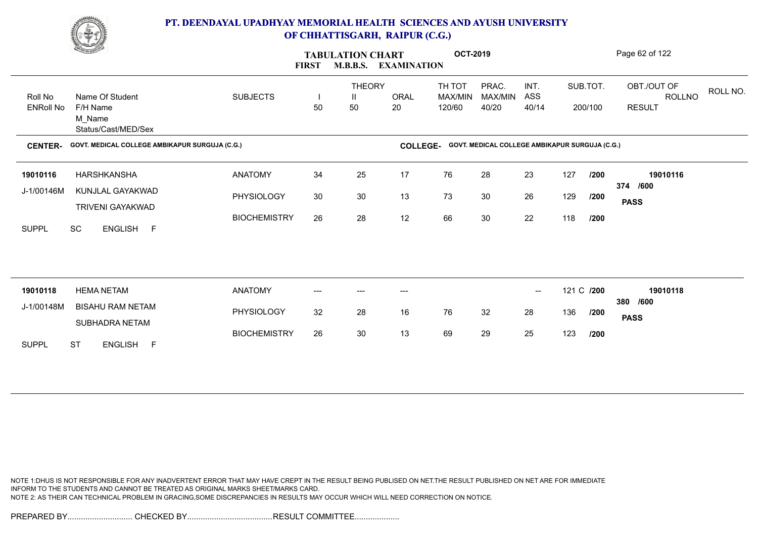# PT. DEENDAYAL UPADHYAY MEMORIAL HEALTH SCIENCES AND AYUSH UNIVERSITY OF CHHATTISGARH, RAIPUR (C.G.)

**TABULATION CHART** **OCT-2019**

**FIRST M.B.B.S. EXAMINATION**

| Roll No / ENRoll No | Name Of Student / F/H Name / M_Name / Status/Cast/MED/Sex | SUBJECTS | THEORY I 50 | THEORY II 50 | ORAL 20 | TH TOT MAX/MIN 120/60 | PRAC. MAX/MIN 40/20 | INT. ASS 40/14 | SUB.TOT. 200/100 | OBT./OUT OF ROLLNO RESULT | ROLL NO. |
|---|---|---|---|---|---|---|---|---|---|---|---|

**CENTER-** GOVT. MEDICAL COLLEGE AMBIKAPUR SURGUJA (C.G.) **COLLEGE-** GOVT. MEDICAL COLLEGE AMBIKAPUR SURGUJA (C.G.)

| Roll No / ENRoll No | Name Of Student / F/H Name / M_Name / Status/Cast/MED/Sex | SUBJECTS | I | II | ORAL | TH TOT | PRAC. | INT. ASS | SUB.TOT. | OBT./OUT OF / RESULT |
|---|---|---|---|---|---|---|---|---|---|---|
| **19010116** | HARSHKANSHA | ANATOMY | 34 | 25 | 17 | 76 | 28 | 23 | 127 /200 | **19010116** |
| J-1/00146M | KUNJLAL GAYAKWAD | PHYSIOLOGY | 30 | 30 | 13 | 73 | 30 | 26 | 129 /200 | **374 /600** |
| | TRIVENI GAYAKWAD | BIOCHEMISTRY | 26 | 28 | 12 | 66 | 30 | 22 | 118 /200 | **PASS** |
| SUPPL | SC ENGLISH F | | | | | | | | | |
| **19010118** | HEMA NETAM | ANATOMY | --- | --- | --- | | | -- | 121 C /200 | **19010118** |
| J-1/00148M | BISAHU RAM NETAM | PHYSIOLOGY | 32 | 28 | 16 | 76 | 32 | 28 | 136 /200 | **380 /600** |
| | SUBHADRA NETAM | BIOCHEMISTRY | 26 | 30 | 13 | 69 | 29 | 25 | 123 /200 | **PASS** |
| SUPPL | ST ENGLISH F | | | | | | | | | |

NOTE 1:DHUS IS NOT RESPONSIBLE FOR ANY INADVERTENT ERROR THAT MAY HAVE CREPT IN THE RESULT BEING PUBLISED ON NET.THE RESULT PUBLISHED ON NET ARE FOR IMMEDIATE INFORM TO THE STUDENTS AND CANNOT BE TREATED AS ORIGINAL MARKS SHEET/MARKS CARD.
NOTE 2: AS THEIR CAN TECHNICAL PROBLEM IN GRACING,SOME DISCREPANCIES IN RESULTS MAY OCCUR WHICH WILL NEED CORRECTION ON NOTICE.

PREPARED BY............................. CHECKED BY...................................... RESULT COMMITTEE....................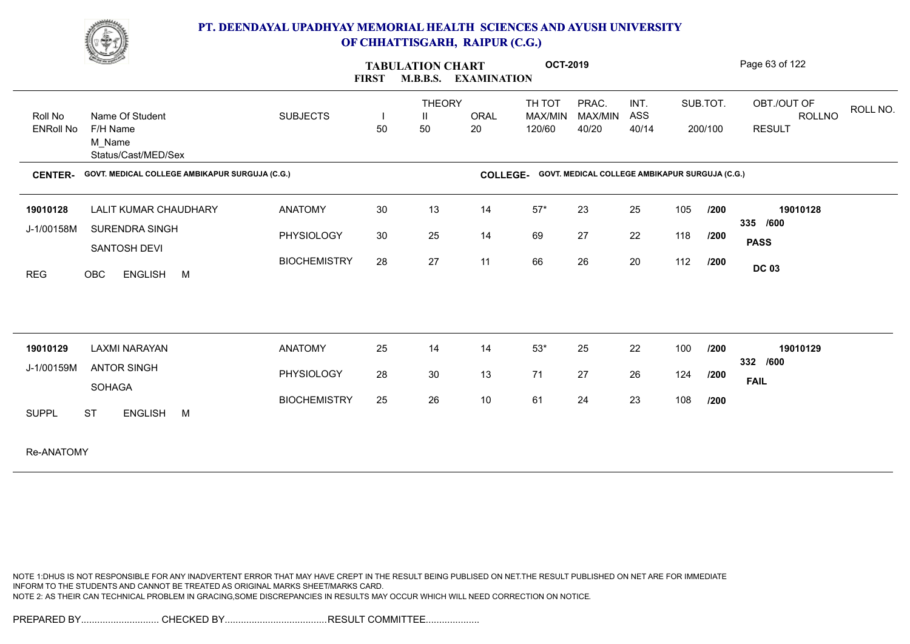# PT. DEENDAYAL UPADHYAY MEMORIAL HEALTH SCIENCES AND AYUSH UNIVERSITY OF CHHATTISGARH, RAIPUR (C.G.)

## TABULATION CHART OCT-2019
## FIRST M.B.B.S. EXAMINATION

**CENTER-** GOVT. MEDICAL COLLEGE AMBIKAPUR SURGUJA (C.G.) **COLLEGE-** GOVT. MEDICAL COLLEGE AMBIKAPUR SURGUJA (C.G.)

| Roll No / ENRoll No | Name Of Student / F/H Name / M_Name / Status/Cast/MED/Sex | SUBJECTS | THEORY I 50 | THEORY II 50 | ORAL 20 | TH TOT MAX/MIN 120/60 | PRAC. MAX/MIN 40/20 | INT. ASS 40/14 | SUB.TOT. 200/100 | OBT./OUT OF ROLLNO RESULT |
|---|---|---|---|---|---|---|---|---|---|---|
| 19010128 | LALIT KUMAR CHAUDHARY | ANATOMY | 30 | 13 | 14 | 57* | 23 | 25 | 105 /200 | 19010128 |
| J-1/00158M | SURENDRA SINGH | PHYSIOLOGY | 30 | 25 | 14 | 69 | 27 | 22 | 118 /200 | 335 /600 |
| | SANTOSH DEVI | BIOCHEMISTRY | 28 | 27 | 11 | 66 | 26 | 20 | 112 /200 | PASS |
| REG | OBC ENGLISH M | | | | | | | | | DC 03 |
| 19010129 | LAXMI NARAYAN | ANATOMY | 25 | 14 | 14 | 53* | 25 | 22 | 100 /200 | 19010129 |
| J-1/00159M | ANTOR SINGH | PHYSIOLOGY | 28 | 30 | 13 | 71 | 27 | 26 | 124 /200 | 332 /600 |
| | SOHAGA | BIOCHEMISTRY | 25 | 26 | 10 | 61 | 24 | 23 | 108 /200 | FAIL |
| SUPPL | ST ENGLISH M | | | | | | | | | |

Re-ANATOMY

NOTE 1:DHUS IS NOT RESPONSIBLE FOR ANY INADVERTENT ERROR THAT MAY HAVE CREPT IN THE RESULT BEING PUBLISED ON NET.THE RESULT PUBLISHED ON NET ARE FOR IMMEDIATE INFORM TO THE STUDENTS AND CANNOT BE TREATED AS ORIGINAL MARKS SHEET/MARKS CARD.
NOTE 2: AS THEIR CAN TECHNICAL PROBLEM IN GRACING,SOME DISCREPANCIES IN RESULTS MAY OCCUR WHICH WILL NEED CORRECTION ON NOTICE.

PREPARED BY............................. CHECKED BY...................................... RESULT COMMITTEE....................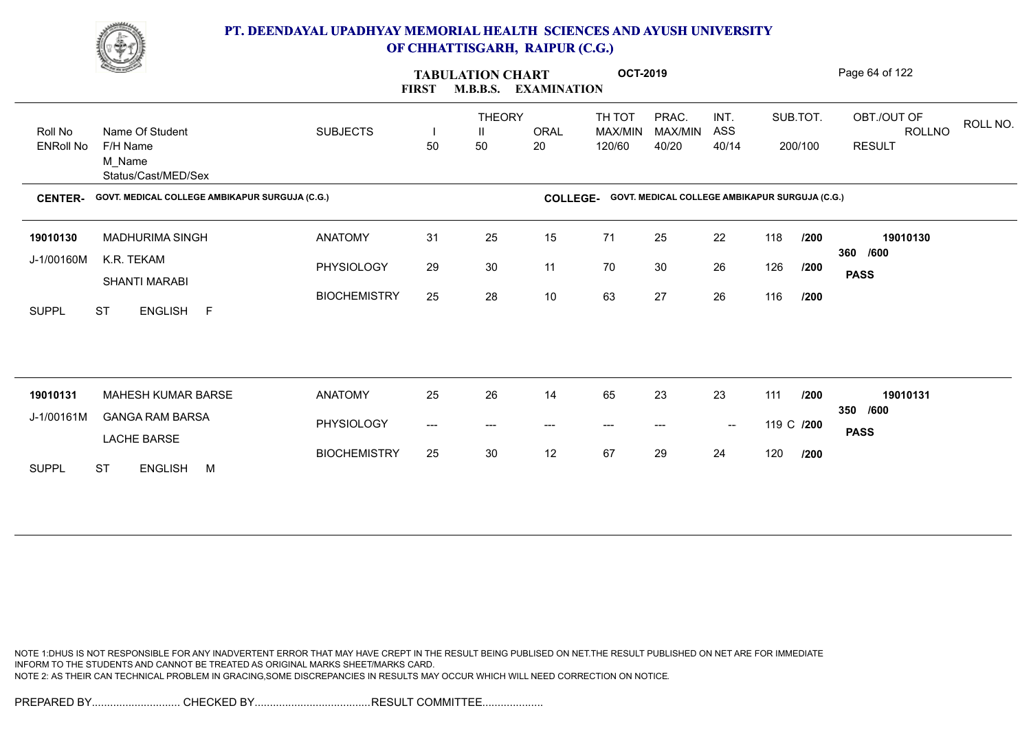# PT. DEENDAYAL UPADHYAY MEMORIAL HEALTH SCIENCES AND AYUSH UNIVERSITY OF CHHATTISGARH, RAIPUR (C.G.)

**TABULATION CHART** **OCT-2019**

**FIRST M.B.B.S. EXAMINATION**

| Roll No / ENRoll No | Name Of Student / F/H Name / M_Name / Status/Cast/MED/Sex | SUBJECTS | THEORY I 50 | THEORY II 50 | ORAL 20 | TH TOT MAX/MIN 120/60 | PRAC. MAX/MIN 40/20 | INT. ASS 40/14 | SUB.TOT. 200/100 | OBT./OUT OF ROLLNO RESULT | ROLL NO. |
|---|---|---|---|---|---|---|---|---|---|---|---|

**CENTER- GOVT. MEDICAL COLLEGE AMBIKAPUR SURGUJA (C.G.)** **COLLEGE- GOVT. MEDICAL COLLEGE AMBIKAPUR SURGUJA (C.G.)**

| Roll No / ENRoll No | Name Of Student / F/H Name / M_Name / Status/Cast/MED/Sex | SUBJECTS | I | II | ORAL | TH TOT | PRAC. | INT. ASS | SUB.TOT. | OBT./OUT OF ROLLNO RESULT |
|---|---|---|---|---|---|---|---|---|---|---|
| 19010130 | MADHURIMA SINGH | ANATOMY | 31 | 25 | 15 | 71 | 25 | 22 | 118 /200 | 19010130 |
| J-1/00160M | K.R. TEKAM | PHYSIOLOGY | 29 | 30 | 11 | 70 | 30 | 26 | 126 /200 | 360 /600 PASS |
| | SHANTI MARABI | BIOCHEMISTRY | 25 | 28 | 10 | 63 | 27 | 26 | 116 /200 | |
| SUPPL | ST ENGLISH F | | | | | | | | | |
| 19010131 | MAHESH KUMAR BARSE | ANATOMY | 25 | 26 | 14 | 65 | 23 | 23 | 111 /200 | 19010131 |
| J-1/00161M | GANGA RAM BARSA | PHYSIOLOGY | --- | --- | --- | --- | --- | -- | 119 C /200 | 350 /600 PASS |
| | LACHE BARSE | BIOCHEMISTRY | 25 | 30 | 12 | 67 | 29 | 24 | 120 /200 | |
| SUPPL | ST ENGLISH M | | | | | | | | | |

NOTE 1:DHUS IS NOT RESPONSIBLE FOR ANY INADVERTENT ERROR THAT MAY HAVE CREPT IN THE RESULT BEING PUBLISED ON NET.THE RESULT PUBLISHED ON NET ARE FOR IMMEDIATE INFORM TO THE STUDENTS AND CANNOT BE TREATED AS ORIGINAL MARKS SHEET/MARKS CARD.
NOTE 2: AS THEIR CAN TECHNICAL PROBLEM IN GRACING,SOME DISCREPANCIES IN RESULTS MAY OCCUR WHICH WILL NEED CORRECTION ON NOTICE.

PREPARED BY............................ CHECKED BY..................................... RESULT COMMITTEE....................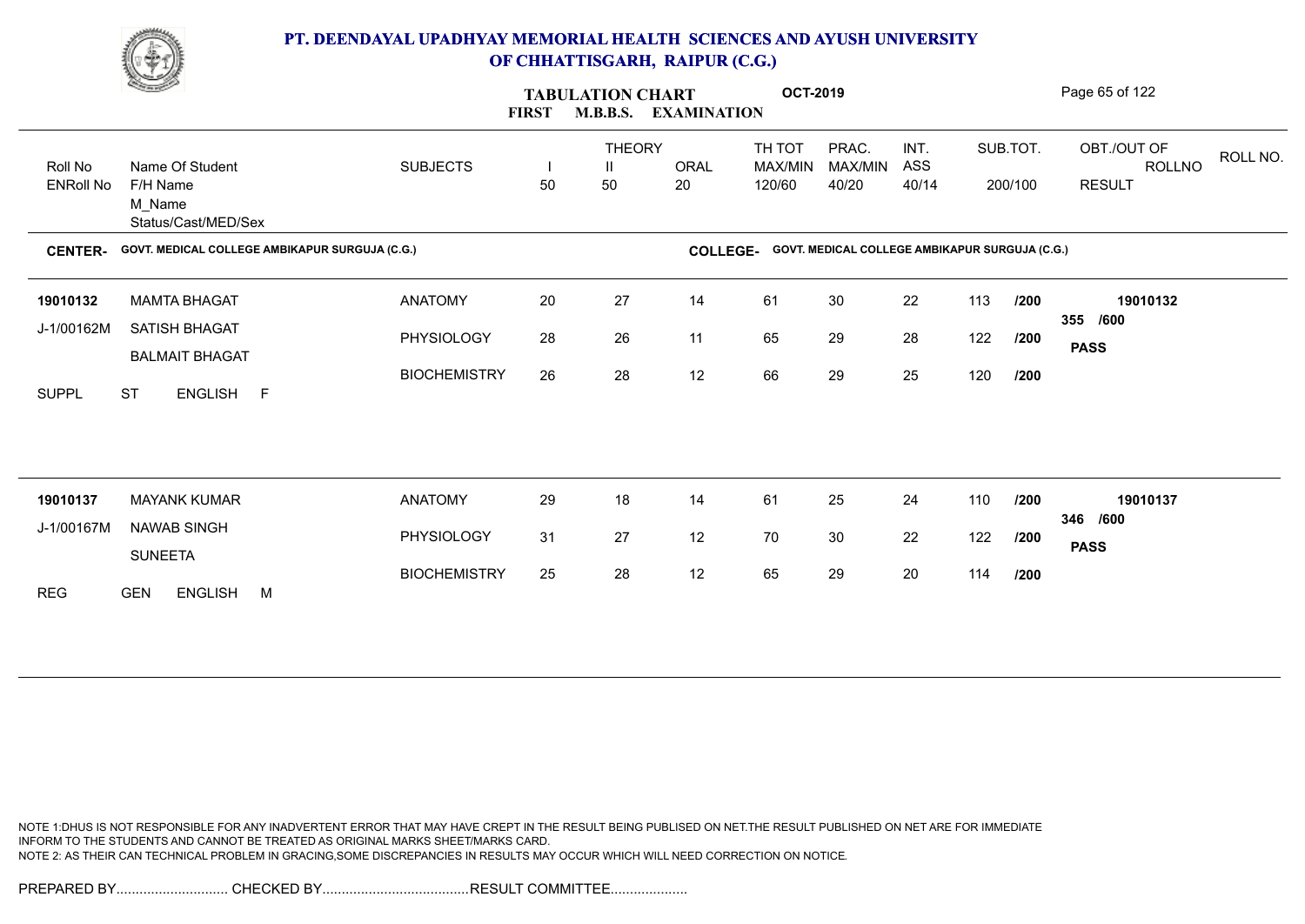# PT. DEENDAYAL UPADHYAY MEMORIAL HEALTH SCIENCES AND AYUSH UNIVERSITY OF CHHATTISGARH, RAIPUR (C.G.)

**TABULATION CHART** **OCT-2019**

**FIRST M.B.B.S. EXAMINATION**

| Roll No / ENRoll No | Name Of Student / F/H Name / M_Name / Status/Cast/MED/Sex | SUBJECTS | THEORY I 50 | THEORY II 50 | ORAL 20 | TH TOT MAX/MIN 120/60 | PRAC. MAX/MIN 40/20 | INT. ASS 40/14 | SUB.TOT. 200/100 | OBT./OUT OF ROLLNO RESULT | ROLL NO. |
|---|---|---|---|---|---|---|---|---|---|---|---|

**CENTER-** GOVT. MEDICAL COLLEGE AMBIKAPUR SURGUJA (C.G.) **COLLEGE-** GOVT. MEDICAL COLLEGE AMBIKAPUR SURGUJA (C.G.)

| Roll No / ENRoll No | Name Of Student / F/H Name / M_Name / Status/Cast/MED/Sex | SUBJECTS | I | II | ORAL | TH TOT | PRAC. | INT. ASS | SUB.TOT. | OBT./OUT OF / RESULT |
|---|---|---|---|---|---|---|---|---|---|---|
| **19010132** | MAMTA BHAGAT | ANATOMY | 20 | 27 | 14 | 61 | 30 | 22 | 113 /200 | **19010132** |
| J-1/00162M | SATISH BHAGAT | PHYSIOLOGY | 28 | 26 | 11 | 65 | 29 | 28 | 122 /200 | **355 /600** **PASS** |
| | BALMAIT BHAGAT | BIOCHEMISTRY | 26 | 28 | 12 | 66 | 29 | 25 | 120 /200 | |
| SUPPL | ST ENGLISH F | | | | | | | | | |
| **19010137** | MAYANK KUMAR | ANATOMY | 29 | 18 | 14 | 61 | 25 | 24 | 110 /200 | **19010137** |
| J-1/00167M | NAWAB SINGH | PHYSIOLOGY | 31 | 27 | 12 | 70 | 30 | 22 | 122 /200 | **346 /600** **PASS** |
| | SUNEETA | BIOCHEMISTRY | 25 | 28 | 12 | 65 | 29 | 20 | 114 /200 | |
| REG | GEN ENGLISH M | | | | | | | | | |

NOTE 1:DHUS IS NOT RESPONSIBLE FOR ANY INADVERTENT ERROR THAT MAY HAVE CREPT IN THE RESULT BEING PUBLISED ON NET.THE RESULT PUBLISHED ON NET ARE FOR IMMEDIATE INFORM TO THE STUDENTS AND CANNOT BE TREATED AS ORIGINAL MARKS SHEET/MARKS CARD.
NOTE 2: AS THEIR CAN TECHNICAL PROBLEM IN GRACING,SOME DISCREPANCIES IN RESULTS MAY OCCUR WHICH WILL NEED CORRECTION ON NOTICE.

PREPARED BY............................. CHECKED BY...................................... RESULT COMMITTEE....................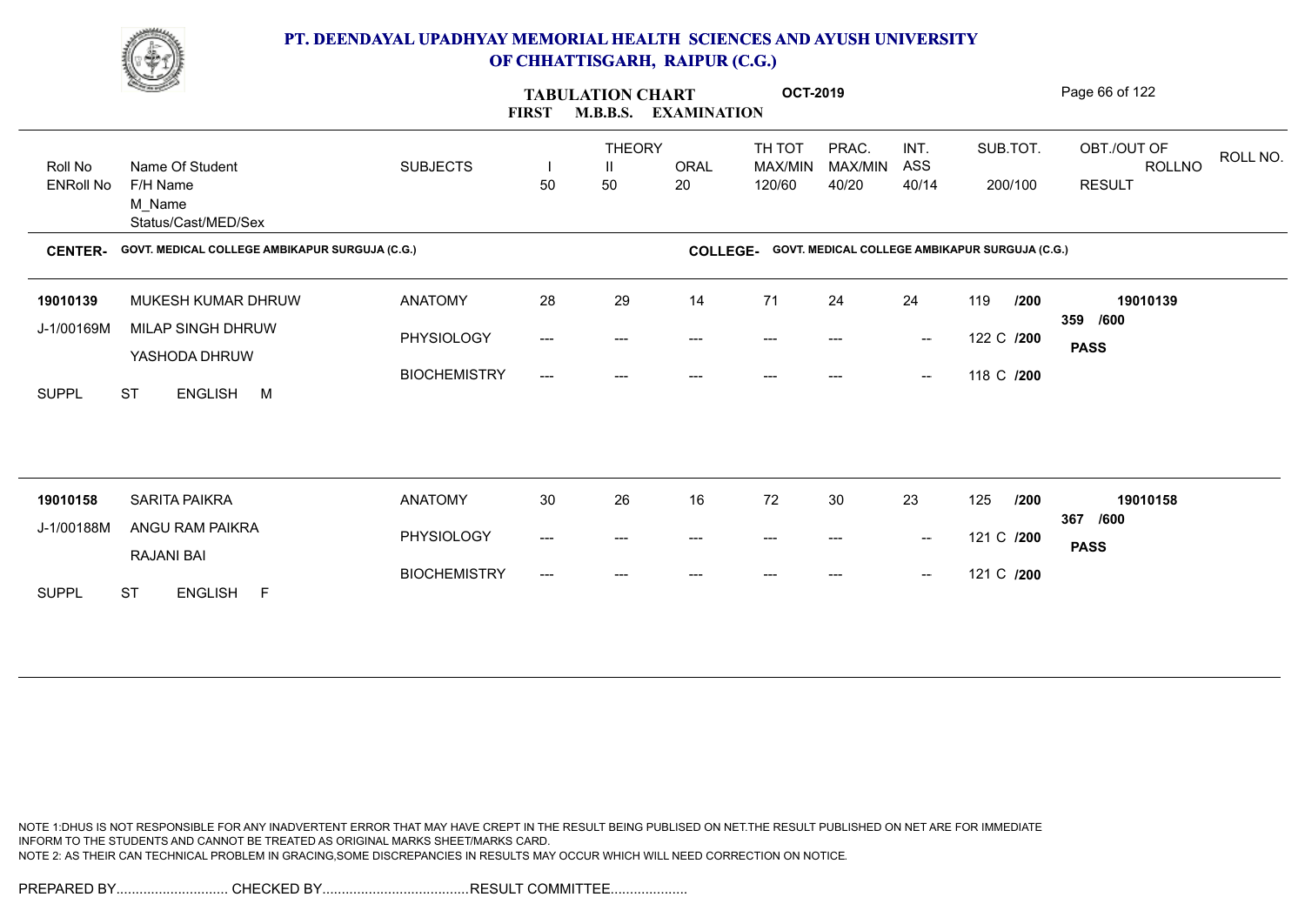# PT. DEENDAYAL UPADHYAY MEMORIAL HEALTH SCIENCES AND AYUSH UNIVERSITY OF CHHATTISGARH, RAIPUR (C.G.)

## TABULATION CHART — FIRST M.B.B.S. EXAMINATION — OCT-2019

**CENTER-** GOVT. MEDICAL COLLEGE AMBIKAPUR SURGUJA (C.G.)
**COLLEGE-** GOVT. MEDICAL COLLEGE AMBIKAPUR SURGUJA (C.G.)

| Roll No / ENRoll No | Name Of Student / F/H Name / M_Name / Status/Cast/MED/Sex | SUBJECTS | THEORY I 50 | THEORY II 50 | ORAL 20 | TH TOT MAX/MIN 120/60 | PRAC. MAX/MIN 40/20 | INT. ASS 40/14 | SUB.TOT. 200/100 | OBT./OUT OF ROLLNO RESULT |
|---|---|---|---|---|---|---|---|---|---|---|
| 19010139 | MUKESH KUMAR DHRUW | ANATOMY | 28 | 29 | 14 | 71 | 24 | 24 | 119 /200 | 19010139 |
| J-1/00169M | MILAP SINGH DHRUW | PHYSIOLOGY | --- | --- | --- | --- | --- | -- | 122 C /200 | 359 /600 |
| | YASHODA DHRUW | BIOCHEMISTRY | --- | --- | --- | --- | --- | -- | 118 C /200 | PASS |
| SUPPL | ST ENGLISH M | | | | | | | | | |
| 19010158 | SARITA PAIKRA | ANATOMY | 30 | 26 | 16 | 72 | 30 | 23 | 125 /200 | 19010158 |
| J-1/00188M | ANGU RAM PAIKRA | PHYSIOLOGY | --- | --- | --- | --- | --- | -- | 121 C /200 | 367 /600 |
| | RAJANI BAI | BIOCHEMISTRY | --- | --- | --- | --- | --- | -- | 121 C /200 | PASS |
| SUPPL | ST ENGLISH F | | | | | | | | | |

NOTE 1:DHUS IS NOT RESPONSIBLE FOR ANY INADVERTENT ERROR THAT MAY HAVE CREPT IN THE RESULT BEING PUBLISED ON NET.THE RESULT PUBLISHED ON NET ARE FOR IMMEDIATE INFORM TO THE STUDENTS AND CANNOT BE TREATED AS ORIGINAL MARKS SHEET/MARKS CARD.
NOTE 2: AS THEIR CAN TECHNICAL PROBLEM IN GRACING,SOME DISCREPANCIES IN RESULTS MAY OCCUR WHICH WILL NEED CORRECTION ON NOTICE.

PREPARED BY............................. CHECKED BY......................................RESULT COMMITTEE....................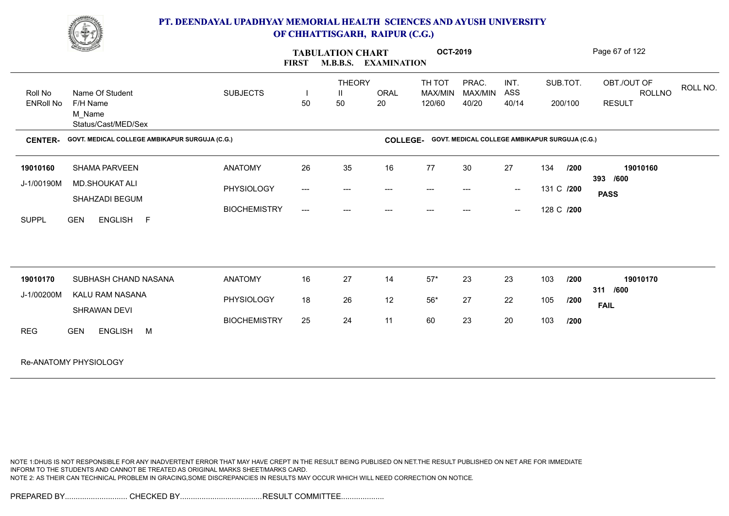# PT. DEENDAYAL UPADHYAY MEMORIAL HEALTH SCIENCES AND AYUSH UNIVERSITY OF CHHATTISGARH, RAIPUR (C.G.)

## TABULATION CHART OCT-2019
### FIRST M.B.B.S. EXAMINATION

| Roll No / ENRoll No | Name Of Student / F/H Name / M_Name / Status/Cast/MED/Sex | SUBJECTS | THEORY I 50 | THEORY II 50 | ORAL 20 | TH TOT MAX/MIN 120/60 | PRAC. MAX/MIN 40/20 | INT. ASS 40/14 | SUB.TOT. 200/100 | OBT./OUT OF / ROLLNO / RESULT | ROLL NO. |
|---|---|---|---|---|---|---|---|---|---|---|---|

**CENTER-** GOVT. MEDICAL COLLEGE AMBIKAPUR SURGUJA (C.G.) **COLLEGE-** GOVT. MEDICAL COLLEGE AMBIKAPUR SURGUJA (C.G.)

| Roll No / ENRoll No | Name Of Student / F/H Name / M_Name / Status/Cast/MED/Sex | SUBJECTS | I | II | ORAL | TH TOT | PRAC. | INT. ASS | SUB.TOT. | OBT./OUT OF / ROLLNO / RESULT |
|---|---|---|---|---|---|---|---|---|---|---|
| 19010160 | SHAMA PARVEEN | ANATOMY | 26 | 35 | 16 | 77 | 30 | 27 | 134 /200 | 19010160 |
| J-1/00190M | MD.SHOUKAT ALI | PHYSIOLOGY | --- | --- | --- | --- | --- | -- | 131 C /200 | 393 /600 |
| | SHAHZADI BEGUM | BIOCHEMISTRY | --- | --- | --- | --- | --- | -- | 128 C /200 | PASS |
| SUPPL | GEN ENGLISH F | | | | | | | | | |
| 19010170 | SUBHASH CHAND NASANA | ANATOMY | 16 | 27 | 14 | 57* | 23 | 23 | 103 /200 | 19010170 |
| J-1/00200M | KALU RAM NASANA | PHYSIOLOGY | 18 | 26 | 12 | 56* | 27 | 22 | 105 /200 | 311 /600 |
| | SHRAWAN DEVI | BIOCHEMISTRY | 25 | 24 | 11 | 60 | 23 | 20 | 103 /200 | FAIL |
| REG | GEN ENGLISH M | | | | | | | | | |

Re-ANATOMY PHYSIOLOGY

NOTE 1:DHUS IS NOT RESPONSIBLE FOR ANY INADVERTENT ERROR THAT MAY HAVE CREPT IN THE RESULT BEING PUBLISED ON NET.THE RESULT PUBLISHED ON NET ARE FOR IMMEDIATE INFORM TO THE STUDENTS AND CANNOT BE TREATED AS ORIGINAL MARKS SHEET/MARKS CARD.
NOTE 2: AS THEIR CAN TECHNICAL PROBLEM IN GRACING,SOME DISCREPANCIES IN RESULTS MAY OCCUR WHICH WILL NEED CORRECTION ON NOTICE.

PREPARED BY............................. CHECKED BY...................................... RESULT COMMITTEE....................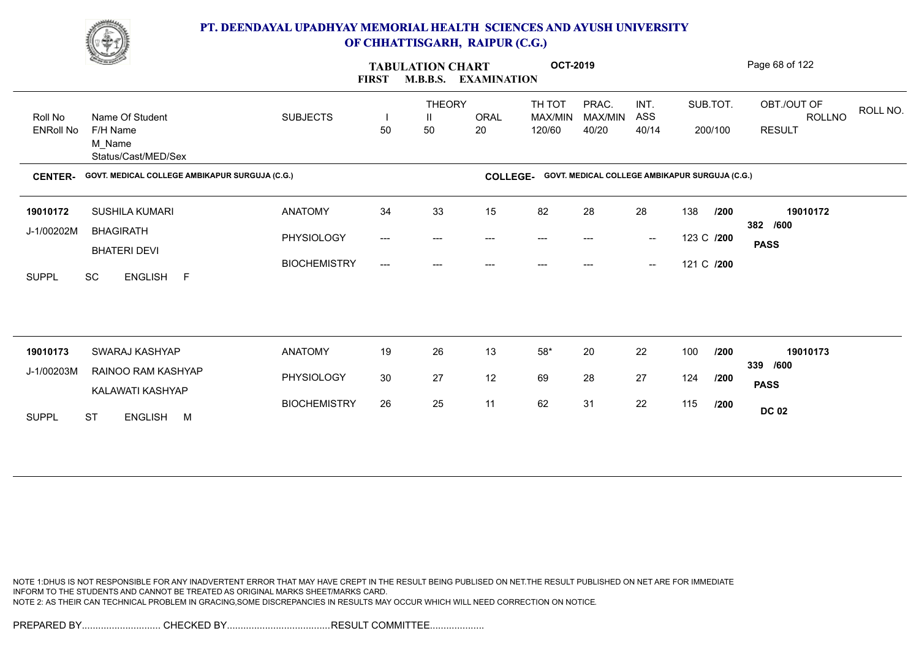# PT. DEENDAYAL UPADHYAY MEMORIAL HEALTH SCIENCES AND AYUSH UNIVERSITY OF CHHATTISGARH, RAIPUR (C.G.)

## TABULATION CHART OCT-2019
## FIRST M.B.B.S. EXAMINATION

| Roll No / ENRoll No | Name Of Student / F/H Name / M_Name / Status/Cast/MED/Sex | SUBJECTS | THEORY I 50 | THEORY II 50 | ORAL 20 | TH TOT MAX/MIN 120/60 | PRAC. MAX/MIN 40/20 | INT. ASS 40/14 | SUB.TOT. 200/100 | OBT./OUT OF ROLLNO RESULT | ROLL NO. |
|---|---|---|---|---|---|---|---|---|---|---|---|

**CENTER-** GOVT. MEDICAL COLLEGE AMBIKAPUR SURGUJA (C.G.) **COLLEGE-** GOVT. MEDICAL COLLEGE AMBIKAPUR SURGUJA (C.G.)

| Roll No / ENRoll No | Name Of Student / F/H Name / M_Name / Status/Cast/MED/Sex | SUBJECTS | I | II | ORAL | TH TOT | PRAC. | INT. ASS | SUB.TOT. | OBT./OUT OF ROLLNO RESULT |
|---|---|---|---|---|---|---|---|---|---|---|
| 19010172 | SUSHILA KUMARI | ANATOMY | 34 | 33 | 15 | 82 | 28 | 28 | 138 /200 | 19010172 |
| J-1/00202M | BHAGIRATH | PHYSIOLOGY | --- | --- | --- | --- | --- | -- | 123 C /200 | 382 /600 |
| | BHATERI DEVI | BIOCHEMISTRY | --- | --- | --- | --- | --- | -- | 121 C /200 | **PASS** |
| SUPPL | SC ENGLISH F | | | | | | | | | |
| 19010173 | SWARAJ KASHYAP | ANATOMY | 19 | 26 | 13 | 58* | 20 | 22 | 100 /200 | 19010173 |
| J-1/00203M | RAINOO RAM KASHYAP | PHYSIOLOGY | 30 | 27 | 12 | 69 | 28 | 27 | 124 /200 | 339 /600 |
| | KALAWATI KASHYAP | BIOCHEMISTRY | 26 | 25 | 11 | 62 | 31 | 22 | 115 /200 | **PASS** |
| SUPPL | ST ENGLISH M | | | | | | | | | **DC 02** |

NOTE 1:DHUS IS NOT RESPONSIBLE FOR ANY INADVERTENT ERROR THAT MAY HAVE CREPT IN THE RESULT BEING PUBLISED ON NET.THE RESULT PUBLISHED ON NET ARE FOR IMMEDIATE INFORM TO THE STUDENTS AND CANNOT BE TREATED AS ORIGINAL MARKS SHEET/MARKS CARD.
NOTE 2: AS THEIR CAN TECHNICAL PROBLEM IN GRACING,SOME DISCREPANCIES IN RESULTS MAY OCCUR WHICH WILL NEED CORRECTION ON NOTICE.

PREPARED BY............................ CHECKED BY...................................RESULT COMMITTEE...................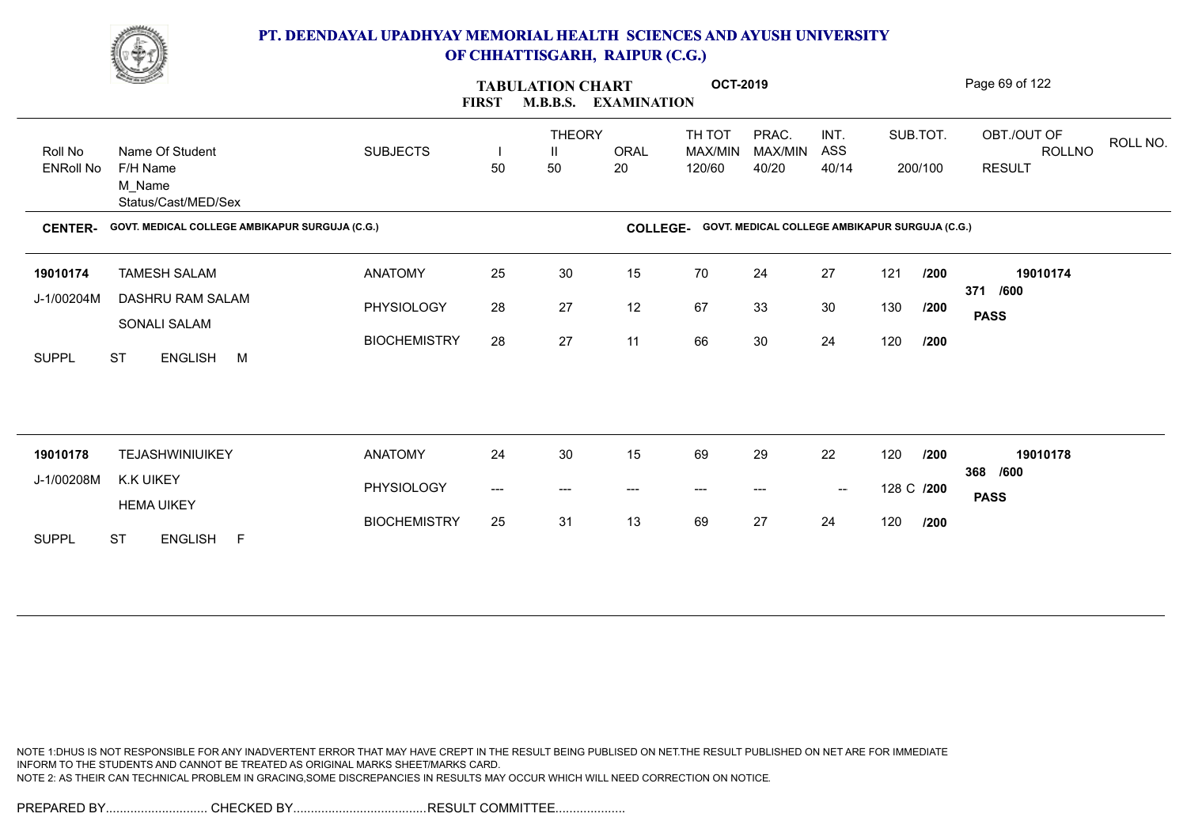# PT. DEENDAYAL UPADHYAY MEMORIAL HEALTH SCIENCES AND AYUSH UNIVERSITY OF CHHATTISGARH, RAIPUR (C.G.)

## TABULATION CHART OCT-2019
### FIRST M.B.B.S. EXAMINATION

| Roll No / ENRoll No | Name Of Student / F/H Name / M_Name / Status/Cast/MED/Sex | SUBJECTS | THEORY I 50 | THEORY II 50 | ORAL 20 | TH TOT MAX/MIN 120/60 | PRAC. MAX/MIN 40/20 | INT. ASS 40/14 | SUB.TOT. 200/100 | OBT./OUT OF ROLLNO RESULT | ROLL NO. |
|---|---|---|---|---|---|---|---|---|---|---|---|

**CENTER-** GOVT. MEDICAL COLLEGE AMBIKAPUR SURGUJA (C.G.) **COLLEGE-** GOVT. MEDICAL COLLEGE AMBIKAPUR SURGUJA (C.G.)

| Roll No / ENRoll No | Name Of Student / F/H Name / M_Name / Status/Cast/MED/Sex | SUBJECTS | I | II | ORAL | TH TOT | PRAC. | INT. ASS | SUB.TOT. | OBT./OUT OF / RESULT |
|---|---|---|---|---|---|---|---|---|---|---|
| 19010174 | TAMESH SALAM | ANATOMY | 25 | 30 | 15 | 70 | 24 | 27 | 121 /200 | 19010174 |
| J-1/00204M | DASHRU RAM SALAM | PHYSIOLOGY | 28 | 27 | 12 | 67 | 33 | 30 | 130 /200 | 371 /600 |
| | SONALI SALAM | BIOCHEMISTRY | 28 | 27 | 11 | 66 | 30 | 24 | 120 /200 | PASS |
| SUPPL | ST ENGLISH M | | | | | | | | | |
| 19010178 | TEJASHWINIUIKEY | ANATOMY | 24 | 30 | 15 | 69 | 29 | 22 | 120 /200 | 19010178 |
| J-1/00208M | K.K UIKEY | PHYSIOLOGY | --- | --- | --- | --- | --- | -- | 128 C /200 | 368 /600 |
| | HEMA UIKEY | BIOCHEMISTRY | 25 | 31 | 13 | 69 | 27 | 24 | 120 /200 | PASS |
| SUPPL | ST ENGLISH F | | | | | | | | | |

NOTE 1:DHUS IS NOT RESPONSIBLE FOR ANY INADVERTENT ERROR THAT MAY HAVE CREPT IN THE RESULT BEING PUBLISED ON NET.THE RESULT PUBLISHED ON NET ARE FOR IMMEDIATE INFORM TO THE STUDENTS AND CANNOT BE TREATED AS ORIGINAL MARKS SHEET/MARKS CARD.
NOTE 2: AS THEIR CAN TECHNICAL PROBLEM IN GRACING,SOME DISCREPANCIES IN RESULTS MAY OCCUR WHICH WILL NEED CORRECTION ON NOTICE.

PREPARED BY............................. CHECKED BY...................................... RESULT COMMITTEE....................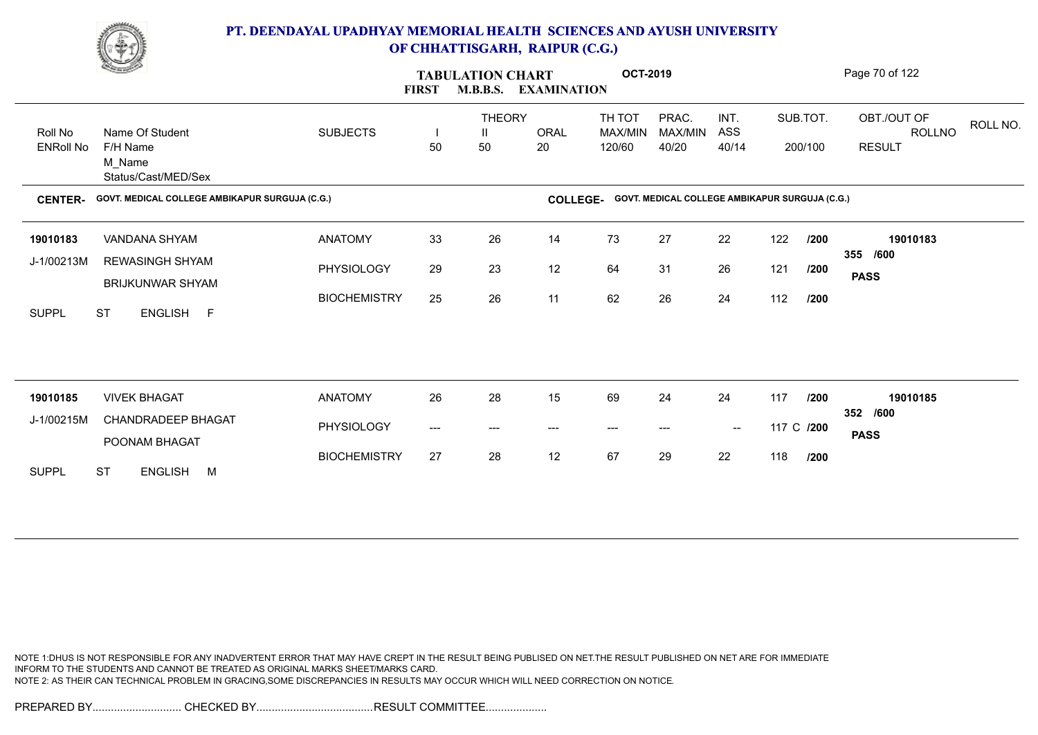# PT. DEENDAYAL UPADHYAY MEMORIAL HEALTH SCIENCES AND AYUSH UNIVERSITY OF CHHATTISGARH, RAIPUR (C.G.)

## TABULATION CHART — FIRST M.B.B.S. EXAMINATION — OCT-2019

| Roll No / ENRoll No | Name Of Student / F/H Name / M_Name / Status/Cast/MED/Sex | SUBJECTS | THEORY I 50 | THEORY II 50 | ORAL 20 | TH TOT MAX/MIN 120/60 | PRAC. MAX/MIN 40/20 | INT. ASS 40/14 | SUB.TOT. 200/100 | OBT./OUT OF ROLLNO RESULT |
|---|---|---|---|---|---|---|---|---|---|---|

**CENTER-** GOVT. MEDICAL COLLEGE AMBIKAPUR SURGUJA (C.G.) **COLLEGE-** GOVT. MEDICAL COLLEGE AMBIKAPUR SURGUJA (C.G.)

| Roll No / ENRoll No | Name Of Student / F/H Name / M_Name / Status/Cast/MED/Sex | SUBJECTS | I | II | ORAL | TH TOT | PRAC. | INT. ASS | SUB.TOT. | OBT./OUT OF / RESULT |
|---|---|---|---|---|---|---|---|---|---|---|
| 19010183 | VANDANA SHYAM | ANATOMY | 33 | 26 | 14 | 73 | 27 | 22 | 122 /200 | 19010183 |
| J-1/00213M | REWASINGH SHYAM | PHYSIOLOGY | 29 | 23 | 12 | 64 | 31 | 26 | 121 /200 | 355 /600 |
| | BRIJKUNWAR SHYAM | BIOCHEMISTRY | 25 | 26 | 11 | 62 | 26 | 24 | 112 /200 | PASS |
| SUPPL | ST ENGLISH F | | | | | | | | | |
| 19010185 | VIVEK BHAGAT | ANATOMY | 26 | 28 | 15 | 69 | 24 | 24 | 117 /200 | 19010185 |
| J-1/00215M | CHANDRADEEP BHAGAT | PHYSIOLOGY | --- | --- | --- | --- | --- | -- | 117 C /200 | 352 /600 |
| | POONAM BHAGAT | BIOCHEMISTRY | 27 | 28 | 12 | 67 | 29 | 22 | 118 /200 | PASS |
| SUPPL | ST ENGLISH M | | | | | | | | | |

NOTE 1:DHUS IS NOT RESPONSIBLE FOR ANY INADVERTENT ERROR THAT MAY HAVE CREPT IN THE RESULT BEING PUBLISED ON NET.THE RESULT PUBLISHED ON NET ARE FOR IMMEDIATE INFORM TO THE STUDENTS AND CANNOT BE TREATED AS ORIGINAL MARKS SHEET/MARKS CARD.
NOTE 2: AS THEIR CAN TECHNICAL PROBLEM IN GRACING,SOME DISCREPANCIES IN RESULTS MAY OCCUR WHICH WILL NEED CORRECTION ON NOTICE.

PREPARED BY............................. CHECKED BY...................................... RESULT COMMITTEE....................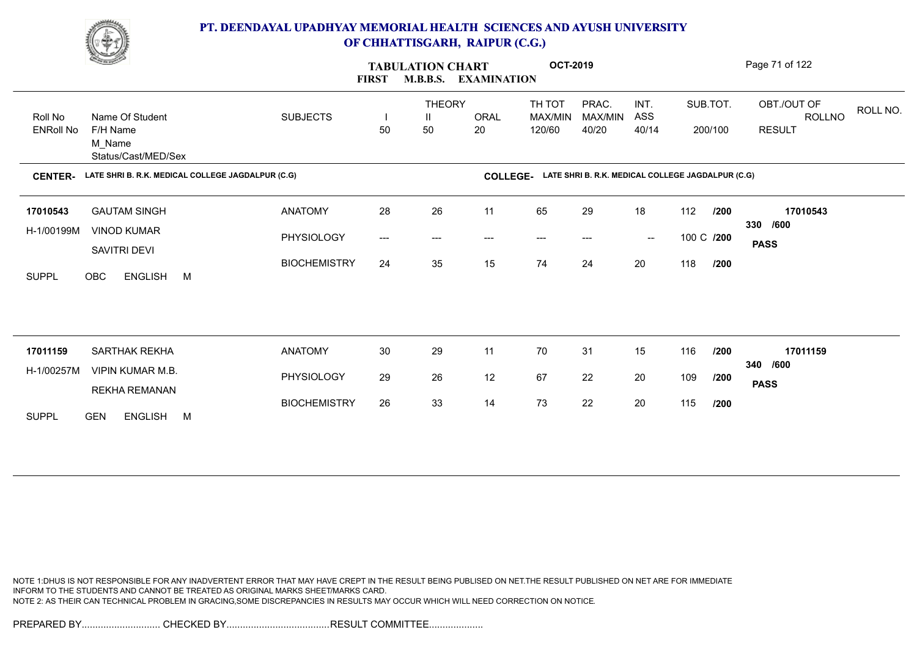# PT. DEENDAYAL UPADHYAY MEMORIAL HEALTH SCIENCES AND AYUSH UNIVERSITY OF CHHATTISGARH, RAIPUR (C.G.)

## TABULATION CHART — FIRST M.B.B.S. EXAMINATION — OCT-2019

| Roll No / ENRoll No | Name Of Student / F/H Name / M_Name / Status/Cast/MED/Sex | SUBJECTS | THEORY I 50 | THEORY II 50 | ORAL 20 | TH TOT MAX/MIN 120/60 | PRAC. MAX/MIN 40/20 | INT. ASS 40/14 | SUB.TOT. 200/100 | OBT./OUT OF / ROLLNO / RESULT |
|---|---|---|---|---|---|---|---|---|---|---|

**CENTER-** LATE SHRI B. R.K. MEDICAL COLLEGE JAGDALPUR (C.G) **COLLEGE-** LATE SHRI B. R.K. MEDICAL COLLEGE JAGDALPUR (C.G)

| Roll No / ENRoll No | Name Of Student / F/H Name / M_Name / Status/Cast/MED/Sex | SUBJECTS | I | II | ORAL | TH TOT | PRAC. | INT. ASS | SUB.TOT. | OBT./OUT OF / ROLLNO / RESULT |
|---|---|---|---|---|---|---|---|---|---|---|
| 17010543 | GAUTAM SINGH | ANATOMY | 28 | 26 | 11 | 65 | 29 | 18 | 112 /200 | 17010543 |
| H-1/00199M | VINOD KUMAR | PHYSIOLOGY | --- | --- | --- | --- | --- | -- | 100 C /200 | 330 /600 |
| | SAVITRI DEVI | BIOCHEMISTRY | 24 | 35 | 15 | 74 | 24 | 20 | 118 /200 | PASS |
| SUPPL | OBC ENGLISH M | | | | | | | | | |
| 17011159 | SARTHAK REKHA | ANATOMY | 30 | 29 | 11 | 70 | 31 | 15 | 116 /200 | 17011159 |
| H-1/00257M | VIPIN KUMAR M.B. | PHYSIOLOGY | 29 | 26 | 12 | 67 | 22 | 20 | 109 /200 | 340 /600 |
| | REKHA REMANAN | BIOCHEMISTRY | 26 | 33 | 14 | 73 | 22 | 20 | 115 /200 | PASS |
| SUPPL | GEN ENGLISH M | | | | | | | | | |

NOTE 1:DHUS IS NOT RESPONSIBLE FOR ANY INADVERTENT ERROR THAT MAY HAVE CREPT IN THE RESULT BEING PUBLISED ON NET.THE RESULT PUBLISHED ON NET ARE FOR IMMEDIATE INFORM TO THE STUDENTS AND CANNOT BE TREATED AS ORIGINAL MARKS SHEET/MARKS CARD.
NOTE 2: AS THEIR CAN TECHNICAL PROBLEM IN GRACING,SOME DISCREPANCIES IN RESULTS MAY OCCUR WHICH WILL NEED CORRECTION ON NOTICE.

PREPARED BY............................. CHECKED BY...................................... RESULT COMMITTEE....................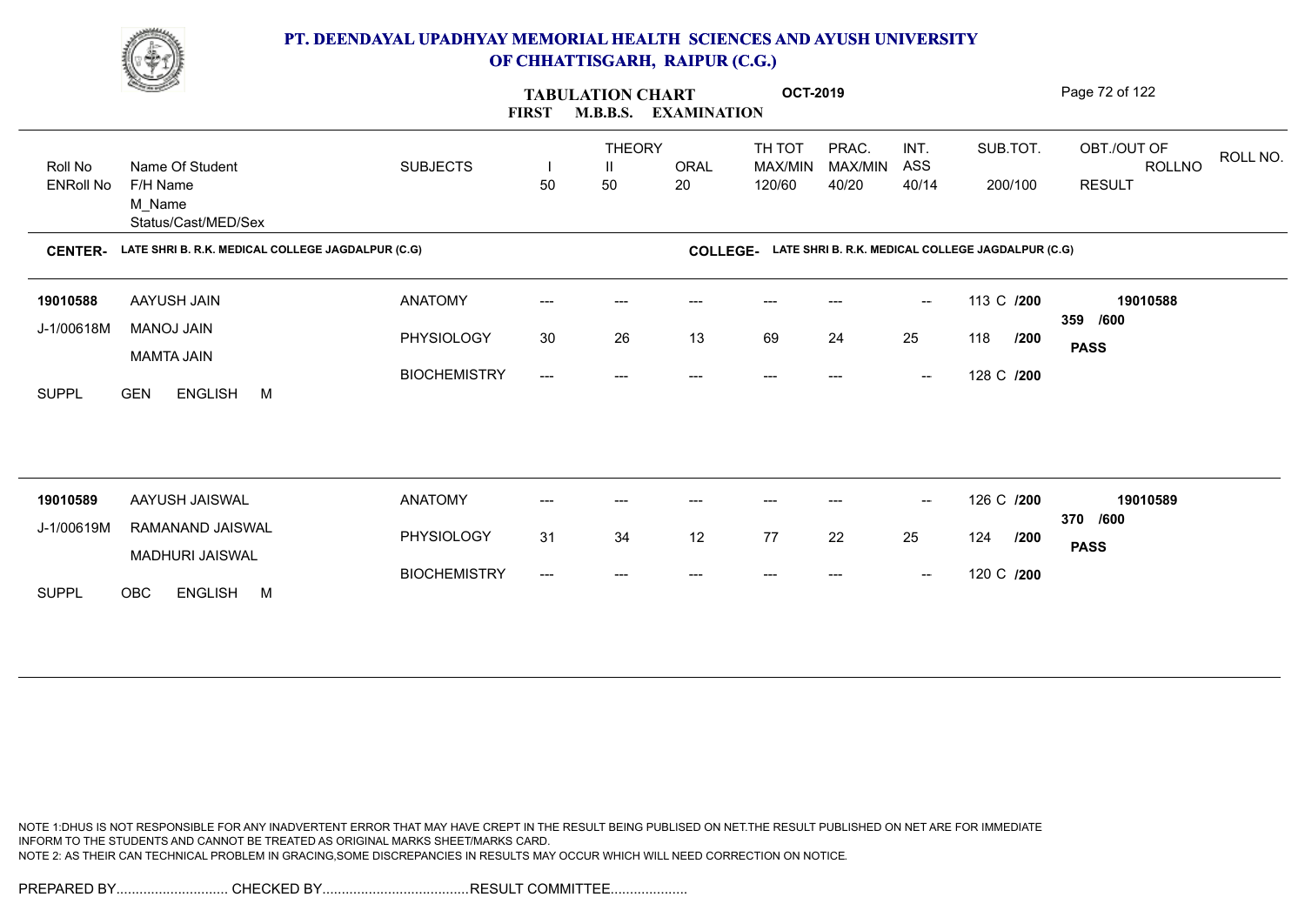# PT. DEENDAYAL UPADHYAY MEMORIAL HEALTH SCIENCES AND AYUSH UNIVERSITY OF CHHATTISGARH, RAIPUR (C.G.)

## TABULATION CHART OCT-2019
## FIRST M.B.B.S. EXAMINATION

**CENTER-** LATE SHRI B. R.K. MEDICAL COLLEGE JAGDALPUR (C.G)
**COLLEGE-** LATE SHRI B. R.K. MEDICAL COLLEGE JAGDALPUR (C.G)

| Roll No / ENRoll No | Name Of Student / F/H Name / M_Name / Status/Cast/MED/Sex | SUBJECTS | THEORY I 50 | THEORY II 50 | ORAL 20 | TH TOT MAX/MIN 120/60 | PRAC. MAX/MIN 40/20 | INT. ASS 40/14 | SUB.TOT. 200/100 | OBT./OUT OF ROLLNO RESULT |
|---|---|---|---|---|---|---|---|---|---|---|
| 19010588 | AAYUSH JAIN | ANATOMY | --- | --- | --- | --- | --- | -- | 113 C /200 | 19010588 |
| J-1/00618M | MANOJ JAIN | PHYSIOLOGY | 30 | 26 | 13 | 69 | 24 | 25 | 118 /200 | 359 /600 |
| | MAMTA JAIN | BIOCHEMISTRY | --- | --- | --- | --- | --- | -- | 128 C /200 | PASS |
| SUPPL | GEN ENGLISH M | | | | | | | | | |
| 19010589 | AAYUSH JAISWAL | ANATOMY | --- | --- | --- | --- | --- | -- | 126 C /200 | 19010589 |
| J-1/00619M | RAMANAND JAISWAL | PHYSIOLOGY | 31 | 34 | 12 | 77 | 22 | 25 | 124 /200 | 370 /600 |
| | MADHURI JAISWAL | BIOCHEMISTRY | --- | --- | --- | --- | --- | -- | 120 C /200 | PASS |
| SUPPL | OBC ENGLISH M | | | | | | | | | |

NOTE 1:DHUS IS NOT RESPONSIBLE FOR ANY INADVERTENT ERROR THAT MAY HAVE CREPT IN THE RESULT BEING PUBLISED ON NET.THE RESULT PUBLISHED ON NET ARE FOR IMMEDIATE INFORM TO THE STUDENTS AND CANNOT BE TREATED AS ORIGINAL MARKS SHEET/MARKS CARD.
NOTE 2: AS THEIR CAN TECHNICAL PROBLEM IN GRACING,SOME DISCREPANCIES IN RESULTS MAY OCCUR WHICH WILL NEED CORRECTION ON NOTICE.

PREPARED BY............................. CHECKED BY......................................RESULT COMMITTEE....................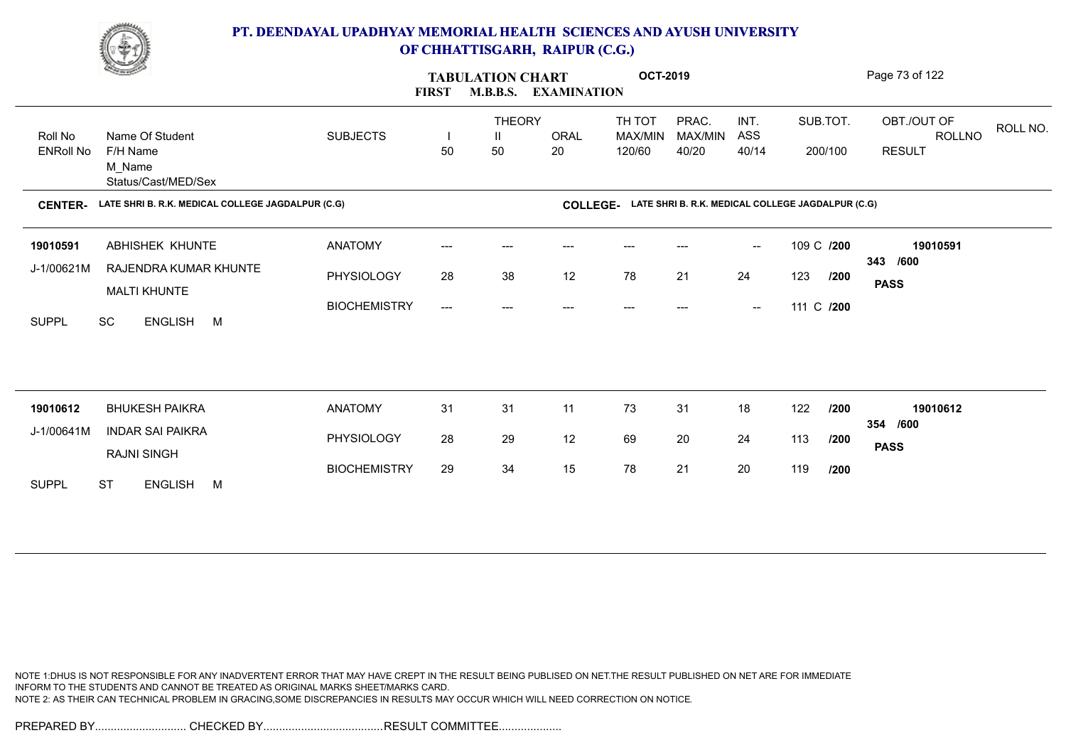# PT. DEENDAYAL UPADHYAY MEMORIAL HEALTH SCIENCES AND AYUSH UNIVERSITY OF CHHATTISGARH, RAIPUR (C.G.)

**TABULATION CHART** **OCT-2019**

**FIRST M.B.B.S. EXAMINATION**

**CENTER-** LATE SHRI B. R.K. MEDICAL COLLEGE JAGDALPUR (C.G)

**COLLEGE-** LATE SHRI B. R.K. MEDICAL COLLEGE JAGDALPUR (C.G)

| Roll No / ENRoll No | Name Of Student / F/H Name / M_Name / Status/Cast/MED/Sex | SUBJECTS | THEORY I 50 | THEORY II 50 | ORAL 20 | TH TOT MAX/MIN 120/60 | PRAC. MAX/MIN 40/20 | INT. ASS 40/14 | SUB.TOT. 200/100 | OBT./OUT OF ROLLNO RESULT | ROLL NO. |
|---|---|---|---|---|---|---|---|---|---|---|---|
| 19010591 | ABHISHEK KHUNTE | ANATOMY | --- | --- | --- | --- | --- | -- | 109 C /200 | 19010591 | |
| J-1/00621M | RAJENDRA KUMAR KHUNTE | PHYSIOLOGY | 28 | 38 | 12 | 78 | 21 | 24 | 123 /200 | 343 /600 | |
| | MALTI KHUNTE | BIOCHEMISTRY | --- | --- | --- | --- | --- | -- | 111 C /200 | **PASS** | |
| SUPPL | SC ENGLISH M | | | | | | | | | | |
| 19010612 | BHUKESH PAIKRA | ANATOMY | 31 | 31 | 11 | 73 | 31 | 18 | 122 /200 | 19010612 | |
| J-1/00641M | INDAR SAI PAIKRA | PHYSIOLOGY | 28 | 29 | 12 | 69 | 20 | 24 | 113 /200 | 354 /600 | |
| | RAJNI SINGH | BIOCHEMISTRY | 29 | 34 | 15 | 78 | 21 | 20 | 119 /200 | **PASS** | |
| SUPPL | ST ENGLISH M | | | | | | | | | | |

NOTE 1:DHUS IS NOT RESPONSIBLE FOR ANY INADVERTENT ERROR THAT MAY HAVE CREPT IN THE RESULT BEING PUBLISED ON NET.THE RESULT PUBLISHED ON NET ARE FOR IMMEDIATE INFORM TO THE STUDENTS AND CANNOT BE TREATED AS ORIGINAL MARKS SHEET/MARKS CARD.
NOTE 2: AS THEIR CAN TECHNICAL PROBLEM IN GRACING,SOME DISCREPANCIES IN RESULTS MAY OCCUR WHICH WILL NEED CORRECTION ON NOTICE.

PREPARED BY............................. CHECKED BY...................................... RESULT COMMITTEE....................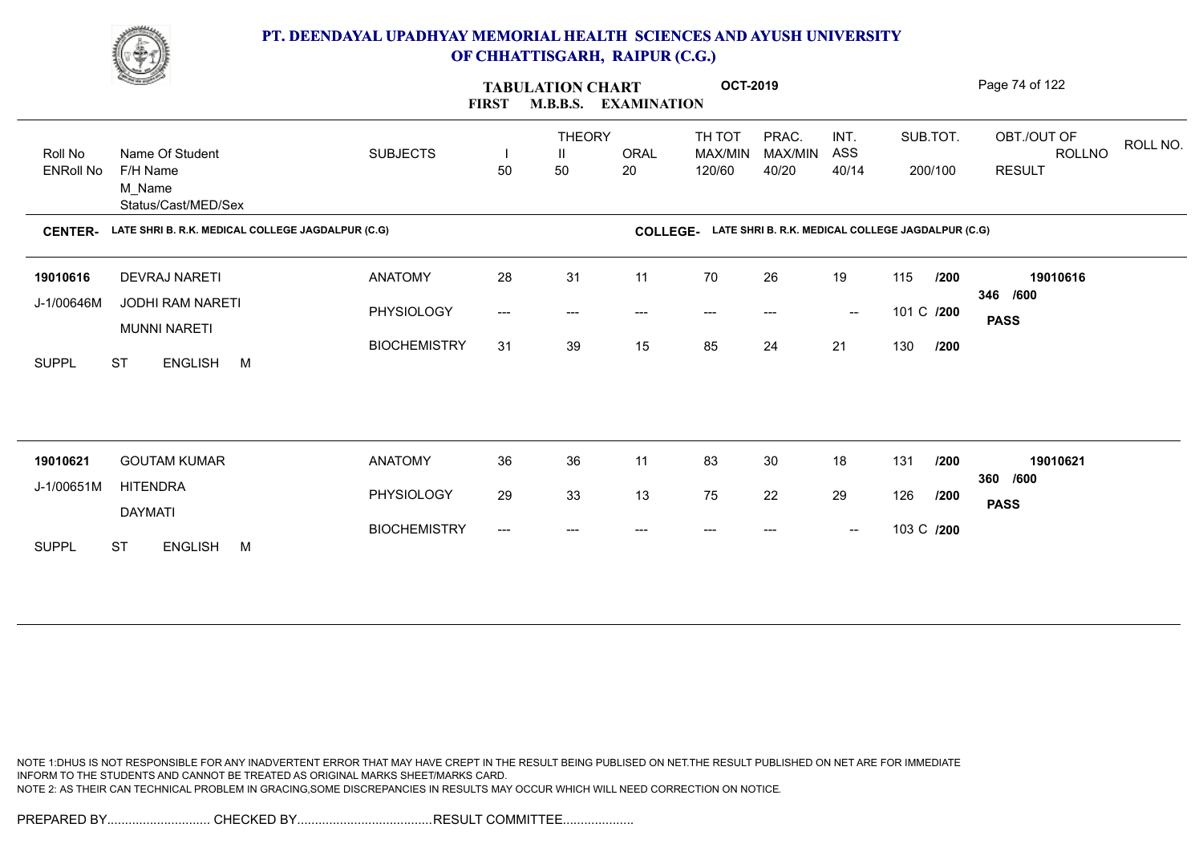# PT. DEENDAYAL UPADHYAY MEMORIAL HEALTH SCIENCES AND AYUSH UNIVERSITY OF CHHATTISGARH, RAIPUR (C.G.)

**TABULATION CHART** **OCT-2019**
**FIRST M.B.B.S. EXAMINATION**

| Roll No / ENRoll No | Name Of Student / F/H Name / M_Name / Status/Cast/MED/Sex | SUBJECTS | THEORY I 50 | THEORY II 50 | ORAL 20 | TH TOT MAX/MIN 120/60 | PRAC. MAX/MIN 40/20 | INT. ASS 40/14 | SUB.TOT. 200/100 | OBT./OUT OF / ROLLNO / RESULT |
|---|---|---|---|---|---|---|---|---|---|---|

**CENTER-** LATE SHRI B. R.K. MEDICAL COLLEGE JAGDALPUR (C.G) **COLLEGE-** LATE SHRI B. R.K. MEDICAL COLLEGE JAGDALPUR (C.G)

| Roll No / ENRoll No | Name Of Student / F/H Name / M_Name / Status/Cast/MED/Sex | SUBJECTS | I | II | ORAL | TH TOT | PRAC. | INT. ASS | SUB.TOT. | OBT./OUT OF / ROLLNO / RESULT |
|---|---|---|---|---|---|---|---|---|---|---|
| 19010616 | DEVRAJ NARETI | ANATOMY | 28 | 31 | 11 | 70 | 26 | 19 | 115 /200 | 19010616 |
| J-1/00646M | JODHI RAM NARETI | PHYSIOLOGY | --- | --- | --- | --- | --- | -- | 101 C /200 | 346 /600 |
| | MUNNI NARETI | BIOCHEMISTRY | 31 | 39 | 15 | 85 | 24 | 21 | 130 /200 | **PASS** |
| SUPPL | ST ENGLISH M | | | | | | | | | |
| 19010621 | GOUTAM KUMAR | ANATOMY | 36 | 36 | 11 | 83 | 30 | 18 | 131 /200 | 19010621 |
| J-1/00651M | HITENDRA | PHYSIOLOGY | 29 | 33 | 13 | 75 | 22 | 29 | 126 /200 | 360 /600 |
| | DAYMATI | BIOCHEMISTRY | --- | --- | --- | --- | --- | -- | 103 C /200 | **PASS** |
| SUPPL | ST ENGLISH M | | | | | | | | | |

NOTE 1:DHUS IS NOT RESPONSIBLE FOR ANY INADVERTENT ERROR THAT MAY HAVE CREPT IN THE RESULT BEING PUBLISED ON NET.THE RESULT PUBLISHED ON NET ARE FOR IMMEDIATE INFORM TO THE STUDENTS AND CANNOT BE TREATED AS ORIGINAL MARKS SHEET/MARKS CARD.
NOTE 2: AS THEIR CAN TECHNICAL PROBLEM IN GRACING,SOME DISCREPANCIES IN RESULTS MAY OCCUR WHICH WILL NEED CORRECTION ON NOTICE.

PREPARED BY............................. CHECKED BY...................................... RESULT COMMITTEE....................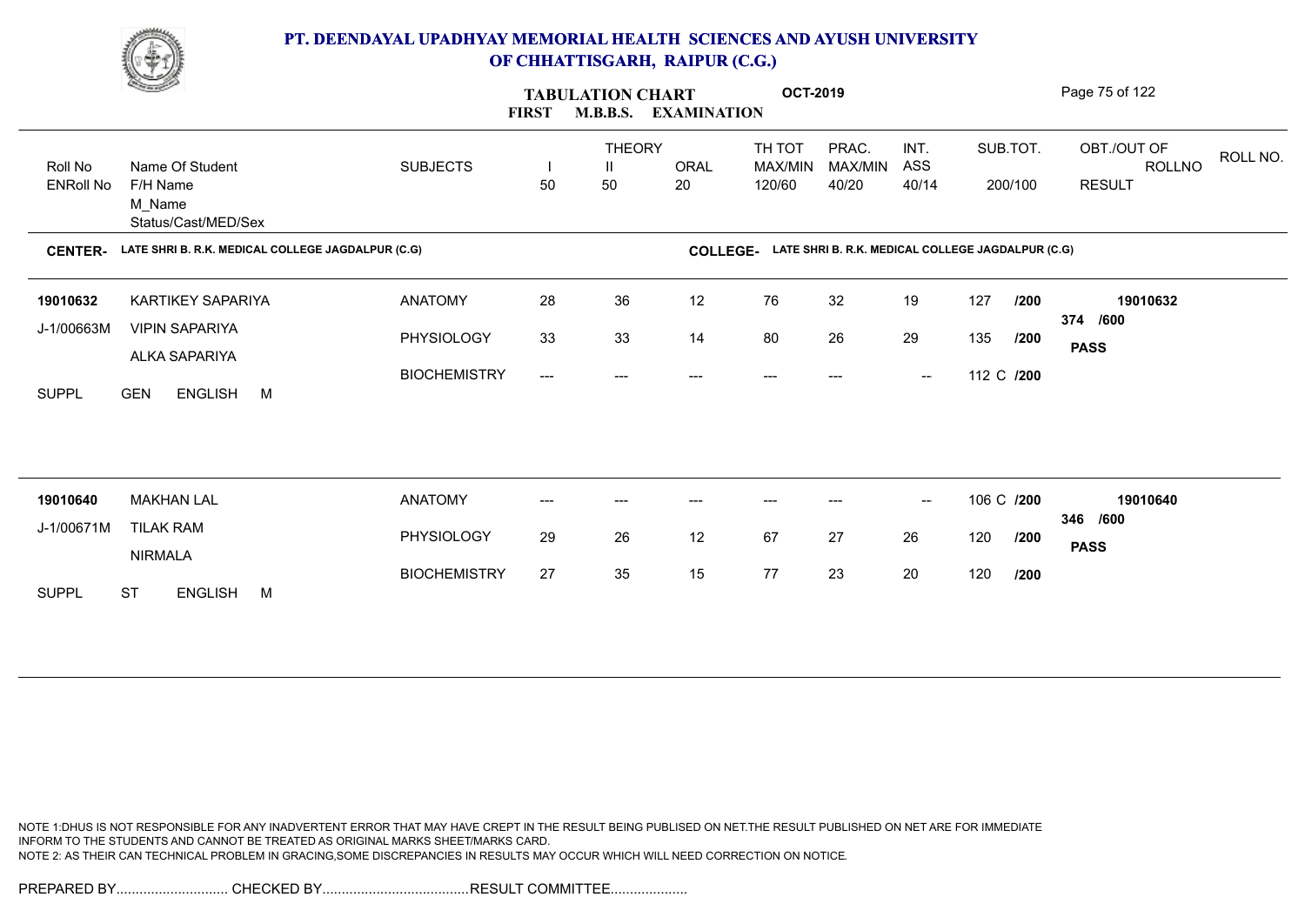# PT. DEENDAYAL UPADHYAY MEMORIAL HEALTH SCIENCES AND AYUSH UNIVERSITY OF CHHATTISGARH, RAIPUR (C.G.)

## TABULATION CHART OCT-2019
## FIRST M.B.B.S. EXAMINATION

| Roll No / ENRoll No | Name Of Student / F/H Name / M_Name / Status/Cast/MED/Sex | SUBJECTS | THEORY I 50 | THEORY II 50 | ORAL 20 | TH TOT MAX/MIN 120/60 | PRAC. MAX/MIN 40/20 | INT. ASS 40/14 | SUB.TOT. 200/100 | OBT./OUT OF / ROLLNO / RESULT |
|---|---|---|---|---|---|---|---|---|---|---|

**CENTER-** LATE SHRI B. R.K. MEDICAL COLLEGE JAGDALPUR (C.G) **COLLEGE-** LATE SHRI B. R.K. MEDICAL COLLEGE JAGDALPUR (C.G)

| Roll No / ENRoll No | Name Of Student / F/H Name / M_Name / Status/Cast/MED/Sex | SUBJECTS | THEORY I 50 | THEORY II 50 | ORAL 20 | TH TOT MAX/MIN 120/60 | PRAC. MAX/MIN 40/20 | INT. ASS 40/14 | SUB.TOT. 200/100 | OBT./OUT OF / ROLLNO / RESULT |
|---|---|---|---|---|---|---|---|---|---|---|
| 19010632 | KARTIKEY SAPARIYA | ANATOMY | 28 | 36 | 12 | 76 | 32 | 19 | 127 /200 | 19010632 |
| J-1/00663M | VIPIN SAPARIYA | PHYSIOLOGY | 33 | 33 | 14 | 80 | 26 | 29 | 135 /200 | 374 /600 |
| | ALKA SAPARIYA | BIOCHEMISTRY | --- | --- | --- | --- | --- | -- | 112 C /200 | PASS |
| SUPPL | GEN ENGLISH M | | | | | | | | | |
| 19010640 | MAKHAN LAL | ANATOMY | --- | --- | --- | --- | --- | -- | 106 C /200 | 19010640 |
| J-1/00671M | TILAK RAM | PHYSIOLOGY | 29 | 26 | 12 | 67 | 27 | 26 | 120 /200 | 346 /600 |
| | NIRMALA | BIOCHEMISTRY | 27 | 35 | 15 | 77 | 23 | 20 | 120 /200 | PASS |
| SUPPL | ST ENGLISH M | | | | | | | | | |

NOTE 1:DHUS IS NOT RESPONSIBLE FOR ANY INADVERTENT ERROR THAT MAY HAVE CREPT IN THE RESULT BEING PUBLISED ON NET.THE RESULT PUBLISHED ON NET ARE FOR IMMEDIATE INFORM TO THE STUDENTS AND CANNOT BE TREATED AS ORIGINAL MARKS SHEET/MARKS CARD.
NOTE 2: AS THEIR CAN TECHNICAL PROBLEM IN GRACING,SOME DISCREPANCIES IN RESULTS MAY OCCUR WHICH WILL NEED CORRECTION ON NOTICE.

PREPARED BY............................. CHECKED BY...................................... RESULT COMMITTEE....................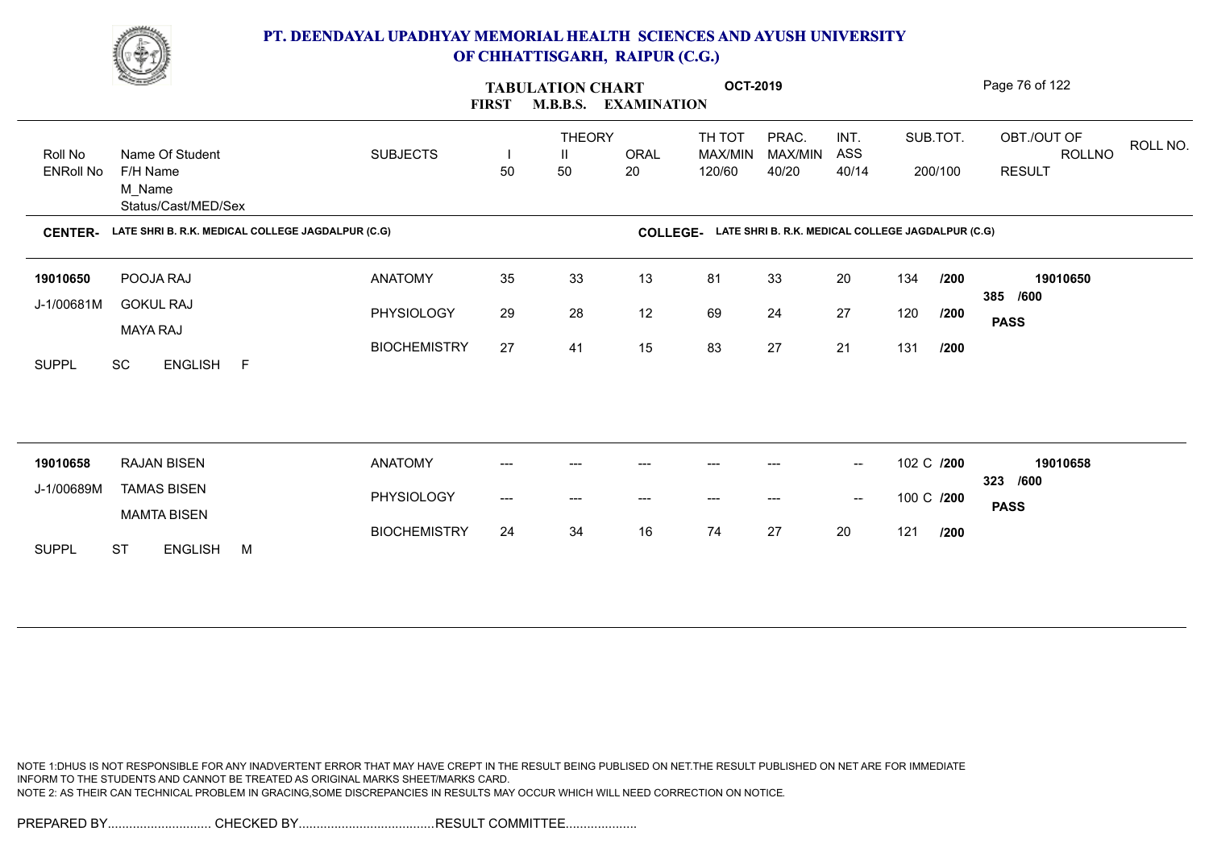# PT. DEENDAYAL UPADHYAY MEMORIAL HEALTH SCIENCES AND AYUSH UNIVERSITY OF CHHATTISGARH, RAIPUR (C.G.)

## TABULATION CHART — FIRST M.B.B.S. EXAMINATION — OCT-2019

**CENTER-** LATE SHRI B. R.K. MEDICAL COLLEGE JAGDALPUR (C.G) &nbsp;&nbsp; **COLLEGE-** LATE SHRI B. R.K. MEDICAL COLLEGE JAGDALPUR (C.G)

| Roll No / ENRoll No | Name Of Student / F/H Name / M_Name / Status/Cast/MED/Sex | SUBJECTS | THEORY I (50) | THEORY II (50) | ORAL (20) | TH TOT MAX/MIN 120/60 | PRAC. MAX/MIN 40/20 | INT. ASS 40/14 | SUB.TOT. 200/100 | OBT./OUT OF / ROLLNO / RESULT |
|---|---|---|---|---|---|---|---|---|---|---|
| 19010650 | POOJA RAJ | ANATOMY | 35 | 33 | 13 | 81 | 33 | 20 | 134 /200 | 19010650 |
| J-1/00681M | GOKUL RAJ | PHYSIOLOGY | 29 | 28 | 12 | 69 | 24 | 27 | 120 /200 | 385 /600 |
| | MAYA RAJ | BIOCHEMISTRY | 27 | 41 | 15 | 83 | 27 | 21 | 131 /200 | PASS |
| SUPPL | SC ENGLISH F | | | | | | | | | |
| 19010658 | RAJAN BISEN | ANATOMY | --- | --- | --- | --- | --- | -- | 102 C /200 | 19010658 |
| J-1/00689M | TAMAS BISEN | PHYSIOLOGY | --- | --- | --- | --- | --- | -- | 100 C /200 | 323 /600 |
| | MAMTA BISEN | BIOCHEMISTRY | 24 | 34 | 16 | 74 | 27 | 20 | 121 /200 | PASS |
| SUPPL | ST ENGLISH M | | | | | | | | | |

NOTE 1:DHUS IS NOT RESPONSIBLE FOR ANY INADVERTENT ERROR THAT MAY HAVE CREPT IN THE RESULT BEING PUBLISED ON NET.THE RESULT PUBLISHED ON NET ARE FOR IMMEDIATE INFORM TO THE STUDENTS AND CANNOT BE TREATED AS ORIGINAL MARKS SHEET/MARKS CARD.
NOTE 2: AS THEIR CAN TECHNICAL PROBLEM IN GRACING,SOME DISCREPANCIES IN RESULTS MAY OCCUR WHICH WILL NEED CORRECTION ON NOTICE.

PREPARED BY............................ CHECKED BY..................................... RESULT COMMITTEE....................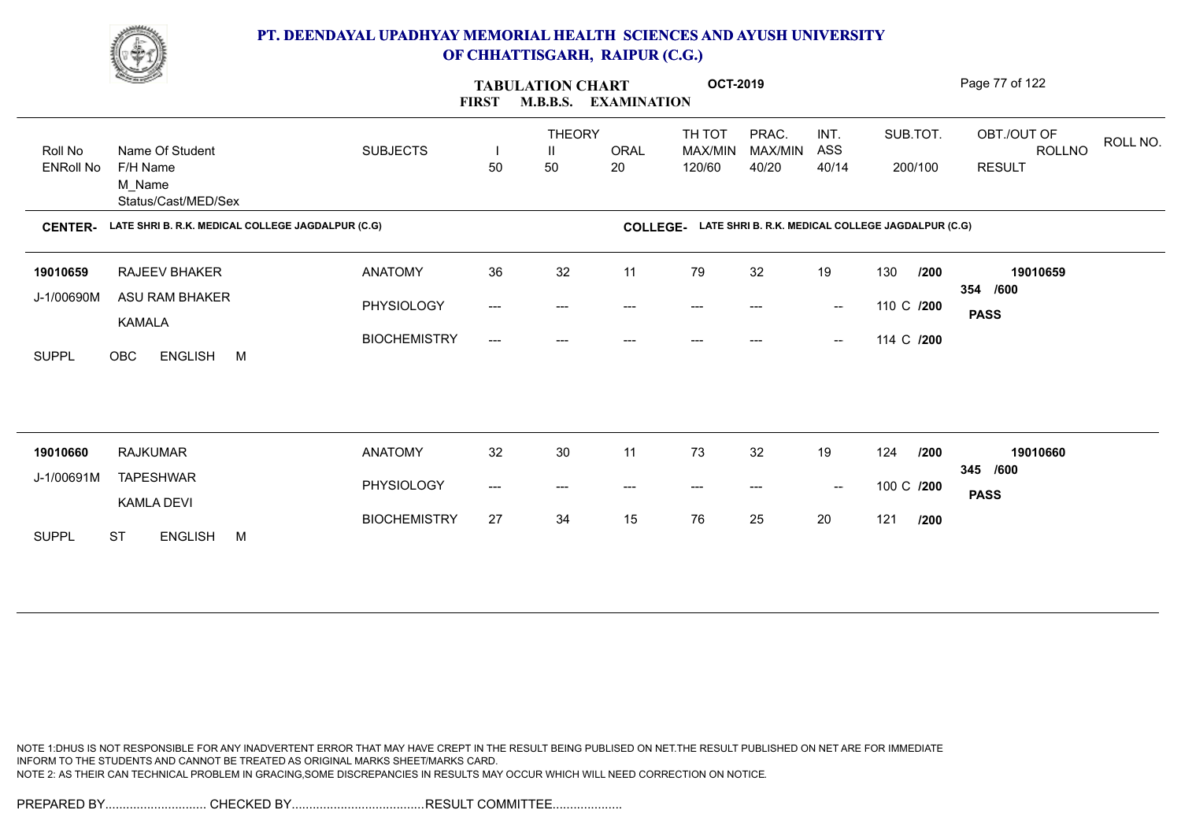# PT. DEENDAYAL UPADHYAY MEMORIAL HEALTH SCIENCES AND AYUSH UNIVERSITY OF CHHATTISGARH, RAIPUR (C.G.)

**TABULATION CHART** **OCT-2019**

**FIRST M.B.B.S. EXAMINATION**

| Roll No / ENRoll No | Name Of Student / F/H Name / M_Name / Status/Cast/MED/Sex | SUBJECTS | THEORY I 50 | THEORY II 50 | ORAL 20 | TH TOT MAX/MIN 120/60 | PRAC. MAX/MIN 40/20 | INT. ASS 40/14 | SUB.TOT. 200/100 | OBT./OUT OF / ROLLNO / RESULT |
|---|---|---|---|---|---|---|---|---|---|---|

**CENTER-** LATE SHRI B. R.K. MEDICAL COLLEGE JAGDALPUR (C.G) **COLLEGE-** LATE SHRI B. R.K. MEDICAL COLLEGE JAGDALPUR (C.G)

| Roll No / ENRoll No | Name Of Student / F/H Name / M_Name / Status/Cast/MED/Sex | SUBJECTS | I | II | ORAL | TH TOT | PRAC. | INT. ASS | SUB.TOT. | OBT./OUT OF / RESULT |
|---|---|---|---|---|---|---|---|---|---|---|
| 19010659 | RAJEEV BHAKER | ANATOMY | 36 | 32 | 11 | 79 | 32 | 19 | 130 /200 | 19010659 |
| J-1/00690M | ASU RAM BHAKER | PHYSIOLOGY | --- | --- | --- | --- | --- | -- | 110 C /200 | 354 /600 |
| | KAMALA | BIOCHEMISTRY | --- | --- | --- | --- | --- | -- | 114 C /200 | PASS |
| SUPPL | OBC ENGLISH M | | | | | | | | | |
| 19010660 | RAJKUMAR | ANATOMY | 32 | 30 | 11 | 73 | 32 | 19 | 124 /200 | 19010660 |
| J-1/00691M | TAPESHWAR | PHYSIOLOGY | --- | --- | --- | --- | --- | -- | 100 C /200 | 345 /600 |
| | KAMLA DEVI | BIOCHEMISTRY | 27 | 34 | 15 | 76 | 25 | 20 | 121 /200 | PASS |
| SUPPL | ST ENGLISH M | | | | | | | | | |

NOTE 1:DHUS IS NOT RESPONSIBLE FOR ANY INADVERTENT ERROR THAT MAY HAVE CREPT IN THE RESULT BEING PUBLISED ON NET.THE RESULT PUBLISHED ON NET ARE FOR IMMEDIATE INFORM TO THE STUDENTS AND CANNOT BE TREATED AS ORIGINAL MARKS SHEET/MARKS CARD.
NOTE 2: AS THEIR CAN TECHNICAL PROBLEM IN GRACING,SOME DISCREPANCIES IN RESULTS MAY OCCUR WHICH WILL NEED CORRECTION ON NOTICE.

PREPARED BY............................. CHECKED BY...................................... RESULT COMMITTEE....................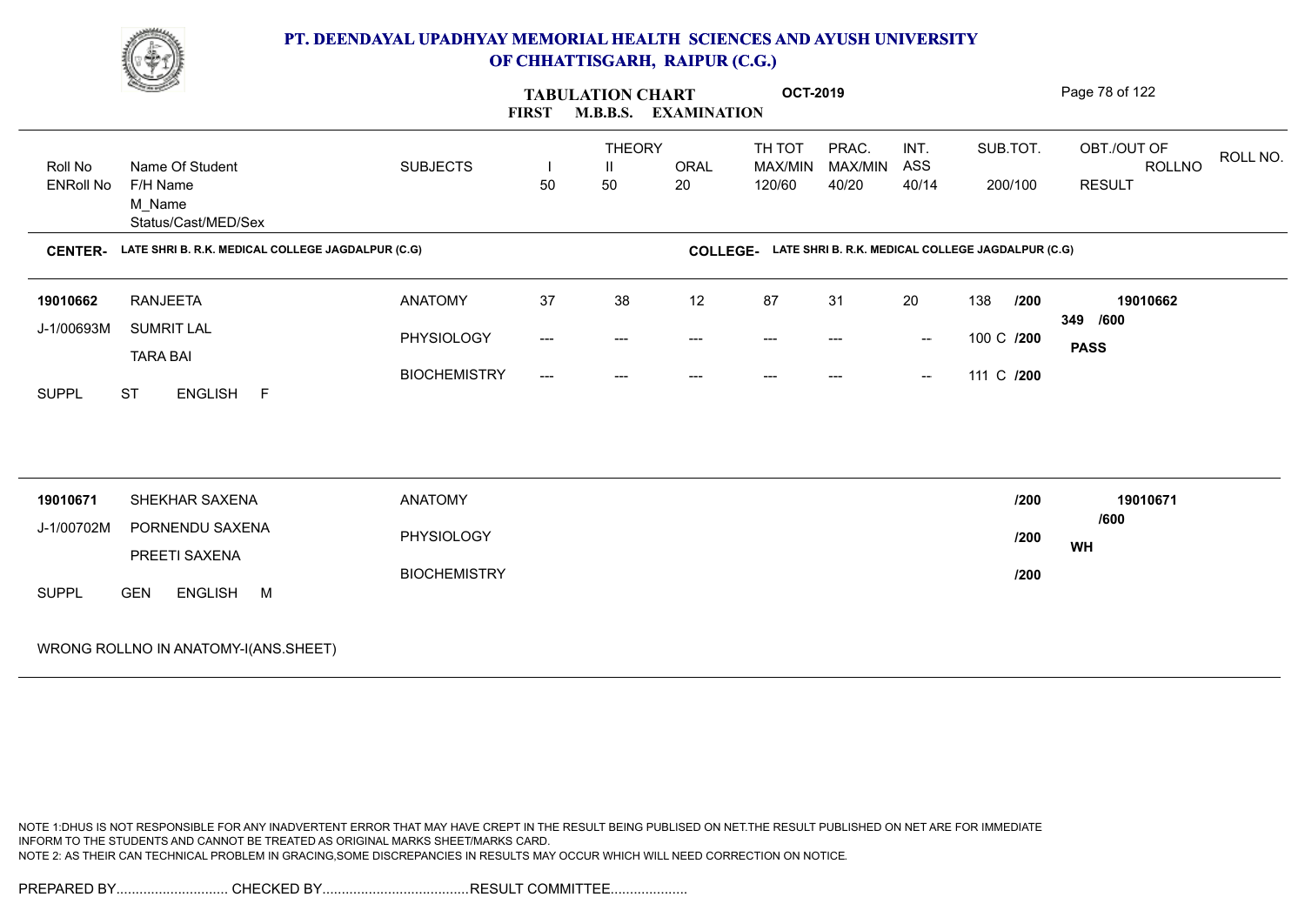# PT. DEENDAYAL UPADHYAY MEMORIAL HEALTH SCIENCES AND AYUSH UNIVERSITY OF CHHATTISGARH, RAIPUR (C.G.)

## TABULATION CHART — FIRST M.B.B.S. EXAMINATION — OCT-2019

**CENTER-** LATE SHRI B. R.K. MEDICAL COLLEGE JAGDALPUR (C.G) **COLLEGE-** LATE SHRI B. R.K. MEDICAL COLLEGE JAGDALPUR (C.G)

| Roll No / ENRoll No | Name Of Student / F/H Name / M_Name / Status/Cast/MED/Sex | SUBJECTS | THEORY I 50 | THEORY II 50 | ORAL 20 | TH TOT MAX/MIN 120/60 | PRAC. MAX/MIN 40/20 | INT. ASS 40/14 | SUB.TOT. 200/100 | OBT./OUT OF ROLLNO RESULT | ROLL NO. |
|---|---|---|---|---|---|---|---|---|---|---|---|
| 19010662 | RANJEETA | ANATOMY | 37 | 38 | 12 | 87 | 31 | 20 | 138 /200 | 19010662 | |
| J-1/00693M | SUMRIT LAL | PHYSIOLOGY | --- | --- | --- | --- | --- | -- | 100 C /200 | 349 /600 | |
| | TARA BAI | BIOCHEMISTRY | --- | --- | --- | --- | --- | -- | 111 C /200 | PASS | |
| SUPPL | ST ENGLISH F | | | | | | | | | | |
| 19010671 | SHEKHAR SAXENA | ANATOMY | | | | | | | /200 | 19010671 | |
| J-1/00702M | PORNENDU SAXENA | PHYSIOLOGY | | | | | | | /200 | /600 | |
| | PREETI SAXENA | BIOCHEMISTRY | | | | | | | /200 | WH | |
| SUPPL | GEN ENGLISH M | | | | | | | | | | |

WRONG ROLLNO IN ANATOMY-I(ANS.SHEET)

NOTE 1:DHUS IS NOT RESPONSIBLE FOR ANY INADVERTENT ERROR THAT MAY HAVE CREPT IN THE RESULT BEING PUBLISED ON NET.THE RESULT PUBLISHED ON NET ARE FOR IMMEDIATE INFORM TO THE STUDENTS AND CANNOT BE TREATED AS ORIGINAL MARKS SHEET/MARKS CARD.
NOTE 2: AS THEIR CAN TECHNICAL PROBLEM IN GRACING,SOME DISCREPANCIES IN RESULTS MAY OCCUR WHICH WILL NEED CORRECTION ON NOTICE.

PREPARED BY............................. CHECKED BY...................................... RESULT COMMITTEE....................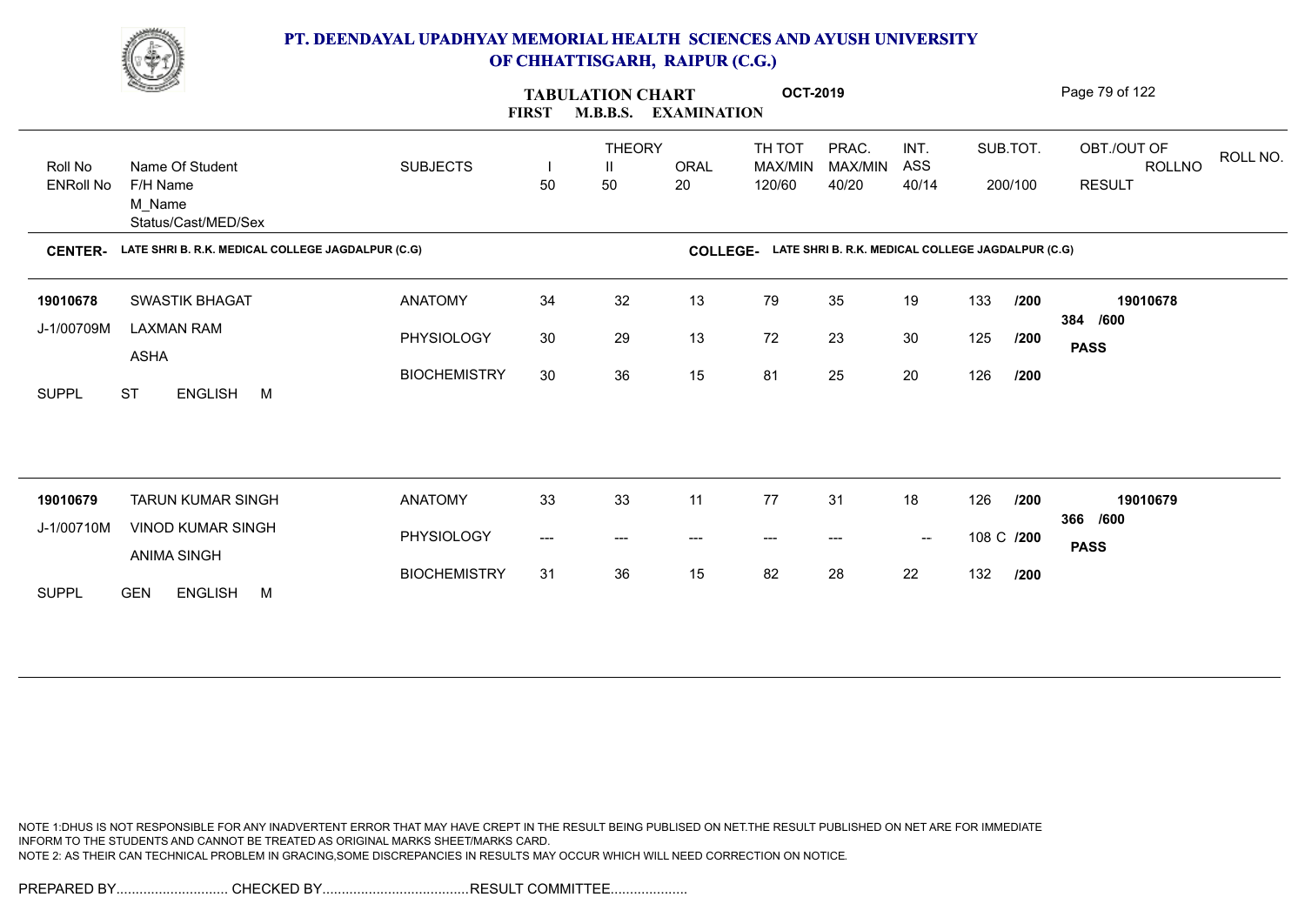# PT. DEENDAYAL UPADHYAY MEMORIAL HEALTH SCIENCES AND AYUSH UNIVERSITY OF CHHATTISGARH, RAIPUR (C.G.)

**TABULATION CHART** **OCT-2019**

**FIRST M.B.B.S. EXAMINATION**

| Roll No / ENRoll No | Name Of Student / F/H Name / M_Name / Status/Cast/MED/Sex | SUBJECTS | THEORY I 50 | THEORY II 50 | ORAL 20 | TH TOT MAX/MIN 120/60 | PRAC. MAX/MIN 40/20 | INT. ASS 40/14 | SUB.TOT. 200/100 | OBT./OUT OF ROLLNO RESULT | ROLL NO. |
|---|---|---|---|---|---|---|---|---|---|---|---|

**CENTER-** LATE SHRI B. R.K. MEDICAL COLLEGE JAGDALPUR (C.G) **COLLEGE-** LATE SHRI B. R.K. MEDICAL COLLEGE JAGDALPUR (C.G)

| Roll No / ENRoll No | Name Of Student / F/H Name / M_Name / Status/Cast/MED/Sex | SUBJECTS | I | II | ORAL | TH TOT | PRAC. | INT. ASS | SUB.TOT. | OBT./OUT OF / RESULT |
|---|---|---|---|---|---|---|---|---|---|---|
| 19010678 | SWASTIK BHAGAT | ANATOMY | 34 | 32 | 13 | 79 | 35 | 19 | 133 /200 | 19010678 |
| J-1/00709M | LAXMAN RAM | PHYSIOLOGY | 30 | 29 | 13 | 72 | 23 | 30 | 125 /200 | 384 /600 |
| | ASHA | BIOCHEMISTRY | 30 | 36 | 15 | 81 | 25 | 20 | 126 /200 | PASS |
| SUPPL | ST ENGLISH M | | | | | | | | | |
| 19010679 | TARUN KUMAR SINGH | ANATOMY | 33 | 33 | 11 | 77 | 31 | 18 | 126 /200 | 19010679 |
| J-1/00710M | VINOD KUMAR SINGH | PHYSIOLOGY | --- | --- | --- | --- | --- | -- | 108 C /200 | 366 /600 |
| | ANIMA SINGH | BIOCHEMISTRY | 31 | 36 | 15 | 82 | 28 | 22 | 132 /200 | PASS |
| SUPPL | GEN ENGLISH M | | | | | | | | | |

NOTE 1:DHUS IS NOT RESPONSIBLE FOR ANY INADVERTENT ERROR THAT MAY HAVE CREPT IN THE RESULT BEING PUBLISED ON NET.THE RESULT PUBLISHED ON NET ARE FOR IMMEDIATE INFORM TO THE STUDENTS AND CANNOT BE TREATED AS ORIGINAL MARKS SHEET/MARKS CARD.
NOTE 2: AS THEIR CAN TECHNICAL PROBLEM IN GRACING,SOME DISCREPANCIES IN RESULTS MAY OCCUR WHICH WILL NEED CORRECTION ON NOTICE.

PREPARED BY............................. CHECKED BY...................................... RESULT COMMITTEE....................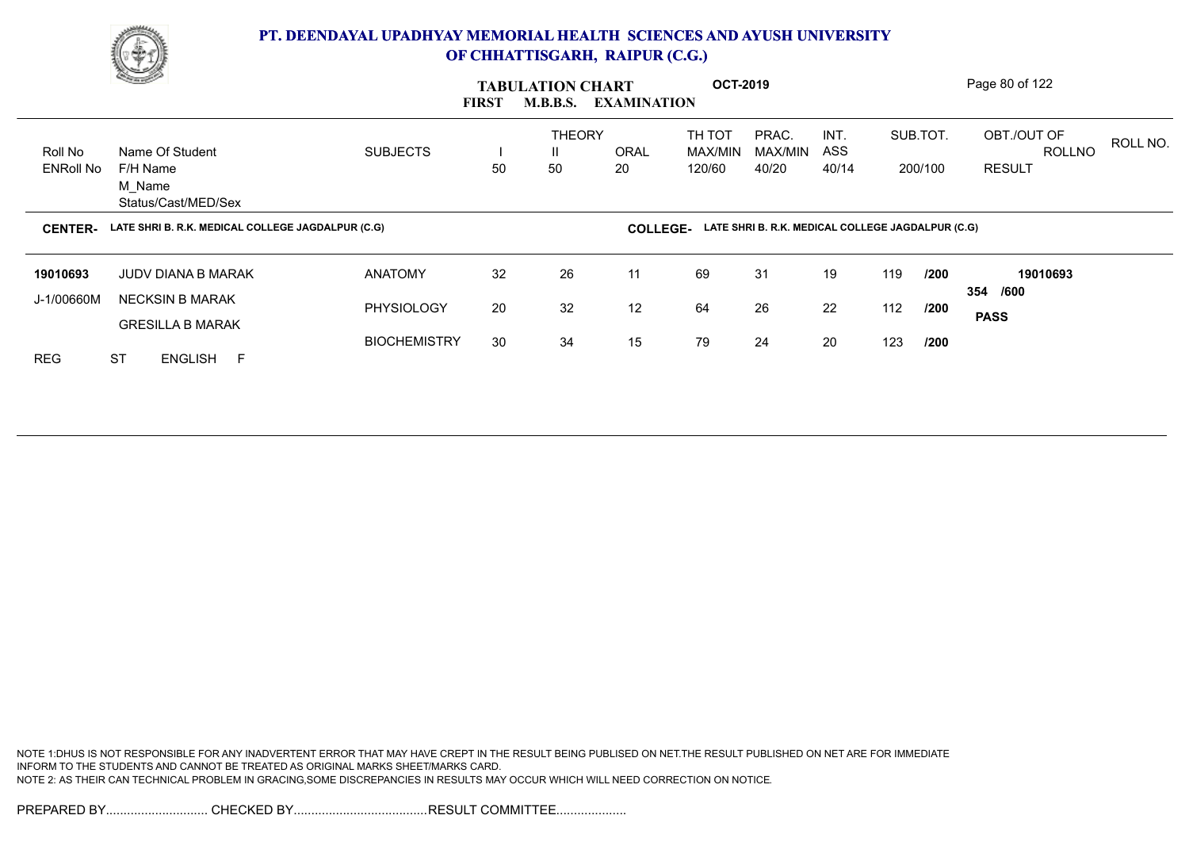# PT. DEENDAYAL UPADHYAY MEMORIAL HEALTH SCIENCES AND AYUSH UNIVERSITY OF CHHATTISGARH, RAIPUR (C.G.)

## TABULATION CHART — FIRST M.B.B.S. EXAMINATION — OCT-2019

| Roll No / ENRoll No | Name Of Student / F/H Name / M_Name / Status/Cast/MED/Sex | SUBJECTS | THEORY I 50 | THEORY II 50 | ORAL 20 | TH TOT MAX/MIN 120/60 | PRAC. MAX/MIN 40/20 | INT. ASS 40/14 | SUB.TOT. 200/100 | OBT./OUT OF / ROLLNO / RESULT | ROLL NO. |
|---|---|---|---|---|---|---|---|---|---|---|---|

**CENTER-** LATE SHRI B. R.K. MEDICAL COLLEGE JAGDALPUR (C.G) **COLLEGE-** LATE SHRI B. R.K. MEDICAL COLLEGE JAGDALPUR (C.G)

| Roll No / ENRoll No | Name Of Student / F/H Name / M_Name / Status/Cast/MED/Sex | SUBJECTS | THEORY I | THEORY II | ORAL | TH TOT | PRAC. | INT. ASS | SUB.TOT. | OBT./OUT OF / RESULT |
|---|---|---|---|---|---|---|---|---|---|---|
| 19010693 | JUDV DIANA B MARAK | ANATOMY | 32 | 26 | 11 | 69 | 31 | 19 | 119 /200 | 19010693 |
| J-1/00660M | NECKSIN B MARAK | PHYSIOLOGY | 20 | 32 | 12 | 64 | 26 | 22 | 112 /200 | 354 /600 PASS |
| | GRESILLA B MARAK | BIOCHEMISTRY | 30 | 34 | 15 | 79 | 24 | 20 | 123 /200 | |
| REG | ST ENGLISH F | | | | | | | | | |

NOTE 1:DHUS IS NOT RESPONSIBLE FOR ANY INADVERTENT ERROR THAT MAY HAVE CREPT IN THE RESULT BEING PUBLISED ON NET.THE RESULT PUBLISHED ON NET ARE FOR IMMEDIATE INFORM TO THE STUDENTS AND CANNOT BE TREATED AS ORIGINAL MARKS SHEET/MARKS CARD.
NOTE 2: AS THEIR CAN TECHNICAL PROBLEM IN GRACING,SOME DISCREPANCIES IN RESULTS MAY OCCUR WHICH WILL NEED CORRECTION ON NOTICE.

PREPARED BY............................ CHECKED BY..................................... RESULT COMMITTEE...................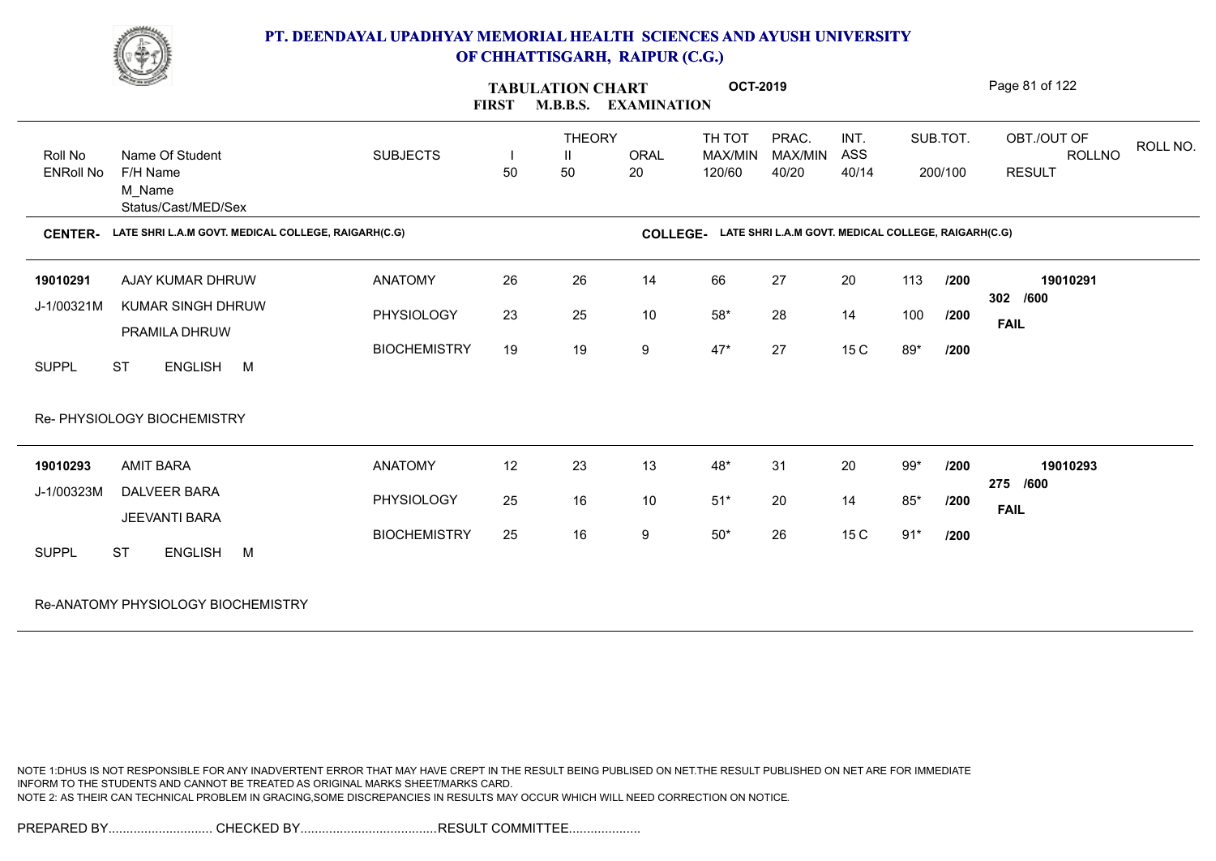# PT. DEENDAYAL UPADHYAY MEMORIAL HEALTH SCIENCES AND AYUSH UNIVERSITY OF CHHATTISGARH, RAIPUR (C.G.)

## TABULATION CHART — FIRST M.B.B.S. EXAMINATION — OCT-2019

**CENTER-** LATE SHRI L.A.M GOVT. MEDICAL COLLEGE, RAIGARH(C.G)
**COLLEGE-** LATE SHRI L.A.M GOVT. MEDICAL COLLEGE, RAIGARH(C.G)

| Roll No / ENRoll No | Name Of Student / F/H Name / M_Name / Status/Cast/MED/Sex | SUBJECTS | THEORY I 50 | THEORY II 50 | ORAL 20 | TH TOT MAX/MIN 120/60 | PRAC. MAX/MIN 40/20 | INT. ASS 40/14 | SUB.TOT. 200/100 | OBT./OUT OF ROLLNO RESULT |
|---|---|---|---|---|---|---|---|---|---|---|
| 19010291 | AJAY KUMAR DHRUW | ANATOMY | 26 | 26 | 14 | 66 | 27 | 20 | 113 /200 | 19010291 |
| J-1/00321M | KUMAR SINGH DHRUW | PHYSIOLOGY | 23 | 25 | 10 | 58* | 28 | 14 | 100 /200 | 302 /600 |
| | PRAMILA DHRUW | BIOCHEMISTRY | 19 | 19 | 9 | 47* | 27 | 15 C | 89* /200 | FAIL |
| SUPPL | ST ENGLISH M | | | | | | | | | |
| | Re- PHYSIOLOGY BIOCHEMISTRY | | | | | | | | | |
| 19010293 | AMIT BARA | ANATOMY | 12 | 23 | 13 | 48* | 31 | 20 | 99* /200 | 19010293 |
| J-1/00323M | DALVEER BARA | PHYSIOLOGY | 25 | 16 | 10 | 51* | 20 | 14 | 85* /200 | 275 /600 |
| | JEEVANTI BARA | BIOCHEMISTRY | 25 | 16 | 9 | 50* | 26 | 15 C | 91* /200 | FAIL |
| SUPPL | ST ENGLISH M | | | | | | | | | |
| | Re-ANATOMY PHYSIOLOGY BIOCHEMISTRY | | | | | | | | | |

NOTE 1:DHUS IS NOT RESPONSIBLE FOR ANY INADVERTENT ERROR THAT MAY HAVE CREPT IN THE RESULT BEING PUBLISED ON NET.THE RESULT PUBLISHED ON NET ARE FOR IMMEDIATE INFORM TO THE STUDENTS AND CANNOT BE TREATED AS ORIGINAL MARKS SHEET/MARKS CARD.
NOTE 2: AS THEIR CAN TECHNICAL PROBLEM IN GRACING,SOME DISCREPANCIES IN RESULTS MAY OCCUR WHICH WILL NEED CORRECTION ON NOTICE.

PREPARED BY............................. CHECKED BY...................................... RESULT COMMITTEE....................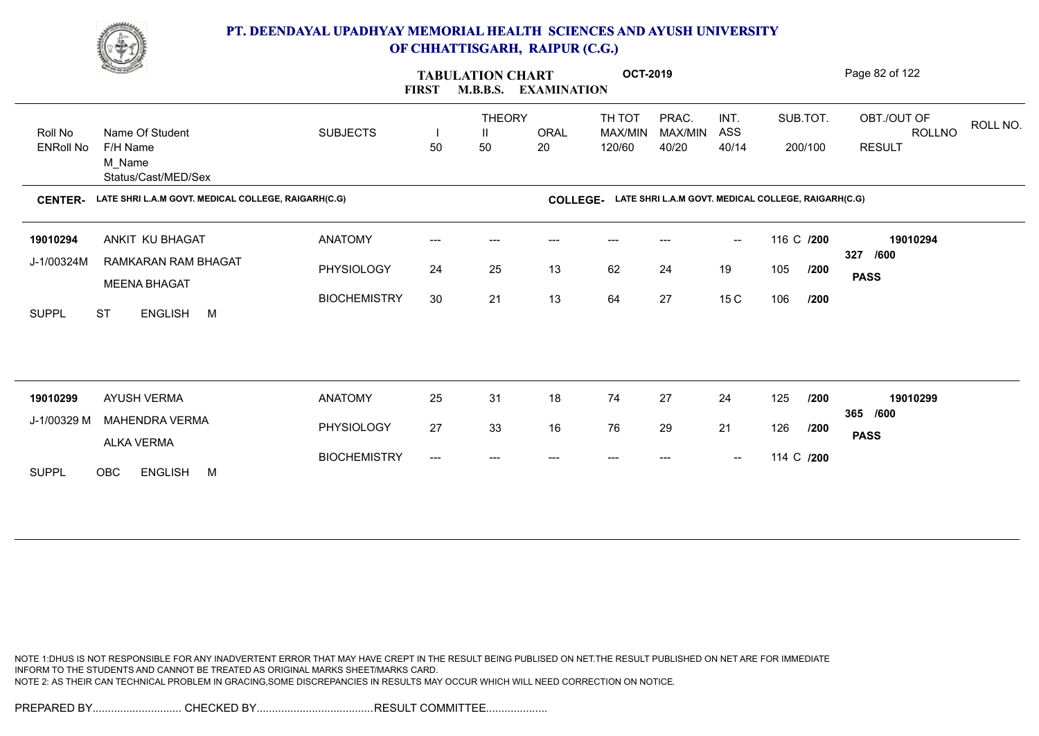# PT. DEENDAYAL UPADHYAY MEMORIAL HEALTH SCIENCES AND AYUSH UNIVERSITY OF CHHATTISGARH, RAIPUR (C.G.)

## TABULATION CHART OCT-2019
### FIRST M.B.B.S. EXAMINATION

**CENTER-** LATE SHRI L.A.M GOVT. MEDICAL COLLEGE, RAIGARH(C.G)
**COLLEGE-** LATE SHRI L.A.M GOVT. MEDICAL COLLEGE, RAIGARH(C.G)

| Roll No / ENRoll No | Name Of Student / F/H Name / M_Name / Status/Cast/MED/Sex | SUBJECTS | THEORY I 50 | THEORY II 50 | ORAL 20 | TH TOT MAX/MIN 120/60 | PRAC. MAX/MIN 40/20 | INT. ASS 40/14 | SUB.TOT. 200/100 | OBT./OUT OF ROLLNO RESULT | ROLL NO. |
|---|---|---|---|---|---|---|---|---|---|---|---|
| 19010294 | ANKIT KU BHAGAT | ANATOMY | --- | --- | --- | --- | --- | -- | 116 C /200 | 19010294 | |
| J-1/00324M | RAMKARAN RAM BHAGAT | PHYSIOLOGY | 24 | 25 | 13 | 62 | 24 | 19 | 105 /200 | 327 /600 | |
| | MEENA BHAGAT | BIOCHEMISTRY | 30 | 21 | 13 | 64 | 27 | 15 C | 106 /200 | PASS | |
| SUPPL | ST ENGLISH M | | | | | | | | | | |
| 19010299 | AYUSH VERMA | ANATOMY | 25 | 31 | 18 | 74 | 27 | 24 | 125 /200 | 19010299 | |
| J-1/00329 M | MAHENDRA VERMA | PHYSIOLOGY | 27 | 33 | 16 | 76 | 29 | 21 | 126 /200 | 365 /600 | |
| | ALKA VERMA | BIOCHEMISTRY | --- | --- | --- | --- | --- | -- | 114 C /200 | PASS | |
| SUPPL | OBC ENGLISH M | | | | | | | | | | |

NOTE 1:DHUS IS NOT RESPONSIBLE FOR ANY INADVERTENT ERROR THAT MAY HAVE CREPT IN THE RESULT BEING PUBLISED ON NET.THE RESULT PUBLISHED ON NET ARE FOR IMMEDIATE INFORM TO THE STUDENTS AND CANNOT BE TREATED AS ORIGINAL MARKS SHEET/MARKS CARD.
NOTE 2: AS THEIR CAN TECHNICAL PROBLEM IN GRACING,SOME DISCREPANCIES IN RESULTS MAY OCCUR WHICH WILL NEED CORRECTION ON NOTICE.

PREPARED BY............................. CHECKED BY...................................... RESULT COMMITTEE....................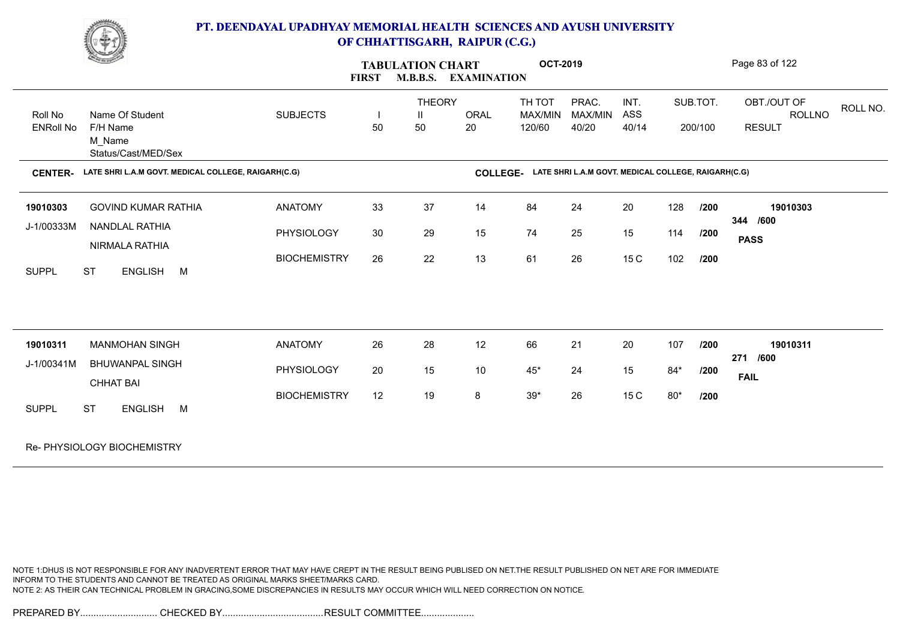# PT. DEENDAYAL UPADHYAY MEMORIAL HEALTH SCIENCES AND AYUSH UNIVERSITY OF CHHATTISGARH, RAIPUR (C.G.)

## TABULATION CHART OCT-2019
### FIRST M.B.B.S. EXAMINATION

**CENTER-** LATE SHRI L.A.M GOVT. MEDICAL COLLEGE, RAIGARH(C.G) **COLLEGE-** LATE SHRI L.A.M GOVT. MEDICAL COLLEGE, RAIGARH(C.G)

| Roll No / ENRoll No | Name Of Student / F/H Name / M_Name / Status/Cast/MED/Sex | SUBJECTS | THEORY I 50 | THEORY II 50 | ORAL 20 | TH TOT MAX/MIN 120/60 | PRAC. MAX/MIN 40/20 | INT. ASS 40/14 | SUB.TOT. 200/100 | OBT./OUT OF ROLLNO RESULT |
|---|---|---|---|---|---|---|---|---|---|---|
| 19010303 | GOVIND KUMAR RATHIA | ANATOMY | 33 | 37 | 14 | 84 | 24 | 20 | 128 /200 | 19010303 |
| J-1/00333M | NANDLAL RATHIA | PHYSIOLOGY | 30 | 29 | 15 | 74 | 25 | 15 | 114 /200 | 344 /600 |
| | NIRMALA RATHIA | BIOCHEMISTRY | 26 | 22 | 13 | 61 | 26 | 15 C | 102 /200 | PASS |
| SUPPL | ST ENGLISH M | | | | | | | | | |
| 19010311 | MANMOHAN SINGH | ANATOMY | 26 | 28 | 12 | 66 | 21 | 20 | 107 /200 | 19010311 |
| J-1/00341M | BHUWANPAL SINGH | PHYSIOLOGY | 20 | 15 | 10 | 45* | 24 | 15 | 84* /200 | 271 /600 |
| | CHHAT BAI | BIOCHEMISTRY | 12 | 19 | 8 | 39* | 26 | 15 C | 80* /200 | FAIL |
| SUPPL | ST ENGLISH M | | | | | | | | | |

Re- PHYSIOLOGY BIOCHEMISTRY

NOTE 1:DHUS IS NOT RESPONSIBLE FOR ANY INADVERTENT ERROR THAT MAY HAVE CREPT IN THE RESULT BEING PUBLISED ON NET.THE RESULT PUBLISHED ON NET ARE FOR IMMEDIATE INFORM TO THE STUDENTS AND CANNOT BE TREATED AS ORIGINAL MARKS SHEET/MARKS CARD.
NOTE 2: AS THEIR CAN TECHNICAL PROBLEM IN GRACING,SOME DISCREPANCIES IN RESULTS MAY OCCUR WHICH WILL NEED CORRECTION ON NOTICE.

PREPARED BY............................. CHECKED BY...................................... RESULT COMMITTEE....................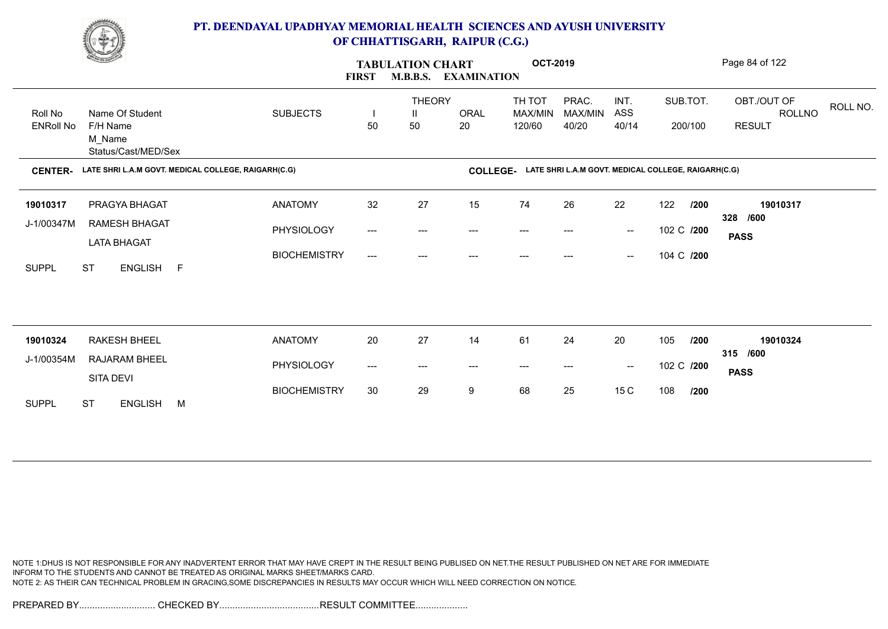# PT. DEENDAYAL UPADHYAY MEMORIAL HEALTH SCIENCES AND AYUSH UNIVERSITY OF CHHATTISGARH, RAIPUR (C.G.)

## TABULATION CHART — FIRST M.B.B.S. EXAMINATION — OCT-2019

| Roll No / ENRoll No | Name Of Student / F/H Name / M_Name / Status/Cast/MED/Sex | SUBJECTS | THEORY I 50 | THEORY II 50 | ORAL 20 | TH TOT MAX/MIN 120/60 | PRAC. MAX/MIN 40/20 | INT. ASS 40/14 | SUB.TOT. 200/100 | OBT./OUT OF ROLLNO RESULT | ROLL NO. |
|---|---|---|---|---|---|---|---|---|---|---|---|

**CENTER-** LATE SHRI L.A.M GOVT. MEDICAL COLLEGE, RAIGARH(C.G) **COLLEGE-** LATE SHRI L.A.M GOVT. MEDICAL COLLEGE, RAIGARH(C.G)

| Roll No / ENRoll No | Name Of Student / F/H Name / M_Name / Status/Cast/MED/Sex | SUBJECTS | I | II | ORAL | TH TOT | PRAC. | INT. ASS | SUB.TOT. | OBT./OUT OF ROLLNO RESULT |
|---|---|---|---|---|---|---|---|---|---|---|
| 19010317 | PRAGYA BHAGAT | ANATOMY | 32 | 27 | 15 | 74 | 26 | 22 | 122 /200 | 19010317 |
| J-1/00347M | RAMESH BHAGAT | PHYSIOLOGY | --- | --- | --- | --- | --- | -- | 102 C /200 | 328 /600 |
| | LATA BHAGAT | BIOCHEMISTRY | --- | --- | --- | --- | --- | -- | 104 C /200 | **PASS** |
| SUPPL | ST ENGLISH F | | | | | | | | | |
| 19010324 | RAKESH BHEEL | ANATOMY | 20 | 27 | 14 | 61 | 24 | 20 | 105 /200 | 19010324 |
| J-1/00354M | RAJARAM BHEEL | PHYSIOLOGY | --- | --- | --- | --- | --- | -- | 102 C /200 | 315 /600 |
| | SITA DEVI | BIOCHEMISTRY | 30 | 29 | 9 | 68 | 25 | 15 C | 108 /200 | **PASS** |
| SUPPL | ST ENGLISH M | | | | | | | | | |

NOTE 1:DHUS IS NOT RESPONSIBLE FOR ANY INADVERTENT ERROR THAT MAY HAVE CREPT IN THE RESULT BEING PUBLISED ON NET.THE RESULT PUBLISHED ON NET ARE FOR IMMEDIATE INFORM TO THE STUDENTS AND CANNOT BE TREATED AS ORIGINAL MARKS SHEET/MARKS CARD.
NOTE 2: AS THEIR CAN TECHNICAL PROBLEM IN GRACING,SOME DISCREPANCIES IN RESULTS MAY OCCUR WHICH WILL NEED CORRECTION ON NOTICE.

PREPARED BY............................. CHECKED BY...................................... RESULT COMMITTEE....................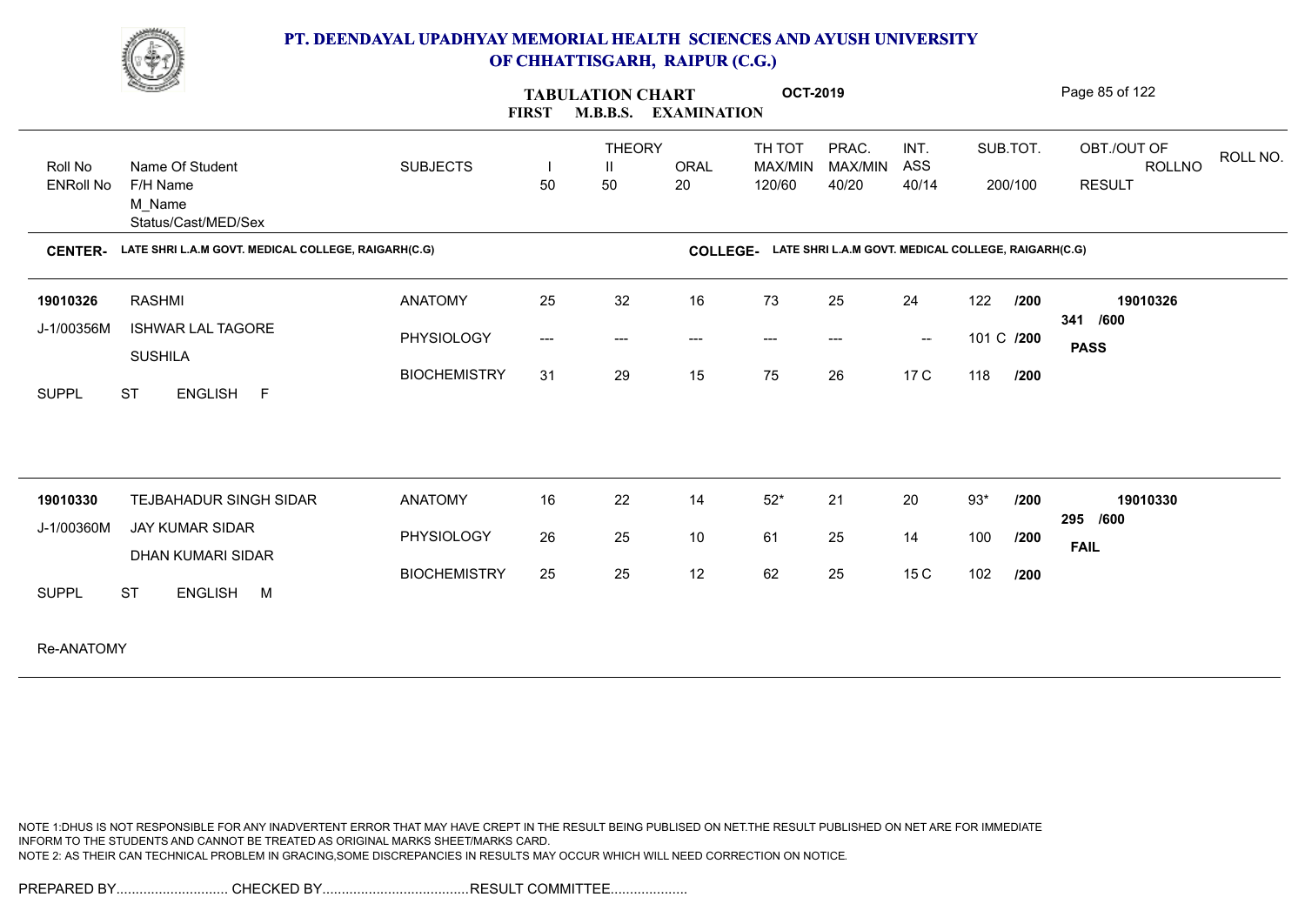# PT. DEENDAYAL UPADHYAY MEMORIAL HEALTH SCIENCES AND AYUSH UNIVERSITY OF CHHATTISGARH, RAIPUR (C.G.)

**TABULATION CHART** **OCT-2019**

**FIRST M.B.B.S. EXAMINATION**

| Roll No / ENRoll No | Name Of Student / F/H Name / M_Name / Status/Cast/MED/Sex | SUBJECTS | THEORY I 50 | THEORY II 50 | ORAL 20 | TH TOT MAX/MIN 120/60 | PRAC. MAX/MIN 40/20 | INT. ASS 40/14 | SUB.TOT. 200/100 | OBT./OUT OF / ROLLNO / RESULT |
|---|---|---|---|---|---|---|---|---|---|---|

**CENTER-** LATE SHRI L.A.M GOVT. MEDICAL COLLEGE, RAIGARH(C.G) **COLLEGE-** LATE SHRI L.A.M GOVT. MEDICAL COLLEGE, RAIGARH(C.G)

| Roll No / ENRoll No | Name Of Student / F/H Name / M_Name / Status/Cast/MED/Sex | SUBJECTS | I | II | ORAL | TH TOT | PRAC. | INT. ASS | SUB.TOT. | OBT./OUT OF / RESULT |
|---|---|---|---|---|---|---|---|---|---|---|
| 19010326 | RASHMI | ANATOMY | 25 | 32 | 16 | 73 | 25 | 24 | 122 /200 | 19010326 |
| J-1/00356M | ISHWAR LAL TAGORE | PHYSIOLOGY | --- | --- | --- | --- | --- | -- | 101 C /200 | 341 /600 |
| | SUSHILA | BIOCHEMISTRY | 31 | 29 | 15 | 75 | 26 | 17 C | 118 /200 | **PASS** |
| SUPPL | ST ENGLISH F | | | | | | | | | |
| 19010330 | TEJBAHADUR SINGH SIDAR | ANATOMY | 16 | 22 | 14 | 52* | 21 | 20 | 93* /200 | 19010330 |
| J-1/00360M | JAY KUMAR SIDAR | PHYSIOLOGY | 26 | 25 | 10 | 61 | 25 | 14 | 100 /200 | 295 /600 |
| | DHAN KUMARI SIDAR | BIOCHEMISTRY | 25 | 25 | 12 | 62 | 25 | 15 C | 102 /200 | **FAIL** |
| SUPPL | ST ENGLISH M | | | | | | | | | |

Re-ANATOMY

NOTE 1:DHUS IS NOT RESPONSIBLE FOR ANY INADVERTENT ERROR THAT MAY HAVE CREPT IN THE RESULT BEING PUBLISED ON NET.THE RESULT PUBLISHED ON NET ARE FOR IMMEDIATE INFORM TO THE STUDENTS AND CANNOT BE TREATED AS ORIGINAL MARKS SHEET/MARKS CARD.
NOTE 2: AS THEIR CAN TECHNICAL PROBLEM IN GRACING,SOME DISCREPANCIES IN RESULTS MAY OCCUR WHICH WILL NEED CORRECTION ON NOTICE.

PREPARED BY............................. CHECKED BY...................................... RESULT COMMITTEE....................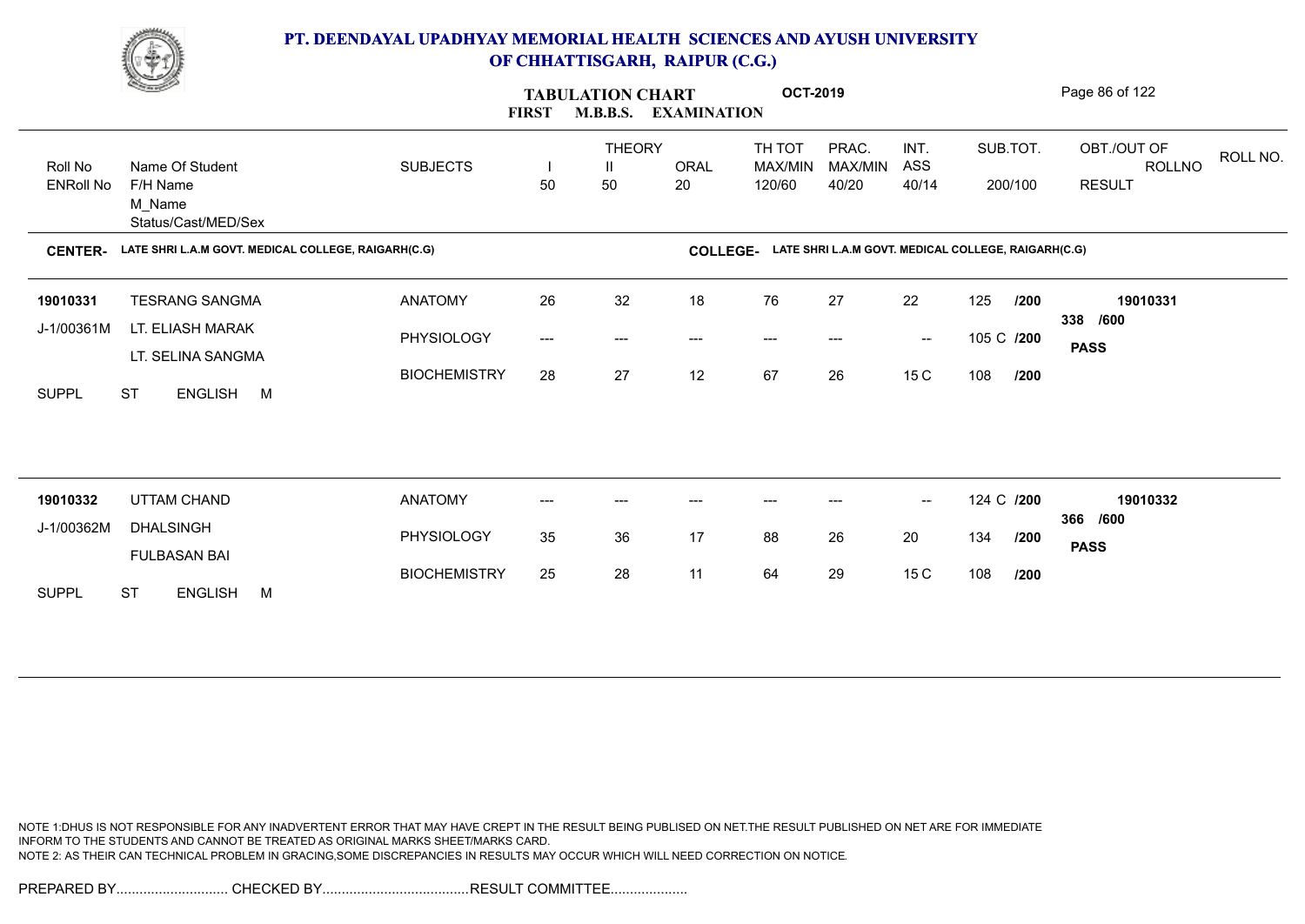# PT. DEENDAYAL UPADHYAY MEMORIAL HEALTH SCIENCES AND AYUSH UNIVERSITY OF CHHATTISGARH, RAIPUR (C.G.)

## TABULATION CHART OCT-2019
### FIRST M.B.B.S. EXAMINATION

| Roll No / ENRoll No | Name Of Student / F/H Name / M_Name / Status/Cast/MED/Sex | SUBJECTS | THEORY I 50 | THEORY II 50 | ORAL 20 | TH TOT MAX/MIN 120/60 | PRAC. MAX/MIN 40/20 | INT. ASS 40/14 | SUB.TOT. 200/100 | OBT./OUT OF ROLLNO RESULT |
|---|---|---|---|---|---|---|---|---|---|---|

**CENTER-** LATE SHRI L.A.M GOVT. MEDICAL COLLEGE, RAIGARH(C.G) **COLLEGE-** LATE SHRI L.A.M GOVT. MEDICAL COLLEGE, RAIGARH(C.G)

| Roll No / ENRoll No | Name Of Student / F/H Name / M_Name / Status/Cast/MED/Sex | SUBJECTS | I | II | ORAL | TH TOT | PRAC. | INT. ASS | SUB.TOT. | OBT./OUT OF ROLLNO RESULT |
|---|---|---|---|---|---|---|---|---|---|---|
| 19010331 | TESRANG SANGMA | ANATOMY | 26 | 32 | 18 | 76 | 27 | 22 | 125 /200 | 19010331 |
| J-1/00361M | LT. ELIASH MARAK | PHYSIOLOGY | --- | --- | --- | --- | --- | -- | 105 C /200 | 338 /600 |
| | LT. SELINA SANGMA | BIOCHEMISTRY | 28 | 27 | 12 | 67 | 26 | 15 C | 108 /200 | PASS |
| SUPPL | ST ENGLISH M | | | | | | | | | |
| 19010332 | UTTAM CHAND | ANATOMY | --- | --- | --- | --- | --- | -- | 124 C /200 | 19010332 |
| J-1/00362M | DHALSINGH | PHYSIOLOGY | 35 | 36 | 17 | 88 | 26 | 20 | 134 /200 | 366 /600 |
| | FULBASAN BAI | BIOCHEMISTRY | 25 | 28 | 11 | 64 | 29 | 15 C | 108 /200 | PASS |
| SUPPL | ST ENGLISH M | | | | | | | | | |

NOTE 1:DHUS IS NOT RESPONSIBLE FOR ANY INADVERTENT ERROR THAT MAY HAVE CREPT IN THE RESULT BEING PUBLISED ON NET.THE RESULT PUBLISHED ON NET ARE FOR IMMEDIATE INFORM TO THE STUDENTS AND CANNOT BE TREATED AS ORIGINAL MARKS SHEET/MARKS CARD.
NOTE 2: AS THEIR CAN TECHNICAL PROBLEM IN GRACING,SOME DISCREPANCIES IN RESULTS MAY OCCUR WHICH WILL NEED CORRECTION ON NOTICE.

PREPARED BY............................. CHECKED BY......................................RESULT COMMITTEE....................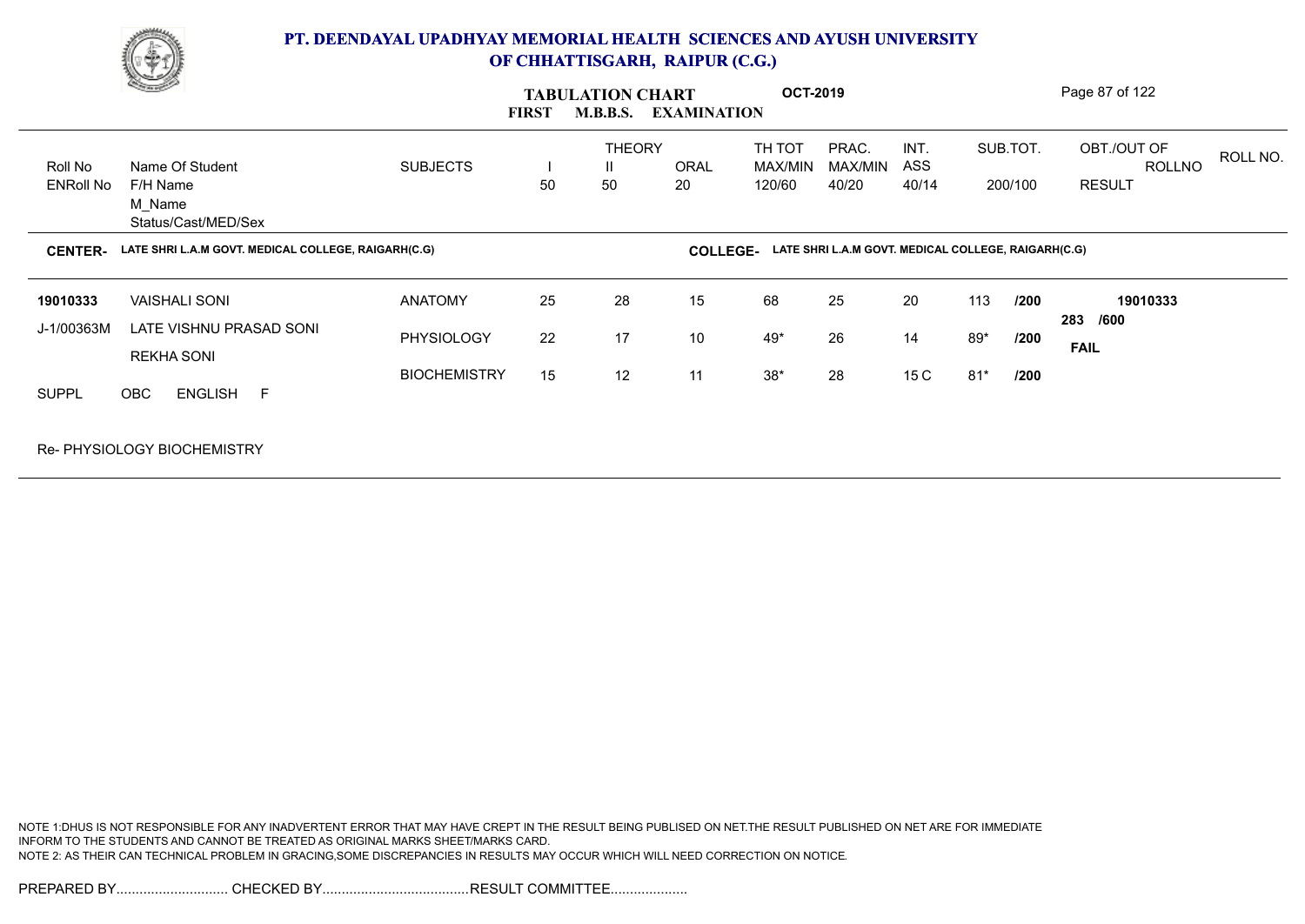# PT. DEENDAYAL UPADHYAY MEMORIAL HEALTH SCIENCES AND AYUSH UNIVERSITY OF CHHATTISGARH, RAIPUR (C.G.)

## TABULATION CHART — OCT-2019
### FIRST M.B.B.S. EXAMINATION

| Roll No / ENRoll No | Name Of Student / F/H Name / M_Name / Status/Cast/MED/Sex | SUBJECTS | THEORY I 50 | THEORY II 50 | ORAL 20 | TH TOT MAX/MIN 120/60 | PRAC. MAX/MIN 40/20 | INT. ASS 40/14 | SUB.TOT. 200/100 | OBT./OUT OF / RESULT | ROLLNO |
|---|---|---|---|---|---|---|---|---|---|---|---|

**CENTER-** LATE SHRI L.A.M GOVT. MEDICAL COLLEGE, RAIGARH(C.G) **COLLEGE-** LATE SHRI L.A.M GOVT. MEDICAL COLLEGE, RAIGARH(C.G)

| Roll No / ENRoll No | Name Of Student / F/H Name / M_Name / Status/Cast/MED/Sex | SUBJECTS | I | II | ORAL | TH TOT | PRAC. | INT. ASS | SUB.TOT. | OBT./OUT OF / RESULT | ROLLNO |
|---|---|---|---|---|---|---|---|---|---|---|---|
| 19010333 | VAISHALI SONI | ANATOMY | 25 | 28 | 15 | 68 | 25 | 20 | 113 /200 | 283 /600 | 19010333 |
| J-1/00363M | LATE VISHNU PRASAD SONI | PHYSIOLOGY | 22 | 17 | 10 | 49* | 26 | 14 | 89* /200 | FAIL | |
| | REKHA SONI | BIOCHEMISTRY | 15 | 12 | 11 | 38* | 28 | 15 C | 81* /200 | | |
| SUPPL | OBC ENGLISH F | | | | | | | | | | |

Re- PHYSIOLOGY BIOCHEMISTRY

NOTE 1:DHUS IS NOT RESPONSIBLE FOR ANY INADVERTENT ERROR THAT MAY HAVE CREPT IN THE RESULT BEING PUBLISED ON NET.THE RESULT PUBLISHED ON NET ARE FOR IMMEDIATE INFORM TO THE STUDENTS AND CANNOT BE TREATED AS ORIGINAL MARKS SHEET/MARKS CARD.
NOTE 2: AS THEIR CAN TECHNICAL PROBLEM IN GRACING,SOME DISCREPANCIES IN RESULTS MAY OCCUR WHICH WILL NEED CORRECTION ON NOTICE.

PREPARED BY............................. CHECKED BY...................................... RESULT COMMITTEE....................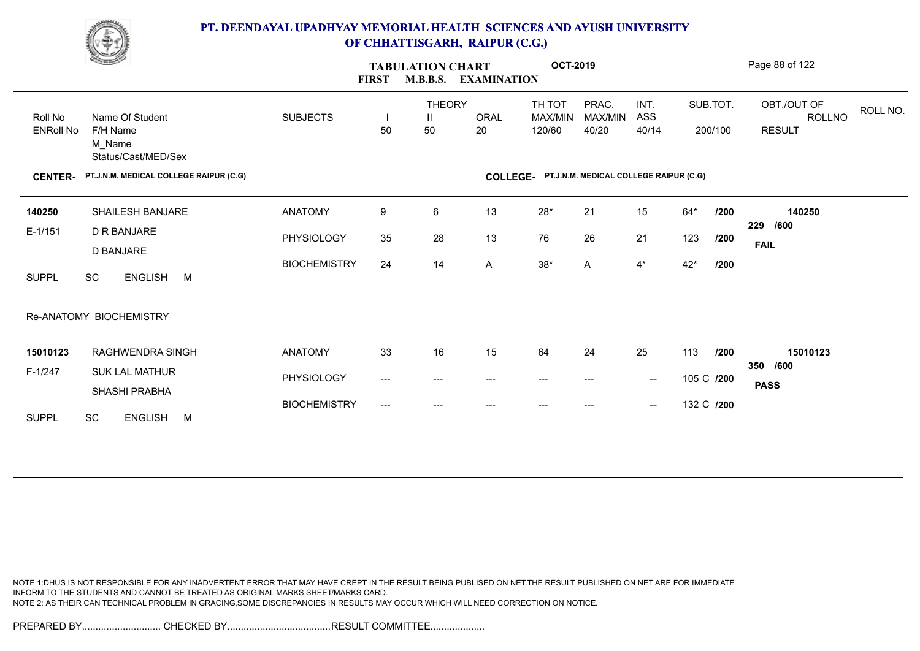# PT. DEENDAYAL UPADHYAY MEMORIAL HEALTH SCIENCES AND AYUSH UNIVERSITY OF CHHATTISGARH, RAIPUR (C.G.)

## TABULATION CHART OCT-2019
## FIRST M.B.B.S. EXAMINATION

| Roll No / ENRoll No | Name Of Student / F/H Name / M_Name / Status/Cast/MED/Sex | SUBJECTS | THEORY I 50 | THEORY II 50 | ORAL 20 | TH TOT MAX/MIN 120/60 | PRAC. MAX/MIN 40/20 | INT. ASS 40/14 | SUB.TOT. 200/100 | OBT./OUT OF ROLLNO RESULT |
|---|---|---|---|---|---|---|---|---|---|---|

**CENTER- PT.J.N.M. MEDICAL COLLEGE RAIPUR (C.G)** **COLLEGE- PT.J.N.M. MEDICAL COLLEGE RAIPUR (C.G)**

| Roll No / ENRoll No | Name Of Student / F/H Name / M_Name / Status/Cast/MED/Sex | SUBJECTS | I | II | ORAL | TH TOT | PRAC. | INT. ASS | SUB.TOT. | OBT./OUT OF / RESULT |
|---|---|---|---|---|---|---|---|---|---|---|
| 140250 | SHAILESH BANJARE | ANATOMY | 9 | 6 | 13 | 28* | 21 | 15 | 64* /200 | 140250 |
| E-1/151 | D R BANJARE | PHYSIOLOGY | 35 | 28 | 13 | 76 | 26 | 21 | 123 /200 | 229 /600 |
| | D BANJARE | BIOCHEMISTRY | 24 | 14 | A | 38* | A | 4* | 42* /200 | FAIL |
| SUPPL | SC ENGLISH M | | | | | | | | | |

Re-ANATOMY BIOCHEMISTRY

| Roll No / ENRoll No | Name Of Student / F/H Name / M_Name / Status/Cast/MED/Sex | SUBJECTS | I | II | ORAL | TH TOT | PRAC. | INT. ASS | SUB.TOT. | OBT./OUT OF / RESULT |
|---|---|---|---|---|---|---|---|---|---|---|
| 15010123 | RAGHWENDRA SINGH | ANATOMY | 33 | 16 | 15 | 64 | 24 | 25 | 113 /200 | 15010123 |
| F-1/247 | SUK LAL MATHUR | PHYSIOLOGY | --- | --- | --- | --- | --- | -- | 105 C /200 | 350 /600 |
| | SHASHI PRABHA | BIOCHEMISTRY | --- | --- | --- | --- | --- | -- | 132 C /200 | PASS |
| SUPPL | SC ENGLISH M | | | | | | | | | |

NOTE 1:DHUS IS NOT RESPONSIBLE FOR ANY INADVERTENT ERROR THAT MAY HAVE CREPT IN THE RESULT BEING PUBLISED ON NET.THE RESULT PUBLISHED ON NET ARE FOR IMMEDIATE INFORM TO THE STUDENTS AND CANNOT BE TREATED AS ORIGINAL MARKS SHEET/MARKS CARD.
NOTE 2: AS THEIR CAN TECHNICAL PROBLEM IN GRACING,SOME DISCREPANCIES IN RESULTS MAY OCCUR WHICH WILL NEED CORRECTION ON NOTICE.

PREPARED BY............................. CHECKED BY...................................... RESULT COMMITTEE....................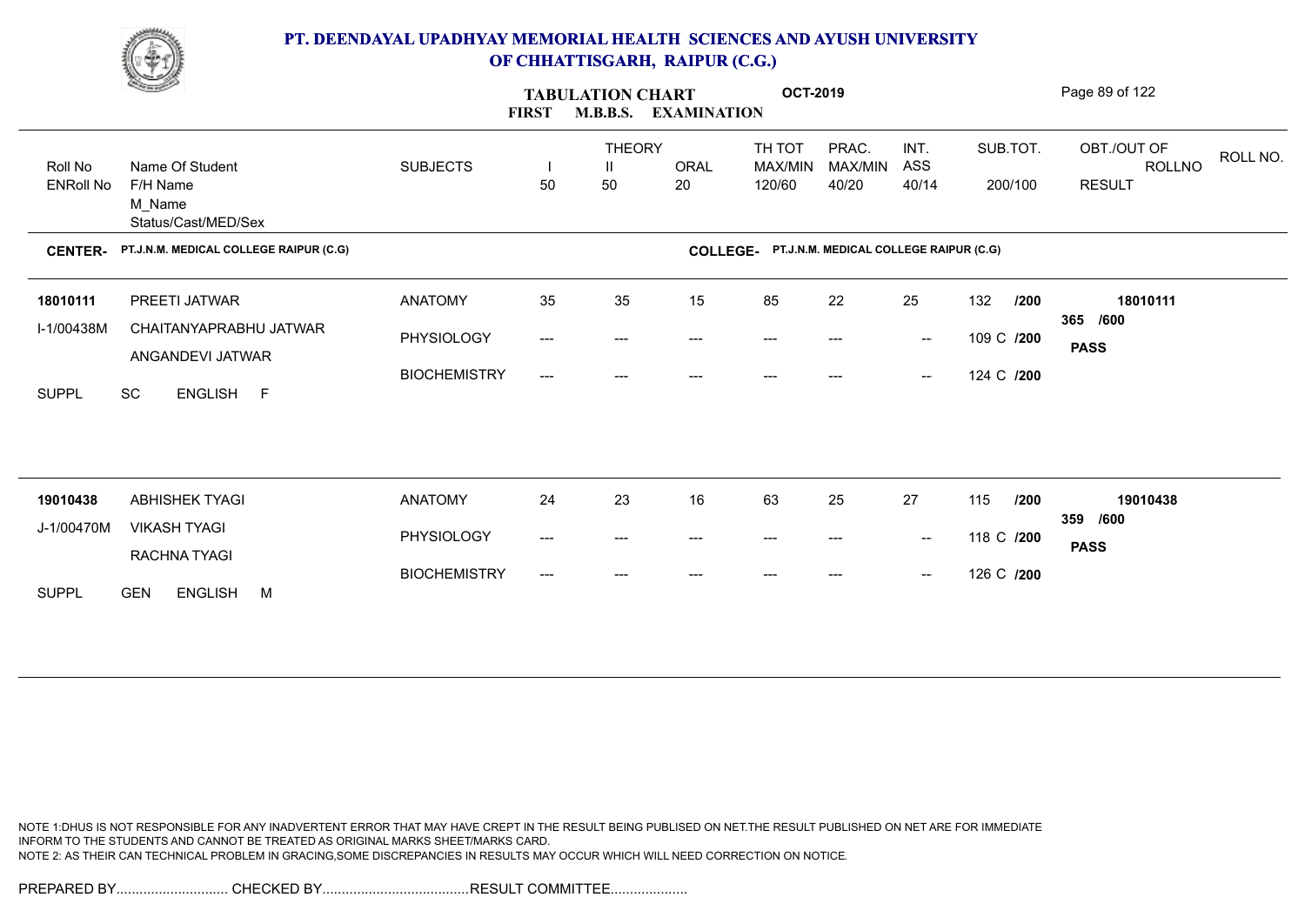# PT. DEENDAYAL UPADHYAY MEMORIAL HEALTH SCIENCES AND AYUSH UNIVERSITY OF CHHATTISGARH, RAIPUR (C.G.)

## TABULATION CHART OCT-2019
## FIRST M.B.B.S. EXAMINATION

| Roll No / ENRoll No | Name Of Student / F/H Name / M_Name / Status/Cast/MED/Sex | SUBJECTS | THEORY I 50 | THEORY II 50 | ORAL 20 | TH TOT MAX/MIN 120/60 | PRAC. MAX/MIN 40/20 | INT. ASS 40/14 | SUB.TOT. 200/100 | OBT./OUT OF ROLLNO RESULT | ROLL NO. |
|---|---|---|---|---|---|---|---|---|---|---|---|

**CENTER-** PT.J.N.M. MEDICAL COLLEGE RAIPUR (C.G) **COLLEGE-** PT.J.N.M. MEDICAL COLLEGE RAIPUR (C.G)

| Roll No / ENRoll No | Name Of Student / F/H Name / M_Name / Status/Cast/MED/Sex | SUBJECTS | THEORY I | THEORY II | ORAL | TH TOT | PRAC. | INT. ASS | SUB.TOT. | OBT./OUT OF / RESULT |
|---|---|---|---|---|---|---|---|---|---|---|
| 18010111 | PREETI JATWAR | ANATOMY | 35 | 35 | 15 | 85 | 22 | 25 | 132 /200 | 18010111 |
| I-1/00438M | CHAITANYAPRABHU JATWAR | PHYSIOLOGY | --- | --- | --- | --- | --- | -- | 109 C /200 | 365 /600 |
| | ANGANDEVI JATWAR | BIOCHEMISTRY | --- | --- | --- | --- | --- | -- | 124 C /200 | PASS |
| SUPPL | SC ENGLISH F | | | | | | | | | |
| 19010438 | ABHISHEK TYAGI | ANATOMY | 24 | 23 | 16 | 63 | 25 | 27 | 115 /200 | 19010438 |
| J-1/00470M | VIKASH TYAGI | PHYSIOLOGY | --- | --- | --- | --- | --- | -- | 118 C /200 | 359 /600 |
| | RACHNA TYAGI | BIOCHEMISTRY | --- | --- | --- | --- | --- | -- | 126 C /200 | PASS |
| SUPPL | GEN ENGLISH M | | | | | | | | | |

NOTE 1:DHUS IS NOT RESPONSIBLE FOR ANY INADVERTENT ERROR THAT MAY HAVE CREPT IN THE RESULT BEING PUBLISED ON NET.THE RESULT PUBLISHED ON NET ARE FOR IMMEDIATE INFORM TO THE STUDENTS AND CANNOT BE TREATED AS ORIGINAL MARKS SHEET/MARKS CARD.
NOTE 2: AS THEIR CAN TECHNICAL PROBLEM IN GRACING,SOME DISCREPANCIES IN RESULTS MAY OCCUR WHICH WILL NEED CORRECTION ON NOTICE.

PREPARED BY............................. CHECKED BY...................................... RESULT COMMITTEE....................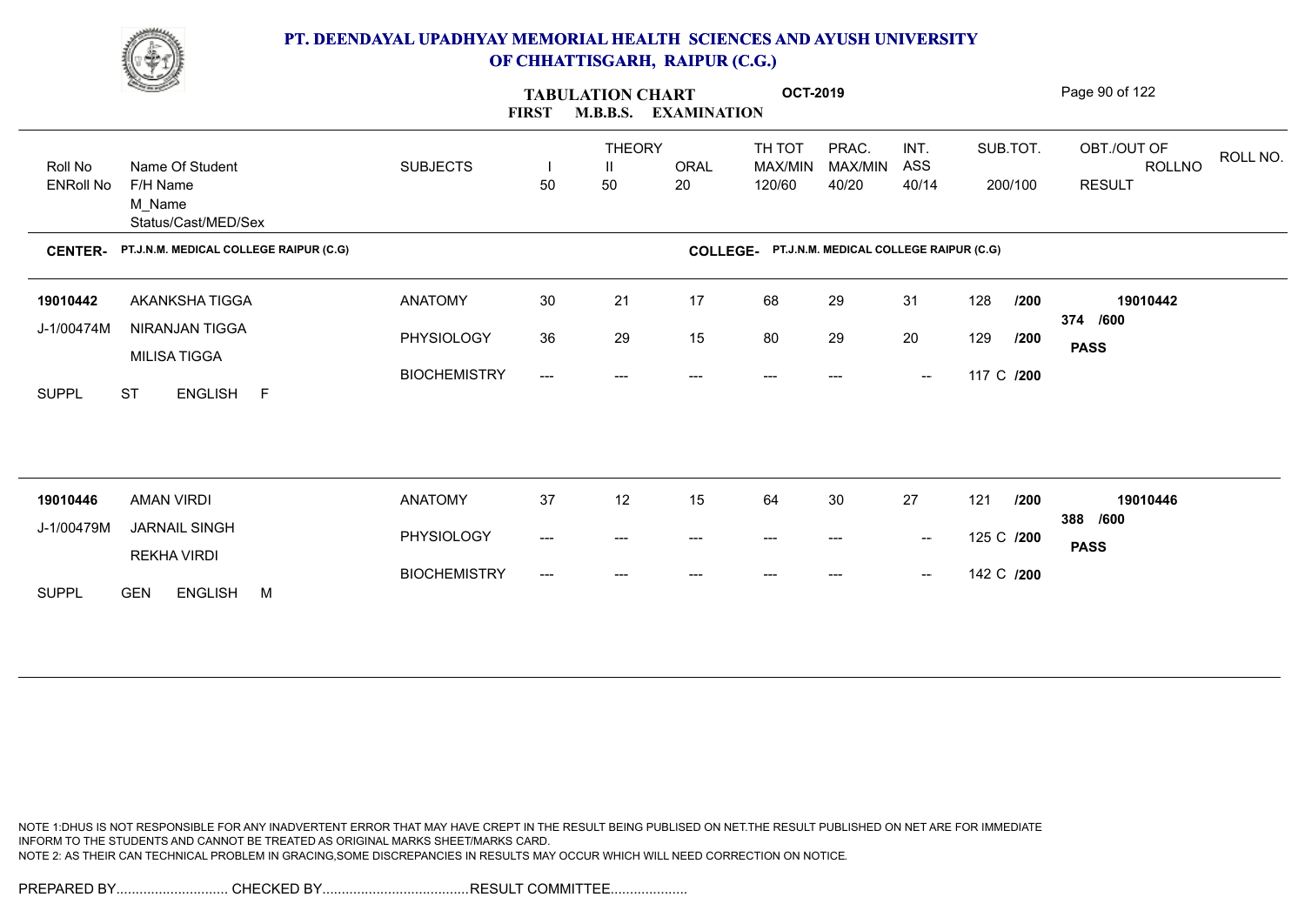# PT. DEENDAYAL UPADHYAY MEMORIAL HEALTH SCIENCES AND AYUSH UNIVERSITY OF CHHATTISGARH, RAIPUR (C.G.)

**TABULATION CHART** **OCT-2019**

**FIRST M.B.B.S. EXAMINATION**

| Roll No / ENRoll No | Name Of Student / F/H Name / M_Name / Status/Cast/MED/Sex | SUBJECTS | THEORY I 50 | THEORY II 50 | ORAL 20 | TH TOT MAX/MIN 120/60 | PRAC. MAX/MIN 40/20 | INT. ASS 40/14 | SUB.TOT. 200/100 | OBT./OUT OF ROLLNO RESULT | ROLL NO. |
|---|---|---|---|---|---|---|---|---|---|---|---|

**CENTER- PT.J.N.M. MEDICAL COLLEGE RAIPUR (C.G)** **COLLEGE- PT.J.N.M. MEDICAL COLLEGE RAIPUR (C.G)**

| Roll No / ENRoll No | Name Of Student / F/H Name / M_Name / Status/Cast/MED/Sex | SUBJECTS | I | II | ORAL | TH TOT | PRAC. | INT. ASS | SUB.TOT. | OBT./OUT OF / RESULT |
|---|---|---|---|---|---|---|---|---|---|---|
| 19010442 | AKANKSHA TIGGA | ANATOMY | 30 | 21 | 17 | 68 | 29 | 31 | 128 /200 | 19010442 |
| J-1/00474M | NIRANJAN TIGGA | PHYSIOLOGY | 36 | 29 | 15 | 80 | 29 | 20 | 129 /200 | 374 /600 |
| | MILISA TIGGA | BIOCHEMISTRY | --- | --- | --- | --- | --- | -- | 117 C /200 | PASS |
| SUPPL | ST ENGLISH F | | | | | | | | | |
| 19010446 | AMAN VIRDI | ANATOMY | 37 | 12 | 15 | 64 | 30 | 27 | 121 /200 | 19010446 |
| J-1/00479M | JARNAIL SINGH | PHYSIOLOGY | --- | --- | --- | --- | --- | -- | 125 C /200 | 388 /600 |
| | REKHA VIRDI | BIOCHEMISTRY | --- | --- | --- | --- | --- | -- | 142 C /200 | PASS |
| SUPPL | GEN ENGLISH M | | | | | | | | | |

NOTE 1:DHUS IS NOT RESPONSIBLE FOR ANY INADVERTENT ERROR THAT MAY HAVE CREPT IN THE RESULT BEING PUBLISED ON NET.THE RESULT PUBLISHED ON NET ARE FOR IMMEDIATE INFORM TO THE STUDENTS AND CANNOT BE TREATED AS ORIGINAL MARKS SHEET/MARKS CARD.
NOTE 2: AS THEIR CAN TECHNICAL PROBLEM IN GRACING,SOME DISCREPANCIES IN RESULTS MAY OCCUR WHICH WILL NEED CORRECTION ON NOTICE.

PREPARED BY............................. CHECKED BY...................................... RESULT COMMITTEE....................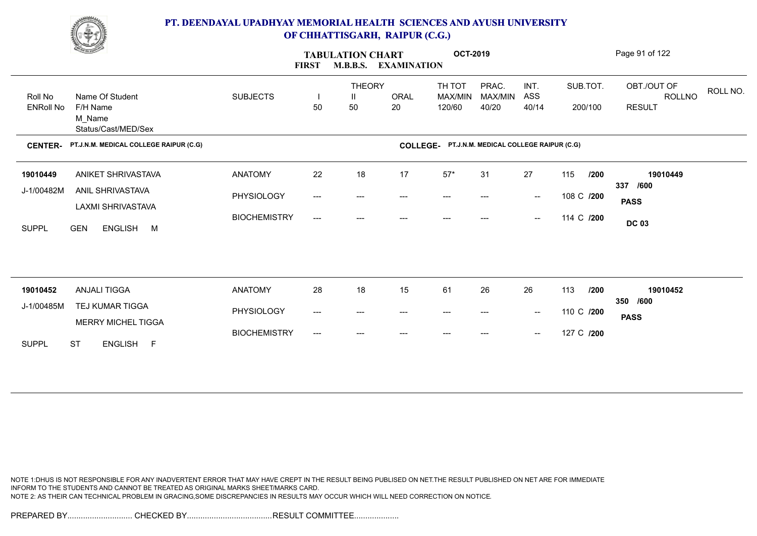# PT. DEENDAYAL UPADHYAY MEMORIAL HEALTH SCIENCES AND AYUSH UNIVERSITY OF CHHATTISGARH, RAIPUR (C.G.)

## TABULATION CHART OCT-2019
## FIRST M.B.B.S. EXAMINATION

**CENTER-** PT.J.N.M. MEDICAL COLLEGE RAIPUR (C.G) **COLLEGE-** PT.J.N.M. MEDICAL COLLEGE RAIPUR (C.G)

| Roll No / ENRoll No | Name Of Student / F/H Name / M_Name / Status/Cast/MED/Sex | SUBJECTS | THEORY I 50 | THEORY II 50 | ORAL 20 | TH TOT MAX/MIN 120/60 | PRAC. MAX/MIN 40/20 | INT. ASS 40/14 | SUB.TOT. 200/100 | OBT./OUT OF ROLLNO RESULT |
|---|---|---|---|---|---|---|---|---|---|---|
| 19010449 | ANIKET SHRIVASTAVA | ANATOMY | 22 | 18 | 17 | 57* | 31 | 27 | 115 /200 | 19010449 |
| J-1/00482M | ANIL SHRIVASTAVA | PHYSIOLOGY | --- | --- | --- | --- | --- | -- | 108 C /200 | 337 /600 |
| | LAXMI SHRIVASTAVA | BIOCHEMISTRY | --- | --- | --- | --- | --- | -- | 114 C /200 | PASS |
| SUPPL | GEN ENGLISH M | | | | | | | | | DC 03 |
| 19010452 | ANJALI TIGGA | ANATOMY | 28 | 18 | 15 | 61 | 26 | 26 | 113 /200 | 19010452 |
| J-1/00485M | TEJ KUMAR TIGGA | PHYSIOLOGY | --- | --- | --- | --- | --- | -- | 110 C /200 | 350 /600 |
| | MERRY MICHEL TIGGA | BIOCHEMISTRY | --- | --- | --- | --- | --- | -- | 127 C /200 | PASS |
| SUPPL | ST ENGLISH F | | | | | | | | | |

NOTE 1:DHUS IS NOT RESPONSIBLE FOR ANY INADVERTENT ERROR THAT MAY HAVE CREPT IN THE RESULT BEING PUBLISED ON NET.THE RESULT PUBLISHED ON NET ARE FOR IMMEDIATE INFORM TO THE STUDENTS AND CANNOT BE TREATED AS ORIGINAL MARKS SHEET/MARKS CARD.
NOTE 2: AS THEIR CAN TECHNICAL PROBLEM IN GRACING,SOME DISCREPANCIES IN RESULTS MAY OCCUR WHICH WILL NEED CORRECTION ON NOTICE.

PREPARED BY............................. CHECKED BY...................................... RESULT COMMITTEE....................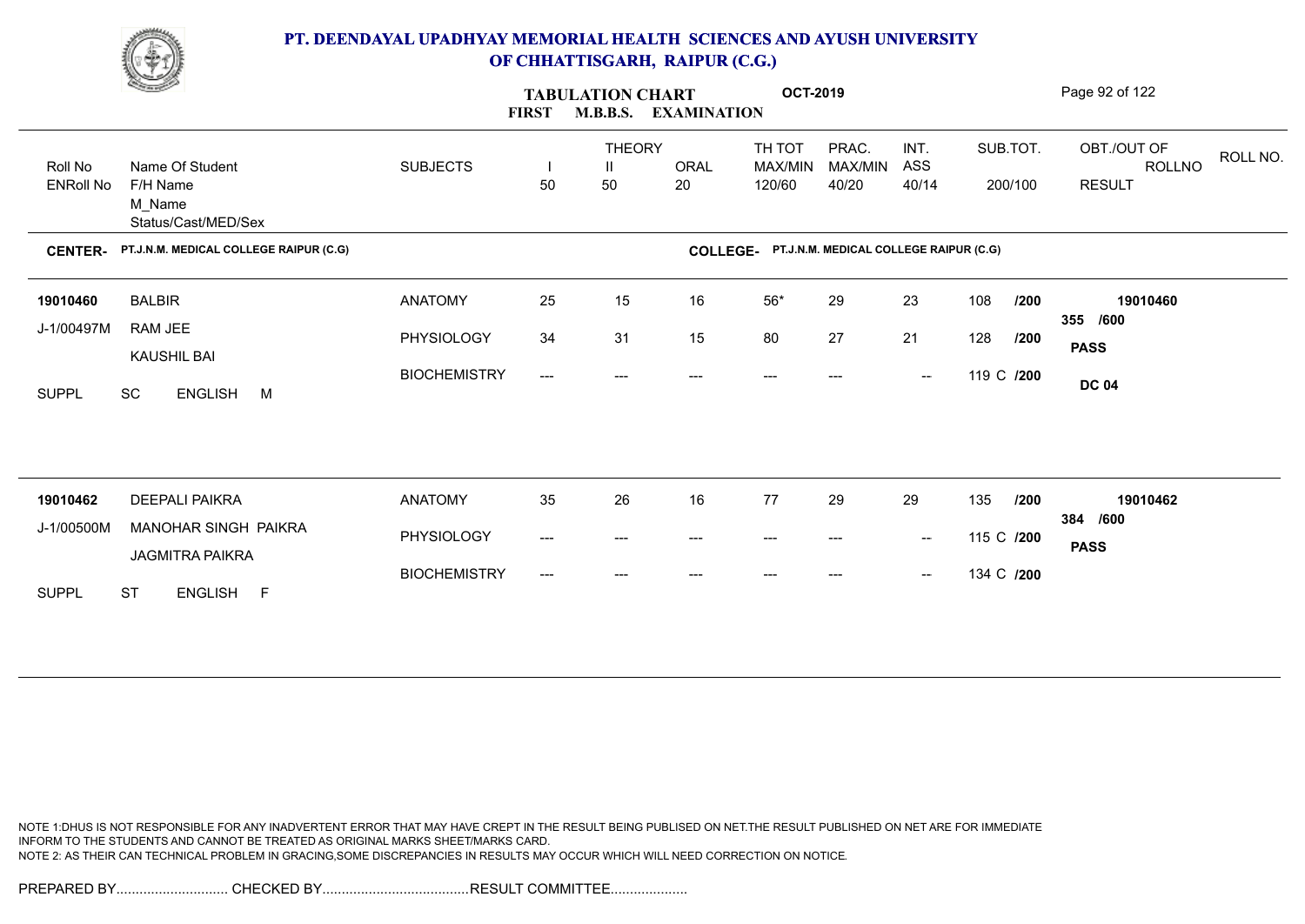# PT. DEENDAYAL UPADHYAY MEMORIAL HEALTH SCIENCES AND AYUSH UNIVERSITY OF CHHATTISGARH, RAIPUR (C.G.)

## TABULATION CHART — FIRST M.B.B.S. EXAMINATION — OCT-2019

| Roll No / ENRoll No | Name Of Student / F/H Name / M_Name / Status/Cast/MED/Sex | SUBJECTS | THEORY I 50 | THEORY II 50 | ORAL 20 | TH TOT MAX/MIN 120/60 | PRAC. MAX/MIN 40/20 | INT. ASS 40/14 | SUB.TOT. 200/100 | OBT./OUT OF / ROLLNO / RESULT |
|---|---|---|---|---|---|---|---|---|---|---|

**CENTER-** PT.J.N.M. MEDICAL COLLEGE RAIPUR (C.G) **COLLEGE-** PT.J.N.M. MEDICAL COLLEGE RAIPUR (C.G)

| Roll No / ENRoll No | Name Of Student / F/H Name / M_Name / Status/Cast/MED/Sex | SUBJECTS | I | II | ORAL | TH TOT | PRAC. | INT. ASS | SUB.TOT. | OBT./OUT OF / ROLLNO / RESULT |
|---|---|---|---|---|---|---|---|---|---|---|
| 19010460 | BALBIR | ANATOMY | 25 | 15 | 16 | 56* | 29 | 23 | 108 /200 | 19010460 |
| J-1/00497M | RAM JEE | PHYSIOLOGY | 34 | 31 | 15 | 80 | 27 | 21 | 128 /200 | 355 /600 |
| | KAUSHIL BAI | BIOCHEMISTRY | --- | --- | --- | --- | --- | -- | 119 C /200 | PASS |
| SUPPL | SC ENGLISH M | | | | | | | | | DC 04 |
| 19010462 | DEEPALI PAIKRA | ANATOMY | 35 | 26 | 16 | 77 | 29 | 29 | 135 /200 | 19010462 |
| J-1/00500M | MANOHAR SINGH PAIKRA | PHYSIOLOGY | --- | --- | --- | --- | --- | -- | 115 C /200 | 384 /600 |
| | JAGMITRA PAIKRA | BIOCHEMISTRY | --- | --- | --- | --- | --- | -- | 134 C /200 | PASS |
| SUPPL | ST ENGLISH F | | | | | | | | | |

NOTE 1:DHUS IS NOT RESPONSIBLE FOR ANY INADVERTENT ERROR THAT MAY HAVE CREPT IN THE RESULT BEING PUBLISED ON NET.THE RESULT PUBLISHED ON NET ARE FOR IMMEDIATE INFORM TO THE STUDENTS AND CANNOT BE TREATED AS ORIGINAL MARKS SHEET/MARKS CARD.
NOTE 2: AS THEIR CAN TECHNICAL PROBLEM IN GRACING,SOME DISCREPANCIES IN RESULTS MAY OCCUR WHICH WILL NEED CORRECTION ON NOTICE.

PREPARED BY............................. CHECKED BY......................................RESULT COMMITTEE....................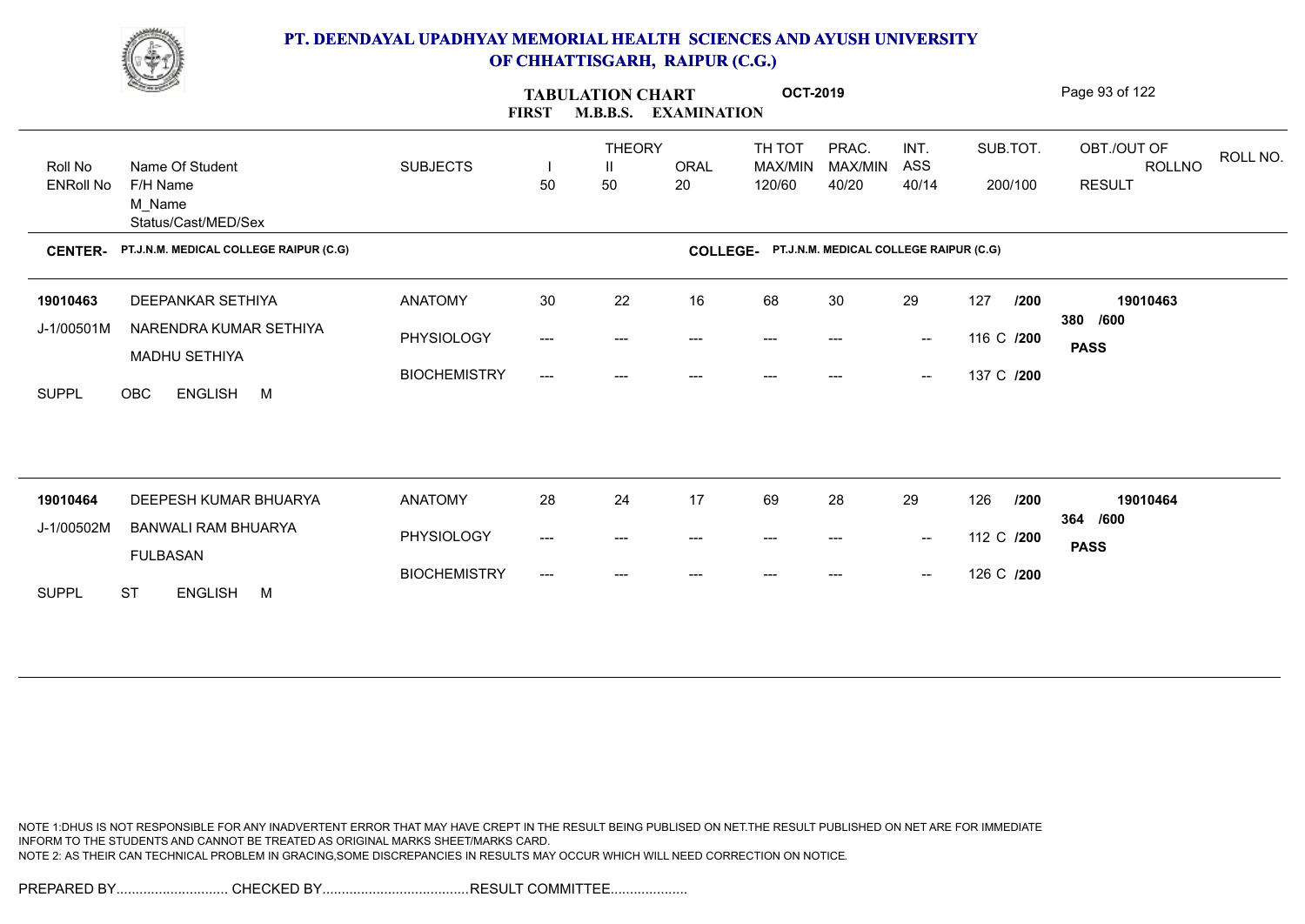# PT. DEENDAYAL UPADHYAY MEMORIAL HEALTH SCIENCES AND AYUSH UNIVERSITY OF CHHATTISGARH, RAIPUR (C.G.)

## TABULATION CHART — FIRST M.B.B.S. EXAMINATION — OCT-2019

**CENTER-** PT.J.N.M. MEDICAL COLLEGE RAIPUR (C.G) **COLLEGE-** PT.J.N.M. MEDICAL COLLEGE RAIPUR (C.G)

| Roll No / ENRoll No | Name Of Student / F/H Name / M_Name / Status/Cast/MED/Sex | SUBJECTS | THEORY I 50 | THEORY II 50 | ORAL 20 | TH TOT MAX/MIN 120/60 | PRAC. MAX/MIN 40/20 | INT. ASS 40/14 | SUB.TOT. 200/100 | OBT./OUT OF ROLLNO RESULT |
|---|---|---|---|---|---|---|---|---|---|---|
| 19010463 | DEEPANKAR SETHIYA | ANATOMY | 30 | 22 | 16 | 68 | 30 | 29 | 127 /200 | 19010463 |
| J-1/00501M | NARENDRA KUMAR SETHIYA | PHYSIOLOGY | --- | --- | --- | --- | --- | -- | 116 C /200 | 380 /600 |
| | MADHU SETHIYA | BIOCHEMISTRY | --- | --- | --- | --- | --- | -- | 137 C /200 | PASS |
| SUPPL | OBC ENGLISH M | | | | | | | | | |
| 19010464 | DEEPESH KUMAR BHUARYA | ANATOMY | 28 | 24 | 17 | 69 | 28 | 29 | 126 /200 | 19010464 |
| J-1/00502M | BANWALI RAM BHUARYA | PHYSIOLOGY | --- | --- | --- | --- | --- | -- | 112 C /200 | 364 /600 |
| | FULBASAN | BIOCHEMISTRY | --- | --- | --- | --- | --- | -- | 126 C /200 | PASS |
| SUPPL | ST ENGLISH M | | | | | | | | | |

NOTE 1:DHUS IS NOT RESPONSIBLE FOR ANY INADVERTENT ERROR THAT MAY HAVE CREPT IN THE RESULT BEING PUBLISED ON NET.THE RESULT PUBLISHED ON NET ARE FOR IMMEDIATE INFORM TO THE STUDENTS AND CANNOT BE TREATED AS ORIGINAL MARKS SHEET/MARKS CARD.
NOTE 2: AS THEIR CAN TECHNICAL PROBLEM IN GRACING,SOME DISCREPANCIES IN RESULTS MAY OCCUR WHICH WILL NEED CORRECTION ON NOTICE.

PREPARED BY............................. CHECKED BY...................................... RESULT COMMITTEE....................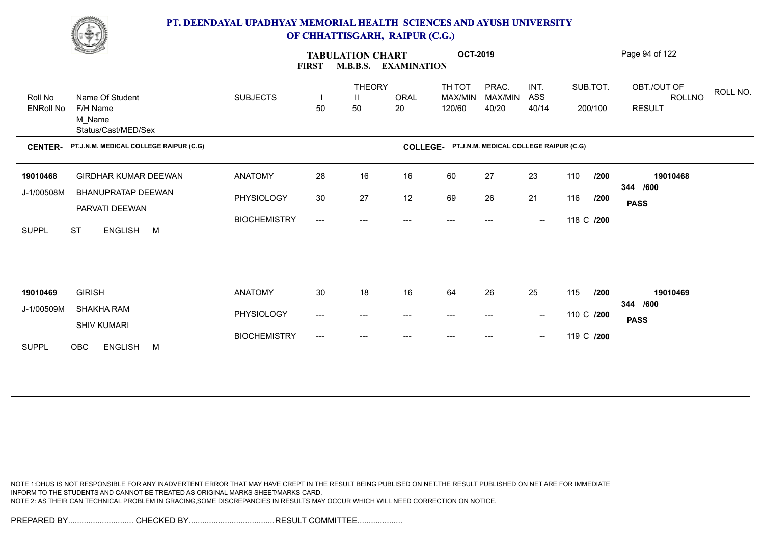# PT. DEENDAYAL UPADHYAY MEMORIAL HEALTH SCIENCES AND AYUSH UNIVERSITY OF CHHATTISGARH, RAIPUR (C.G.)

## TABULATION CHART OCT-2019
### FIRST M.B.B.S. EXAMINATION

**CENTER-** PT.J.N.M. MEDICAL COLLEGE RAIPUR (C.G) **COLLEGE-** PT.J.N.M. MEDICAL COLLEGE RAIPUR (C.G)

| Roll No / ENRoll No | Name Of Student / F/H Name / M_Name / Status/Cast/MED/Sex | SUBJECTS | THEORY I 50 | THEORY II 50 | ORAL 20 | TH TOT MAX/MIN 120/60 | PRAC. MAX/MIN 40/20 | INT. ASS 40/14 | SUB.TOT. 200/100 | OBT./OUT OF / ROLLNO / RESULT |
|---|---|---|---|---|---|---|---|---|---|---|
| 19010468 | GIRDHAR KUMAR DEEWAN | ANATOMY | 28 | 16 | 16 | 60 | 27 | 23 | 110 /200 | 19010468 |
| J-1/00508M | BHANUPRATAP DEEWAN | PHYSIOLOGY | 30 | 27 | 12 | 69 | 26 | 21 | 116 /200 | 344 /600 |
| | PARVATI DEEWAN | BIOCHEMISTRY | --- | --- | --- | --- | --- | -- | 118 C /200 | PASS |
| SUPPL | ST ENGLISH M | | | | | | | | | |
| 19010469 | GIRISH | ANATOMY | 30 | 18 | 16 | 64 | 26 | 25 | 115 /200 | 19010469 |
| J-1/00509M | SHAKHA RAM | PHYSIOLOGY | --- | --- | --- | --- | --- | -- | 110 C /200 | 344 /600 |
| | SHIV KUMARI | BIOCHEMISTRY | --- | --- | --- | --- | --- | -- | 119 C /200 | PASS |
| SUPPL | OBC ENGLISH M | | | | | | | | | |

NOTE 1:DHUS IS NOT RESPONSIBLE FOR ANY INADVERTENT ERROR THAT MAY HAVE CREPT IN THE RESULT BEING PUBLISED ON NET.THE RESULT PUBLISHED ON NET ARE FOR IMMEDIATE INFORM TO THE STUDENTS AND CANNOT BE TREATED AS ORIGINAL MARKS SHEET/MARKS CARD.
NOTE 2: AS THEIR CAN TECHNICAL PROBLEM IN GRACING,SOME DISCREPANCIES IN RESULTS MAY OCCUR WHICH WILL NEED CORRECTION ON NOTICE.

PREPARED BY............................. CHECKED BY...................................... RESULT COMMITTEE....................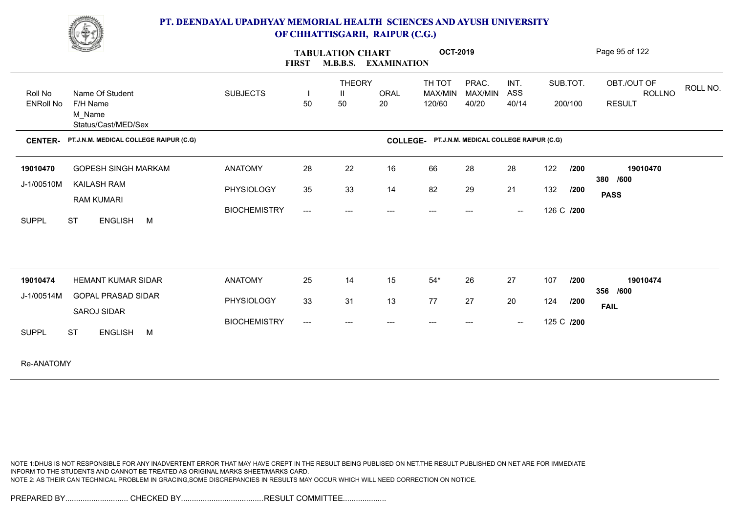# PT. DEENDAYAL UPADHYAY MEMORIAL HEALTH SCIENCES AND AYUSH UNIVERSITY OF CHHATTISGARH, RAIPUR (C.G.)

## TABULATION CHART OCT-2019
## FIRST M.B.B.S. EXAMINATION

| Roll No / ENRoll No | Name Of Student / F/H Name / M_Name / Status/Cast/MED/Sex | SUBJECTS | THEORY I 50 | THEORY II 50 | ORAL 20 | TH TOT MAX/MIN 120/60 | PRAC. MAX/MIN 40/20 | INT. ASS 40/14 | SUB.TOT. 200/100 | OBT./OUT OF / ROLLNO / RESULT | ROLL NO. |
|---|---|---|---|---|---|---|---|---|---|---|---|

**CENTER-** PT.J.N.M. MEDICAL COLLEGE RAIPUR (C.G) **COLLEGE-** PT.J.N.M. MEDICAL COLLEGE RAIPUR (C.G)

| Roll No / ENRoll No | Name Of Student / F/H Name / M_Name / Status/Cast/MED/Sex | SUBJECTS | I | II | ORAL | TH TOT | PRAC. | INT. ASS | SUB.TOT. | OBT./OUT OF / RESULT |
|---|---|---|---|---|---|---|---|---|---|---|
| 19010470 | GOPESH SINGH MARKAM | ANATOMY | 28 | 22 | 16 | 66 | 28 | 28 | 122 /200 | 19010470 |
| J-1/00510M | KAILASH RAM | PHYSIOLOGY | 35 | 33 | 14 | 82 | 29 | 21 | 132 /200 | 380 /600 |
| | RAM KUMARI | BIOCHEMISTRY | --- | --- | --- | --- | --- | -- | 126 C /200 | PASS |
| SUPPL | ST ENGLISH M | | | | | | | | | |
| 19010474 | HEMANT KUMAR SIDAR | ANATOMY | 25 | 14 | 15 | 54* | 26 | 27 | 107 /200 | 19010474 |
| J-1/00514M | GOPAL PRASAD SIDAR | PHYSIOLOGY | 33 | 31 | 13 | 77 | 27 | 20 | 124 /200 | 356 /600 |
| | SAROJ SIDAR | BIOCHEMISTRY | --- | --- | --- | --- | --- | -- | 125 C /200 | FAIL |
| SUPPL | ST ENGLISH M | | | | | | | | | |

Re-ANATOMY

NOTE 1:DHUS IS NOT RESPONSIBLE FOR ANY INADVERTENT ERROR THAT MAY HAVE CREPT IN THE RESULT BEING PUBLISED ON NET.THE RESULT PUBLISHED ON NET ARE FOR IMMEDIATE INFORM TO THE STUDENTS AND CANNOT BE TREATED AS ORIGINAL MARKS SHEET/MARKS CARD.
NOTE 2: AS THEIR CAN TECHNICAL PROBLEM IN GRACING,SOME DISCREPANCIES IN RESULTS MAY OCCUR WHICH WILL NEED CORRECTION ON NOTICE.

PREPARED BY............................. CHECKED BY...................................... RESULT COMMITTEE....................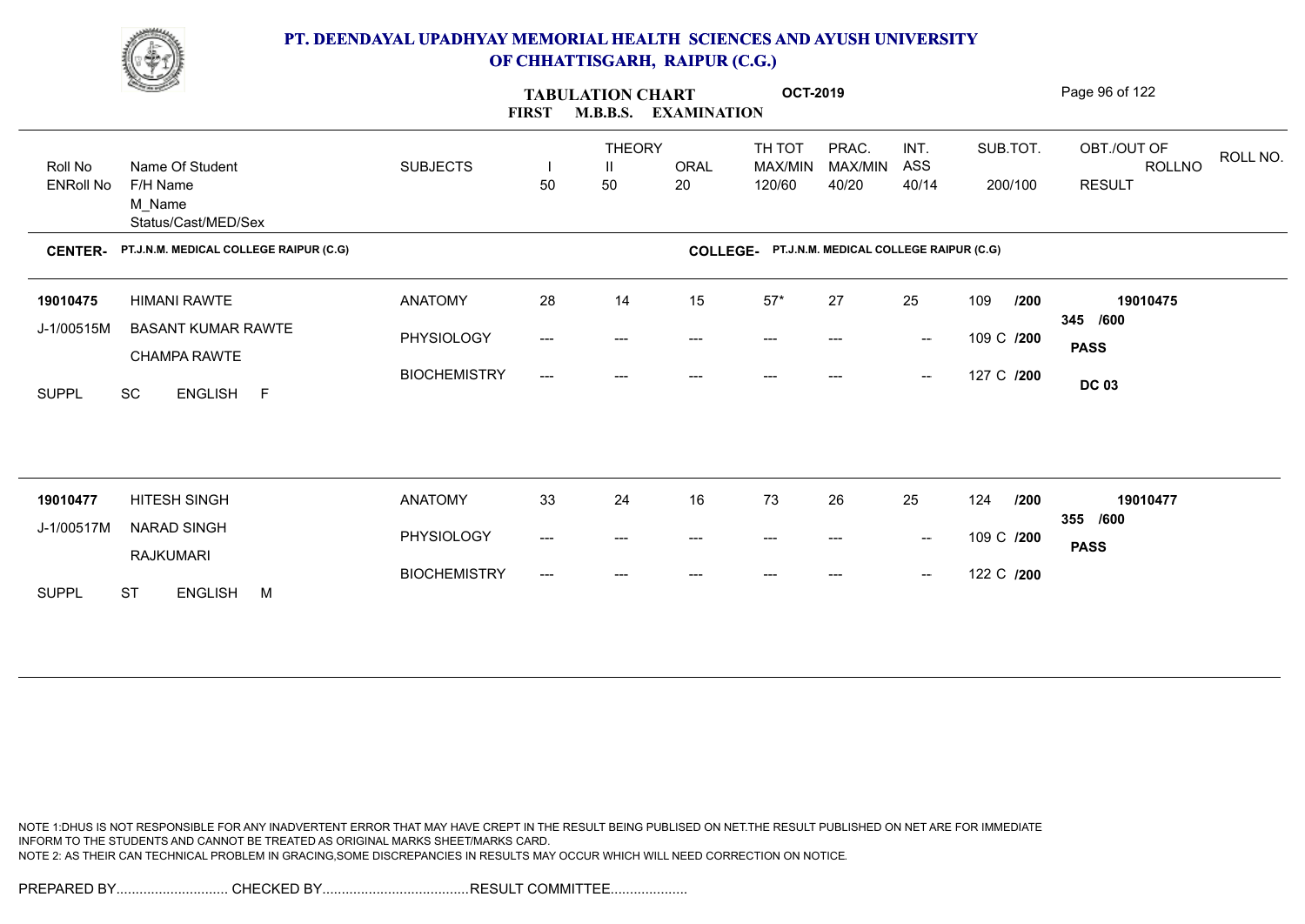# PT. DEENDAYAL UPADHYAY MEMORIAL HEALTH SCIENCES AND AYUSH UNIVERSITY OF CHHATTISGARH, RAIPUR (C.G.)

## TABULATION CHART OCT-2019
## FIRST M.B.B.S. EXAMINATION

**CENTER-** PT.J.N.M. MEDICAL COLLEGE RAIPUR (C.G) **COLLEGE-** PT.J.N.M. MEDICAL COLLEGE RAIPUR (C.G)

| Roll No / ENRoll No | Name Of Student / F/H Name / M_Name / Status/Cast/MED/Sex | SUBJECTS | THEORY I 50 | THEORY II 50 | ORAL 20 | TH TOT MAX/MIN 120/60 | PRAC. MAX/MIN 40/20 | INT. ASS 40/14 | SUB.TOT. 200/100 | OBT./OUT OF / RESULT | ROLLNO |
|---|---|---|---|---|---|---|---|---|---|---|---|
| 19010475 | HIMANI RAWTE | ANATOMY | 28 | 14 | 15 | 57* | 27 | 25 | 109 /200 | 345 /600 | 19010475 |
| J-1/00515M | BASANT KUMAR RAWTE | PHYSIOLOGY | --- | --- | --- | --- | --- | -- | 109 C /200 | PASS | |
| | CHAMPA RAWTE | BIOCHEMISTRY | --- | --- | --- | --- | --- | -- | 127 C /200 | DC 03 | |
| SUPPL | SC ENGLISH F | | | | | | | | | | |
| 19010477 | HITESH SINGH | ANATOMY | 33 | 24 | 16 | 73 | 26 | 25 | 124 /200 | 355 /600 | 19010477 |
| J-1/00517M | NARAD SINGH | PHYSIOLOGY | --- | --- | --- | --- | --- | -- | 109 C /200 | PASS | |
| | RAJKUMARI | BIOCHEMISTRY | --- | --- | --- | --- | --- | -- | 122 C /200 | | |
| SUPPL | ST ENGLISH M | | | | | | | | | | |

NOTE 1:DHUS IS NOT RESPONSIBLE FOR ANY INADVERTENT ERROR THAT MAY HAVE CREPT IN THE RESULT BEING PUBLISED ON NET.THE RESULT PUBLISHED ON NET ARE FOR IMMEDIATE INFORM TO THE STUDENTS AND CANNOT BE TREATED AS ORIGINAL MARKS SHEET/MARKS CARD.
NOTE 2: AS THEIR CAN TECHNICAL PROBLEM IN GRACING,SOME DISCREPANCIES IN RESULTS MAY OCCUR WHICH WILL NEED CORRECTION ON NOTICE.

PREPARED BY............................. CHECKED BY...................................... RESULT COMMITTEE....................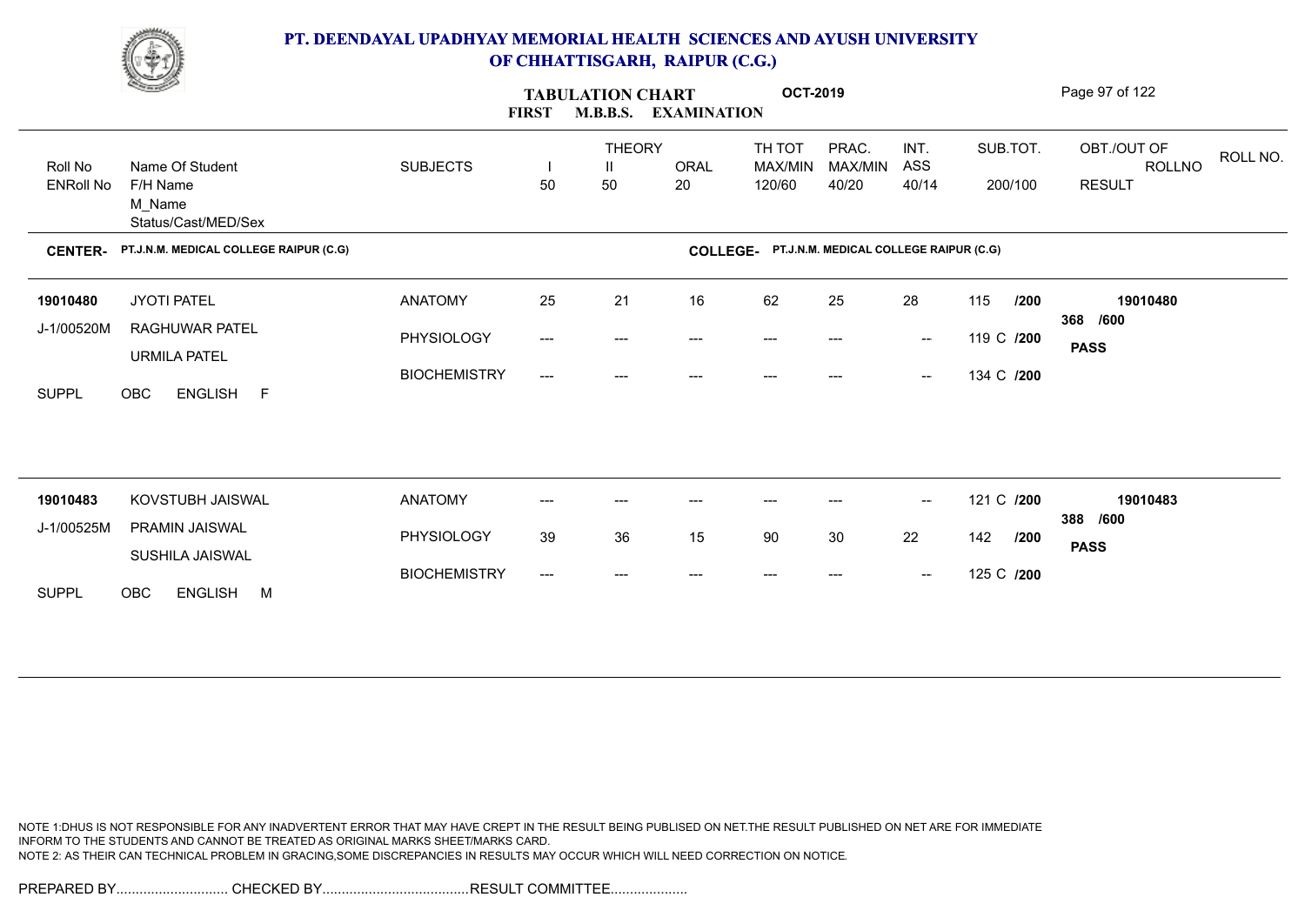# PT. DEENDAYAL UPADHYAY MEMORIAL HEALTH SCIENCES AND AYUSH UNIVERSITY OF CHHATTISGARH, RAIPUR (C.G.)

**TABULATION CHART** **OCT-2019**

**FIRST M.B.B.S. EXAMINATION**

| Roll No / ENRoll No | Name Of Student / F/H Name / M_Name / Status/Cast/MED/Sex | SUBJECTS | THEORY I 50 | THEORY II 50 | ORAL 20 | TH TOT MAX/MIN 120/60 | PRAC. MAX/MIN 40/20 | INT. ASS 40/14 | SUB.TOT. 200/100 | OBT./OUT OF ROLLNO RESULT | ROLL NO. |
|---|---|---|---|---|---|---|---|---|---|---|---|

**CENTER- PT.J.N.M. MEDICAL COLLEGE RAIPUR (C.G)** **COLLEGE- PT.J.N.M. MEDICAL COLLEGE RAIPUR (C.G)**

| Roll No / ENRoll No | Name Of Student / F/H Name / M_Name / Status/Cast/MED/Sex | SUBJECTS | I | II | ORAL | TH TOT | PRAC. | INT. ASS | SUB.TOT. | OBT./OUT OF ROLLNO RESULT |
|---|---|---|---|---|---|---|---|---|---|---|
| 19010480 | JYOTI PATEL | ANATOMY | 25 | 21 | 16 | 62 | 25 | 28 | 115 /200 | 19010480 |
| J-1/00520M | RAGHUWAR PATEL | PHYSIOLOGY | --- | --- | --- | --- | --- | -- | 119 C /200 | 368 /600 |
| | URMILA PATEL | BIOCHEMISTRY | --- | --- | --- | --- | --- | -- | 134 C /200 | **PASS** |
| SUPPL | OBC ENGLISH F | | | | | | | | | |
| 19010483 | KOVSTUBH JAISWAL | ANATOMY | --- | --- | --- | --- | --- | -- | 121 C /200 | 19010483 |
| J-1/00525M | PRAMIN JAISWAL | PHYSIOLOGY | 39 | 36 | 15 | 90 | 30 | 22 | 142 /200 | 388 /600 |
| | SUSHILA JAISWAL | BIOCHEMISTRY | --- | --- | --- | --- | --- | -- | 125 C /200 | **PASS** |
| SUPPL | OBC ENGLISH M | | | | | | | | | |

NOTE 1:DHUS IS NOT RESPONSIBLE FOR ANY INADVERTENT ERROR THAT MAY HAVE CREPT IN THE RESULT BEING PUBLISED ON NET.THE RESULT PUBLISHED ON NET ARE FOR IMMEDIATE INFORM TO THE STUDENTS AND CANNOT BE TREATED AS ORIGINAL MARKS SHEET/MARKS CARD.
NOTE 2: AS THEIR CAN TECHNICAL PROBLEM IN GRACING,SOME DISCREPANCIES IN RESULTS MAY OCCUR WHICH WILL NEED CORRECTION ON NOTICE.

PREPARED BY............................. CHECKED BY......................................RESULT COMMITTEE....................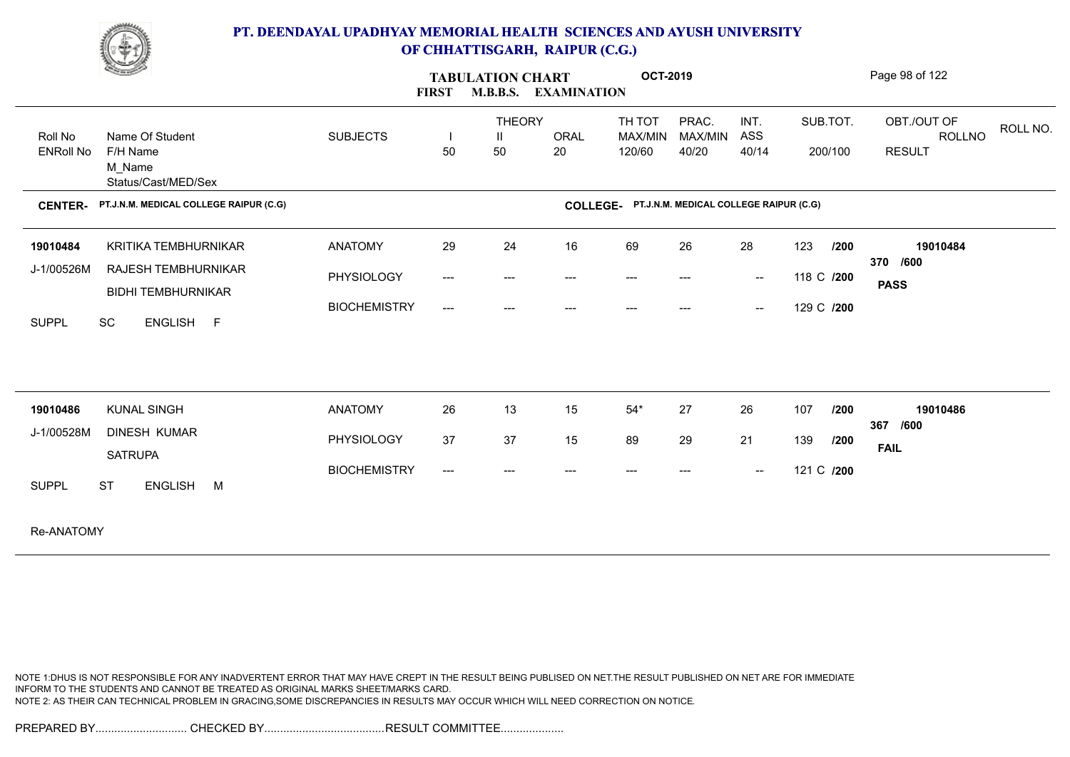# PT. DEENDAYAL UPADHYAY MEMORIAL HEALTH SCIENCES AND AYUSH UNIVERSITY OF CHHATTISGARH, RAIPUR (C.G.)

## TABULATION CHART OCT-2019
### FIRST M.B.B.S. EXAMINATION

**CENTER-** PT.J.N.M. MEDICAL COLLEGE RAIPUR (C.G) **COLLEGE-** PT.J.N.M. MEDICAL COLLEGE RAIPUR (C.G)

| Roll No / ENRoll No | Name Of Student / F/H Name / M_Name / Status/Cast/MED/Sex | SUBJECTS | THEORY I 50 | THEORY II 50 | ORAL 20 | TH TOT MAX/MIN 120/60 | PRAC. MAX/MIN 40/20 | INT. ASS 40/14 | SUB.TOT. 200/100 | OBT./OUT OF / RESULT | ROLLNO |
|---|---|---|---|---|---|---|---|---|---|---|---|
| 19010484 | KRITIKA TEMBHURNIKAR | ANATOMY | 29 | 24 | 16 | 69 | 26 | 28 | 123 /200 | 370 /600 | 19010484 |
| J-1/00526M | RAJESH TEMBHURNIKAR | PHYSIOLOGY | --- | --- | --- | --- | --- | -- | 118 C /200 | PASS | |
| | BIDHI TEMBHURNIKAR | BIOCHEMISTRY | --- | --- | --- | --- | --- | -- | 129 C /200 | | |
| SUPPL | SC ENGLISH F | | | | | | | | | | |
| 19010486 | KUNAL SINGH | ANATOMY | 26 | 13 | 15 | 54* | 27 | 26 | 107 /200 | 367 /600 | 19010486 |
| J-1/00528M | DINESH KUMAR | PHYSIOLOGY | 37 | 37 | 15 | 89 | 29 | 21 | 139 /200 | FAIL | |
| | SATRUPA | BIOCHEMISTRY | --- | --- | --- | --- | --- | -- | 121 C /200 | | |
| SUPPL | ST ENGLISH M | | | | | | | | | | |

Re-ANATOMY

NOTE 1:DHUS IS NOT RESPONSIBLE FOR ANY INADVERTENT ERROR THAT MAY HAVE CREPT IN THE RESULT BEING PUBLISED ON NET.THE RESULT PUBLISHED ON NET ARE FOR IMMEDIATE INFORM TO THE STUDENTS AND CANNOT BE TREATED AS ORIGINAL MARKS SHEET/MARKS CARD.
NOTE 2: AS THEIR CAN TECHNICAL PROBLEM IN GRACING,SOME DISCREPANCIES IN RESULTS MAY OCCUR WHICH WILL NEED CORRECTION ON NOTICE.

PREPARED BY............................. CHECKED BY...................................... RESULT COMMITTEE....................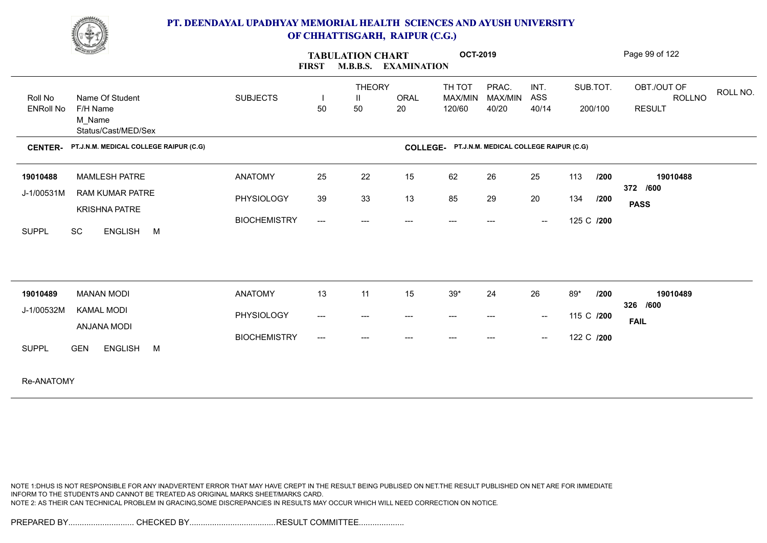# PT. DEENDAYAL UPADHYAY MEMORIAL HEALTH SCIENCES AND AYUSH UNIVERSITY OF CHHATTISGARH, RAIPUR (C.G.)

**TABULATION CHART** **OCT-2019**

**FIRST M.B.B.S. EXAMINATION**

| Roll No / ENRoll No | Name Of Student / F/H Name / M_Name / Status/Cast/MED/Sex | SUBJECTS | THEORY I 50 | THEORY II 50 | ORAL 20 | TH TOT MAX/MIN 120/60 | PRAC. MAX/MIN 40/20 | INT. ASS 40/14 | SUB.TOT. 200/100 | OBT./OUT OF / RESULT | ROLLNO | ROLL NO. |
|---|---|---|---|---|---|---|---|---|---|---|---|---|

**CENTER- PT.J.N.M. MEDICAL COLLEGE RAIPUR (C.G)** **COLLEGE- PT.J.N.M. MEDICAL COLLEGE RAIPUR (C.G)**

| Roll No / ENRoll No | Name Of Student / F/H Name / M_Name / Status/Cast/MED/Sex | SUBJECTS | I | II | ORAL | TH TOT | PRAC. | INT. ASS | SUB.TOT. | OBT./OUT OF / RESULT |
|---|---|---|---|---|---|---|---|---|---|---|
| **19010488** | MAMLESH PATRE | ANATOMY | 25 | 22 | 15 | 62 | 26 | 25 | 113 /200 | **19010488** |
| J-1/00531M | RAM KUMAR PATRE | PHYSIOLOGY | 39 | 33 | 13 | 85 | 29 | 20 | 134 /200 | 372 /600 |
| | KRISHNA PATRE | BIOCHEMISTRY | --- | --- | --- | --- | --- | -- | 125 C /200 | **PASS** |
| SUPPL | SC ENGLISH M | | | | | | | | | |
| **19010489** | MANAN MODI | ANATOMY | 13 | 11 | 15 | 39* | 24 | 26 | 89* /200 | **19010489** |
| J-1/00532M | KAMAL MODI | PHYSIOLOGY | --- | --- | --- | --- | --- | -- | 115 C /200 | 326 /600 |
| | ANJANA MODI | BIOCHEMISTRY | --- | --- | --- | --- | --- | -- | 122 C /200 | **FAIL** |
| SUPPL | GEN ENGLISH M | | | | | | | | | |

Re-ANATOMY

NOTE 1:DHUS IS NOT RESPONSIBLE FOR ANY INADVERTENT ERROR THAT MAY HAVE CREPT IN THE RESULT BEING PUBLISED ON NET.THE RESULT PUBLISHED ON NET ARE FOR IMMEDIATE INFORM TO THE STUDENTS AND CANNOT BE TREATED AS ORIGINAL MARKS SHEET/MARKS CARD.
NOTE 2: AS THEIR CAN TECHNICAL PROBLEM IN GRACING,SOME DISCREPANCIES IN RESULTS MAY OCCUR WHICH WILL NEED CORRECTION ON NOTICE.

PREPARED BY............................. CHECKED BY...................................... RESULT COMMITTEE....................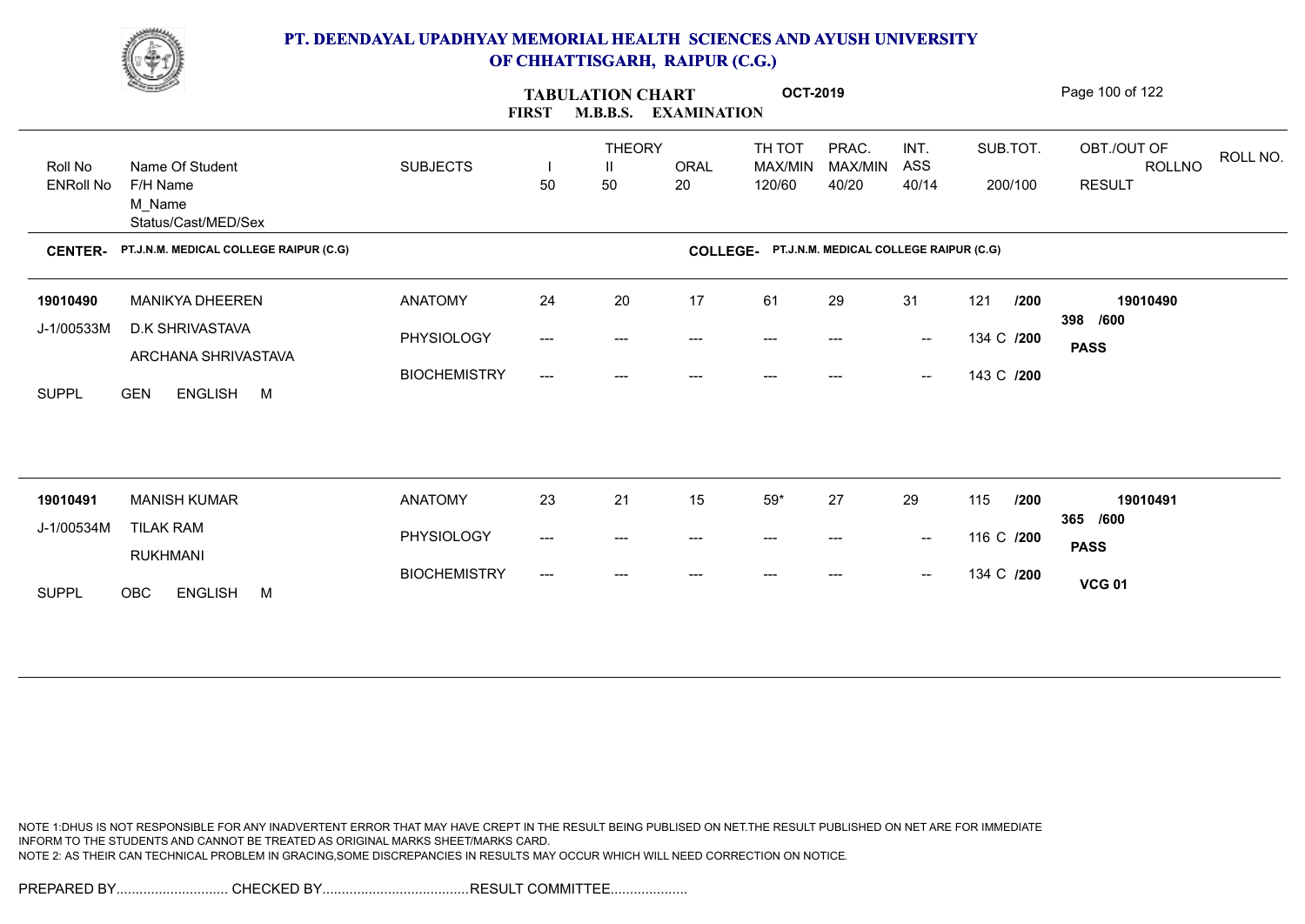# PT. DEENDAYAL UPADHYAY MEMORIAL HEALTH SCIENCES AND AYUSH UNIVERSITY OF CHHATTISGARH, RAIPUR (C.G.)

## TABULATION CHART OCT-2019
### FIRST M.B.B.S. EXAMINATION

| Roll No / ENRoll No | Name Of Student / F/H Name / M_Name / Status/Cast/MED/Sex | SUBJECTS | THEORY I 50 | THEORY II 50 | ORAL 20 | TH TOT MAX/MIN 120/60 | PRAC. MAX/MIN 40/20 | INT. ASS 40/14 | SUB.TOT. 200/100 | OBT./OUT OF / RESULT | ROLLNO |
|---|---|---|---|---|---|---|---|---|---|---|---|

**CENTER-** PT.J.N.M. MEDICAL COLLEGE RAIPUR (C.G) **COLLEGE-** PT.J.N.M. MEDICAL COLLEGE RAIPUR (C.G)

| Roll No / ENRoll No | Name Of Student / F/H Name / M_Name / Status/Cast/MED/Sex | SUBJECTS | I | II | ORAL | TH TOT | PRAC. | INT. ASS | SUB.TOT. | OBT./OUT OF / RESULT | ROLLNO |
|---|---|---|---|---|---|---|---|---|---|---|---|
| 19010490 | MANIKYA DHEEREN | ANATOMY | 24 | 20 | 17 | 61 | 29 | 31 | 121 /200 | 398 /600 | 19010490 |
| J-1/00533M | D.K SHRIVASTAVA | PHYSIOLOGY | --- | --- | --- | --- | --- | -- | 134 C /200 | PASS | |
| | ARCHANA SHRIVASTAVA | BIOCHEMISTRY | --- | --- | --- | --- | --- | -- | 143 C /200 | | |
| SUPPL | GEN ENGLISH M | | | | | | | | | | |
| 19010491 | MANISH KUMAR | ANATOMY | 23 | 21 | 15 | 59* | 27 | 29 | 115 /200 | 365 /600 | 19010491 |
| J-1/00534M | TILAK RAM | PHYSIOLOGY | --- | --- | --- | --- | --- | -- | 116 C /200 | PASS | |
| | RUKHMANI | BIOCHEMISTRY | --- | --- | --- | --- | --- | -- | 134 C /200 | VCG 01 | |
| SUPPL | OBC ENGLISH M | | | | | | | | | | |

NOTE 1:DHUS IS NOT RESPONSIBLE FOR ANY INADVERTENT ERROR THAT MAY HAVE CREPT IN THE RESULT BEING PUBLISED ON NET.THE RESULT PUBLISHED ON NET ARE FOR IMMEDIATE INFORM TO THE STUDENTS AND CANNOT BE TREATED AS ORIGINAL MARKS SHEET/MARKS CARD.
NOTE 2: AS THEIR CAN TECHNICAL PROBLEM IN GRACING,SOME DISCREPANCIES IN RESULTS MAY OCCUR WHICH WILL NEED CORRECTION ON NOTICE.

PREPARED BY............................. CHECKED BY...................................... RESULT COMMITTEE....................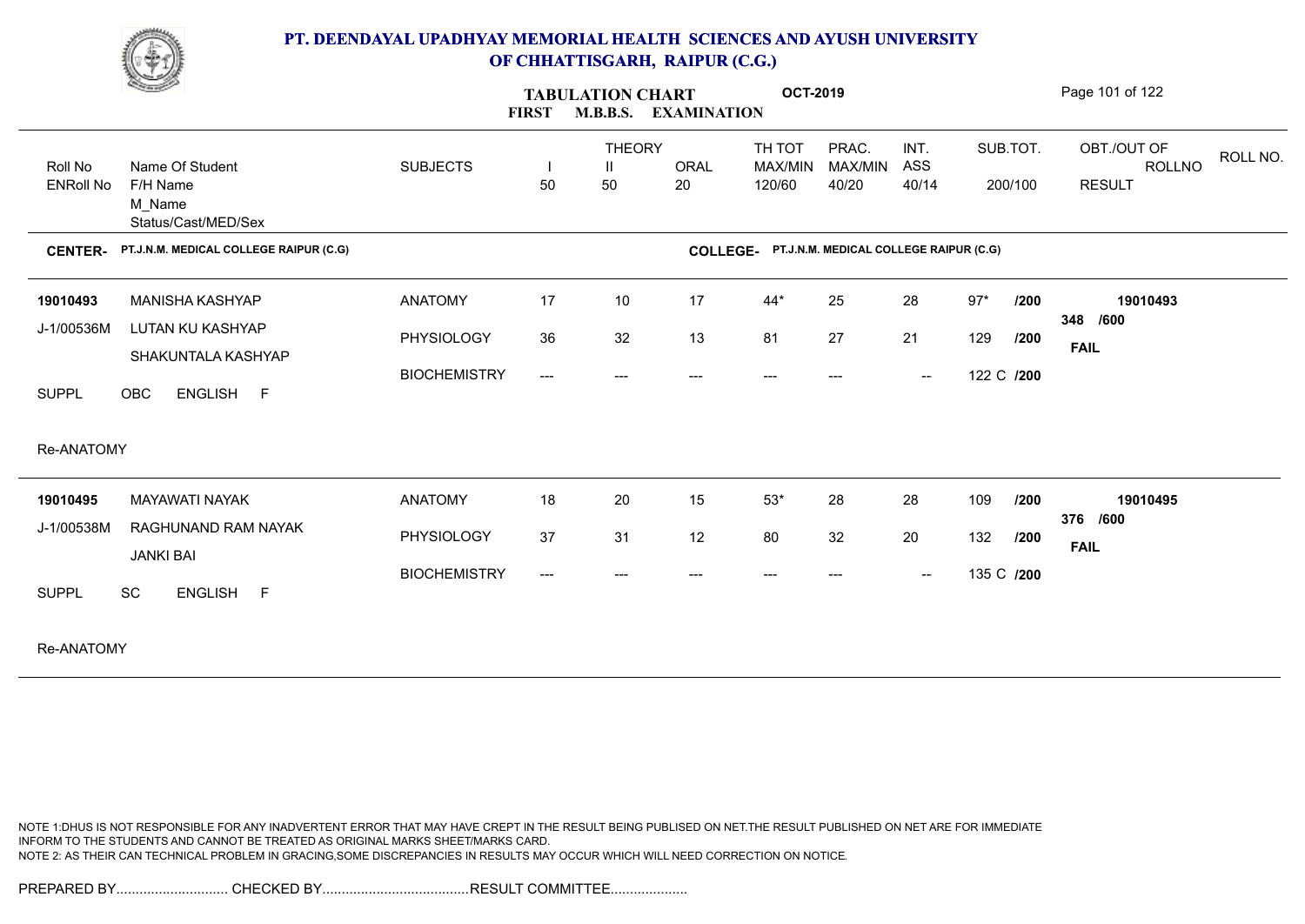# PT. DEENDAYAL UPADHYAY MEMORIAL HEALTH SCIENCES AND AYUSH UNIVERSITY OF CHHATTISGARH, RAIPUR (C.G.)

## TABULATION CHART — FIRST M.B.B.S. EXAMINATION — OCT-2019

**CENTER-** PT.J.N.M. MEDICAL COLLEGE RAIPUR (C.G) **COLLEGE-** PT.J.N.M. MEDICAL COLLEGE RAIPUR (C.G)

| Roll No / ENRoll No | Name Of Student / F/H Name / M_Name / Status/Cast/MED/Sex | SUBJECTS | THEORY I 50 | THEORY II 50 | ORAL 20 | TH TOT MAX/MIN 120/60 | PRAC. MAX/MIN 40/20 | INT. ASS 40/14 | SUB.TOT. 200/100 | OBT./OUT OF ROLLNO RESULT |
|---|---|---|---|---|---|---|---|---|---|---|
| 19010493 | MANISHA KASHYAP | ANATOMY | 17 | 10 | 17 | 44* | 25 | 28 | 97* /200 | 19010493 |
| J-1/00536M | LUTAN KU KASHYAP | PHYSIOLOGY | 36 | 32 | 13 | 81 | 27 | 21 | 129 /200 | 348 /600 FAIL |
| | SHAKUNTALA KASHYAP | BIOCHEMISTRY | --- | --- | --- | --- | --- | -- | 122 C /200 | |
| SUPPL | OBC ENGLISH F | | | | | | | | | |
| Re-ANATOMY | | | | | | | | | | |
| 19010495 | MAYAWATI NAYAK | ANATOMY | 18 | 20 | 15 | 53* | 28 | 28 | 109 /200 | 19010495 |
| J-1/00538M | RAGHUNAND RAM NAYAK | PHYSIOLOGY | 37 | 31 | 12 | 80 | 32 | 20 | 132 /200 | 376 /600 FAIL |
| | JANKI BAI | BIOCHEMISTRY | --- | --- | --- | --- | --- | -- | 135 C /200 | |
| SUPPL | SC ENGLISH F | | | | | | | | | |
| Re-ANATOMY | | | | | | | | | | |

NOTE 1:DHUS IS NOT RESPONSIBLE FOR ANY INADVERTENT ERROR THAT MAY HAVE CREPT IN THE RESULT BEING PUBLISED ON NET.THE RESULT PUBLISHED ON NET ARE FOR IMMEDIATE INFORM TO THE STUDENTS AND CANNOT BE TREATED AS ORIGINAL MARKS SHEET/MARKS CARD.
NOTE 2: AS THEIR CAN TECHNICAL PROBLEM IN GRACING,SOME DISCREPANCIES IN RESULTS MAY OCCUR WHICH WILL NEED CORRECTION ON NOTICE.

PREPARED BY............................. CHECKED BY...................................... RESULT COMMITTEE....................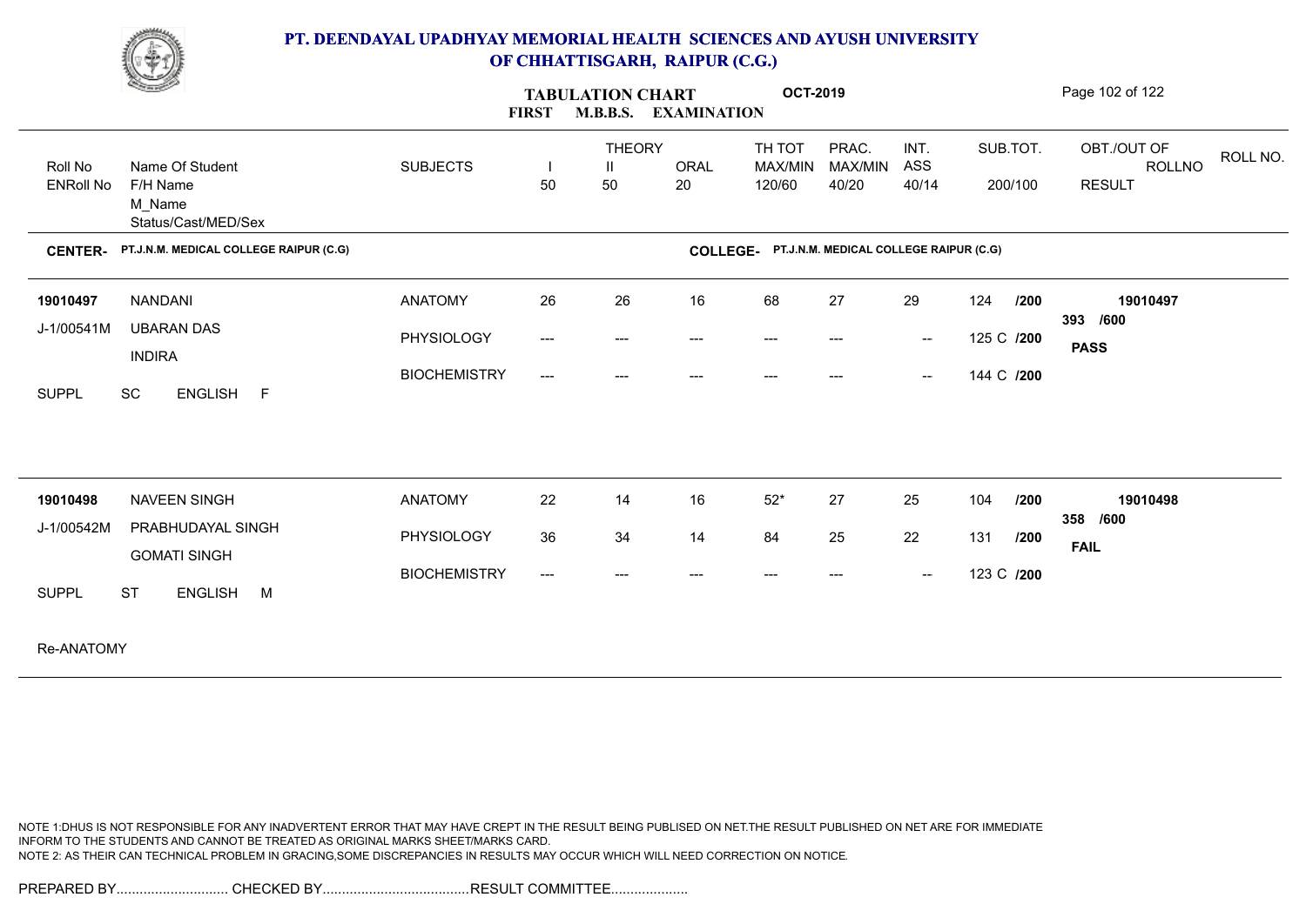# PT. DEENDAYAL UPADHYAY MEMORIAL HEALTH SCIENCES AND AYUSH UNIVERSITY OF CHHATTISGARH, RAIPUR (C.G.)

**TABULATION CHART** **OCT-2019**

**FIRST M.B.B.S. EXAMINATION**

| Roll No / ENRoll No | Name Of Student / F/H Name / M_Name / Status/Cast/MED/Sex | SUBJECTS | THEORY I 50 | THEORY II 50 | ORAL 20 | TH TOT MAX/MIN 120/60 | PRAC. MAX/MIN 40/20 | INT. ASS 40/14 | SUB.TOT. 200/100 | OBT./OUT OF ROLLNO RESULT | ROLL NO. |
|---|---|---|---|---|---|---|---|---|---|---|---|

**CENTER- PT.J.N.M. MEDICAL COLLEGE RAIPUR (C.G)** **COLLEGE- PT.J.N.M. MEDICAL COLLEGE RAIPUR (C.G)**

| Roll No / ENRoll No | Name Of Student / F/H Name / M_Name / Status/Cast/MED/Sex | SUBJECTS | I | II | ORAL | TH TOT | PRAC. | INT. ASS | SUB.TOT. | OBT./OUT OF / RESULT |
|---|---|---|---|---|---|---|---|---|---|---|
| 19010497 | NANDANI | ANATOMY | 26 | 26 | 16 | 68 | 27 | 29 | 124 /200 | 19010497 |
| J-1/00541M | UBARAN DAS | PHYSIOLOGY | --- | --- | --- | --- | --- | -- | 125 C /200 | 393 /600 |
| | INDIRA | BIOCHEMISTRY | --- | --- | --- | --- | --- | -- | 144 C /200 | **PASS** |
| SUPPL | SC ENGLISH F | | | | | | | | | |
| 19010498 | NAVEEN SINGH | ANATOMY | 22 | 14 | 16 | 52* | 27 | 25 | 104 /200 | 19010498 |
| J-1/00542M | PRABHUDAYAL SINGH | PHYSIOLOGY | 36 | 34 | 14 | 84 | 25 | 22 | 131 /200 | 358 /600 |
| | GOMATI SINGH | BIOCHEMISTRY | --- | --- | --- | --- | --- | -- | 123 C /200 | **FAIL** |
| SUPPL | ST ENGLISH M | | | | | | | | | |

Re-ANATOMY

NOTE 1:DHUS IS NOT RESPONSIBLE FOR ANY INADVERTENT ERROR THAT MAY HAVE CREPT IN THE RESULT BEING PUBLISED ON NET.THE RESULT PUBLISHED ON NET ARE FOR IMMEDIATE INFORM TO THE STUDENTS AND CANNOT BE TREATED AS ORIGINAL MARKS SHEET/MARKS CARD.
NOTE 2: AS THEIR CAN TECHNICAL PROBLEM IN GRACING,SOME DISCREPANCIES IN RESULTS MAY OCCUR WHICH WILL NEED CORRECTION ON NOTICE.

PREPARED BY............................. CHECKED BY...................................... RESULT COMMITTEE....................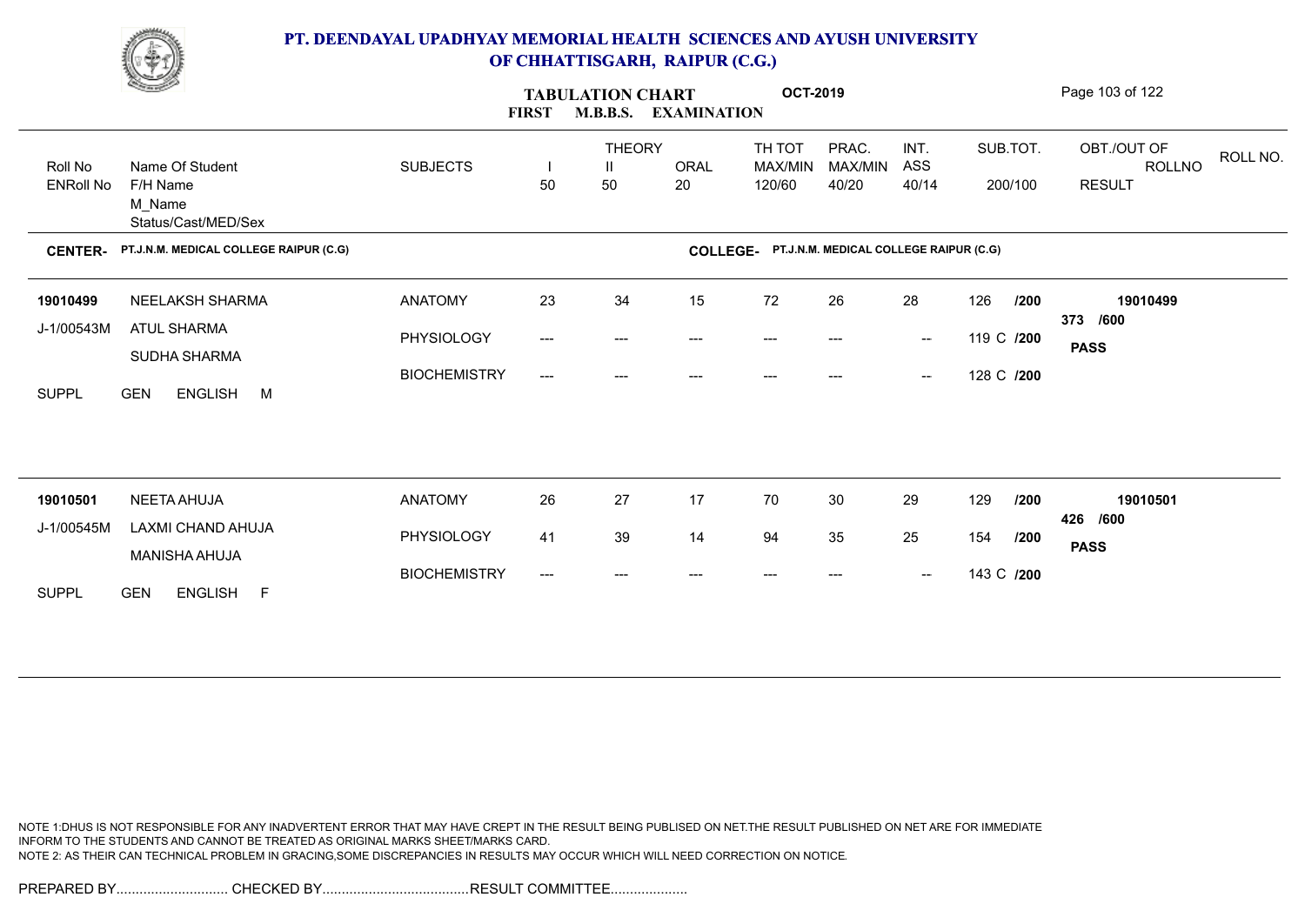# PT. DEENDAYAL UPADHYAY MEMORIAL HEALTH SCIENCES AND AYUSH UNIVERSITY OF CHHATTISGARH, RAIPUR (C.G.)

## TABULATION CHART OCT-2019
### FIRST M.B.B.S. EXAMINATION

| Roll No / ENRoll No | Name Of Student / F/H Name / M_Name / Status/Cast/MED/Sex | SUBJECTS | THEORY I 50 | THEORY II 50 | ORAL 20 | TH TOT MAX/MIN 120/60 | PRAC. MAX/MIN 40/20 | INT. ASS 40/14 | SUB.TOT. 200/100 | OBT./OUT OF ROLLNO RESULT | ROLL NO. |
|---|---|---|---|---|---|---|---|---|---|---|---|

**CENTER-** PT.J.N.M. MEDICAL COLLEGE RAIPUR (C.G) **COLLEGE-** PT.J.N.M. MEDICAL COLLEGE RAIPUR (C.G)

| Roll No / ENRoll No | Name Of Student / F/H Name / M_Name / Status/Cast/MED/Sex | SUBJECTS | THEORY I | THEORY II | ORAL | TH TOT | PRAC. | INT. ASS | SUB.TOT. | OBT./OUT OF ROLLNO RESULT |
|---|---|---|---|---|---|---|---|---|---|---|
| 19010499 | NEELAKSH SHARMA | ANATOMY | 23 | 34 | 15 | 72 | 26 | 28 | 126 /200 | 19010499 |
| J-1/00543M | ATUL SHARMA | PHYSIOLOGY | --- | --- | --- | --- | --- | -- | 119 C /200 | 373 /600 |
| | SUDHA SHARMA | BIOCHEMISTRY | --- | --- | --- | --- | --- | -- | 128 C /200 | PASS |
| SUPPL | GEN ENGLISH M | | | | | | | | | |
| 19010501 | NEETA AHUJA | ANATOMY | 26 | 27 | 17 | 70 | 30 | 29 | 129 /200 | 19010501 |
| J-1/00545M | LAXMI CHAND AHUJA | PHYSIOLOGY | 41 | 39 | 14 | 94 | 35 | 25 | 154 /200 | 426 /600 |
| | MANISHA AHUJA | BIOCHEMISTRY | --- | --- | --- | --- | --- | -- | 143 C /200 | PASS |
| SUPPL | GEN ENGLISH F | | | | | | | | | |

NOTE 1:DHUS IS NOT RESPONSIBLE FOR ANY INADVERTENT ERROR THAT MAY HAVE CREPT IN THE RESULT BEING PUBLISED ON NET.THE RESULT PUBLISHED ON NET ARE FOR IMMEDIATE INFORM TO THE STUDENTS AND CANNOT BE TREATED AS ORIGINAL MARKS SHEET/MARKS CARD.
NOTE 2: AS THEIR CAN TECHNICAL PROBLEM IN GRACING,SOME DISCREPANCIES IN RESULTS MAY OCCUR WHICH WILL NEED CORRECTION ON NOTICE.

PREPARED BY............................. CHECKED BY...................................... RESULT COMMITTEE....................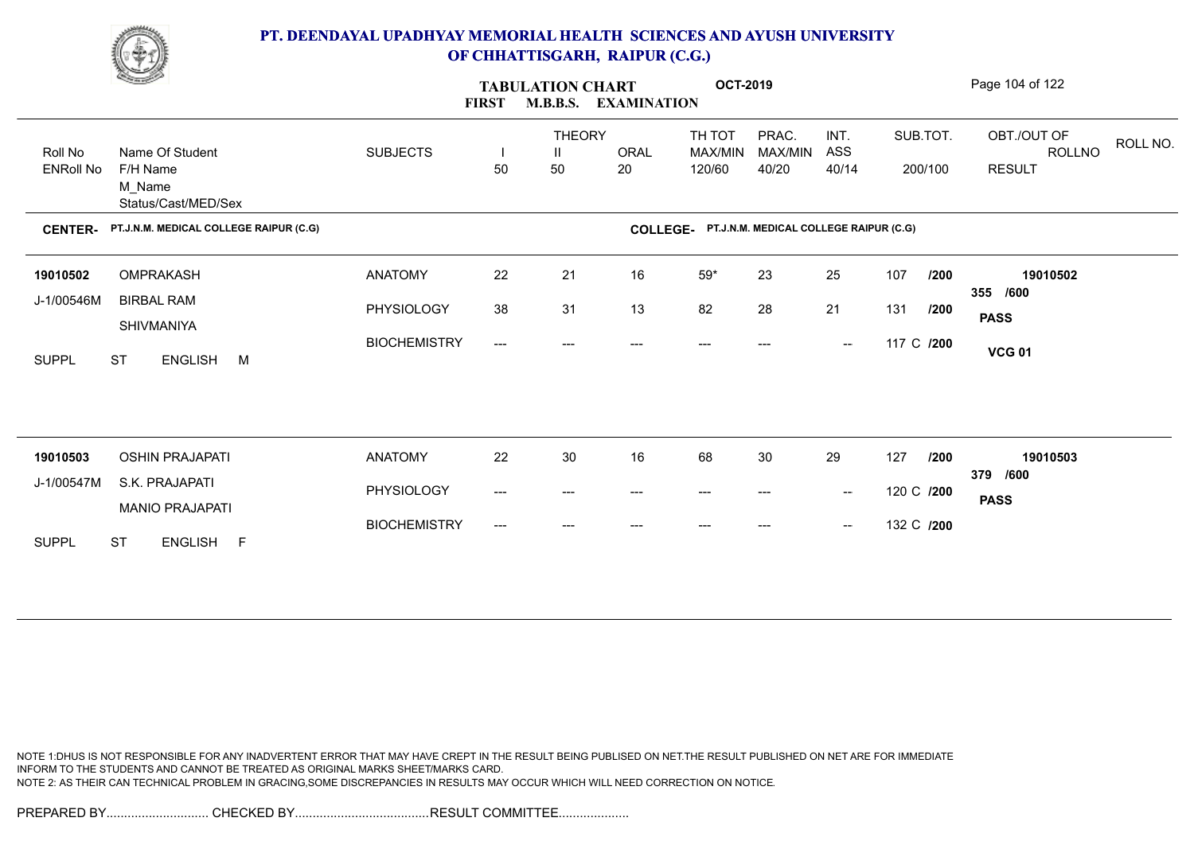# PT. DEENDAYAL UPADHYAY MEMORIAL HEALTH SCIENCES AND AYUSH UNIVERSITY OF CHHATTISGARH, RAIPUR (C.G.)

**TABULATION CHART** **OCT-2019**

**FIRST M.B.B.S. EXAMINATION**

| Roll No / ENRoll No | Name Of Student / F/H Name / M_Name / Status/Cast/MED/Sex | SUBJECTS | THEORY I 50 | THEORY II 50 | ORAL 20 | TH TOT MAX/MIN 120/60 | PRAC. MAX/MIN 40/20 | INT. ASS 40/14 | SUB.TOT. 200/100 | OBT./OUT OF ROLLNO RESULT | ROLL NO. |
|---|---|---|---|---|---|---|---|---|---|---|---|

**CENTER- PT.J.N.M. MEDICAL COLLEGE RAIPUR (C.G)** **COLLEGE- PT.J.N.M. MEDICAL COLLEGE RAIPUR (C.G)**

| Roll No / ENRoll No | Name Of Student / F/H Name / M_Name / Status/Cast/MED/Sex | SUBJECTS | I | II | ORAL | TH TOT | PRAC. | INT. ASS | SUB.TOT. | OBT./OUT OF / RESULT |
|---|---|---|---|---|---|---|---|---|---|---|
| 19010502 | OMPRAKASH | ANATOMY | 22 | 21 | 16 | 59* | 23 | 25 | 107 /200 | 19010502 |
| J-1/00546M | BIRBAL RAM | PHYSIOLOGY | 38 | 31 | 13 | 82 | 28 | 21 | 131 /200 | 355 /600 PASS |
| | SHIVMANIYA | BIOCHEMISTRY | --- | --- | --- | --- | --- | -- | 117 C /200 | VCG 01 |
| SUPPL | ST ENGLISH M | | | | | | | | | |
| 19010503 | OSHIN PRAJAPATI | ANATOMY | 22 | 30 | 16 | 68 | 30 | 29 | 127 /200 | 19010503 |
| J-1/00547M | S.K. PRAJAPATI | PHYSIOLOGY | --- | --- | --- | --- | --- | -- | 120 C /200 | 379 /600 PASS |
| | MANIO PRAJAPATI | BIOCHEMISTRY | --- | --- | --- | --- | --- | -- | 132 C /200 | |
| SUPPL | ST ENGLISH F | | | | | | | | | |

NOTE 1:DHUS IS NOT RESPONSIBLE FOR ANY INADVERTENT ERROR THAT MAY HAVE CREPT IN THE RESULT BEING PUBLISED ON NET.THE RESULT PUBLISHED ON NET ARE FOR IMMEDIATE INFORM TO THE STUDENTS AND CANNOT BE TREATED AS ORIGINAL MARKS SHEET/MARKS CARD.
NOTE 2: AS THEIR CAN TECHNICAL PROBLEM IN GRACING,SOME DISCREPANCIES IN RESULTS MAY OCCUR WHICH WILL NEED CORRECTION ON NOTICE.

PREPARED BY............................. CHECKED BY...................................... RESULT COMMITTEE....................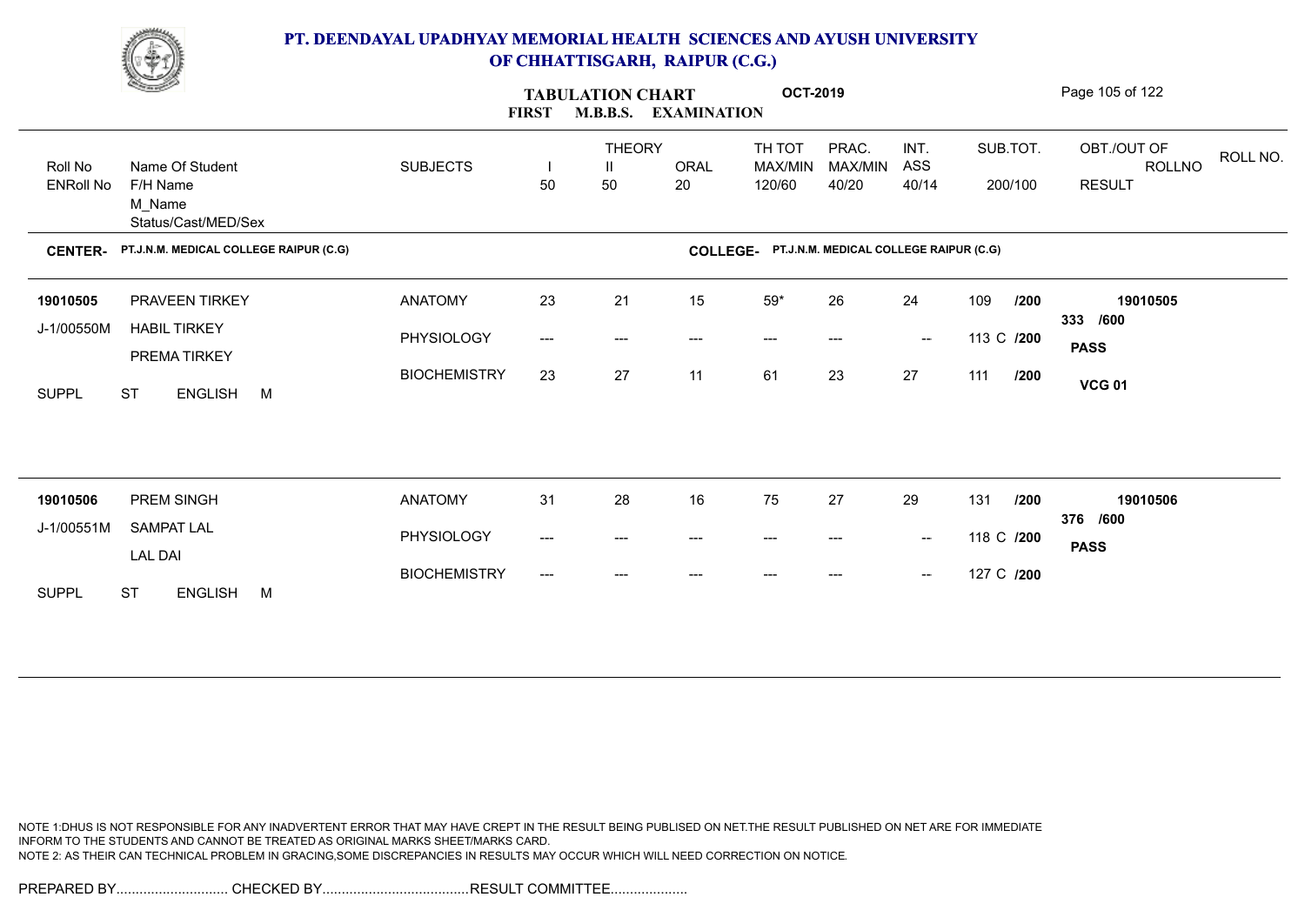# PT. DEENDAYAL UPADHYAY MEMORIAL HEALTH SCIENCES AND AYUSH UNIVERSITY OF CHHATTISGARH, RAIPUR (C.G.)

## TABULATION CHART OCT-2019
### FIRST M.B.B.S. EXAMINATION

| Roll No / ENRoll No | Name Of Student / F/H Name / M_Name / Status/Cast/MED/Sex | SUBJECTS | THEORY I 50 | THEORY II 50 | ORAL 20 | TH TOT MAX/MIN 120/60 | PRAC. MAX/MIN 40/20 | INT. ASS 40/14 | SUB.TOT. 200/100 | OBT./OUT OF ROLLNO RESULT | ROLL NO. |
|---|---|---|---|---|---|---|---|---|---|---|---|

**CENTER-** PT.J.N.M. MEDICAL COLLEGE RAIPUR (C.G) **COLLEGE-** PT.J.N.M. MEDICAL COLLEGE RAIPUR (C.G)

| Roll No / ENRoll No | Name Of Student / F/H Name / M_Name / Status/Cast/MED/Sex | SUBJECTS | I | II | ORAL | TH TOT | PRAC. | INT. ASS | SUB.TOT. | OBT./OUT OF ROLLNO RESULT |
|---|---|---|---|---|---|---|---|---|---|---|
| 19010505 | PRAVEEN TIRKEY | ANATOMY | 23 | 21 | 15 | 59* | 26 | 24 | 109 /200 | 19010505 |
| J-1/00550M | HABIL TIRKEY | PHYSIOLOGY | --- | --- | --- | --- | --- | -- | 113 C /200 | 333 /600 PASS |
| | PREMA TIRKEY | BIOCHEMISTRY | 23 | 27 | 11 | 61 | 23 | 27 | 111 /200 | VCG 01 |
| SUPPL | ST ENGLISH M | | | | | | | | | |
| 19010506 | PREM SINGH | ANATOMY | 31 | 28 | 16 | 75 | 27 | 29 | 131 /200 | 19010506 |
| J-1/00551M | SAMPAT LAL | PHYSIOLOGY | --- | --- | --- | --- | --- | -- | 118 C /200 | 376 /600 PASS |
| | LAL DAI | BIOCHEMISTRY | --- | --- | --- | --- | --- | -- | 127 C /200 | |
| SUPPL | ST ENGLISH M | | | | | | | | | |

NOTE 1:DHUS IS NOT RESPONSIBLE FOR ANY INADVERTENT ERROR THAT MAY HAVE CREPT IN THE RESULT BEING PUBLISED ON NET.THE RESULT PUBLISHED ON NET ARE FOR IMMEDIATE INFORM TO THE STUDENTS AND CANNOT BE TREATED AS ORIGINAL MARKS SHEET/MARKS CARD.
NOTE 2: AS THEIR CAN TECHNICAL PROBLEM IN GRACING,SOME DISCREPANCIES IN RESULTS MAY OCCUR WHICH WILL NEED CORRECTION ON NOTICE.

PREPARED BY............................. CHECKED BY...................................... RESULT COMMITTEE....................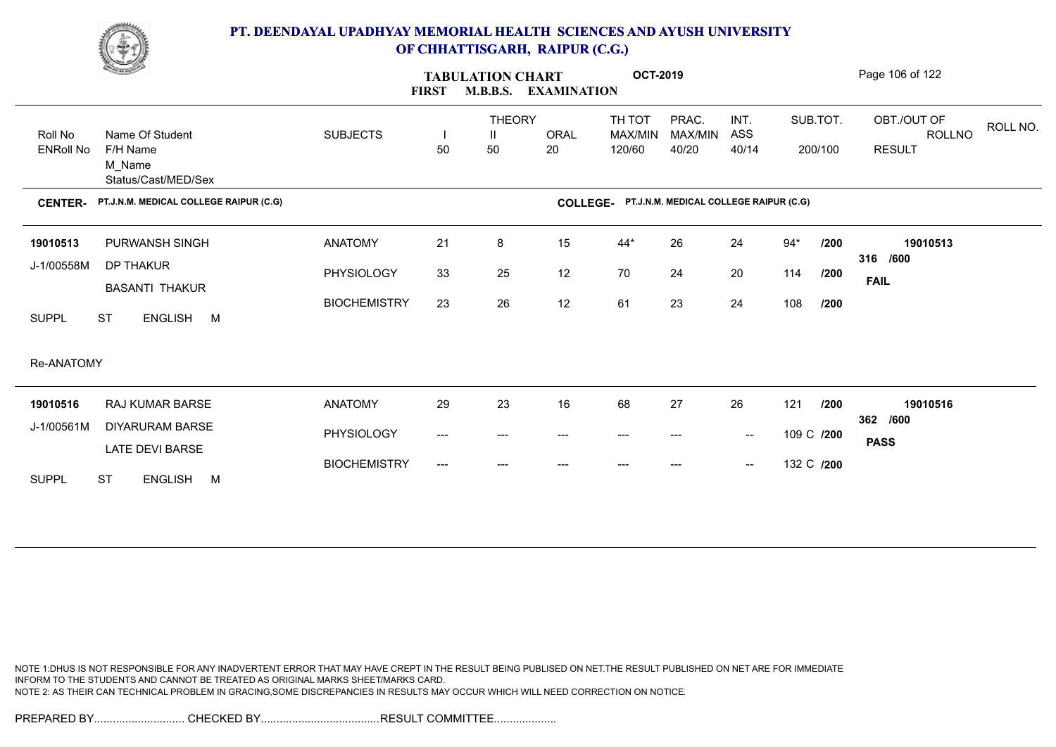# PT. DEENDAYAL UPADHYAY MEMORIAL HEALTH SCIENCES AND AYUSH UNIVERSITY OF CHHATTISGARH, RAIPUR (C.G.)

## TABULATION CHART — FIRST M.B.B.S. EXAMINATION — OCT-2019

| Roll No / ENRoll No | Name Of Student / F/H Name / M_Name / Status/Cast/MED/Sex | SUBJECTS | THEORY I 50 | THEORY II 50 | ORAL 20 | TH TOT MAX/MIN 120/60 | PRAC. MAX/MIN 40/20 | INT. ASS 40/14 | SUB.TOT. 200/100 | OBT./OUT OF / ROLLNO / RESULT |
|---|---|---|---|---|---|---|---|---|---|---|

**CENTER-** PT.J.N.M. MEDICAL COLLEGE RAIPUR (C.G) **COLLEGE-** PT.J.N.M. MEDICAL COLLEGE RAIPUR (C.G)

| Roll No / ENRoll No | Name Of Student / F/H Name / M_Name / Status/Cast/MED/Sex | SUBJECTS | I | II | ORAL | TH TOT | PRAC. | INT. ASS | SUB.TOT. | OBT./OUT OF / ROLLNO / RESULT |
|---|---|---|---|---|---|---|---|---|---|---|
| 19010513 | PURWANSH SINGH | ANATOMY | 21 | 8 | 15 | 44* | 26 | 24 | 94* /200 | 19010513 |
| J-1/00558M | DP THAKUR | PHYSIOLOGY | 33 | 25 | 12 | 70 | 24 | 20 | 114 /200 | 316 /600 |
| | BASANTI THAKUR | BIOCHEMISTRY | 23 | 26 | 12 | 61 | 23 | 24 | 108 /200 | FAIL |
| SUPPL | ST ENGLISH M | | | | | | | | | |

Re-ANATOMY

| Roll No / ENRoll No | Name Of Student / F/H Name / M_Name / Status/Cast/MED/Sex | SUBJECTS | I | II | ORAL | TH TOT | PRAC. | INT. ASS | SUB.TOT. | OBT./OUT OF / ROLLNO / RESULT |
|---|---|---|---|---|---|---|---|---|---|---|
| 19010516 | RAJ KUMAR BARSE | ANATOMY | 29 | 23 | 16 | 68 | 27 | 26 | 121 /200 | 19010516 |
| J-1/00561M | DIYARURAM BARSE | PHYSIOLOGY | --- | --- | --- | --- | --- | -- | 109 C /200 | 362 /600 |
| | LATE DEVI BARSE | BIOCHEMISTRY | --- | --- | --- | --- | --- | -- | 132 C /200 | PASS |
| SUPPL | ST ENGLISH M | | | | | | | | | |

NOTE 1:DHUS IS NOT RESPONSIBLE FOR ANY INADVERTENT ERROR THAT MAY HAVE CREPT IN THE RESULT BEING PUBLISED ON NET.THE RESULT PUBLISHED ON NET ARE FOR IMMEDIATE INFORM TO THE STUDENTS AND CANNOT BE TREATED AS ORIGINAL MARKS SHEET/MARKS CARD.
NOTE 2: AS THEIR CAN TECHNICAL PROBLEM IN GRACING,SOME DISCREPANCIES IN RESULTS MAY OCCUR WHICH WILL NEED CORRECTION ON NOTICE.

PREPARED BY............................. CHECKED BY...................................... RESULT COMMITTEE....................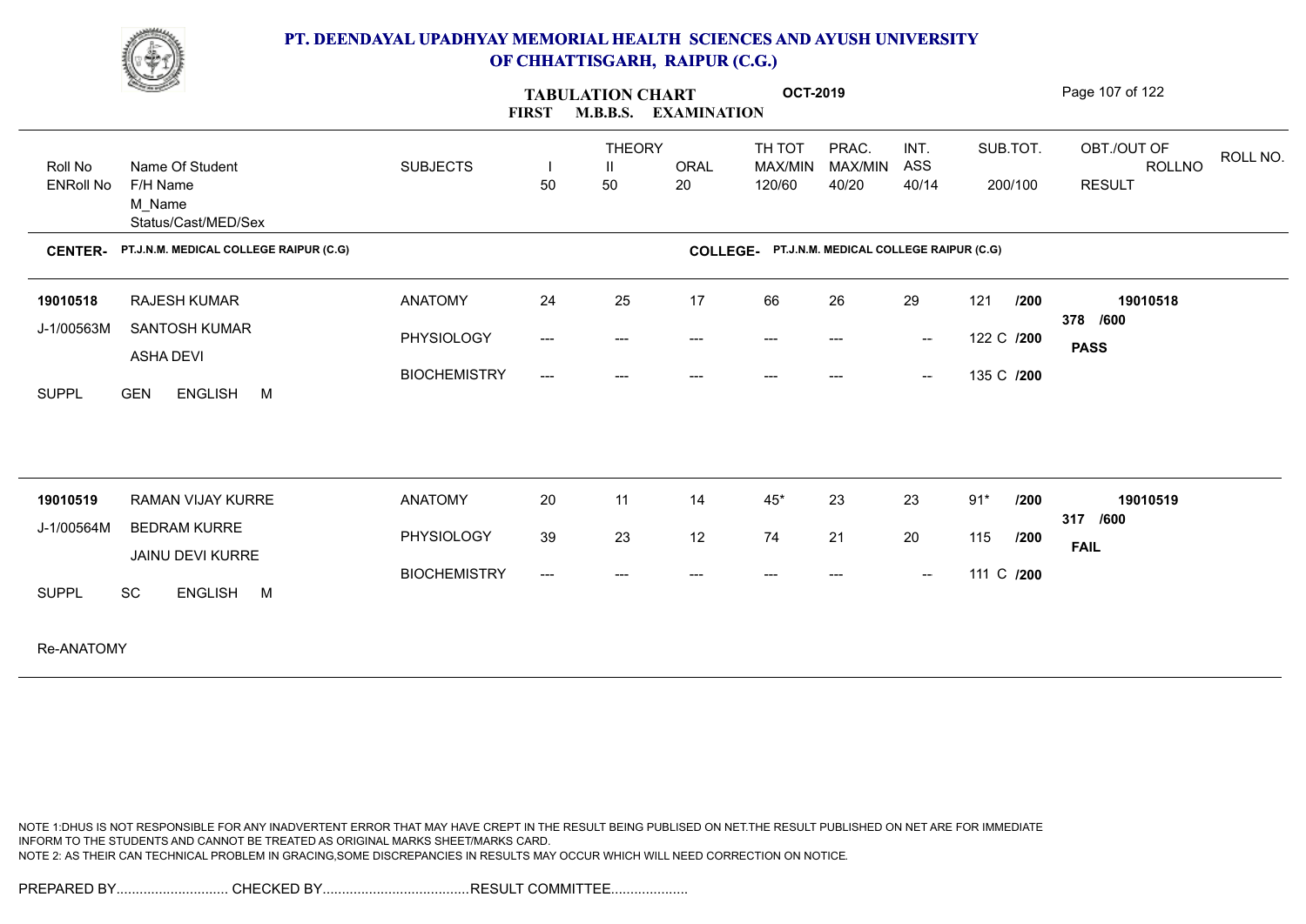# PT. DEENDAYAL UPADHYAY MEMORIAL HEALTH SCIENCES AND AYUSH UNIVERSITY OF CHHATTISGARH, RAIPUR (C.G.)

**TABULATION CHART** **OCT-2019**

**FIRST M.B.B.S. EXAMINATION**

| Roll No / ENRoll No | Name Of Student / F/H Name / M_Name / Status/Cast/MED/Sex | SUBJECTS | THEORY I 50 | THEORY II 50 | ORAL 20 | TH TOT MAX/MIN 120/60 | PRAC. MAX/MIN 40/20 | INT. ASS 40/14 | SUB.TOT. 200/100 | OBT./OUT OF ROLLNO RESULT | ROLL NO. |
|---|---|---|---|---|---|---|---|---|---|---|---|

**CENTER- PT.J.N.M. MEDICAL COLLEGE RAIPUR (C.G)** **COLLEGE- PT.J.N.M. MEDICAL COLLEGE RAIPUR (C.G)**

| Roll No / ENRoll No | Name Of Student / F/H Name / M_Name / Status/Cast/MED/Sex | SUBJECTS | I | II | ORAL | TH TOT | PRAC. | INT. ASS | SUB.TOT. | OBT./OUT OF ROLLNO RESULT |
|---|---|---|---|---|---|---|---|---|---|---|
| **19010518** | RAJESH KUMAR | ANATOMY | 24 | 25 | 17 | 66 | 26 | 29 | 121 /200 | **19010518** |
| J-1/00563M | SANTOSH KUMAR | PHYSIOLOGY | --- | --- | --- | --- | --- | -- | 122 C /200 | 378 /600 |
| | ASHA DEVI | BIOCHEMISTRY | --- | --- | --- | --- | --- | -- | 135 C /200 | **PASS** |
| SUPPL | GEN ENGLISH M | | | | | | | | | |
| **19010519** | RAMAN VIJAY KURRE | ANATOMY | 20 | 11 | 14 | 45* | 23 | 23 | 91* /200 | **19010519** |
| J-1/00564M | BEDRAM KURRE | PHYSIOLOGY | 39 | 23 | 12 | 74 | 21 | 20 | 115 /200 | 317 /600 |
| | JAINU DEVI KURRE | BIOCHEMISTRY | --- | --- | --- | --- | --- | -- | 111 C /200 | **FAIL** |
| SUPPL | SC ENGLISH M | | | | | | | | | |

Re-ANATOMY

NOTE 1:DHUS IS NOT RESPONSIBLE FOR ANY INADVERTENT ERROR THAT MAY HAVE CREPT IN THE RESULT BEING PUBLISED ON NET.THE RESULT PUBLISHED ON NET ARE FOR IMMEDIATE INFORM TO THE STUDENTS AND CANNOT BE TREATED AS ORIGINAL MARKS SHEET/MARKS CARD.
NOTE 2: AS THEIR CAN TECHNICAL PROBLEM IN GRACING,SOME DISCREPANCIES IN RESULTS MAY OCCUR WHICH WILL NEED CORRECTION ON NOTICE.

PREPARED BY............................. CHECKED BY...................................... RESULT COMMITTEE....................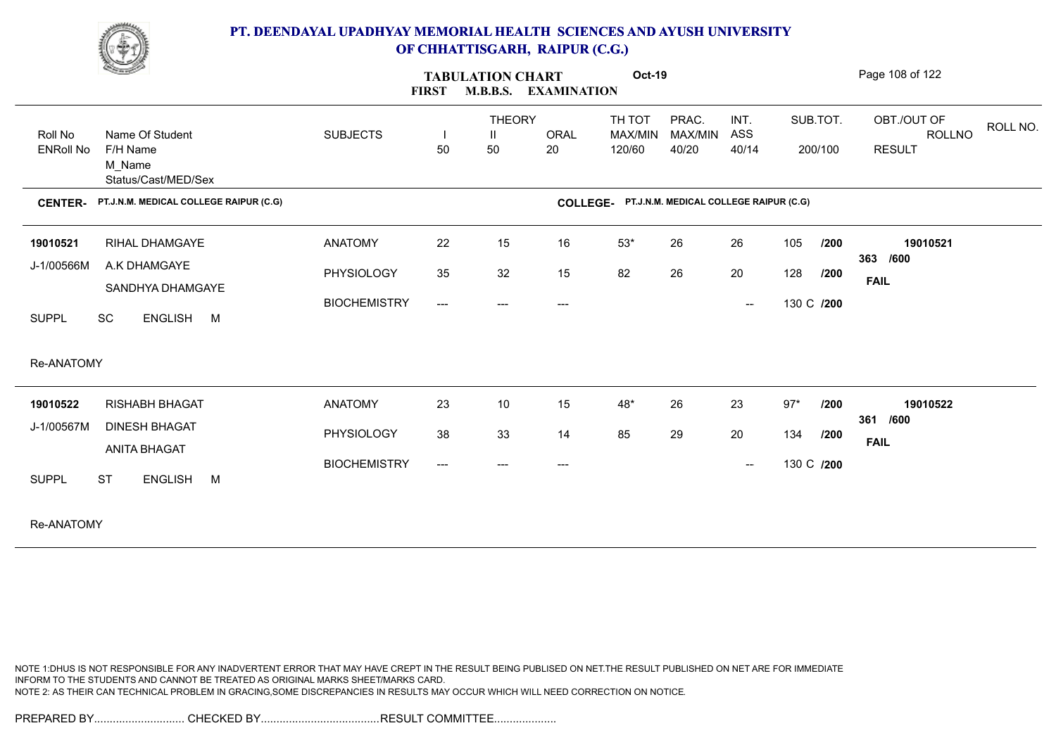# PT. DEENDAYAL UPADHYAY MEMORIAL HEALTH SCIENCES AND AYUSH UNIVERSITY OF CHHATTISGARH, RAIPUR (C.G.)

## TABULATION CHART — FIRST M.B.B.S. EXAMINATION — Oct-19

| Roll No / ENRoll No | Name Of Student / F/H Name / M_Name / Status/Cast/MED/Sex | SUBJECTS | THEORY I (50) | THEORY II (50) | ORAL (20) | TH TOT MAX/MIN 120/60 | PRAC. MAX/MIN 40/20 | INT. ASS 40/14 | SUB.TOT. 200/100 | OBT./OUT OF / RESULT | ROLLNO |
|---|---|---|---|---|---|---|---|---|---|---|---|

**CENTER-** PT.J.N.M. MEDICAL COLLEGE RAIPUR (C.G) **COLLEGE-** PT.J.N.M. MEDICAL COLLEGE RAIPUR (C.G)

| Roll No / ENRoll No | Name Of Student / F/H Name / M_Name / Status/Cast/MED/Sex | SUBJECTS | I | II | ORAL | TH TOT | PRAC. | INT. ASS | SUB.TOT. | OBT./OUT OF / RESULT | ROLLNO |
|---|---|---|---|---|---|---|---|---|---|---|---|
| 19010521 | RIHAL DHAMGAYE | ANATOMY | 22 | 15 | 16 | 53* | 26 | 26 | 105 /200 | 363 /600 | 19010521 |
| J-1/00566M | A.K DHAMGAYE | PHYSIOLOGY | 35 | 32 | 15 | 82 | 26 | 20 | 128 /200 | FAIL | |
| | SANDHYA DHAMGAYE | BIOCHEMISTRY | --- | --- | --- | | | -- | 130 C /200 | | |
| SUPPL | SC ENGLISH M | | | | | | | | | | |
| Re-ANATOMY | | | | | | | | | | | |
| 19010522 | RISHABH BHAGAT | ANATOMY | 23 | 10 | 15 | 48* | 26 | 23 | 97* /200 | 361 /600 | 19010522 |
| J-1/00567M | DINESH BHAGAT | PHYSIOLOGY | 38 | 33 | 14 | 85 | 29 | 20 | 134 /200 | FAIL | |
| | ANITA BHAGAT | BIOCHEMISTRY | --- | --- | --- | | | -- | 130 C /200 | | |
| SUPPL | ST ENGLISH M | | | | | | | | | | |
| Re-ANATOMY | | | | | | | | | | | |

NOTE 1:DHUS IS NOT RESPONSIBLE FOR ANY INADVERTENT ERROR THAT MAY HAVE CREPT IN THE RESULT BEING PUBLISED ON NET.THE RESULT PUBLISHED ON NET ARE FOR IMMEDIATE INFORM TO THE STUDENTS AND CANNOT BE TREATED AS ORIGINAL MARKS SHEET/MARKS CARD.
NOTE 2: AS THEIR CAN TECHNICAL PROBLEM IN GRACING,SOME DISCREPANCIES IN RESULTS MAY OCCUR WHICH WILL NEED CORRECTION ON NOTICE.

PREPARED BY............................. CHECKED BY...................................... RESULT COMMITTEE....................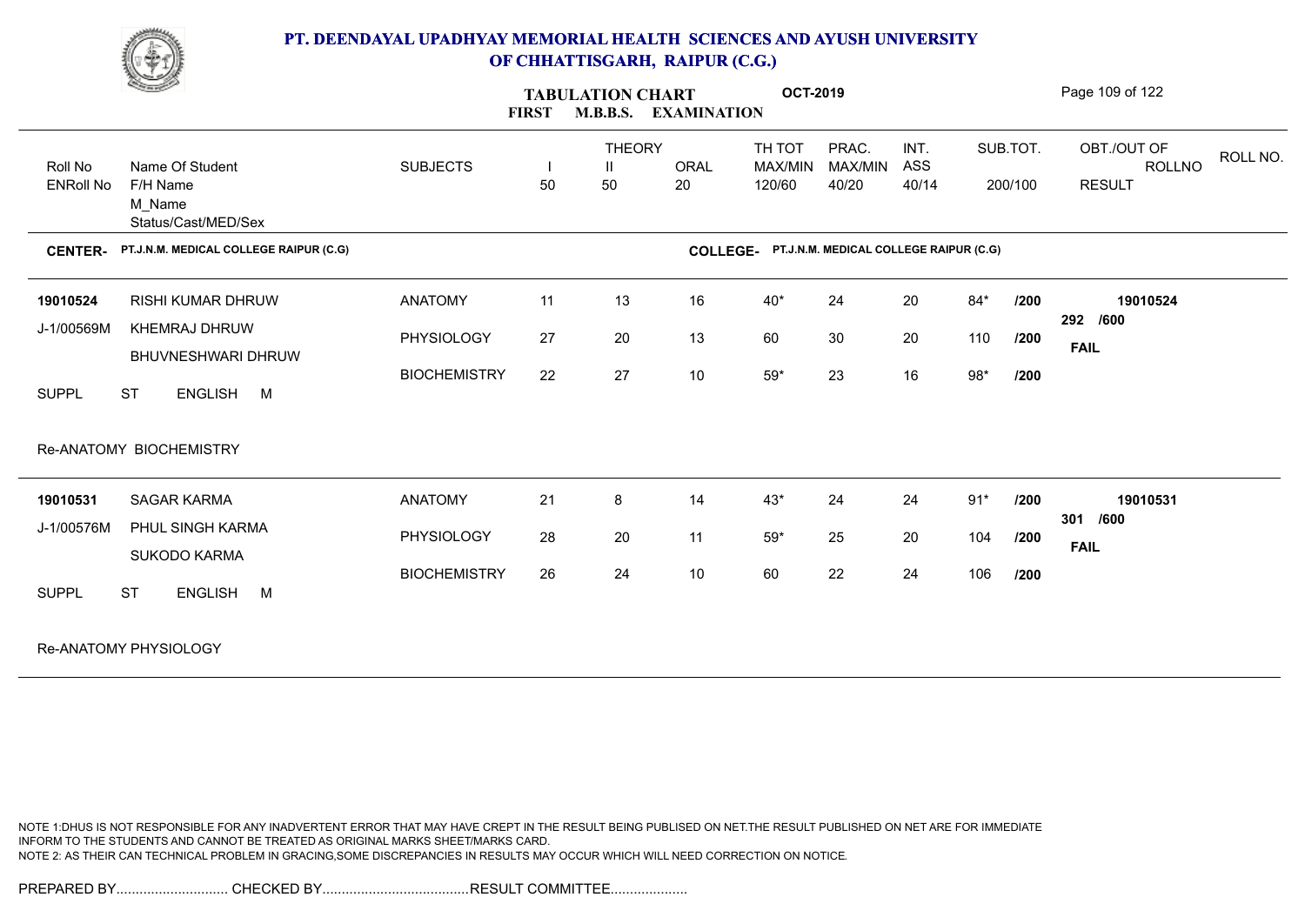# PT. DEENDAYAL UPADHYAY MEMORIAL HEALTH SCIENCES AND AYUSH UNIVERSITY OF CHHATTISGARH, RAIPUR (C.G.)

## TABULATION CHART — FIRST M.B.B.S. EXAMINATION — OCT-2019

**CENTER-** PT.J.N.M. MEDICAL COLLEGE RAIPUR (C.G) **COLLEGE-** PT.J.N.M. MEDICAL COLLEGE RAIPUR (C.G)

| Roll No / ENRoll No | Name Of Student / F/H Name / M_Name / Status/Cast/MED/Sex | SUBJECTS | THEORY I 50 | THEORY II 50 | ORAL 20 | TH TOT MAX/MIN 120/60 | PRAC. MAX/MIN 40/20 | INT. ASS 40/14 | SUB.TOT. 200/100 | OBT./OUT OF ROLLNO RESULT |
|---|---|---|---|---|---|---|---|---|---|---|
| 19010524 | RISHI KUMAR DHRUW | ANATOMY | 11 | 13 | 16 | 40* | 24 | 20 | 84* /200 | 19010524 |
| J-1/00569M | KHEMRAJ DHRUW | PHYSIOLOGY | 27 | 20 | 13 | 60 | 30 | 20 | 110 /200 | 292 /600 FAIL |
| | BHUVNESHWARI DHRUW | BIOCHEMISTRY | 22 | 27 | 10 | 59* | 23 | 16 | 98* /200 | |
| SUPPL | ST ENGLISH M | | | | | | | | | |
| Re-ANATOMY BIOCHEMISTRY | | | | | | | | | | |
| 19010531 | SAGAR KARMA | ANATOMY | 21 | 8 | 14 | 43* | 24 | 24 | 91* /200 | 19010531 |
| J-1/00576M | PHUL SINGH KARMA | PHYSIOLOGY | 28 | 20 | 11 | 59* | 25 | 20 | 104 /200 | 301 /600 FAIL |
| | SUKODO KARMA | BIOCHEMISTRY | 26 | 24 | 10 | 60 | 22 | 24 | 106 /200 | |
| SUPPL | ST ENGLISH M | | | | | | | | | |
| Re-ANATOMY PHYSIOLOGY | | | | | | | | | | |

NOTE 1:DHUS IS NOT RESPONSIBLE FOR ANY INADVERTENT ERROR THAT MAY HAVE CREPT IN THE RESULT BEING PUBLISED ON NET.THE RESULT PUBLISHED ON NET ARE FOR IMMEDIATE INFORM TO THE STUDENTS AND CANNOT BE TREATED AS ORIGINAL MARKS SHEET/MARKS CARD.
NOTE 2: AS THEIR CAN TECHNICAL PROBLEM IN GRACING,SOME DISCREPANCIES IN RESULTS MAY OCCUR WHICH WILL NEED CORRECTION ON NOTICE.

PREPARED BY............................. CHECKED BY...................................... RESULT COMMITTEE....................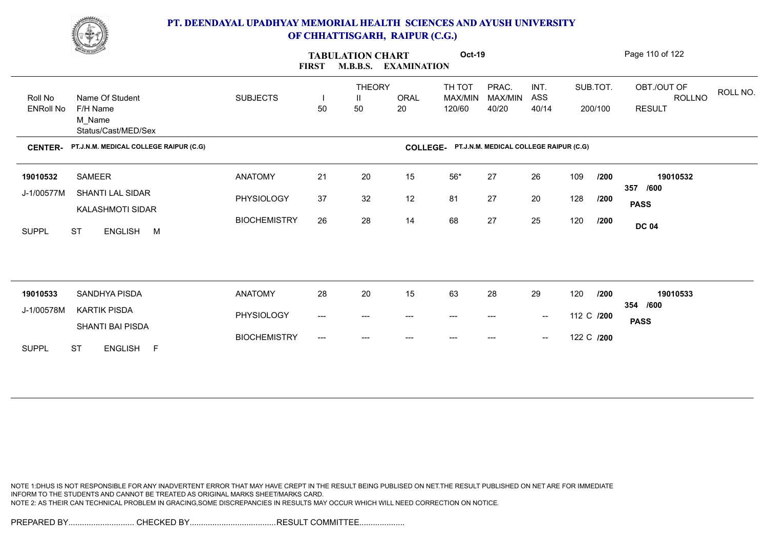# PT. DEENDAYAL UPADHYAY MEMORIAL HEALTH SCIENCES AND AYUSH UNIVERSITY OF CHHATTISGARH, RAIPUR (C.G.)

## TABULATION CHART Oct-19
## FIRST M.B.B.S. EXAMINATION

| Roll No / ENRoll No | Name Of Student / F/H Name / M_Name / Status/Cast/MED/Sex | SUBJECTS | THEORY I 50 | THEORY II 50 | ORAL 20 | TH TOT MAX/MIN 120/60 | PRAC. MAX/MIN 40/20 | INT. ASS 40/14 | SUB.TOT. 200/100 | OBT./OUT OF / ROLLNO / RESULT |
|---|---|---|---|---|---|---|---|---|---|---|

**CENTER-** PT.J.N.M. MEDICAL COLLEGE RAIPUR (C.G) **COLLEGE-** PT.J.N.M. MEDICAL COLLEGE RAIPUR (C.G)

| Roll No / ENRoll No | Name Of Student / F/H Name / M_Name / Status/Cast/MED/Sex | SUBJECTS | I | II | ORAL | TH TOT | PRAC. | INT. ASS | SUB.TOT. | OBT./OUT OF / RESULT |
|---|---|---|---|---|---|---|---|---|---|---|
| **19010532** | SAMEER | ANATOMY | 21 | 20 | 15 | 56* | 27 | 26 | 109 /200 | **19010532** |
| J-1/00577M | SHANTI LAL SIDAR | PHYSIOLOGY | 37 | 32 | 12 | 81 | 27 | 20 | 128 /200 | **357 /600** **PASS** |
| | KALASHMOTI SIDAR | BIOCHEMISTRY | 26 | 28 | 14 | 68 | 27 | 25 | 120 /200 | **DC 04** |
| SUPPL | ST ENGLISH M | | | | | | | | | |
| **19010533** | SANDHYA PISDA | ANATOMY | 28 | 20 | 15 | 63 | 28 | 29 | 120 /200 | **19010533** |
| J-1/00578M | KARTIK PISDA | PHYSIOLOGY | --- | --- | --- | --- | --- | -- | 112 C /200 | **354 /600** **PASS** |
| | SHANTI BAI PISDA | BIOCHEMISTRY | --- | --- | --- | --- | --- | -- | 122 C /200 | |
| SUPPL | ST ENGLISH F | | | | | | | | | |

NOTE 1:DHUS IS NOT RESPONSIBLE FOR ANY INADVERTENT ERROR THAT MAY HAVE CREPT IN THE RESULT BEING PUBLISED ON NET.THE RESULT PUBLISHED ON NET ARE FOR IMMEDIATE INFORM TO THE STUDENTS AND CANNOT BE TREATED AS ORIGINAL MARKS SHEET/MARKS CARD.
NOTE 2: AS THEIR CAN TECHNICAL PROBLEM IN GRACING,SOME DISCREPANCIES IN RESULTS MAY OCCUR WHICH WILL NEED CORRECTION ON NOTICE.

PREPARED BY............................. CHECKED BY...................................... RESULT COMMITTEE....................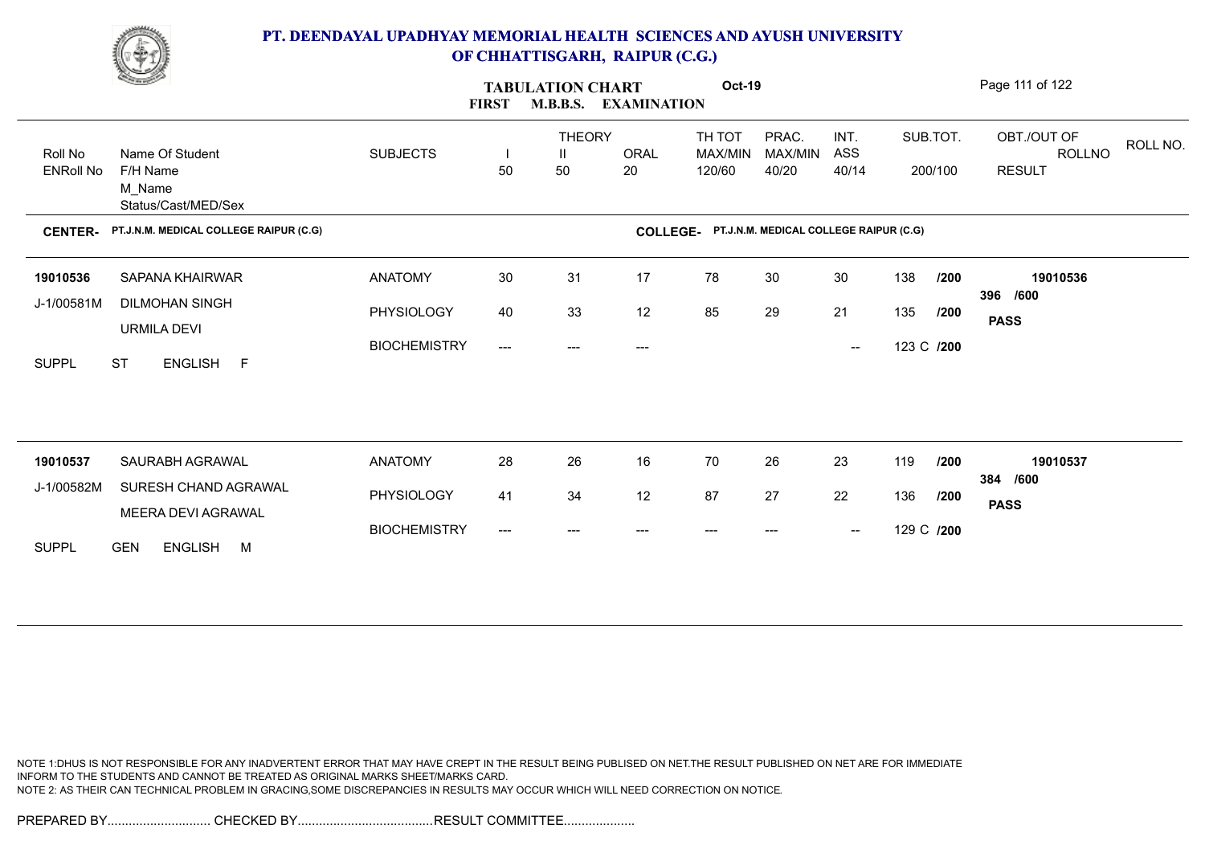# PT. DEENDAYAL UPADHYAY MEMORIAL HEALTH SCIENCES AND AYUSH UNIVERSITY OF CHHATTISGARH, RAIPUR (C.G.)

**TABULATION CHART** Oct-19

**FIRST M.B.B.S. EXAMINATION**

| Roll No / ENRoll No | Name Of Student / F/H Name / M_Name / Status/Cast/MED/Sex | SUBJECTS | THEORY I 50 | THEORY II 50 | ORAL 20 | TH TOT MAX/MIN 120/60 | PRAC. MAX/MIN 40/20 | INT. ASS 40/14 | SUB.TOT. 200/100 | OBT./OUT OF ROLLNO RESULT | ROLL NO. |
|---|---|---|---|---|---|---|---|---|---|---|---|
| **CENTER- PT.J.N.M. MEDICAL COLLEGE RAIPUR (C.G)** | | | | | | **COLLEGE- PT.J.N.M. MEDICAL COLLEGE RAIPUR (C.G)** | | | | | |
| **19010536** | SAPANA KHAIRWAR | ANATOMY | 30 | 31 | 17 | 78 | 30 | 30 | 138 /200 | **19010536** | |
| J-1/00581M | DILMOHAN SINGH | PHYSIOLOGY | 40 | 33 | 12 | 85 | 29 | 21 | 135 /200 | **396 /600** | |
| | URMILA DEVI | BIOCHEMISTRY | --- | --- | --- | | | -- | 123 C /200 | **PASS** | |
| SUPPL | ST ENGLISH F | | | | | | | | | | |
| **19010537** | SAURABH AGRAWAL | ANATOMY | 28 | 26 | 16 | 70 | 26 | 23 | 119 /200 | **19010537** | |
| J-1/00582M | SURESH CHAND AGRAWAL | PHYSIOLOGY | 41 | 34 | 12 | 87 | 27 | 22 | 136 /200 | **384 /600** | |
| | MEERA DEVI AGRAWAL | BIOCHEMISTRY | --- | --- | --- | --- | --- | -- | 129 C /200 | **PASS** | |
| SUPPL | GEN ENGLISH M | | | | | | | | | | |

NOTE 1:DHUS IS NOT RESPONSIBLE FOR ANY INADVERTENT ERROR THAT MAY HAVE CREPT IN THE RESULT BEING PUBLISED ON NET.THE RESULT PUBLISHED ON NET ARE FOR IMMEDIATE INFORM TO THE STUDENTS AND CANNOT BE TREATED AS ORIGINAL MARKS SHEET/MARKS CARD.
NOTE 2: AS THEIR CAN TECHNICAL PROBLEM IN GRACING,SOME DISCREPANCIES IN RESULTS MAY OCCUR WHICH WILL NEED CORRECTION ON NOTICE.

PREPARED BY............................. CHECKED BY...................................... RESULT COMMITTEE....................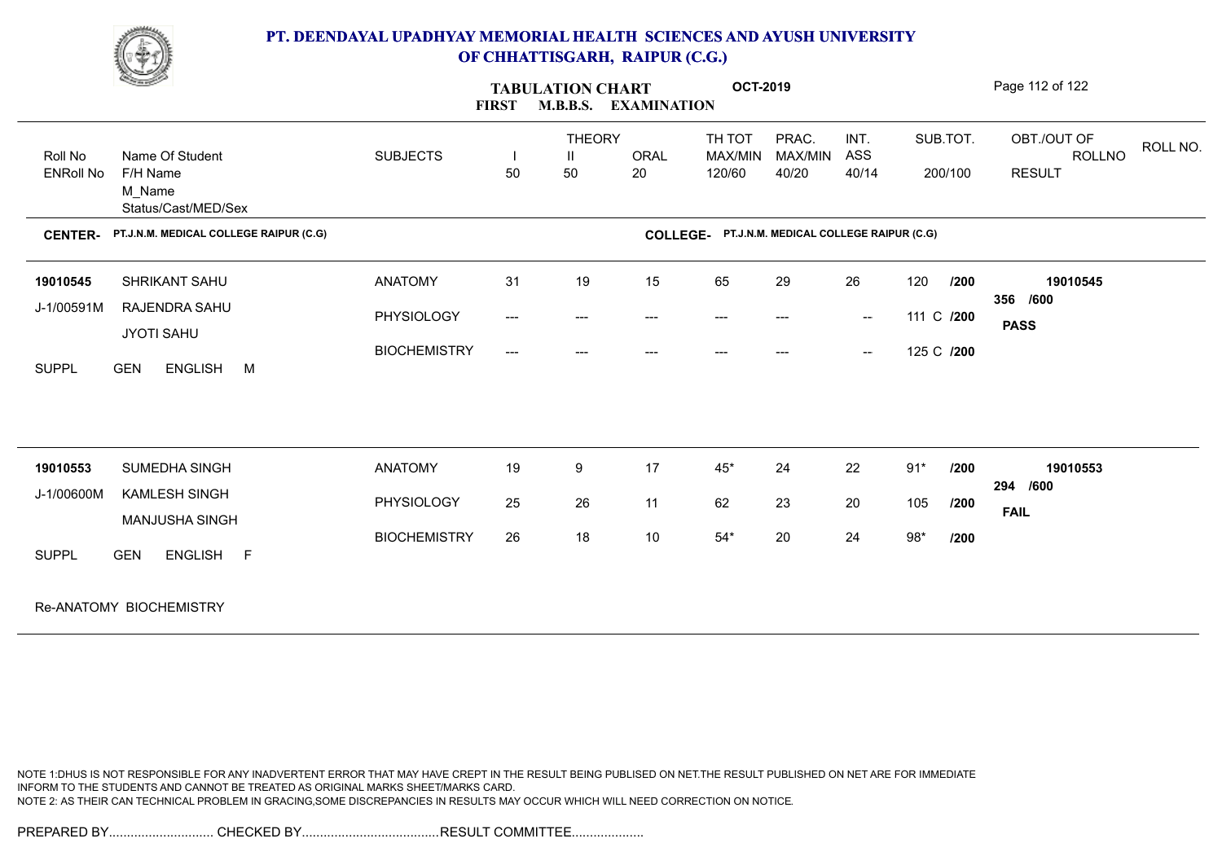# PT. DEENDAYAL UPADHYAY MEMORIAL HEALTH SCIENCES AND AYUSH UNIVERSITY OF CHHATTISGARH, RAIPUR (C.G.)

**TABULATION CHART** OCT-2019
**FIRST M.B.B.S. EXAMINATION**

| Roll No / ENRoll No | Name Of Student / F/H Name / M_Name / Status/Cast/MED/Sex | SUBJECTS | THEORY I 50 | THEORY II 50 | ORAL 20 | TH TOT MAX/MIN 120/60 | PRAC. MAX/MIN 40/20 | INT. ASS 40/14 | SUB.TOT. 200/100 | OBT./OUT OF ROLLNO RESULT |
|---|---|---|---|---|---|---|---|---|---|---|

**CENTER-** PT.J.N.M. MEDICAL COLLEGE RAIPUR (C.G) **COLLEGE-** PT.J.N.M. MEDICAL COLLEGE RAIPUR (C.G)

| Roll No / ENRoll No | Name Of Student / F/H Name / M_Name / Status/Cast/MED/Sex | SUBJECTS | I | II | ORAL | TH TOT | PRAC. | INT. ASS | SUB.TOT. | OBT./OUT OF ROLLNO RESULT |
|---|---|---|---|---|---|---|---|---|---|---|
| 19010545 | SHRIKANT SAHU | ANATOMY | 31 | 19 | 15 | 65 | 29 | 26 | 120 /200 | 19010545 |
| J-1/00591M | RAJENDRA SAHU | PHYSIOLOGY | --- | --- | --- | --- | --- | -- | 111 C /200 | 356 /600 |
| | JYOTI SAHU | BIOCHEMISTRY | --- | --- | --- | --- | --- | -- | 125 C /200 | **PASS** |
| SUPPL | GEN ENGLISH M | | | | | | | | | |
| 19010553 | SUMEDHA SINGH | ANATOMY | 19 | 9 | 17 | 45* | 24 | 22 | 91* /200 | 19010553 |
| J-1/00600M | KAMLESH SINGH | PHYSIOLOGY | 25 | 26 | 11 | 62 | 23 | 20 | 105 /200 | 294 /600 |
| | MANJUSHA SINGH | BIOCHEMISTRY | 26 | 18 | 10 | 54* | 20 | 24 | 98* /200 | **FAIL** |
| SUPPL | GEN ENGLISH F | | | | | | | | | |

Re-ANATOMY BIOCHEMISTRY

NOTE 1:DHUS IS NOT RESPONSIBLE FOR ANY INADVERTENT ERROR THAT MAY HAVE CREPT IN THE RESULT BEING PUBLISED ON NET.THE RESULT PUBLISHED ON NET ARE FOR IMMEDIATE INFORM TO THE STUDENTS AND CANNOT BE TREATED AS ORIGINAL MARKS SHEET/MARKS CARD.
NOTE 2: AS THEIR CAN TECHNICAL PROBLEM IN GRACING,SOME DISCREPANCIES IN RESULTS MAY OCCUR WHICH WILL NEED CORRECTION ON NOTICE.

PREPARED BY............................. CHECKED BY...................................... RESULT COMMITTEE....................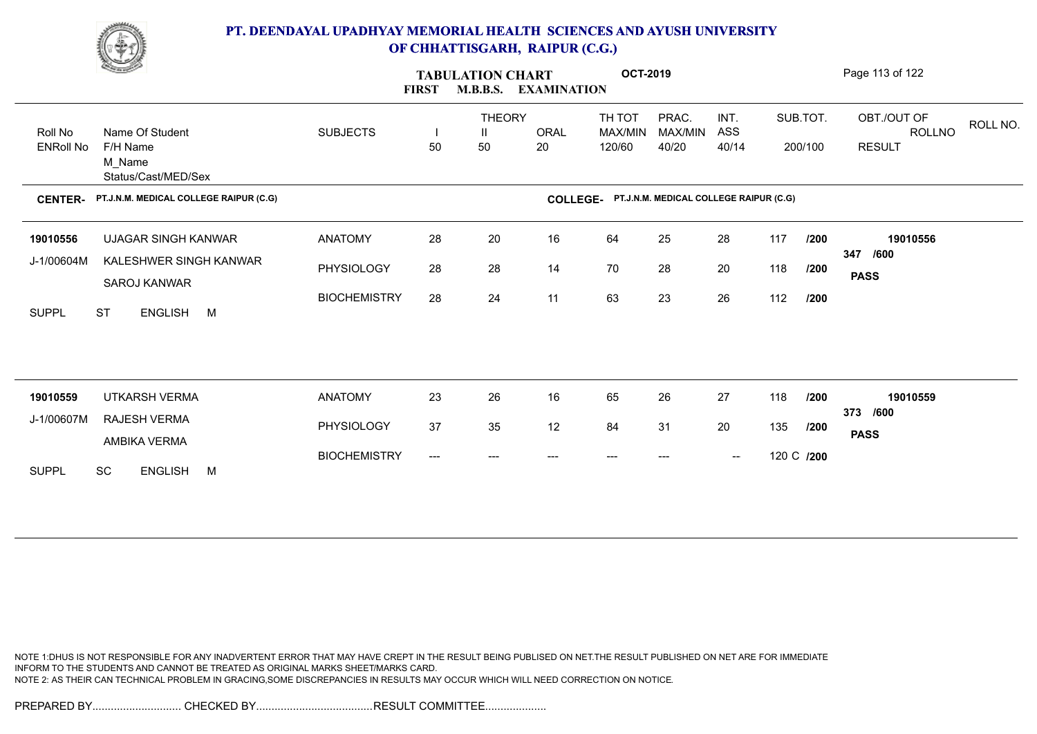# PT. DEENDAYAL UPADHYAY MEMORIAL HEALTH SCIENCES AND AYUSH UNIVERSITY OF CHHATTISGARH, RAIPUR (C.G.)

**TABULATION CHART** **OCT-2019**

**FIRST M.B.B.S. EXAMINATION**

**CENTER-** PT.J.N.M. MEDICAL COLLEGE RAIPUR (C.G) **COLLEGE-** PT.J.N.M. MEDICAL COLLEGE RAIPUR (C.G)

| Roll No / ENRoll No | Name Of Student / F/H Name / M_Name / Status/Cast/MED/Sex | SUBJECTS | THEORY I 50 | THEORY II 50 | ORAL 20 | TH TOT MAX/MIN 120/60 | PRAC. MAX/MIN 40/20 | INT. ASS 40/14 | SUB.TOT. 200/100 | OBT./OUT OF / RESULT | ROLLNO |
|---|---|---|---|---|---|---|---|---|---|---|---|
| 19010556 | UJAGAR SINGH KANWAR | ANATOMY | 28 | 20 | 16 | 64 | 25 | 28 | 117 /200 | 347 /600 | 19010556 |
| J-1/00604M | KALESHWER SINGH KANWAR | PHYSIOLOGY | 28 | 28 | 14 | 70 | 28 | 20 | 118 /200 | PASS | |
| | SAROJ KANWAR | BIOCHEMISTRY | 28 | 24 | 11 | 63 | 23 | 26 | 112 /200 | | |
| SUPPL | ST ENGLISH M | | | | | | | | | | |
| 19010559 | UTKARSH VERMA | ANATOMY | 23 | 26 | 16 | 65 | 26 | 27 | 118 /200 | 373 /600 | 19010559 |
| J-1/00607M | RAJESH VERMA | PHYSIOLOGY | 37 | 35 | 12 | 84 | 31 | 20 | 135 /200 | PASS | |
| | AMBIKA VERMA | BIOCHEMISTRY | --- | --- | --- | --- | --- | -- | 120 C /200 | | |
| SUPPL | SC ENGLISH M | | | | | | | | | | |

NOTE 1:DHUS IS NOT RESPONSIBLE FOR ANY INADVERTENT ERROR THAT MAY HAVE CREPT IN THE RESULT BEING PUBLISED ON NET.THE RESULT PUBLISHED ON NET ARE FOR IMMEDIATE INFORM TO THE STUDENTS AND CANNOT BE TREATED AS ORIGINAL MARKS SHEET/MARKS CARD.
NOTE 2: AS THEIR CAN TECHNICAL PROBLEM IN GRACING,SOME DISCREPANCIES IN RESULTS MAY OCCUR WHICH WILL NEED CORRECTION ON NOTICE.

PREPARED BY............................. CHECKED BY...................................... RESULT COMMITTEE....................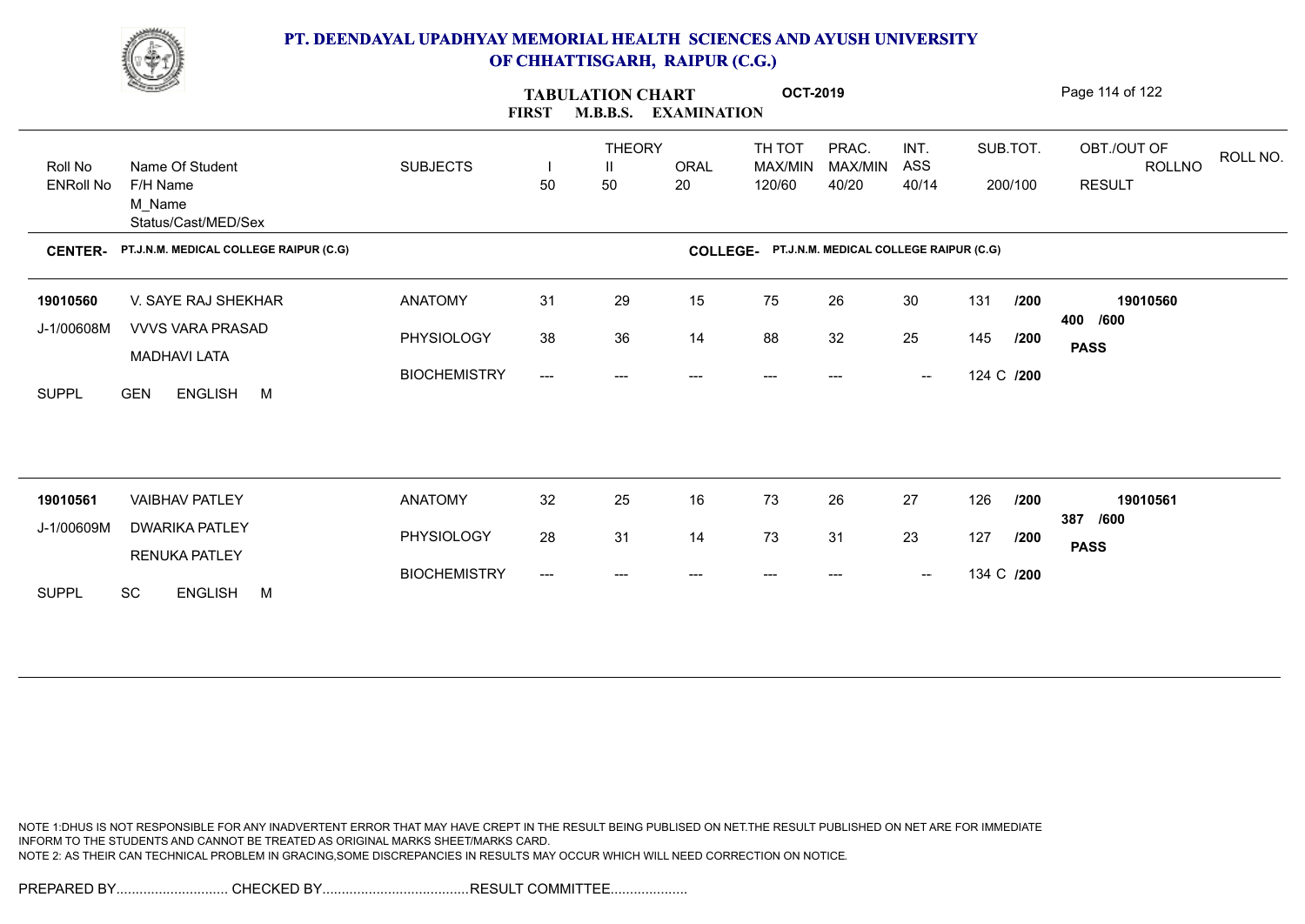# PT. DEENDAYAL UPADHYAY MEMORIAL HEALTH SCIENCES AND AYUSH UNIVERSITY OF CHHATTISGARH, RAIPUR (C.G.)

**TABULATION CHART** **OCT-2019**

**FIRST M.B.B.S. EXAMINATION**

| Roll No / ENRoll No | Name Of Student / F/H Name / M_Name / Status/Cast/MED/Sex | SUBJECTS | THEORY I 50 | THEORY II 50 | ORAL 20 | TH TOT MAX/MIN 120/60 | PRAC. MAX/MIN 40/20 | INT. ASS 40/14 | SUB.TOT. 200/100 | OBT./OUT OF RESULT | ROLLNO |
|---|---|---|---|---|---|---|---|---|---|---|---|

**CENTER-** PT.J.N.M. MEDICAL COLLEGE RAIPUR (C.G) **COLLEGE-** PT.J.N.M. MEDICAL COLLEGE RAIPUR (C.G)

| Roll No / ENRoll No | Name Of Student / F/H Name / M_Name / Status/Cast/MED/Sex | SUBJECTS | I | II | ORAL | TH TOT | PRAC. | INT. ASS | SUB.TOT. | OBT./OUT OF RESULT | ROLLNO |
|---|---|---|---|---|---|---|---|---|---|---|---|
| 19010560 | V. SAYE RAJ SHEKHAR | ANATOMY | 31 | 29 | 15 | 75 | 26 | 30 | 131 /200 | 400 /600 | 19010560 |
| J-1/00608M | VVVS VARA PRASAD | PHYSIOLOGY | 38 | 36 | 14 | 88 | 32 | 25 | 145 /200 | PASS | |
| | MADHAVI LATA | BIOCHEMISTRY | --- | --- | --- | --- | --- | -- | 124 C /200 | | |
| SUPPL | GEN ENGLISH M | | | | | | | | | | |
| 19010561 | VAIBHAV PATLEY | ANATOMY | 32 | 25 | 16 | 73 | 26 | 27 | 126 /200 | 387 /600 | 19010561 |
| J-1/00609M | DWARIKA PATLEY | PHYSIOLOGY | 28 | 31 | 14 | 73 | 31 | 23 | 127 /200 | PASS | |
| | RENUKA PATLEY | BIOCHEMISTRY | --- | --- | --- | --- | --- | -- | 134 C /200 | | |
| SUPPL | SC ENGLISH M | | | | | | | | | | |

NOTE 1:DHUS IS NOT RESPONSIBLE FOR ANY INADVERTENT ERROR THAT MAY HAVE CREPT IN THE RESULT BEING PUBLISED ON NET.THE RESULT PUBLISHED ON NET ARE FOR IMMEDIATE INFORM TO THE STUDENTS AND CANNOT BE TREATED AS ORIGINAL MARKS SHEET/MARKS CARD.
NOTE 2: AS THEIR CAN TECHNICAL PROBLEM IN GRACING,SOME DISCREPANCIES IN RESULTS MAY OCCUR WHICH WILL NEED CORRECTION ON NOTICE.

PREPARED BY............................. CHECKED BY...................................... RESULT COMMITTEE....................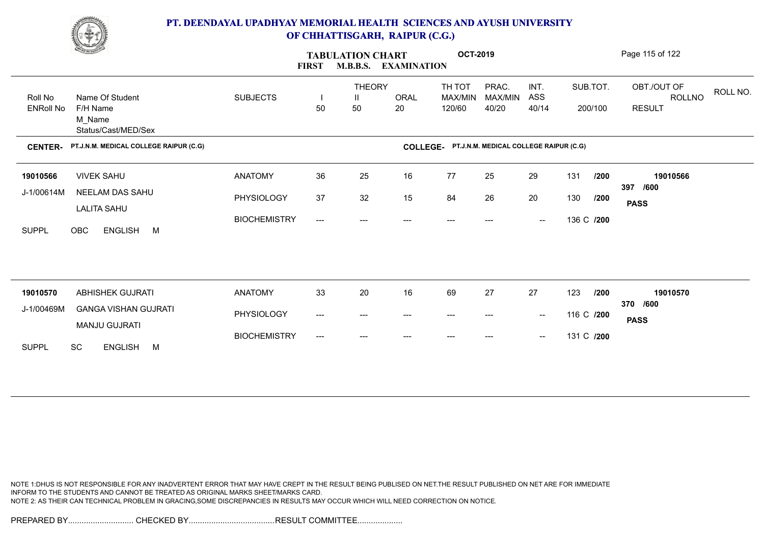# PT. DEENDAYAL UPADHYAY MEMORIAL HEALTH SCIENCES AND AYUSH UNIVERSITY OF CHHATTISGARH, RAIPUR (C.G.)

**TABULATION CHART** **OCT-2019**

**FIRST M.B.B.S. EXAMINATION**

| Roll No / ENRoll No | Name Of Student / F/H Name / M_Name / Status/Cast/MED/Sex | SUBJECTS | THEORY I 50 | THEORY II 50 | ORAL 20 | TH TOT MAX/MIN 120/60 | PRAC. MAX/MIN 40/20 | INT. ASS 40/14 | SUB.TOT. 200/100 | OBT./OUT OF ROLLNO RESULT | ROLL NO. |
|---|---|---|---|---|---|---|---|---|---|---|---|

**CENTER- PT.J.N.M. MEDICAL COLLEGE RAIPUR (C.G)** **COLLEGE- PT.J.N.M. MEDICAL COLLEGE RAIPUR (C.G)**

| Roll No / ENRoll No | Name Of Student / F/H Name / M_Name / Status/Cast/MED/Sex | SUBJECTS | I | II | ORAL | TH TOT | PRAC. | INT. ASS | SUB.TOT. | OBT./OUT OF ROLLNO RESULT |
|---|---|---|---|---|---|---|---|---|---|---|
| 19010566 | VIVEK SAHU | ANATOMY | 36 | 25 | 16 | 77 | 25 | 29 | 131 /200 | 19010566 |
| J-1/00614M | NEELAM DAS SAHU | PHYSIOLOGY | 37 | 32 | 15 | 84 | 26 | 20 | 130 /200 | 397 /600 |
| | LALITA SAHU | BIOCHEMISTRY | --- | --- | --- | --- | --- | -- | 136 C /200 | **PASS** |
| SUPPL | OBC ENGLISH M | | | | | | | | | |
| 19010570 | ABHISHEK GUJRATI | ANATOMY | 33 | 20 | 16 | 69 | 27 | 27 | 123 /200 | 19010570 |
| J-1/00469M | GANGA VISHAN GUJRATI | PHYSIOLOGY | --- | --- | --- | --- | --- | -- | 116 C /200 | 370 /600 |
| | MANJU GUJRATI | BIOCHEMISTRY | --- | --- | --- | --- | --- | -- | 131 C /200 | **PASS** |
| SUPPL | SC ENGLISH M | | | | | | | | | |

NOTE 1:DHUS IS NOT RESPONSIBLE FOR ANY INADVERTENT ERROR THAT MAY HAVE CREPT IN THE RESULT BEING PUBLISED ON NET.THE RESULT PUBLISHED ON NET ARE FOR IMMEDIATE INFORM TO THE STUDENTS AND CANNOT BE TREATED AS ORIGINAL MARKS SHEET/MARKS CARD.
NOTE 2: AS THEIR CAN TECHNICAL PROBLEM IN GRACING,SOME DISCREPANCIES IN RESULTS MAY OCCUR WHICH WILL NEED CORRECTION ON NOTICE.

PREPARED BY............................. CHECKED BY...................................... RESULT COMMITTEE....................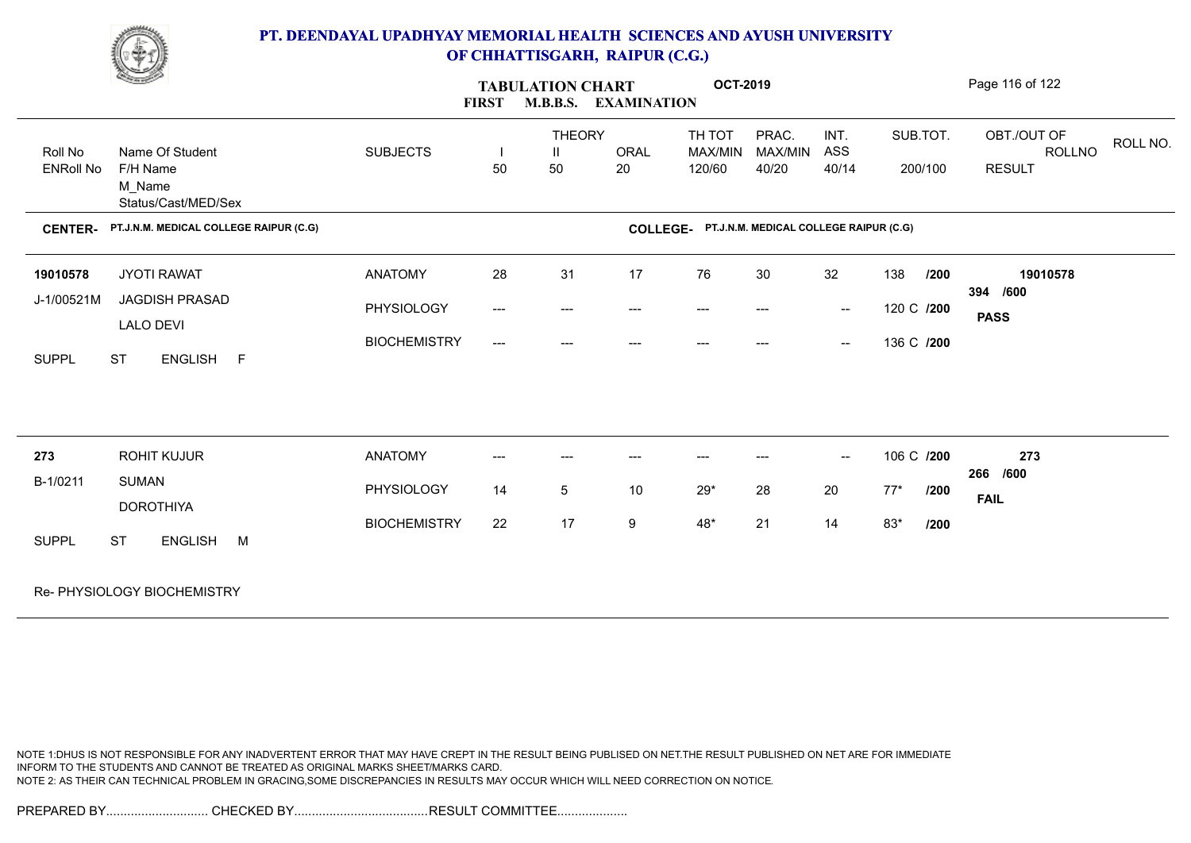# PT. DEENDAYAL UPADHYAY MEMORIAL HEALTH SCIENCES AND AYUSH UNIVERSITY OF CHHATTISGARH, RAIPUR (C.G.)

**TABULATION CHART** **OCT-2019**

**FIRST M.B.B.S. EXAMINATION**

| Roll No / ENRoll No | Name Of Student / F/H Name / M_Name / Status/Cast/MED/Sex | SUBJECTS | THEORY I 50 | THEORY II 50 | ORAL 20 | TH TOT MAX/MIN 120/60 | PRAC. MAX/MIN 40/20 | INT. ASS 40/14 | SUB.TOT. 200/100 | OBT./OUT OF ROLLNO RESULT | ROLL NO. |
|---|---|---|---|---|---|---|---|---|---|---|---|

**CENTER- PT.J.N.M. MEDICAL COLLEGE RAIPUR (C.G)** **COLLEGE- PT.J.N.M. MEDICAL COLLEGE RAIPUR (C.G)**

| Roll No / ENRoll No | Name Of Student / F/H Name / M_Name / Status/Cast/MED/Sex | SUBJECTS | I | II | ORAL | TH TOT | PRAC. | INT. ASS | SUB.TOT. | OBT./OUT OF / RESULT |
|---|---|---|---|---|---|---|---|---|---|---|
| 19010578 | JYOTI RAWAT | ANATOMY | 28 | 31 | 17 | 76 | 30 | 32 | 138 /200 | 19010578 |
| J-1/00521M | JAGDISH PRASAD | PHYSIOLOGY | --- | --- | --- | --- | --- | -- | 120 C /200 | 394 /600 |
| | LALO DEVI | BIOCHEMISTRY | --- | --- | --- | --- | --- | -- | 136 C /200 | **PASS** |
| SUPPL | ST ENGLISH F | | | | | | | | | |
| 273 | ROHIT KUJUR | ANATOMY | --- | --- | --- | --- | --- | -- | 106 C /200 | 273 |
| B-1/0211 | SUMAN | PHYSIOLOGY | 14 | 5 | 10 | 29* | 28 | 20 | 77* /200 | 266 /600 |
| | DOROTHIYA | BIOCHEMISTRY | 22 | 17 | 9 | 48* | 21 | 14 | 83* /200 | **FAIL** |
| SUPPL | ST ENGLISH M | | | | | | | | | |

Re- PHYSIOLOGY BIOCHEMISTRY

NOTE 1:DHUS IS NOT RESPONSIBLE FOR ANY INADVERTENT ERROR THAT MAY HAVE CREPT IN THE RESULT BEING PUBLISED ON NET.THE RESULT PUBLISHED ON NET ARE FOR IMMEDIATE INFORM TO THE STUDENTS AND CANNOT BE TREATED AS ORIGINAL MARKS SHEET/MARKS CARD.
NOTE 2: AS THEIR CAN TECHNICAL PROBLEM IN GRACING,SOME DISCREPANCIES IN RESULTS MAY OCCUR WHICH WILL NEED CORRECTION ON NOTICE.

PREPARED BY............................. CHECKED BY...................................... RESULT COMMITTEE....................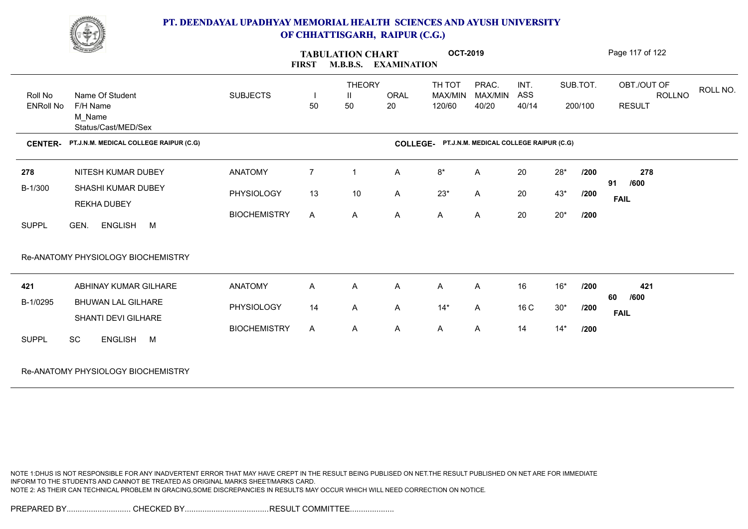# PT. DEENDAYAL UPADHYAY MEMORIAL HEALTH SCIENCES AND AYUSH UNIVERSITY OF CHHATTISGARH, RAIPUR (C.G.)

## TABULATION CHART — FIRST M.B.B.S. EXAMINATION — OCT-2019

| Roll No / ENRoll No | Name Of Student / F/H Name / M_Name / Status/Cast/MED/Sex | SUBJECTS | THEORY I (50) | THEORY II (50) | ORAL (20) | TH TOT MAX/MIN 120/60 | PRAC. MAX/MIN 40/20 | INT. ASS 40/14 | SUB.TOT. 200/100 | OBT./OUT OF / RESULT | ROLL NO. |
|---|---|---|---|---|---|---|---|---|---|---|---|

**CENTER-** PT.J.N.M. MEDICAL COLLEGE RAIPUR (C.G) **COLLEGE-** PT.J.N.M. MEDICAL COLLEGE RAIPUR (C.G)

| Roll No / ENRoll No | Name Of Student / F/H Name / M_Name / Status/Cast/MED/Sex | SUBJECTS | I | II | ORAL | TH TOT | PRAC. | INT. ASS | SUB.TOT. | | OBT./OUT OF / RESULT |
|---|---|---|---|---|---|---|---|---|---|---|---|
| 278 | NITESH KUMAR DUBEY | ANATOMY | 7 | 1 | A | 8* | A | 20 | 28* | /200 | 278 |
| B-1/300 | SHASHI KUMAR DUBEY | PHYSIOLOGY | 13 | 10 | A | 23* | A | 20 | 43* | /200 | 91 /600 |
| | REKHA DUBEY | BIOCHEMISTRY | A | A | A | A | A | 20 | 20* | /200 | FAIL |
| SUPPL | GEN. ENGLISH M | | | | | | | | | | |

Re-ANATOMY PHYSIOLOGY BIOCHEMISTRY

| Roll No / ENRoll No | Name Of Student / F/H Name / M_Name / Status/Cast/MED/Sex | SUBJECTS | I | II | ORAL | TH TOT | PRAC. | INT. ASS | SUB.TOT. | | OBT./OUT OF / RESULT |
|---|---|---|---|---|---|---|---|---|---|---|---|
| 421 | ABHINAY KUMAR GILHARE | ANATOMY | A | A | A | A | A | 16 | 16* | /200 | 421 |
| B-1/0295 | BHUWAN LAL GILHARE | PHYSIOLOGY | 14 | A | A | 14* | A | 16 C | 30* | /200 | 60 /600 |
| | SHANTI DEVI GILHARE | BIOCHEMISTRY | A | A | A | A | A | 14 | 14* | /200 | FAIL |
| SUPPL | SC ENGLISH M | | | | | | | | | | |

Re-ANATOMY PHYSIOLOGY BIOCHEMISTRY

NOTE 1:DHUS IS NOT RESPONSIBLE FOR ANY INADVERTENT ERROR THAT MAY HAVE CREPT IN THE RESULT BEING PUBLISED ON NET.THE RESULT PUBLISHED ON NET ARE FOR IMMEDIATE INFORM TO THE STUDENTS AND CANNOT BE TREATED AS ORIGINAL MARKS SHEET/MARKS CARD.
NOTE 2: AS THEIR CAN TECHNICAL PROBLEM IN GRACING,SOME DISCREPANCIES IN RESULTS MAY OCCUR WHICH WILL NEED CORRECTION ON NOTICE.

PREPARED BY............................. CHECKED BY...................................... RESULT COMMITTEE....................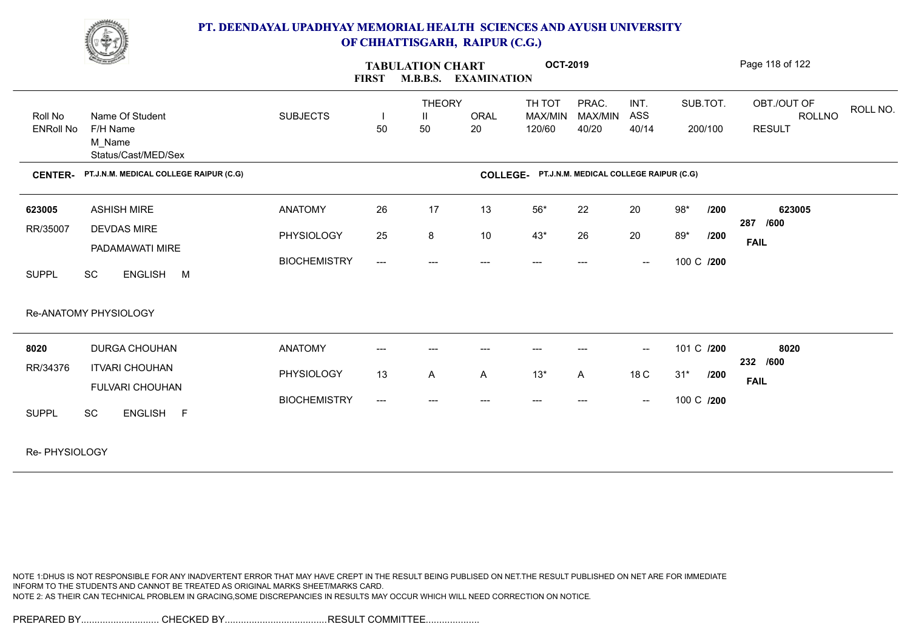# PT. DEENDAYAL UPADHYAY MEMORIAL HEALTH SCIENCES AND AYUSH UNIVERSITY OF CHHATTISGARH, RAIPUR (C.G.)

**TABULATION CHART** **OCT-2019**

**FIRST M.B.B.S. EXAMINATION**

| Roll No / ENRoll No | Name Of Student / F/H Name / M_Name / Status/Cast/MED/Sex | SUBJECTS | THEORY I 50 | THEORY II 50 | ORAL 20 | TH TOT MAX/MIN 120/60 | PRAC. MAX/MIN 40/20 | INT. ASS 40/14 | SUB.TOT. 200/100 | OBT./OUT OF / ROLLNO / RESULT |
|---|---|---|---|---|---|---|---|---|---|---|

**CENTER- PT.J.N.M. MEDICAL COLLEGE RAIPUR (C.G)** **COLLEGE- PT.J.N.M. MEDICAL COLLEGE RAIPUR (C.G)**

| Roll No / ENRoll No | Name Of Student / F/H Name / M_Name / Status/Cast/MED/Sex | SUBJECTS | I | II | ORAL | TH TOT | PRAC. | INT. ASS | SUB.TOT. | OBT./OUT OF / RESULT |
|---|---|---|---|---|---|---|---|---|---|---|
| 623005 | ASHISH MIRE | ANATOMY | 26 | 17 | 13 | 56* | 22 | 20 | 98* /200 | 623005 |
| RR/35007 | DEVDAS MIRE | PHYSIOLOGY | 25 | 8 | 10 | 43* | 26 | 20 | 89* /200 | 287 /600 |
| | PADAMAWATI MIRE | BIOCHEMISTRY | --- | --- | --- | --- | --- | -- | 100 C /200 | FAIL |
| SUPPL | SC ENGLISH M | | | | | | | | | |
| | Re-ANATOMY PHYSIOLOGY | | | | | | | | | |
| 8020 | DURGA CHOUHAN | ANATOMY | --- | --- | --- | --- | --- | -- | 101 C /200 | 8020 |
| RR/34376 | ITVARI CHOUHAN | PHYSIOLOGY | 13 | A | A | 13* | A | 18 C | 31* /200 | 232 /600 |
| | FULVARI CHOUHAN | BIOCHEMISTRY | --- | --- | --- | --- | --- | -- | 100 C /200 | FAIL |
| SUPPL | SC ENGLISH F | | | | | | | | | |
| | Re- PHYSIOLOGY | | | | | | | | | |

NOTE 1:DHUS IS NOT RESPONSIBLE FOR ANY INADVERTENT ERROR THAT MAY HAVE CREPT IN THE RESULT BEING PUBLISED ON NET.THE RESULT PUBLISHED ON NET ARE FOR IMMEDIATE INFORM TO THE STUDENTS AND CANNOT BE TREATED AS ORIGINAL MARKS SHEET/MARKS CARD.
NOTE 2: AS THEIR CAN TECHNICAL PROBLEM IN GRACING,SOME DISCREPANCIES IN RESULTS MAY OCCUR WHICH WILL NEED CORRECTION ON NOTICE.

PREPARED BY............................. CHECKED BY...................................... RESULT COMMITTEE....................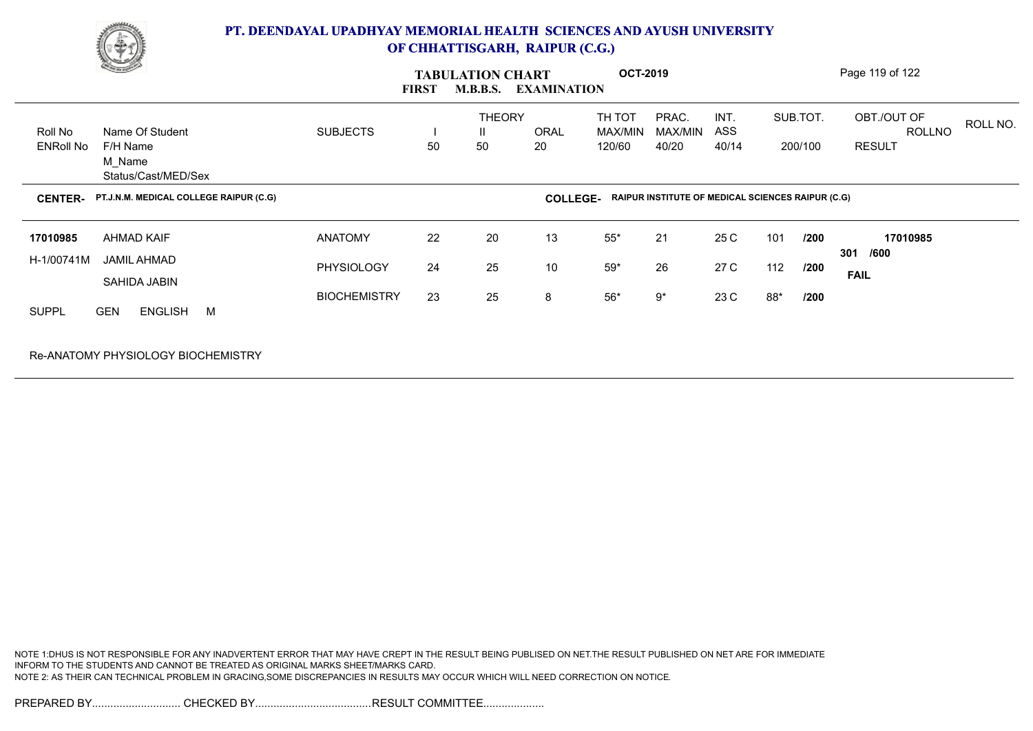# PT. DEENDAYAL UPADHYAY MEMORIAL HEALTH SCIENCES AND AYUSH UNIVERSITY OF CHHATTISGARH, RAIPUR (C.G.)

## TABULATION CHART — FIRST M.B.B.S. EXAMINATION — OCT-2019

| Roll No / ENRoll No | Name Of Student / F/H Name / M_Name / Status/Cast/MED/Sex | SUBJECTS | THEORY I 50 | THEORY II 50 | ORAL 20 | TH TOT MAX/MIN 120/60 | PRAC. MAX/MIN 40/20 | INT. ASS 40/14 | SUB.TOT. 200/100 | OBT./OUT OF / ROLLNO / RESULT |
|---|---|---|---|---|---|---|---|---|---|---|

**CENTER-** PT.J.N.M. MEDICAL COLLEGE RAIPUR (C.G) **COLLEGE-** RAIPUR INSTITUTE OF MEDICAL SCIENCES RAIPUR (C.G)

| Roll No / ENRoll No | Name Of Student / F/H Name / M_Name / Status/Cast/MED/Sex | SUBJECTS | I | II | ORAL | TH TOT | PRAC. | INT. ASS | SUB.TOT. | | OBT./OUT OF / ROLLNO / RESULT |
|---|---|---|---|---|---|---|---|---|---|---|---|
| 17010985 | AHMAD KAIF | ANATOMY | 22 | 20 | 13 | 55* | 21 | 25 C | 101 | /200 | 17010985 |
| H-1/00741M | JAMIL AHMAD | PHYSIOLOGY | 24 | 25 | 10 | 59* | 26 | 27 C | 112 | /200 | 301 /600 |
| | SAHIDA JABIN | BIOCHEMISTRY | 23 | 25 | 8 | 56* | 9* | 23 C | 88* | /200 | FAIL |
| SUPPL | GEN ENGLISH M | | | | | | | | | | |

Re-ANATOMY PHYSIOLOGY BIOCHEMISTRY

NOTE 1:DHUS IS NOT RESPONSIBLE FOR ANY INADVERTENT ERROR THAT MAY HAVE CREPT IN THE RESULT BEING PUBLISED ON NET.THE RESULT PUBLISHED ON NET ARE FOR IMMEDIATE INFORM TO THE STUDENTS AND CANNOT BE TREATED AS ORIGINAL MARKS SHEET/MARKS CARD.
NOTE 2: AS THEIR CAN TECHNICAL PROBLEM IN GRACING,SOME DISCREPANCIES IN RESULTS MAY OCCUR WHICH WILL NEED CORRECTION ON NOTICE.

PREPARED BY............................. CHECKED BY...................................... RESULT COMMITTEE....................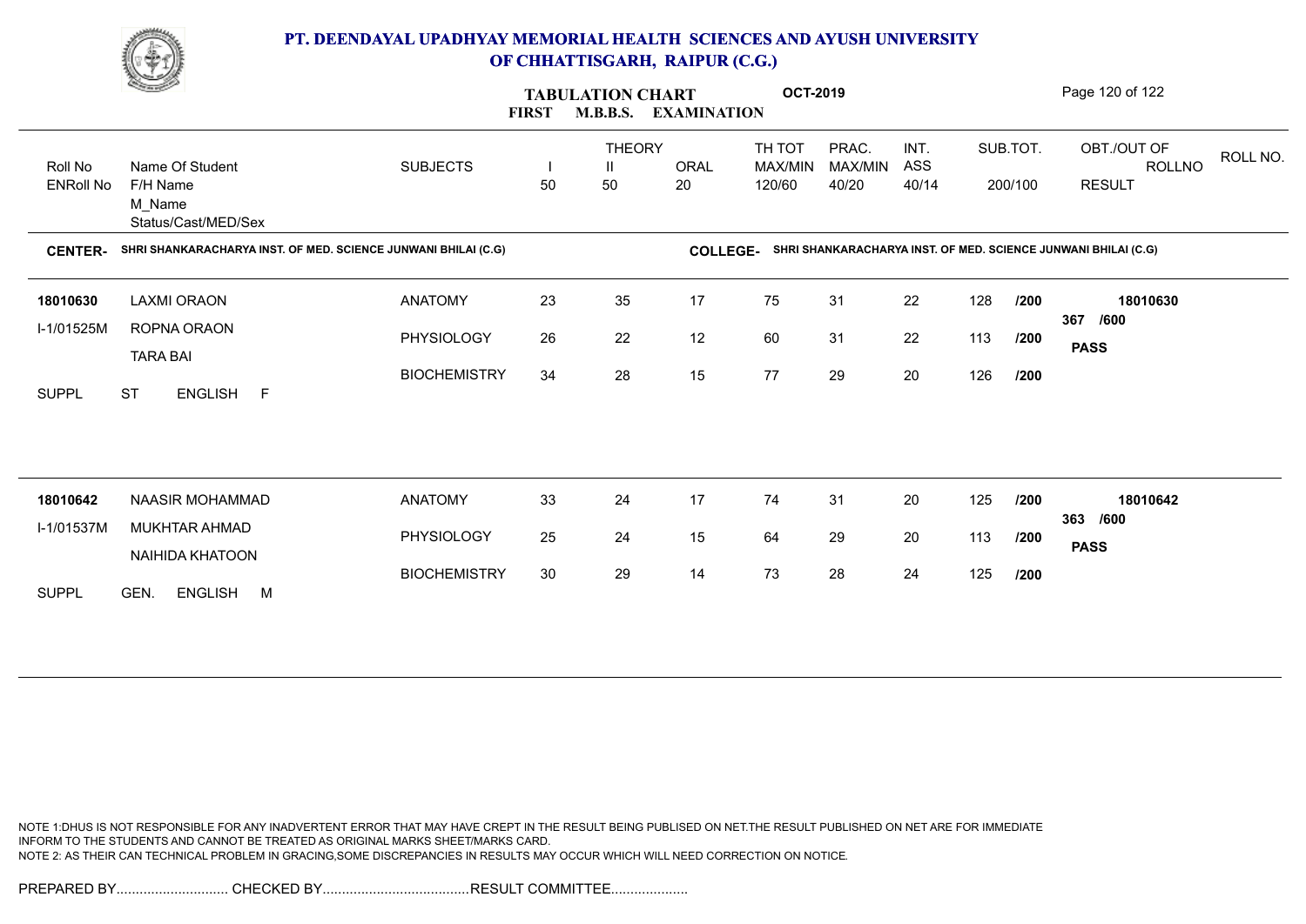# PT. DEENDAYAL UPADHYAY MEMORIAL HEALTH SCIENCES AND AYUSH UNIVERSITY OF CHHATTISGARH, RAIPUR (C.G.)

**TABULATION CHART** **OCT-2019**

**FIRST M.B.B.S. EXAMINATION**

| Roll No / ENRoll No | Name Of Student / F/H Name / M_Name / Status/Cast/MED/Sex | SUBJECTS | THEORY I 50 | THEORY II 50 | ORAL 20 | TH TOT MAX/MIN 120/60 | PRAC. MAX/MIN 40/20 | INT. ASS 40/14 | SUB.TOT. 200/100 | OBT./OUT OF / RESULT | ROLL NO. |
|---|---|---|---|---|---|---|---|---|---|---|---|

**CENTER-** SHRI SHANKARACHARYA INST. OF MED. SCIENCE JUNWANI BHILAI (C.G) **COLLEGE-** SHRI SHANKARACHARYA INST. OF MED. SCIENCE JUNWANI BHILAI (C.G)

| Roll No / ENRoll No | Name Of Student / F/H Name / M_Name / Status/Cast/MED/Sex | SUBJECTS | I | II | ORAL | TH TOT | PRAC. | INT. ASS | SUB.TOT. | OBT./OUT OF / RESULT |
|---|---|---|---|---|---|---|---|---|---|---|
| **18010630** | LAXMI ORAON | ANATOMY | 23 | 35 | 17 | 75 | 31 | 22 | 128 /200 | **18010630** |
| I-1/01525M | ROPNA ORAON | PHYSIOLOGY | 26 | 22 | 12 | 60 | 31 | 22 | 113 /200 | **367 /600** |
| | TARA BAI | BIOCHEMISTRY | 34 | 28 | 15 | 77 | 29 | 20 | 126 /200 | **PASS** |
| SUPPL | ST ENGLISH F | | | | | | | | | |
| **18010642** | NAASIR MOHAMMAD | ANATOMY | 33 | 24 | 17 | 74 | 31 | 20 | 125 /200 | **18010642** |
| I-1/01537M | MUKHTAR AHMAD | PHYSIOLOGY | 25 | 24 | 15 | 64 | 29 | 20 | 113 /200 | **363 /600** |
| | NAIHIDA KHATOON | BIOCHEMISTRY | 30 | 29 | 14 | 73 | 28 | 24 | 125 /200 | **PASS** |
| SUPPL | GEN. ENGLISH M | | | | | | | | | |

NOTE 1:DHUS IS NOT RESPONSIBLE FOR ANY INADVERTENT ERROR THAT MAY HAVE CREPT IN THE RESULT BEING PUBLISED ON NET.THE RESULT PUBLISHED ON NET ARE FOR IMMEDIATE INFORM TO THE STUDENTS AND CANNOT BE TREATED AS ORIGINAL MARKS SHEET/MARKS CARD.

NOTE 2: AS THEIR CAN TECHNICAL PROBLEM IN GRACING,SOME DISCREPANCIES IN RESULTS MAY OCCUR WHICH WILL NEED CORRECTION ON NOTICE.

PREPARED BY............................. CHECKED BY...................................... RESULT COMMITTEE....................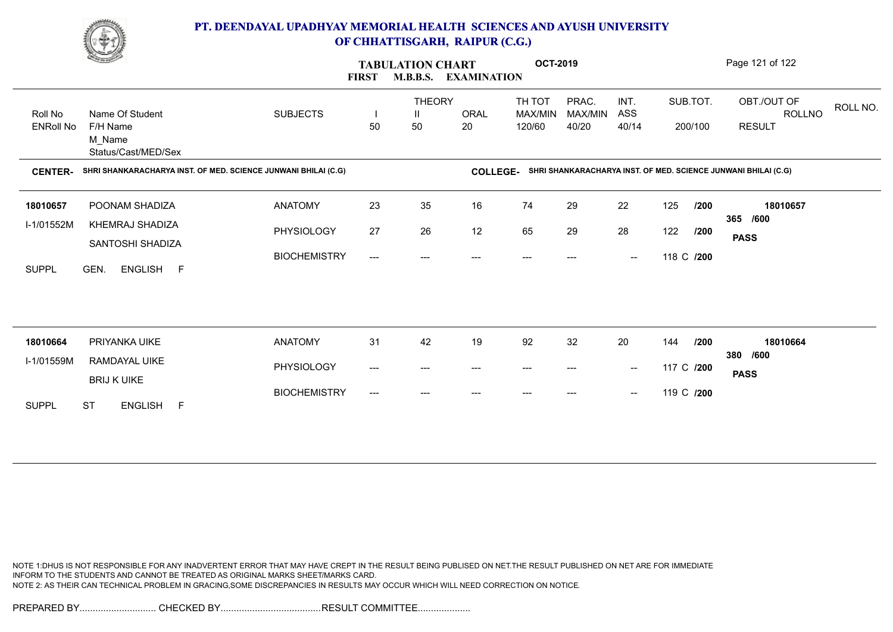# PT. DEENDAYAL UPADHYAY MEMORIAL HEALTH SCIENCES AND AYUSH UNIVERSITY OF CHHATTISGARH, RAIPUR (C.G.)

## TABULATION CHART OCT-2019
### FIRST M.B.B.S. EXAMINATION

**CENTER-** SHRI SHANKARACHARYA INST. OF MED. SCIENCE JUNWANI BHILAI (C.G)

**COLLEGE-** SHRI SHANKARACHARYA INST. OF MED. SCIENCE JUNWANI BHILAI (C.G)

| Roll No / ENRoll No | Name Of Student / F/H Name / M_Name / Status/Cast/MED/Sex | SUBJECTS | THEORY I (50) | THEORY II (50) | ORAL (20) | TH TOT MAX/MIN 120/60 | PRAC. MAX/MIN 40/20 | INT. ASS 40/14 | SUB.TOT. 200/100 | OBT./OUT OF / ROLLNO / RESULT |
|---|---|---|---|---|---|---|---|---|---|---|
| 18010657 | POONAM SHADIZA | ANATOMY | 23 | 35 | 16 | 74 | 29 | 22 | 125 /200 | 18010657 |
| I-1/01552M | KHEMRAJ SHADIZA | PHYSIOLOGY | 27 | 26 | 12 | 65 | 29 | 28 | 122 /200 | 365 /600 |
| | SANTOSHI SHADIZA | BIOCHEMISTRY | --- | --- | --- | --- | --- | -- | 118 C /200 | **PASS** |
| SUPPL | GEN. ENGLISH F | | | | | | | | | |
| 18010664 | PRIYANKA UIKE | ANATOMY | 31 | 42 | 19 | 92 | 32 | 20 | 144 /200 | 18010664 |
| I-1/01559M | RAMDAYAL UIKE | PHYSIOLOGY | --- | --- | --- | --- | --- | -- | 117 C /200 | 380 /600 |
| | BRIJ K UIKE | BIOCHEMISTRY | --- | --- | --- | --- | --- | -- | 119 C /200 | **PASS** |
| SUPPL | ST ENGLISH F | | | | | | | | | |

NOTE 1:DHUS IS NOT RESPONSIBLE FOR ANY INADVERTENT ERROR THAT MAY HAVE CREPT IN THE RESULT BEING PUBLISED ON NET.THE RESULT PUBLISHED ON NET ARE FOR IMMEDIATE INFORM TO THE STUDENTS AND CANNOT BE TREATED AS ORIGINAL MARKS SHEET/MARKS CARD.
NOTE 2: AS THEIR CAN TECHNICAL PROBLEM IN GRACING,SOME DISCREPANCIES IN RESULTS MAY OCCUR WHICH WILL NEED CORRECTION ON NOTICE.

PREPARED BY............................. CHECKED BY...................................... RESULT COMMITTEE....................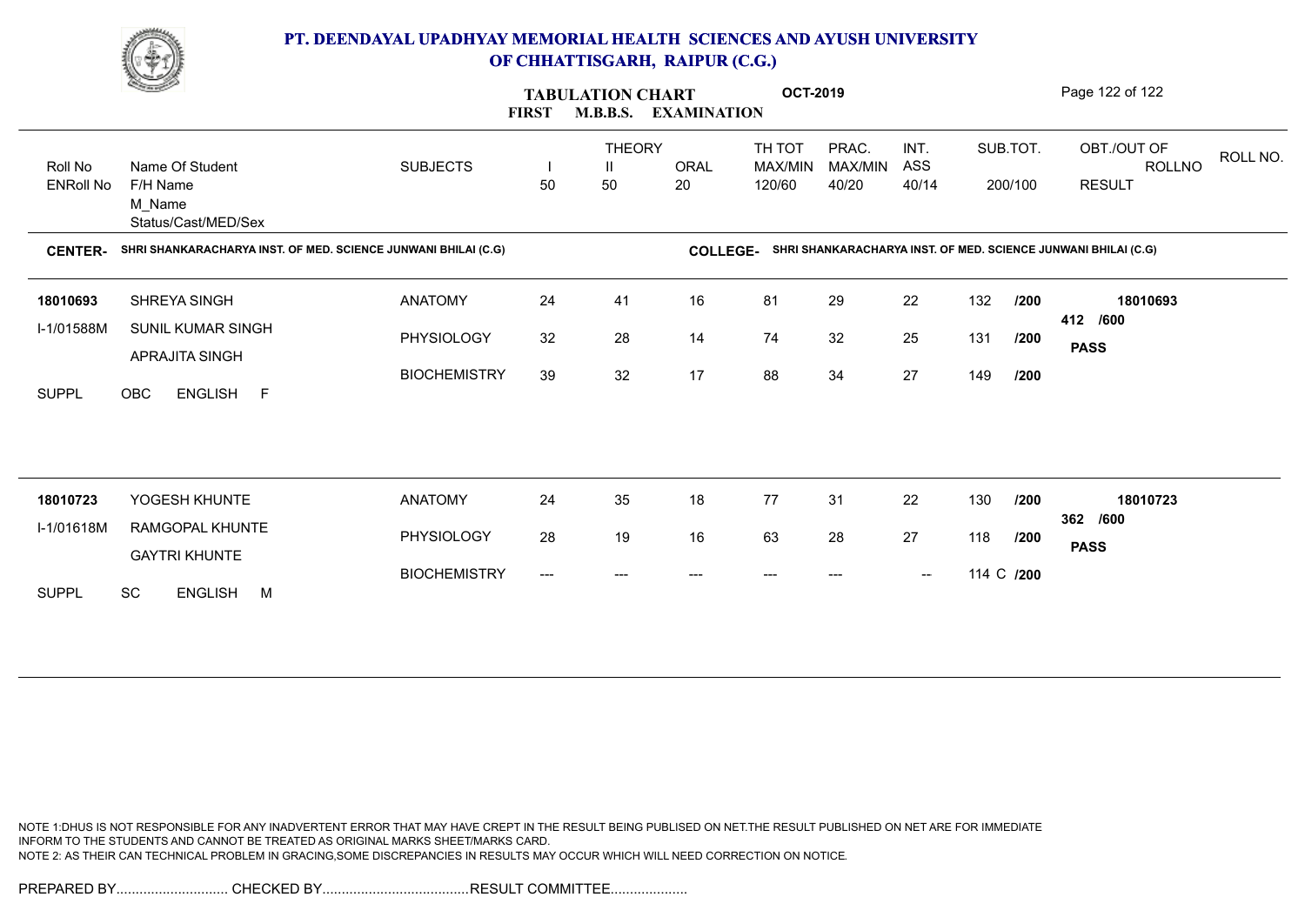# PT. DEENDAYAL UPADHYAY MEMORIAL HEALTH SCIENCES AND AYUSH UNIVERSITY OF CHHATTISGARH, RAIPUR (C.G.)

**TABULATION CHART** **OCT-2019**

**FIRST M.B.B.S. EXAMINATION**

| Roll No / ENRoll No | Name Of Student / F/H Name / M_Name / Status/Cast/MED/Sex | SUBJECTS | THEORY I 50 | THEORY II 50 | ORAL 20 | TH TOT MAX/MIN 120/60 | PRAC. MAX/MIN 40/20 | INT. ASS 40/14 | SUB.TOT. 200/100 | OBT./OUT OF ROLLNO RESULT | ROLL NO. |
|---|---|---|---|---|---|---|---|---|---|---|---|

**CENTER-** SHRI SHANKARACHARYA INST. OF MED. SCIENCE JUNWANI BHILAI (C.G) **COLLEGE-** SHRI SHANKARACHARYA INST. OF MED. SCIENCE JUNWANI BHILAI (C.G)

| Roll No / ENRoll No | Name Of Student / F/H Name / M_Name / Status/Cast/MED/Sex | SUBJECTS | I | II | ORAL | TH TOT | PRAC. | INT. ASS | SUB.TOT. | OBT./OUT OF / RESULT |
|---|---|---|---|---|---|---|---|---|---|---|
| 18010693 | SHREYA SINGH | ANATOMY | 24 | 41 | 16 | 81 | 29 | 22 | 132 /200 | 18010693 |
| I-1/01588M | SUNIL KUMAR SINGH | PHYSIOLOGY | 32 | 28 | 14 | 74 | 32 | 25 | 131 /200 | 412 /600 |
| | APRAJITA SINGH | BIOCHEMISTRY | 39 | 32 | 17 | 88 | 34 | 27 | 149 /200 | PASS |
| SUPPL | OBC ENGLISH F | | | | | | | | | |
| 18010723 | YOGESH KHUNTE | ANATOMY | 24 | 35 | 18 | 77 | 31 | 22 | 130 /200 | 18010723 |
| I-1/01618M | RAMGOPAL KHUNTE | PHYSIOLOGY | 28 | 19 | 16 | 63 | 28 | 27 | 118 /200 | 362 /600 |
| | GAYTRI KHUNTE | BIOCHEMISTRY | --- | --- | --- | --- | --- | -- | 114 C /200 | PASS |
| SUPPL | SC ENGLISH M | | | | | | | | | |

NOTE 1:DHUS IS NOT RESPONSIBLE FOR ANY INADVERTENT ERROR THAT MAY HAVE CREPT IN THE RESULT BEING PUBLISED ON NET.THE RESULT PUBLISHED ON NET ARE FOR IMMEDIATE INFORM TO THE STUDENTS AND CANNOT BE TREATED AS ORIGINAL MARKS SHEET/MARKS CARD.
NOTE 2: AS THEIR CAN TECHNICAL PROBLEM IN GRACING,SOME DISCREPANCIES IN RESULTS MAY OCCUR WHICH WILL NEED CORRECTION ON NOTICE.

PREPARED BY............................. CHECKED BY...................................... RESULT COMMITTEE....................